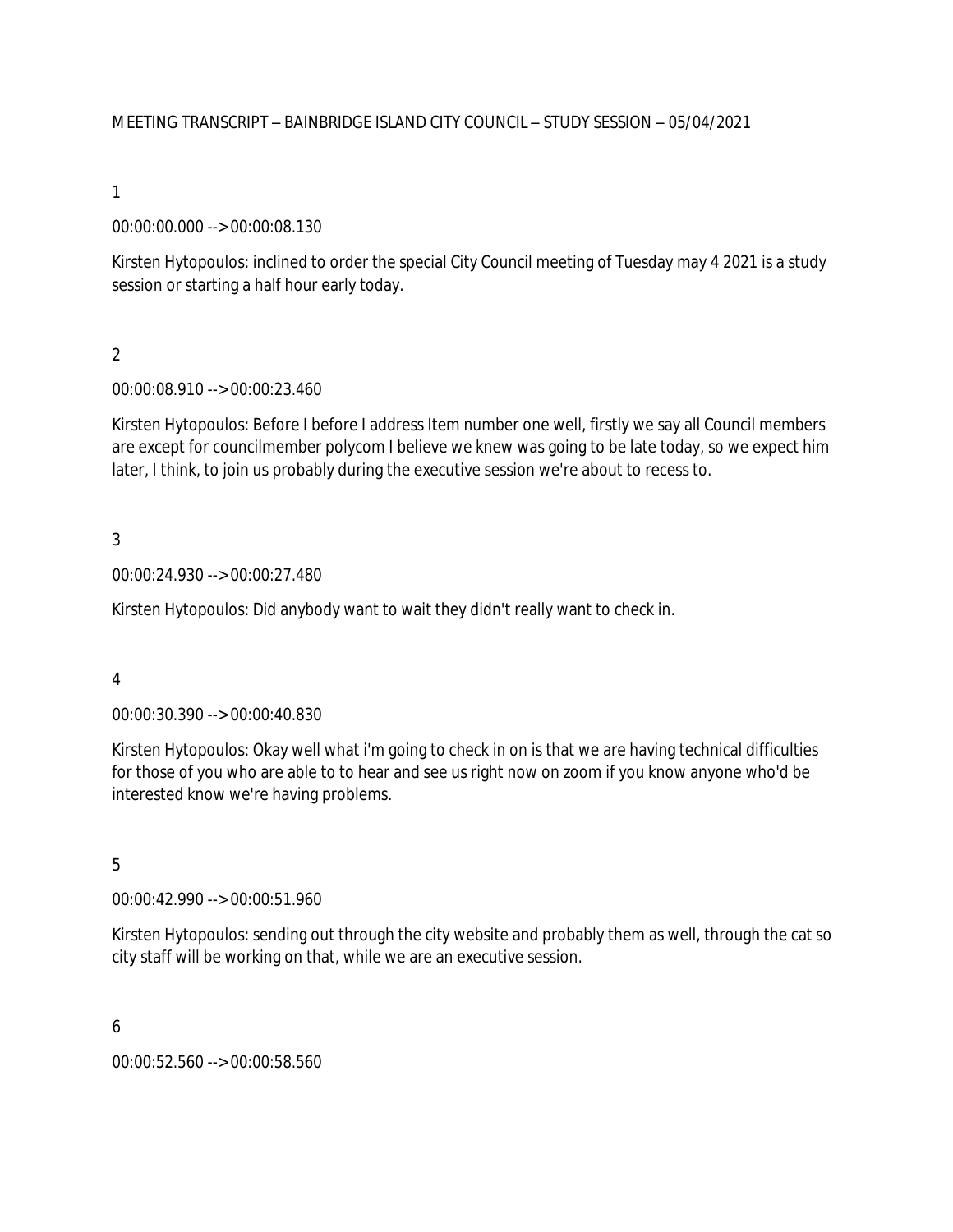MEETING TRANSCRIPT – BAINBRIDGE ISLAND CITY COUNCIL – STUDY SESSION – 05/04/2021

1

00:00:00.000 --> 00:00:08.130

Kirsten Hytopoulos: inclined to order the special City Council meeting of Tuesday may 4 2021 is a study session or starting a half hour early today.

2

00:00:08.910 --> 00:00:23.460

Kirsten Hytopoulos: Before I before I address Item number one well, firstly we say all Council members are except for councilmember polycom I believe we knew was going to be late today, so we expect him later, I think, to join us probably during the executive session we're about to recess to.

3

00:00:24.930 --> 00:00:27.480

Kirsten Hytopoulos: Did anybody want to wait they didn't really want to check in.

4

00:00:30.390 --> 00:00:40.830

Kirsten Hytopoulos: Okay well what i'm going to check in on is that we are having technical difficulties for those of you who are able to to hear and see us right now on zoom if you know anyone who'd be interested know we're having problems.

5

00:00:42.990 --> 00:00:51.960

Kirsten Hytopoulos: sending out through the city website and probably them as well, through the cat so city staff will be working on that, while we are an executive session.

6

00:00:52.560 --> 00:00:58.560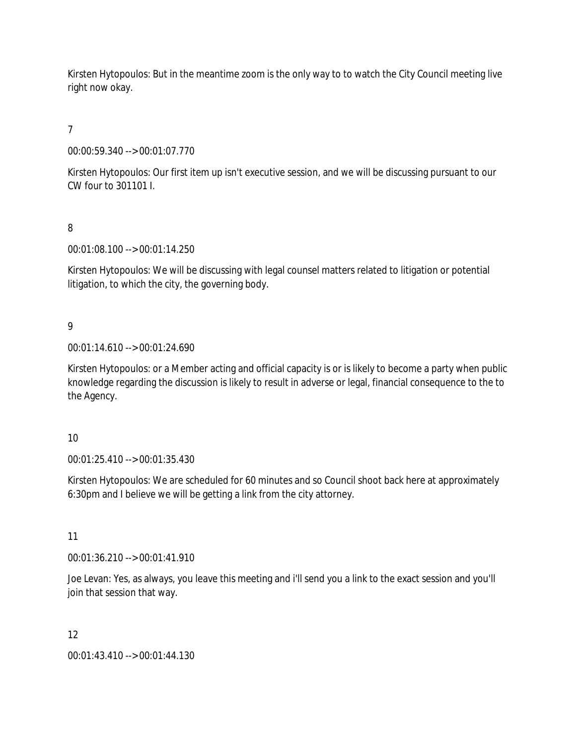Kirsten Hytopoulos: But in the meantime zoom is the only way to to watch the City Council meeting live right now okay.

7

00:00:59.340 --> 00:01:07.770

Kirsten Hytopoulos: Our first item up isn't executive session, and we will be discussing pursuant to our CW four to 301101 I.

8

00:01:08.100 --> 00:01:14.250

Kirsten Hytopoulos: We will be discussing with legal counsel matters related to litigation or potential litigation, to which the city, the governing body.

9

00:01:14.610 --> 00:01:24.690

Kirsten Hytopoulos: or a Member acting and official capacity is or is likely to become a party when public knowledge regarding the discussion is likely to result in adverse or legal, financial consequence to the to the Agency.

10

00:01:25.410 --> 00:01:35.430

Kirsten Hytopoulos: We are scheduled for 60 minutes and so Council shoot back here at approximately 6:30pm and I believe we will be getting a link from the city attorney.

11

00:01:36.210 --> 00:01:41.910

Joe Levan: Yes, as always, you leave this meeting and i'll send you a link to the exact session and you'll join that session that way.

12

00:01:43.410 --> 00:01:44.130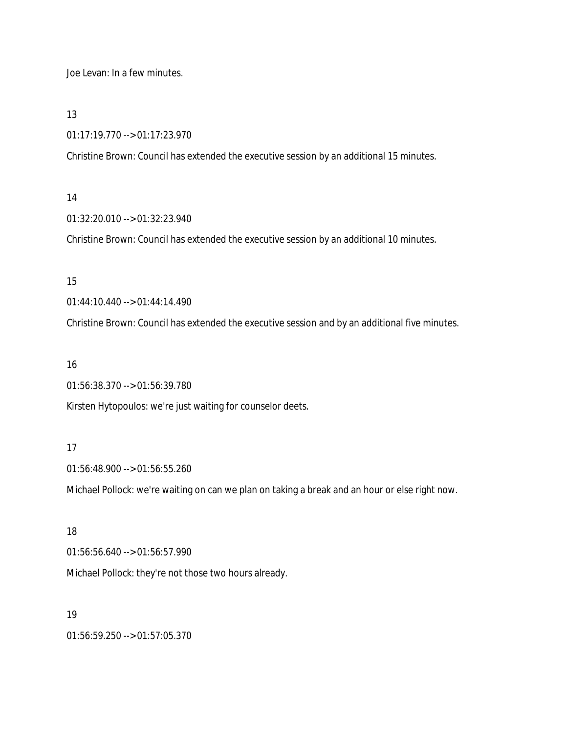Joe Levan: In a few minutes.

13

01:17:19.770 --> 01:17:23.970

Christine Brown: Council has extended the executive session by an additional 15 minutes.

14

01:32:20.010 --> 01:32:23.940

Christine Brown: Council has extended the executive session by an additional 10 minutes.

15

01:44:10.440 --> 01:44:14.490

Christine Brown: Council has extended the executive session and by an additional five minutes.

16

01:56:38.370 --> 01:56:39.780

Kirsten Hytopoulos: we're just waiting for counselor deets.

17

01:56:48.900 --> 01:56:55.260

Michael Pollock: we're waiting on can we plan on taking a break and an hour or else right now.

18

01:56:56.640 --> 01:56:57.990

Michael Pollock: they're not those two hours already.

19

01:56:59.250 --> 01:57:05.370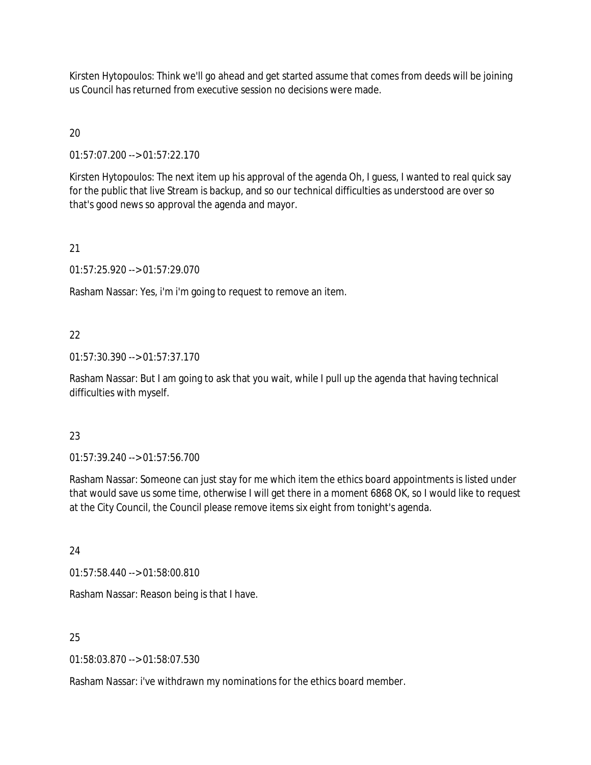Kirsten Hytopoulos: Think we'll go ahead and get started assume that comes from deeds will be joining us Council has returned from executive session no decisions were made.

20

01:57:07.200 --> 01:57:22.170

Kirsten Hytopoulos: The next item up his approval of the agenda Oh, I guess, I wanted to real quick say for the public that live Stream is backup, and so our technical difficulties as understood are over so that's good news so approval the agenda and mayor.

21

01:57:25.920 --> 01:57:29.070

Rasham Nassar: Yes, i'm i'm going to request to remove an item.

22

01:57:30.390 --> 01:57:37.170

Rasham Nassar: But I am going to ask that you wait, while I pull up the agenda that having technical difficulties with myself.

23

01:57:39.240 --> 01:57:56.700

Rasham Nassar: Someone can just stay for me which item the ethics board appointments is listed under that would save us some time, otherwise I will get there in a moment 6868 OK, so I would like to request at the City Council, the Council please remove items six eight from tonight's agenda.

24

01:57:58.440 --> 01:58:00.810

Rasham Nassar: Reason being is that I have.

25

01:58:03.870 --> 01:58:07.530

Rasham Nassar: i've withdrawn my nominations for the ethics board member.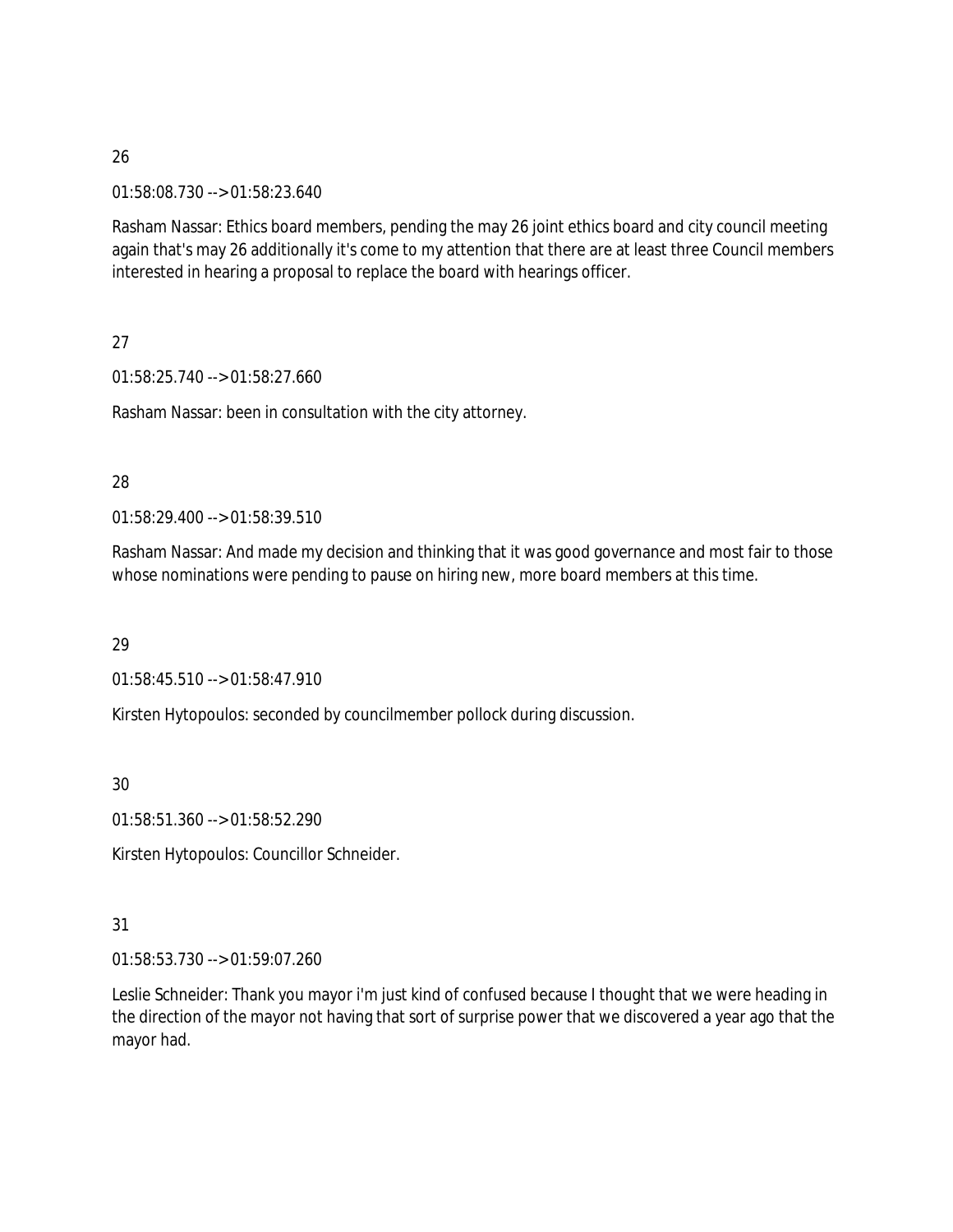26

01:58:08.730 --> 01:58:23.640

Rasham Nassar: Ethics board members, pending the may 26 joint ethics board and city council meeting again that's may 26 additionally it's come to my attention that there are at least three Council members interested in hearing a proposal to replace the board with hearings officer.

27

01:58:25.740 --> 01:58:27.660

Rasham Nassar: been in consultation with the city attorney.

28

01:58:29.400 --> 01:58:39.510

Rasham Nassar: And made my decision and thinking that it was good governance and most fair to those whose nominations were pending to pause on hiring new, more board members at this time.

29

01:58:45.510 --> 01:58:47.910

Kirsten Hytopoulos: seconded by councilmember pollock during discussion.

30

01:58:51.360 --> 01:58:52.290

Kirsten Hytopoulos: Councillor Schneider.

31

01:58:53.730 --> 01:59:07.260

Leslie Schneider: Thank you mayor i'm just kind of confused because I thought that we were heading in the direction of the mayor not having that sort of surprise power that we discovered a year ago that the mayor had.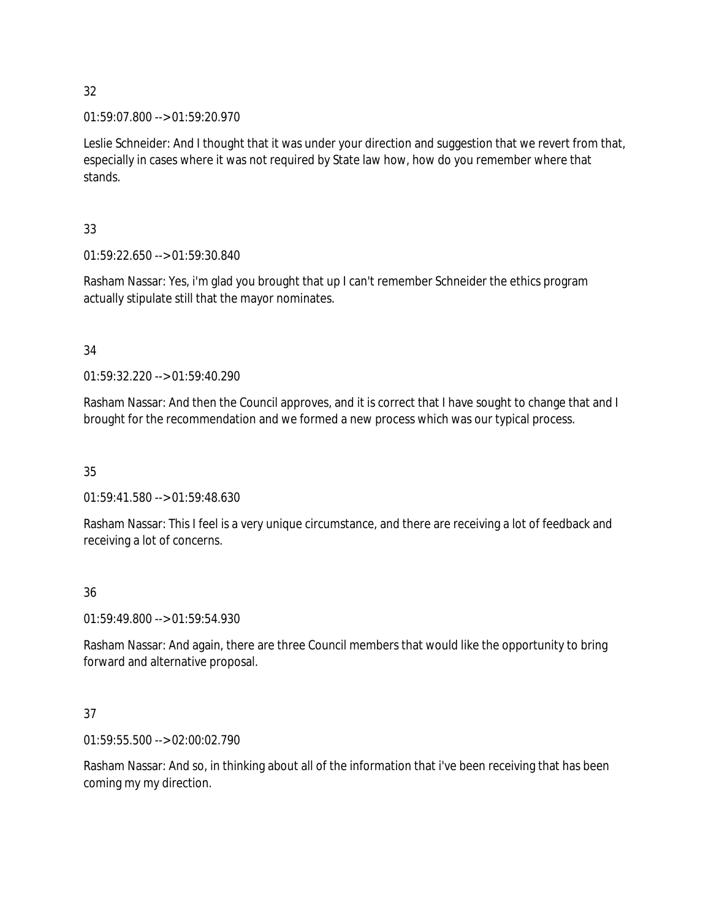32

01:59:07.800 --> 01:59:20.970

Leslie Schneider: And I thought that it was under your direction and suggestion that we revert from that, especially in cases where it was not required by State law how, how do you remember where that stands.

33

01:59:22.650 --> 01:59:30.840

Rasham Nassar: Yes, i'm glad you brought that up I can't remember Schneider the ethics program actually stipulate still that the mayor nominates.

34

01:59:32.220 --> 01:59:40.290

Rasham Nassar: And then the Council approves, and it is correct that I have sought to change that and I brought for the recommendation and we formed a new process which was our typical process.

35

01:59:41.580 --> 01:59:48.630

Rasham Nassar: This I feel is a very unique circumstance, and there are receiving a lot of feedback and receiving a lot of concerns.

36

01:59:49.800 --> 01:59:54.930

Rasham Nassar: And again, there are three Council members that would like the opportunity to bring forward and alternative proposal.

37

01:59:55.500 --> 02:00:02.790

Rasham Nassar: And so, in thinking about all of the information that i've been receiving that has been coming my my direction.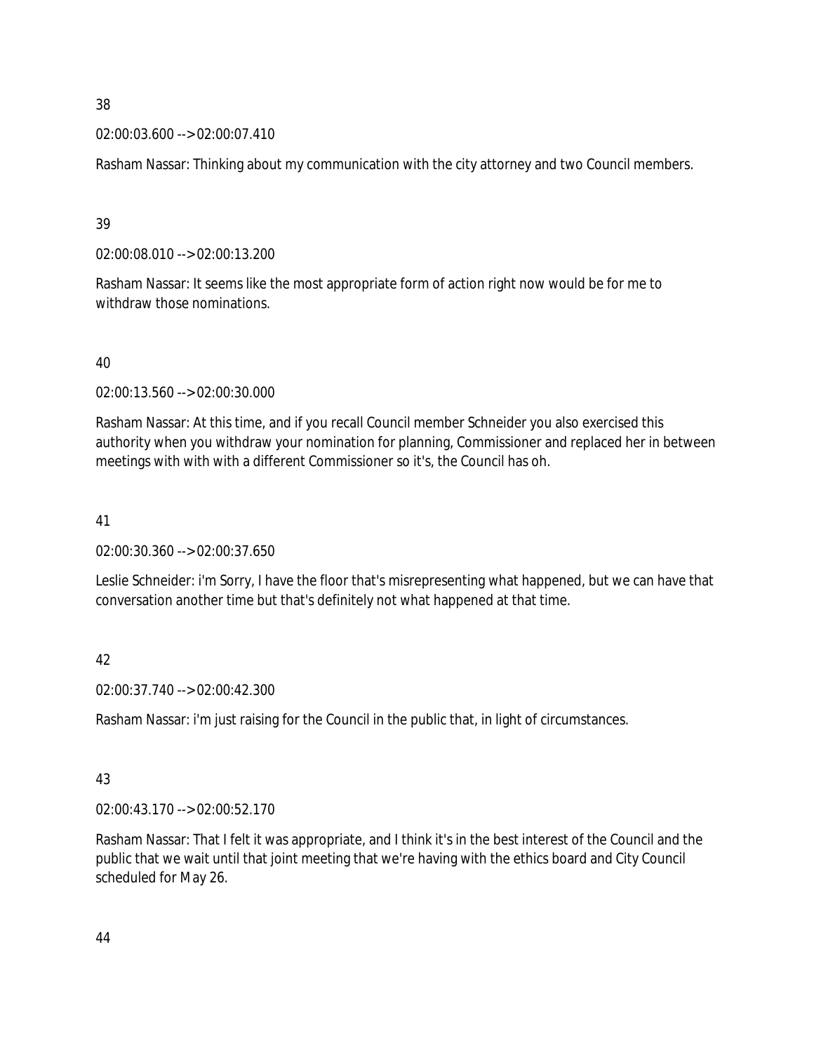38

02:00:03.600 --> 02:00:07.410

Rasham Nassar: Thinking about my communication with the city attorney and two Council members.

39

02:00:08.010 --> 02:00:13.200

Rasham Nassar: It seems like the most appropriate form of action right now would be for me to withdraw those nominations.

40

02:00:13.560 --> 02:00:30.000

Rasham Nassar: At this time, and if you recall Council member Schneider you also exercised this authority when you withdraw your nomination for planning, Commissioner and replaced her in between meetings with with with a different Commissioner so it's, the Council has oh.

41

02:00:30.360 --> 02:00:37.650

Leslie Schneider: i'm Sorry, I have the floor that's misrepresenting what happened, but we can have that conversation another time but that's definitely not what happened at that time.

42

02:00:37.740 --> 02:00:42.300

Rasham Nassar: i'm just raising for the Council in the public that, in light of circumstances.

43

02:00:43.170 --> 02:00:52.170

Rasham Nassar: That I felt it was appropriate, and I think it's in the best interest of the Council and the public that we wait until that joint meeting that we're having with the ethics board and City Council scheduled for May 26.

44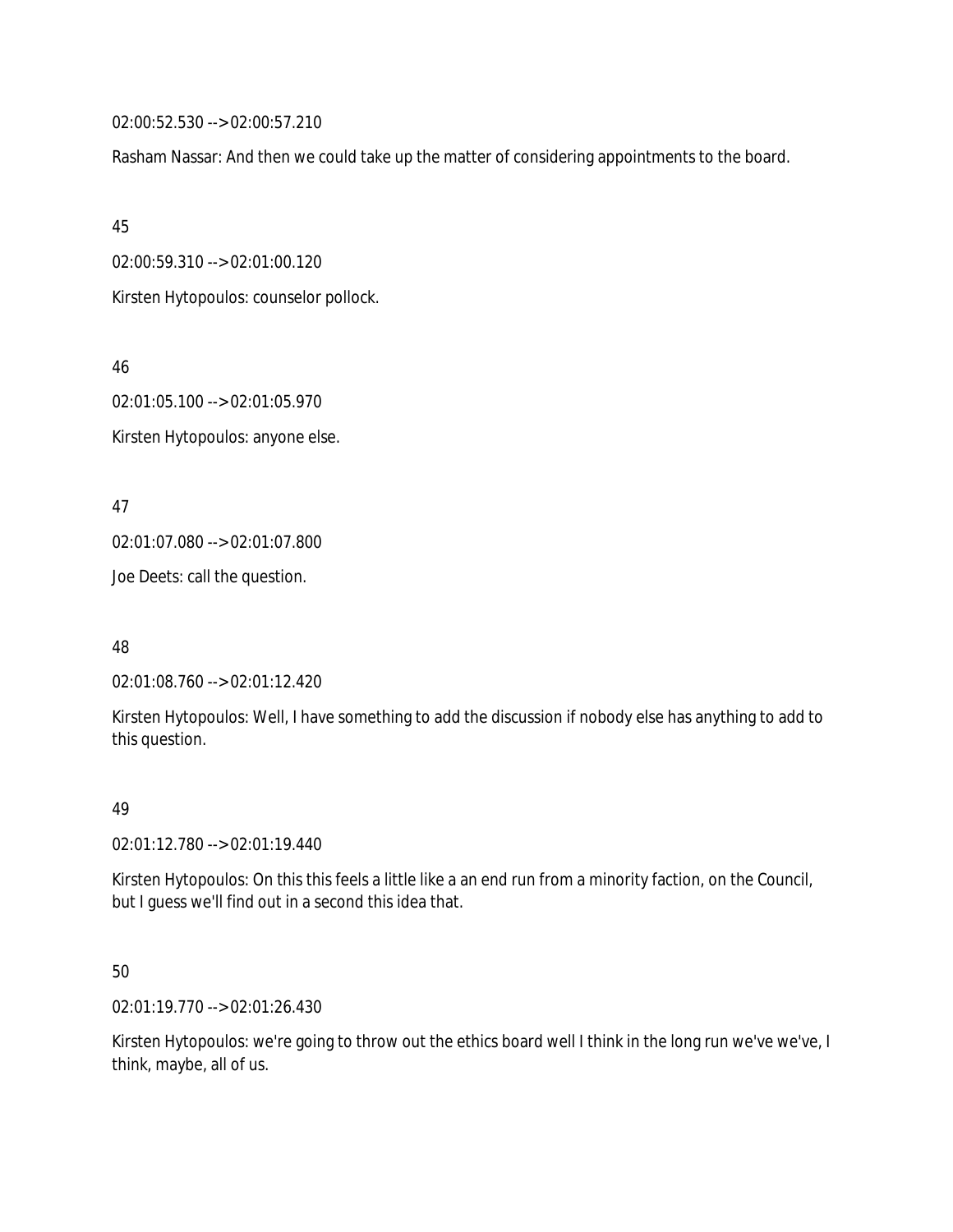02:00:52.530 --> 02:00:57.210

Rasham Nassar: And then we could take up the matter of considering appointments to the board.

45

02:00:59.310 --> 02:01:00.120

Kirsten Hytopoulos: counselor pollock.

46

02:01:05.100 --> 02:01:05.970

Kirsten Hytopoulos: anyone else.

47

02:01:07.080 --> 02:01:07.800

Joe Deets: call the question.

48

02:01:08.760 --> 02:01:12.420

Kirsten Hytopoulos: Well, I have something to add the discussion if nobody else has anything to add to this question.

49

02:01:12.780 --> 02:01:19.440

Kirsten Hytopoulos: On this this feels a little like a an end run from a minority faction, on the Council, but I guess we'll find out in a second this idea that.

50

02:01:19.770 --> 02:01:26.430

Kirsten Hytopoulos: we're going to throw out the ethics board well I think in the long run we've we've, I think, maybe, all of us.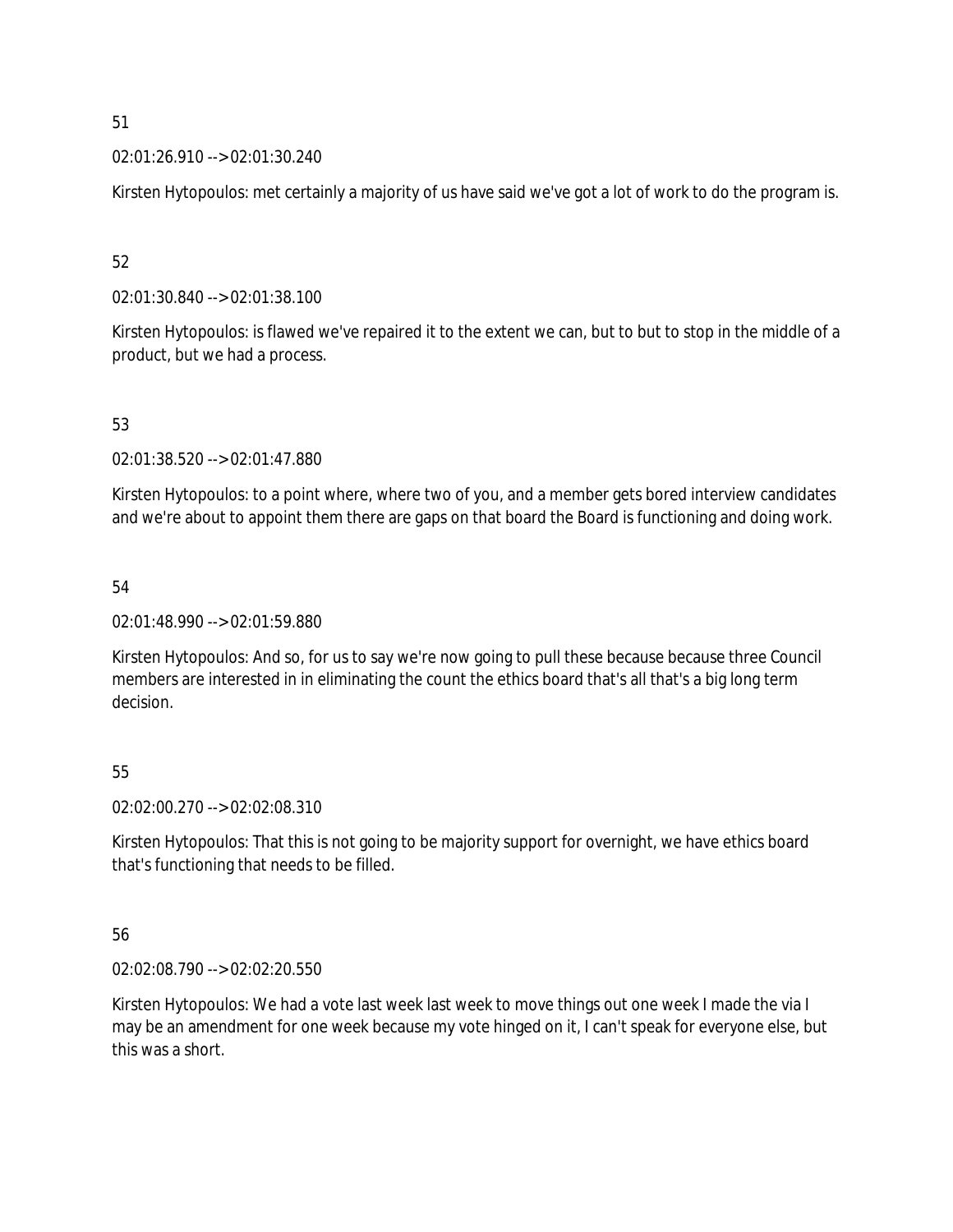51

02:01:26.910 --> 02:01:30.240

Kirsten Hytopoulos: met certainly a majority of us have said we've got a lot of work to do the program is.

52

02:01:30.840 --> 02:01:38.100

Kirsten Hytopoulos: is flawed we've repaired it to the extent we can, but to but to stop in the middle of a product, but we had a process.

53

02:01:38.520 --> 02:01:47.880

Kirsten Hytopoulos: to a point where, where two of you, and a member gets bored interview candidates and we're about to appoint them there are gaps on that board the Board is functioning and doing work.

54

02:01:48.990 --> 02:01:59.880

Kirsten Hytopoulos: And so, for us to say we're now going to pull these because because three Council members are interested in in eliminating the count the ethics board that's all that's a big long term decision.

55

02:02:00.270 --> 02:02:08.310

Kirsten Hytopoulos: That this is not going to be majority support for overnight, we have ethics board that's functioning that needs to be filled.

56

02:02:08.790 --> 02:02:20.550

Kirsten Hytopoulos: We had a vote last week last week to move things out one week I made the via I may be an amendment for one week because my vote hinged on it, I can't speak for everyone else, but this was a short.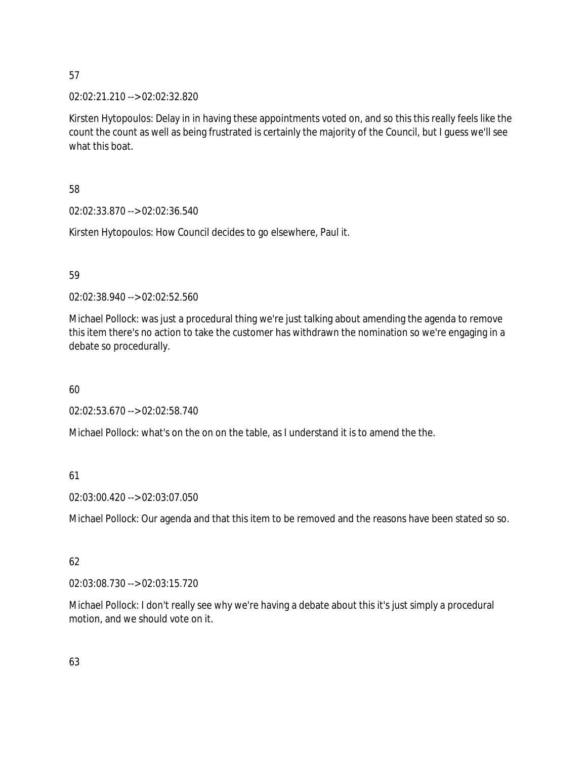57

02:02:21.210 --> 02:02:32.820

Kirsten Hytopoulos: Delay in in having these appointments voted on, and so this this really feels like the count the count as well as being frustrated is certainly the majority of the Council, but I guess we'll see what this boat.

58

02:02:33.870 --> 02:02:36.540

Kirsten Hytopoulos: How Council decides to go elsewhere, Paul it.

59

02:02:38.940 --> 02:02:52.560

Michael Pollock: was just a procedural thing we're just talking about amending the agenda to remove this item there's no action to take the customer has withdrawn the nomination so we're engaging in a debate so procedurally.

60

02:02:53.670 --> 02:02:58.740

Michael Pollock: what's on the on on the table, as I understand it is to amend the the.

61

02:03:00.420 --> 02:03:07.050

Michael Pollock: Our agenda and that this item to be removed and the reasons have been stated so so.

62

02:03:08.730 --> 02:03:15.720

Michael Pollock: I don't really see why we're having a debate about this it's just simply a procedural motion, and we should vote on it.

63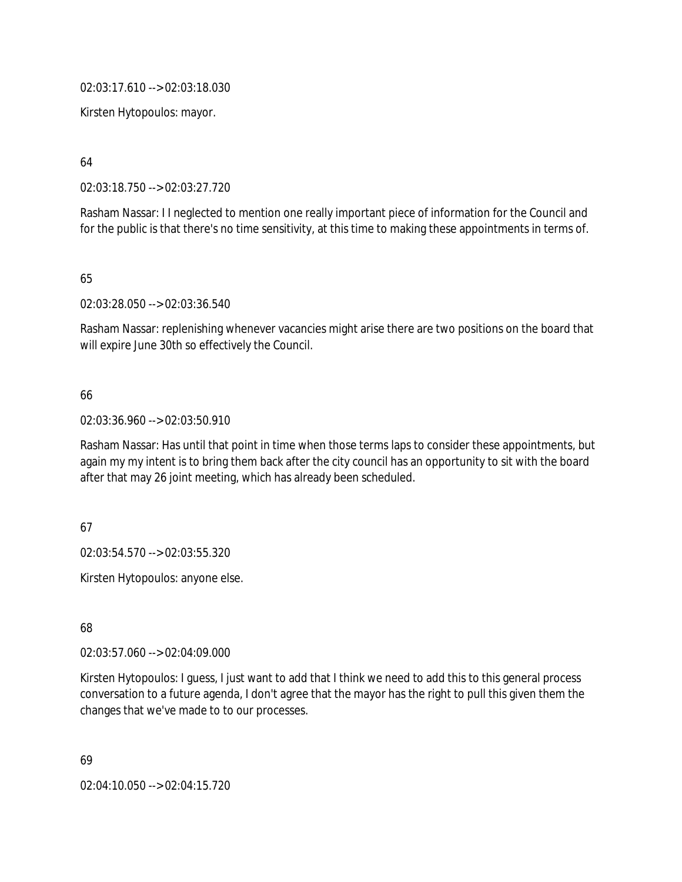02:03:17.610 --> 02:03:18.030

Kirsten Hytopoulos: mayor.

64

02:03:18.750 --> 02:03:27.720

Rasham Nassar: I I neglected to mention one really important piece of information for the Council and for the public is that there's no time sensitivity, at this time to making these appointments in terms of.

65

02:03:28.050 --> 02:03:36.540

Rasham Nassar: replenishing whenever vacancies might arise there are two positions on the board that will expire June 30th so effectively the Council.

66

02:03:36.960 --> 02:03:50.910

Rasham Nassar: Has until that point in time when those terms laps to consider these appointments, but again my my intent is to bring them back after the city council has an opportunity to sit with the board after that may 26 joint meeting, which has already been scheduled.

67

02:03:54.570 --> 02:03:55.320

Kirsten Hytopoulos: anyone else.

68

02:03:57.060 --> 02:04:09.000

Kirsten Hytopoulos: I guess, I just want to add that I think we need to add this to this general process conversation to a future agenda, I don't agree that the mayor has the right to pull this given them the changes that we've made to to our processes.

69

02:04:10.050 --> 02:04:15.720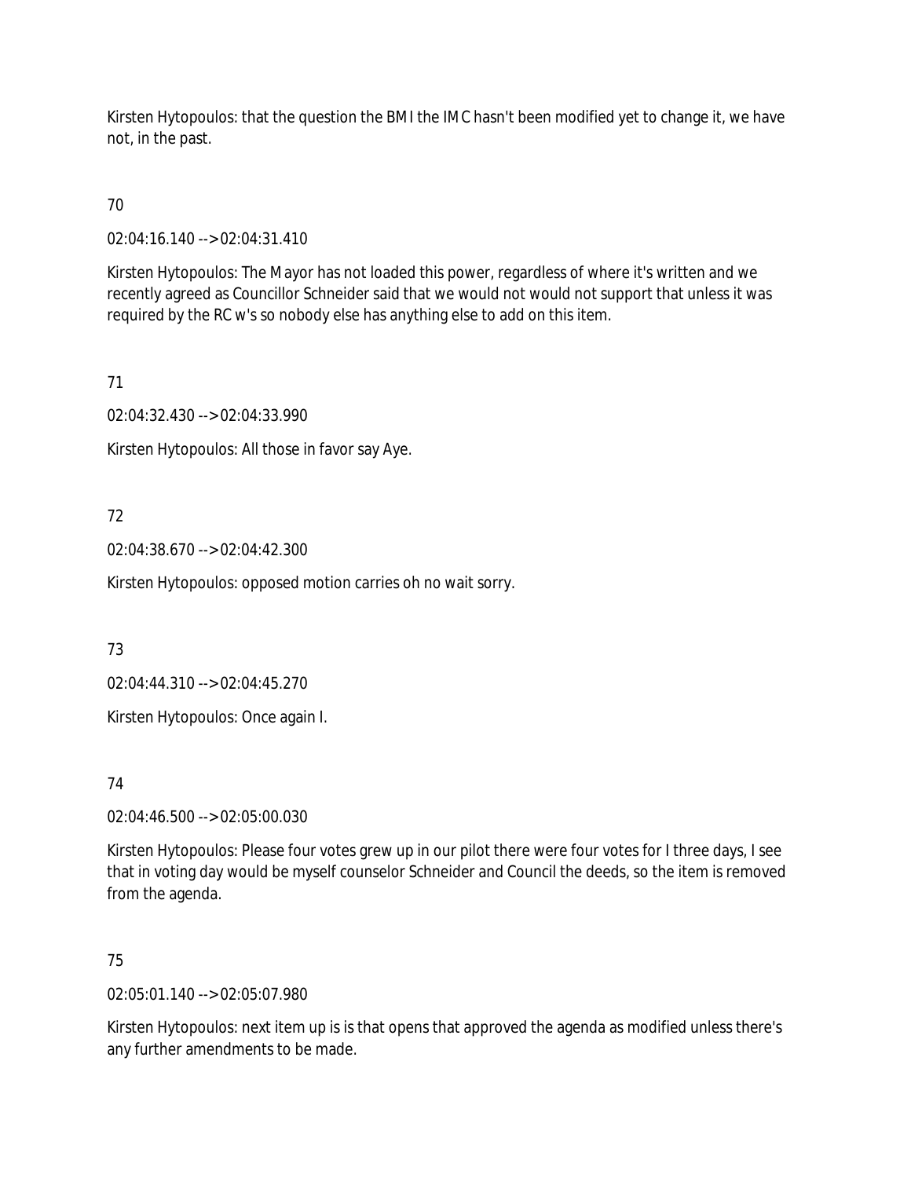Kirsten Hytopoulos: that the question the BMI the IMC hasn't been modified yet to change it, we have not, in the past.

70

02:04:16.140 --> 02:04:31.410

Kirsten Hytopoulos: The Mayor has not loaded this power, regardless of where it's written and we recently agreed as Councillor Schneider said that we would not would not support that unless it was required by the RC w's so nobody else has anything else to add on this item.

71

02:04:32.430 --> 02:04:33.990

Kirsten Hytopoulos: All those in favor say Aye.

72

02:04:38.670 --> 02:04:42.300

Kirsten Hytopoulos: opposed motion carries oh no wait sorry.

73

02:04:44.310 --> 02:04:45.270

Kirsten Hytopoulos: Once again I.

74

02:04:46.500 --> 02:05:00.030

Kirsten Hytopoulos: Please four votes grew up in our pilot there were four votes for I three days, I see that in voting day would be myself counselor Schneider and Council the deeds, so the item is removed from the agenda.

75

02:05:01.140 --> 02:05:07.980

Kirsten Hytopoulos: next item up is is that opens that approved the agenda as modified unless there's any further amendments to be made.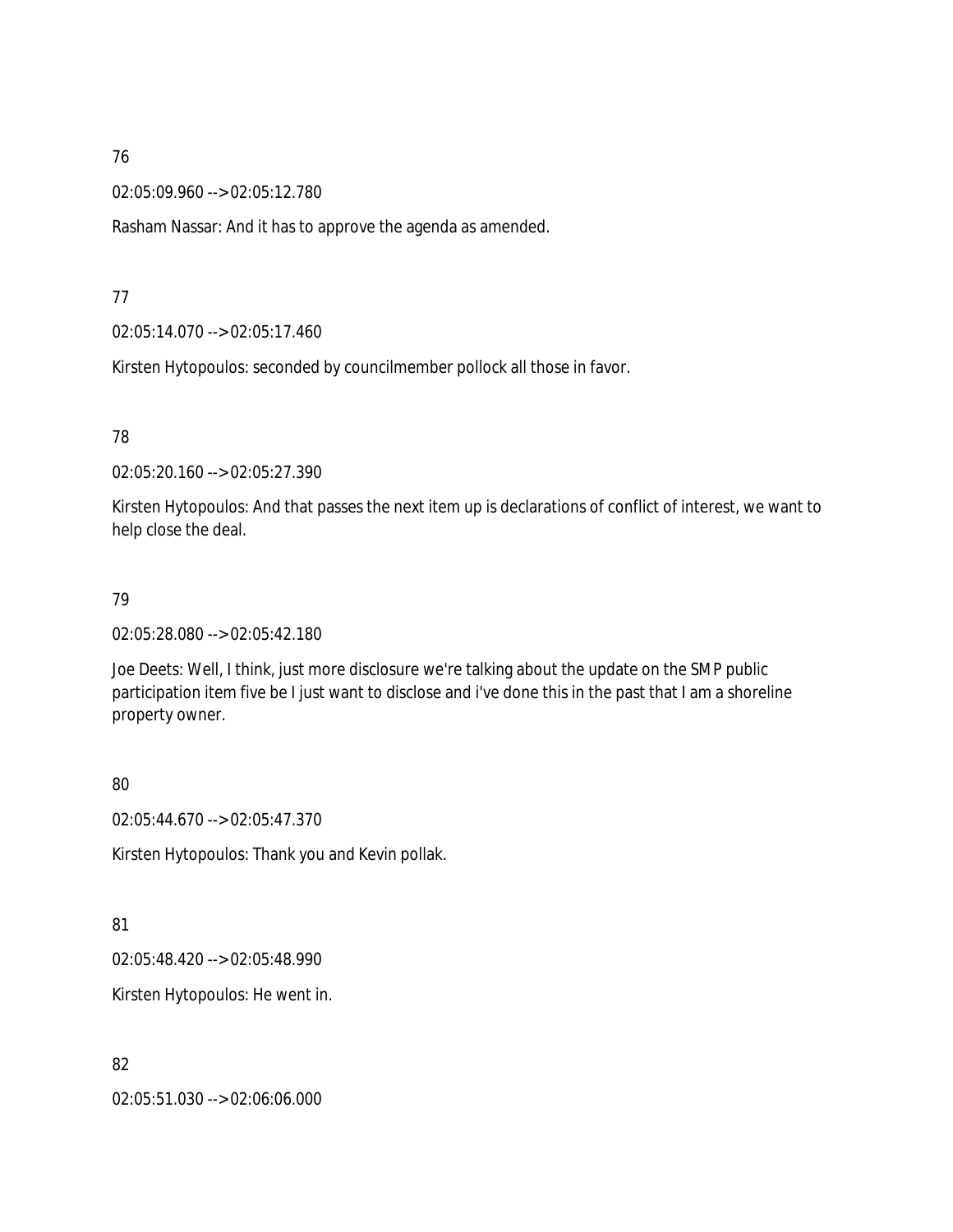76

02:05:09.960 --> 02:05:12.780

Rasham Nassar: And it has to approve the agenda as amended.

77

02:05:14.070 --> 02:05:17.460

Kirsten Hytopoulos: seconded by councilmember pollock all those in favor.

78

02:05:20.160 --> 02:05:27.390

Kirsten Hytopoulos: And that passes the next item up is declarations of conflict of interest, we want to help close the deal.

79

02:05:28.080 --> 02:05:42.180

Joe Deets: Well, I think, just more disclosure we're talking about the update on the SMP public participation item five be I just want to disclose and i've done this in the past that I am a shoreline property owner.

80

02:05:44.670 --> 02:05:47.370

Kirsten Hytopoulos: Thank you and Kevin pollak.

81

02:05:48.420 --> 02:05:48.990

Kirsten Hytopoulos: He went in.

82

02:05:51.030 --> 02:06:06.000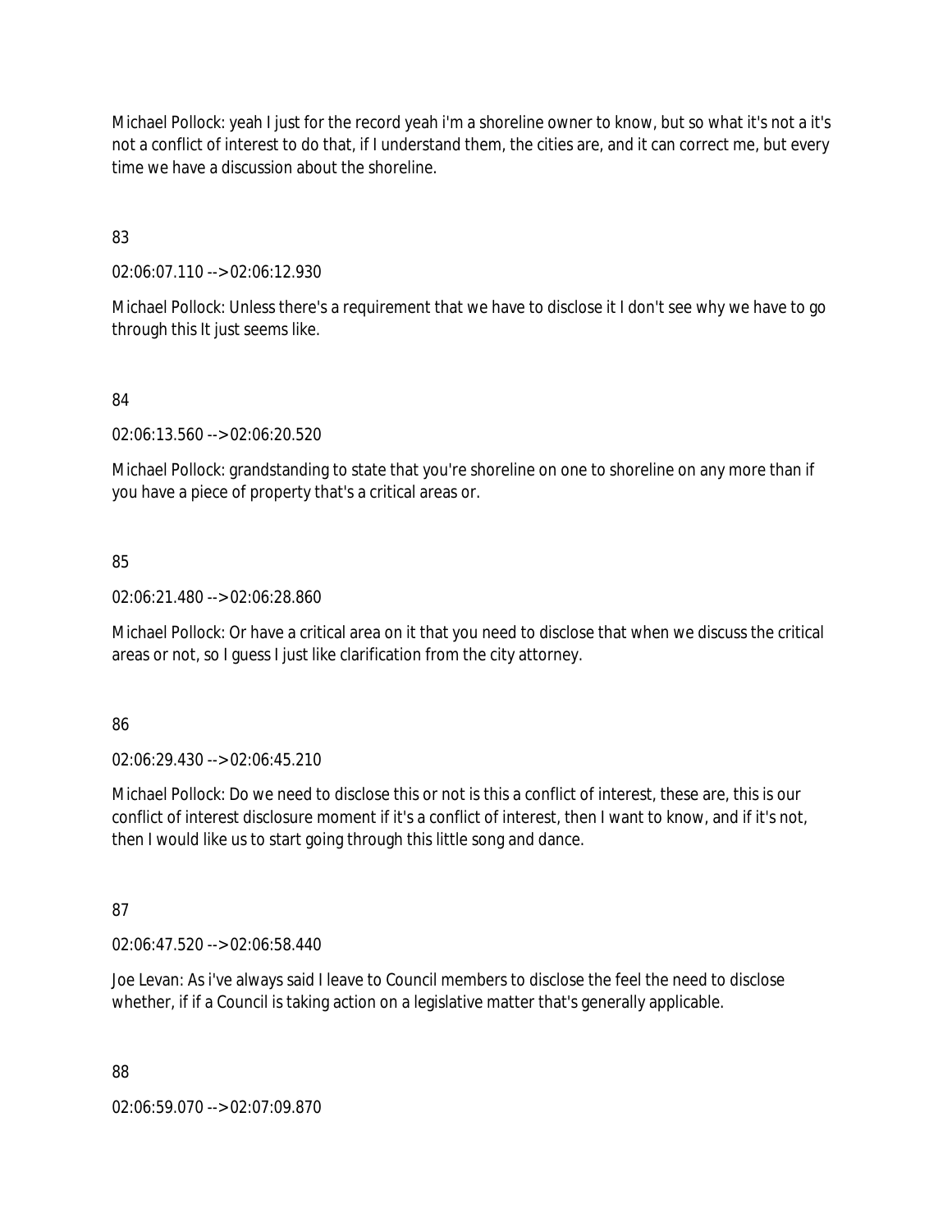Michael Pollock: yeah I just for the record yeah i'm a shoreline owner to know, but so what it's not a it's not a conflict of interest to do that, if I understand them, the cities are, and it can correct me, but every time we have a discussion about the shoreline.

83

02:06:07.110 --> 02:06:12.930

Michael Pollock: Unless there's a requirement that we have to disclose it I don't see why we have to go through this It just seems like.

84

02:06:13.560 --> 02:06:20.520

Michael Pollock: grandstanding to state that you're shoreline on one to shoreline on any more than if you have a piece of property that's a critical areas or.

85

02:06:21.480 --> 02:06:28.860

Michael Pollock: Or have a critical area on it that you need to disclose that when we discuss the critical areas or not, so I guess I just like clarification from the city attorney.

86

02:06:29.430 --> 02:06:45.210

Michael Pollock: Do we need to disclose this or not is this a conflict of interest, these are, this is our conflict of interest disclosure moment if it's a conflict of interest, then I want to know, and if it's not, then I would like us to start going through this little song and dance.

87

02:06:47.520 --> 02:06:58.440

Joe Levan: As i've always said I leave to Council members to disclose the feel the need to disclose whether, if if a Council is taking action on a legislative matter that's generally applicable.

88

02:06:59.070 --> 02:07:09.870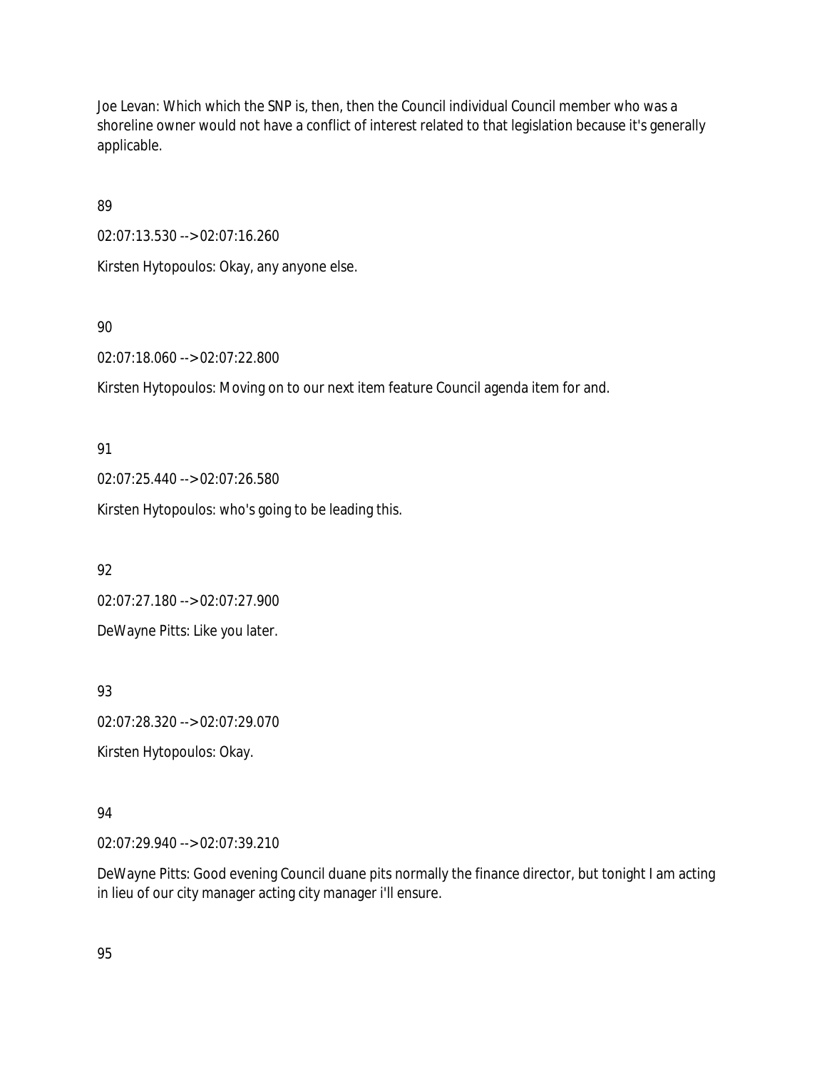Joe Levan: Which which the SNP is, then, then the Council individual Council member who was a shoreline owner would not have a conflict of interest related to that legislation because it's generally applicable.

89

02:07:13.530 --> 02:07:16.260

Kirsten Hytopoulos: Okay, any anyone else.

90

02:07:18.060 --> 02:07:22.800

Kirsten Hytopoulos: Moving on to our next item feature Council agenda item for and.

91

02:07:25.440 --> 02:07:26.580

Kirsten Hytopoulos: who's going to be leading this.

92

02:07:27.180 --> 02:07:27.900

DeWayne Pitts: Like you later.

93

02:07:28.320 --> 02:07:29.070

Kirsten Hytopoulos: Okay.

94

02:07:29.940 --> 02:07:39.210

DeWayne Pitts: Good evening Council duane pits normally the finance director, but tonight I am acting in lieu of our city manager acting city manager i'll ensure.

95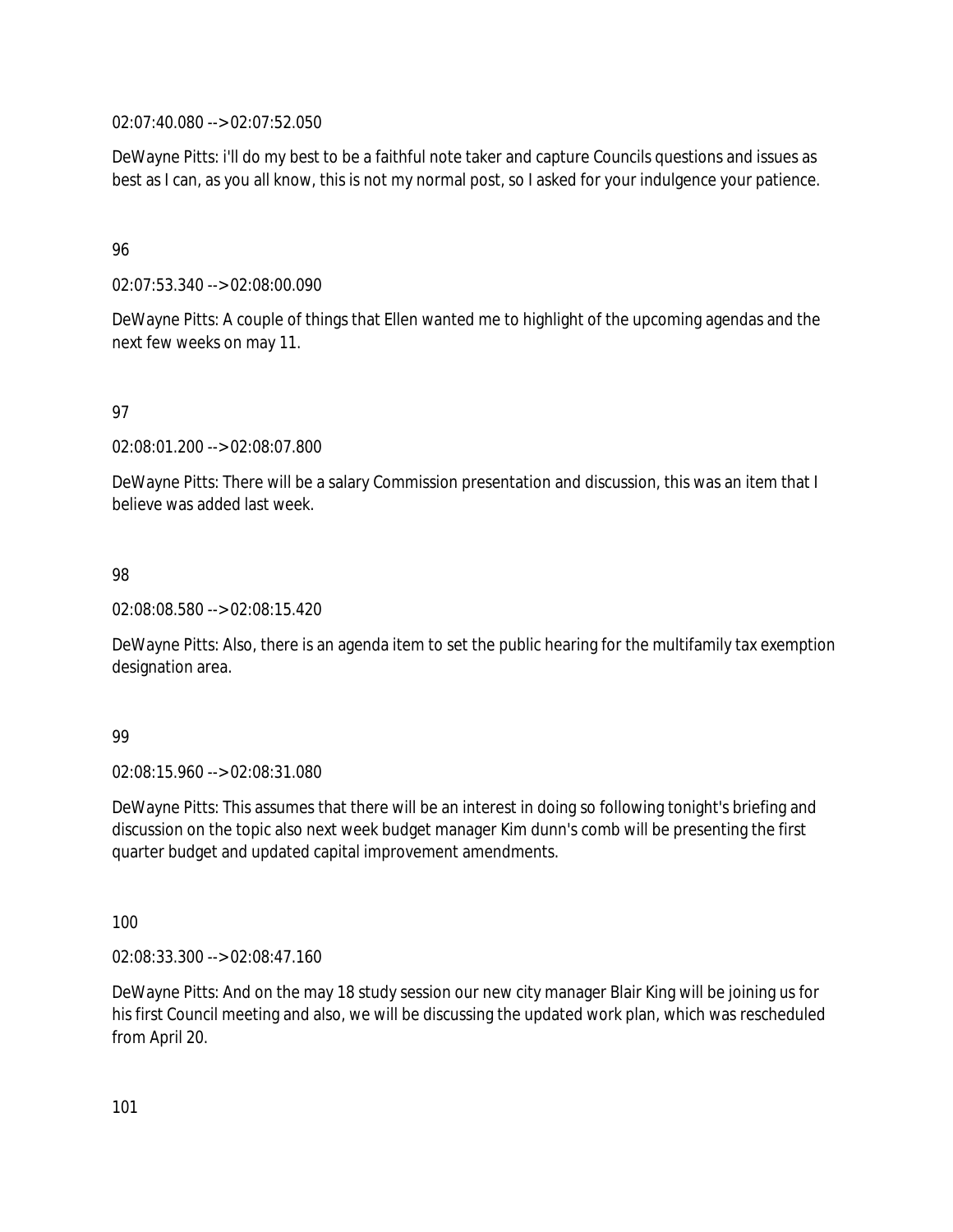02:07:40.080 --> 02:07:52.050

DeWayne Pitts: i'll do my best to be a faithful note taker and capture Councils questions and issues as best as I can, as you all know, this is not my normal post, so I asked for your indulgence your patience.

96

02:07:53.340 --> 02:08:00.090

DeWayne Pitts: A couple of things that Ellen wanted me to highlight of the upcoming agendas and the next few weeks on may 11.

97

02:08:01.200 --> 02:08:07.800

DeWayne Pitts: There will be a salary Commission presentation and discussion, this was an item that I believe was added last week.

98

02:08:08.580 --> 02:08:15.420

DeWayne Pitts: Also, there is an agenda item to set the public hearing for the multifamily tax exemption designation area.

99

02:08:15.960 --> 02:08:31.080

DeWayne Pitts: This assumes that there will be an interest in doing so following tonight's briefing and discussion on the topic also next week budget manager Kim dunn's comb will be presenting the first quarter budget and updated capital improvement amendments.

100

02:08:33.300 --> 02:08:47.160

DeWayne Pitts: And on the may 18 study session our new city manager Blair King will be joining us for his first Council meeting and also, we will be discussing the updated work plan, which was rescheduled from April 20.

101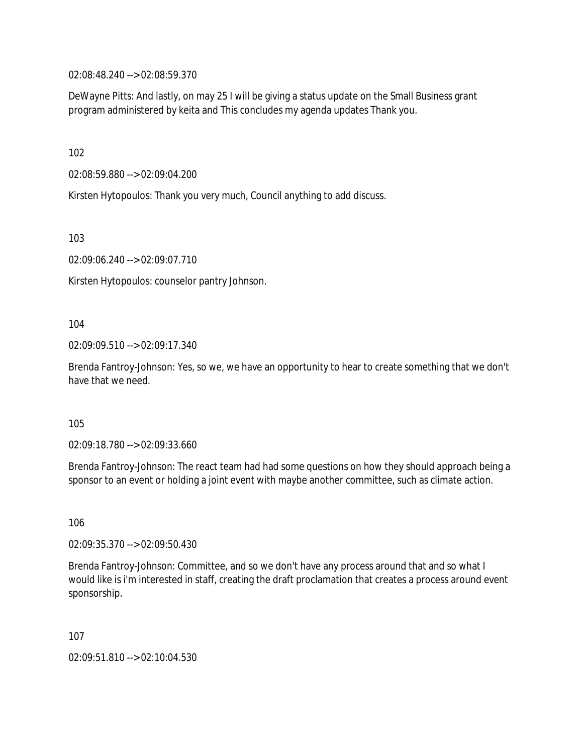02:08:48.240 --> 02:08:59.370

DeWayne Pitts: And lastly, on may 25 I will be giving a status update on the Small Business grant program administered by keita and This concludes my agenda updates Thank you.

102

02:08:59.880 --> 02:09:04.200

Kirsten Hytopoulos: Thank you very much, Council anything to add discuss.

103

02:09:06.240 --> 02:09:07.710

Kirsten Hytopoulos: counselor pantry Johnson.

104

02:09:09.510 --> 02:09:17.340

Brenda Fantroy-Johnson: Yes, so we, we have an opportunity to hear to create something that we don't have that we need.

105

02:09:18.780 --> 02:09:33.660

Brenda Fantroy-Johnson: The react team had had some questions on how they should approach being a sponsor to an event or holding a joint event with maybe another committee, such as climate action.

106

02:09:35.370 --> 02:09:50.430

Brenda Fantroy-Johnson: Committee, and so we don't have any process around that and so what I would like is i'm interested in staff, creating the draft proclamation that creates a process around event sponsorship.

107

02:09:51.810 --> 02:10:04.530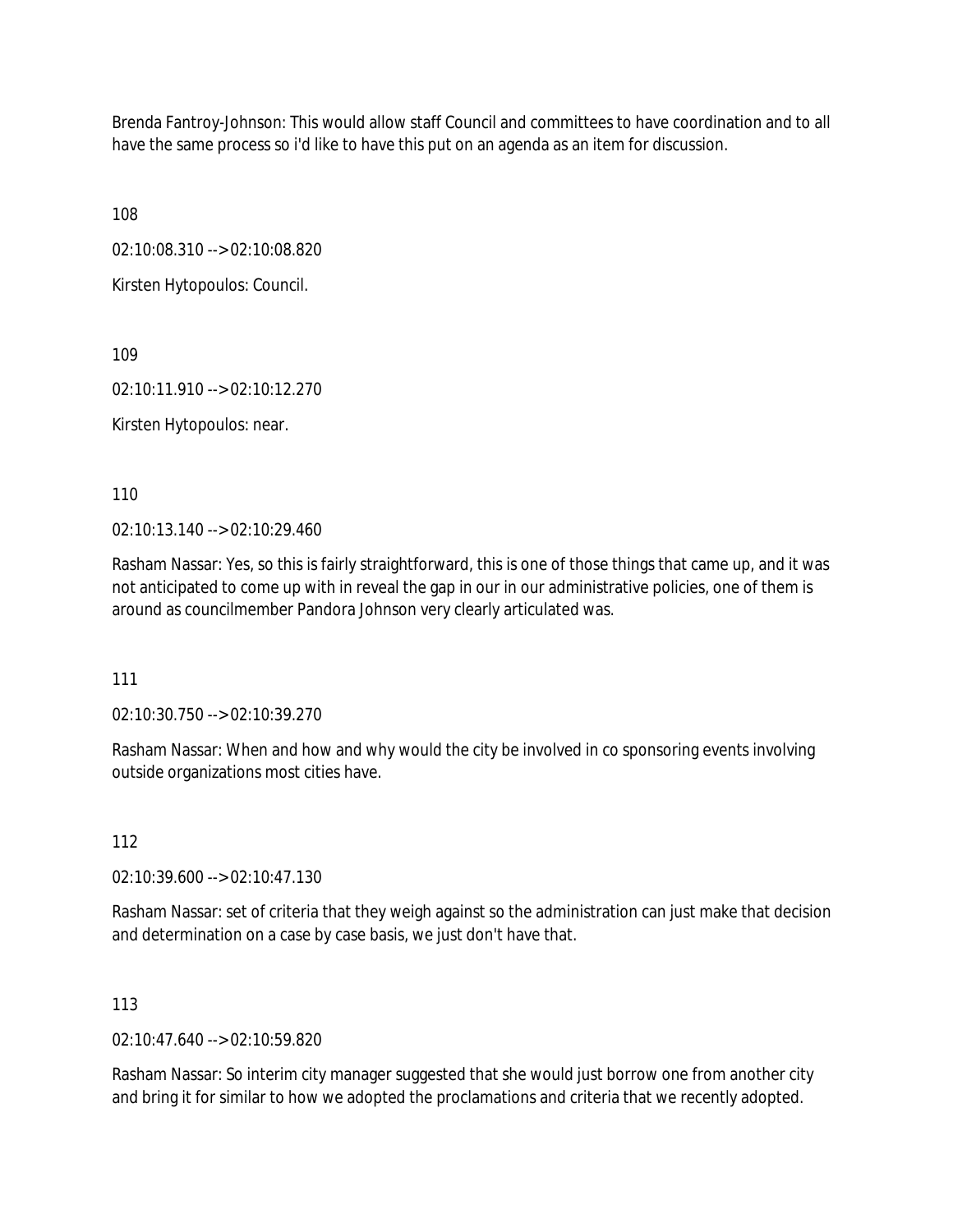Brenda Fantroy-Johnson: This would allow staff Council and committees to have coordination and to all have the same process so i'd like to have this put on an agenda as an item for discussion.

108

02:10:08.310 --> 02:10:08.820

Kirsten Hytopoulos: Council.

109

02:10:11.910 --> 02:10:12.270

Kirsten Hytopoulos: near.

110

02:10:13.140 --> 02:10:29.460

Rasham Nassar: Yes, so this is fairly straightforward, this is one of those things that came up, and it was not anticipated to come up with in reveal the gap in our in our administrative policies, one of them is around as councilmember Pandora Johnson very clearly articulated was.

111

02:10:30.750 --> 02:10:39.270

Rasham Nassar: When and how and why would the city be involved in co sponsoring events involving outside organizations most cities have.

112

02:10:39.600 --> 02:10:47.130

Rasham Nassar: set of criteria that they weigh against so the administration can just make that decision and determination on a case by case basis, we just don't have that.

113

02:10:47.640 --> 02:10:59.820

Rasham Nassar: So interim city manager suggested that she would just borrow one from another city and bring it for similar to how we adopted the proclamations and criteria that we recently adopted.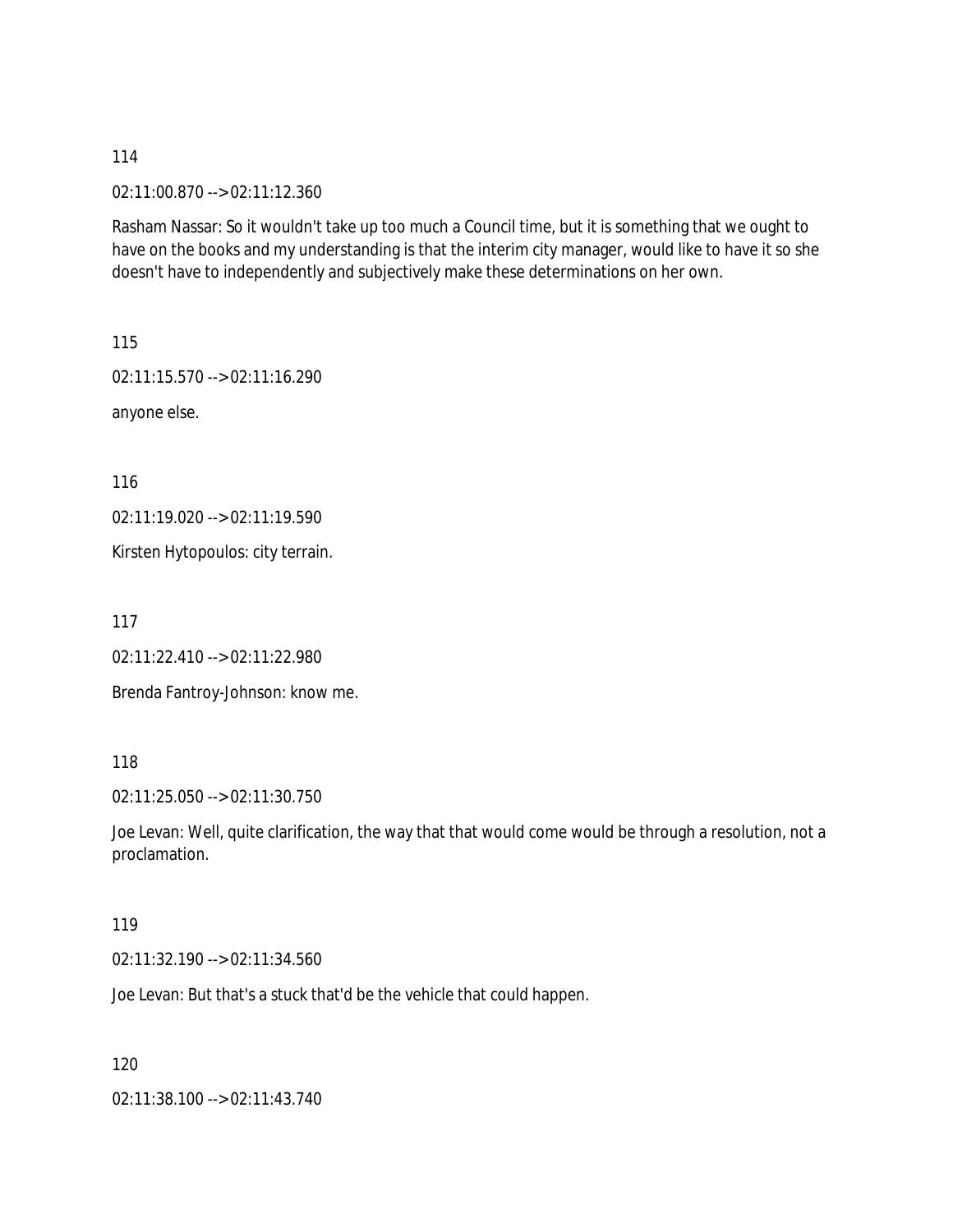114

02:11:00.870 --> 02:11:12.360

Rasham Nassar: So it wouldn't take up too much a Council time, but it is something that we ought to have on the books and my understanding is that the interim city manager, would like to have it so she doesn't have to independently and subjectively make these determinations on her own.

115

02:11:15.570 --> 02:11:16.290

anyone else.

116

02:11:19.020 --> 02:11:19.590

Kirsten Hytopoulos: city terrain.

117

02:11:22.410 --> 02:11:22.980

Brenda Fantroy-Johnson: know me.

118

02:11:25.050 --> 02:11:30.750

Joe Levan: Well, quite clarification, the way that that would come would be through a resolution, not a proclamation.

119

02:11:32.190 --> 02:11:34.560

Joe Levan: But that's a stuck that'd be the vehicle that could happen.

120

02:11:38.100 --> 02:11:43.740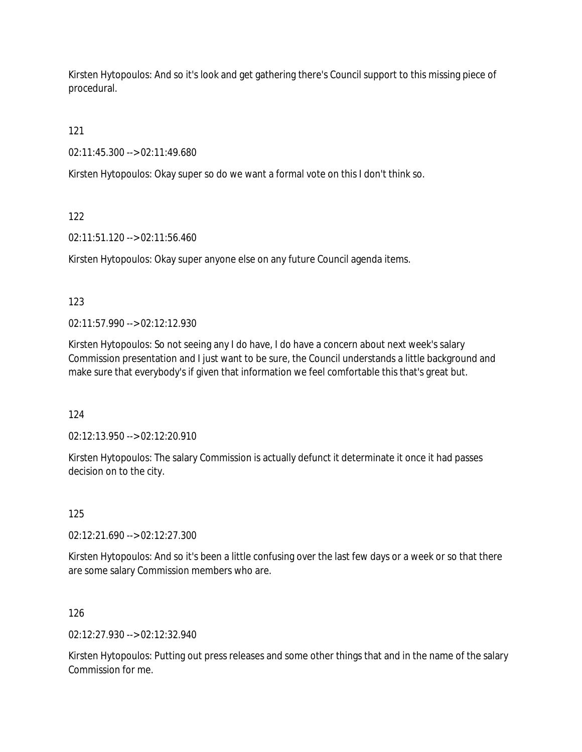Kirsten Hytopoulos: And so it's look and get gathering there's Council support to this missing piece of procedural.

121

02:11:45.300 --> 02:11:49.680

Kirsten Hytopoulos: Okay super so do we want a formal vote on this I don't think so.

122

02:11:51.120 --> 02:11:56.460

Kirsten Hytopoulos: Okay super anyone else on any future Council agenda items.

123

02:11:57.990 --> 02:12:12.930

Kirsten Hytopoulos: So not seeing any I do have, I do have a concern about next week's salary Commission presentation and I just want to be sure, the Council understands a little background and make sure that everybody's if given that information we feel comfortable this that's great but.

124

02:12:13.950 --> 02:12:20.910

Kirsten Hytopoulos: The salary Commission is actually defunct it determinate it once it had passes decision on to the city.

125

02:12:21.690 --> 02:12:27.300

Kirsten Hytopoulos: And so it's been a little confusing over the last few days or a week or so that there are some salary Commission members who are.

126

02:12:27.930 --> 02:12:32.940

Kirsten Hytopoulos: Putting out press releases and some other things that and in the name of the salary Commission for me.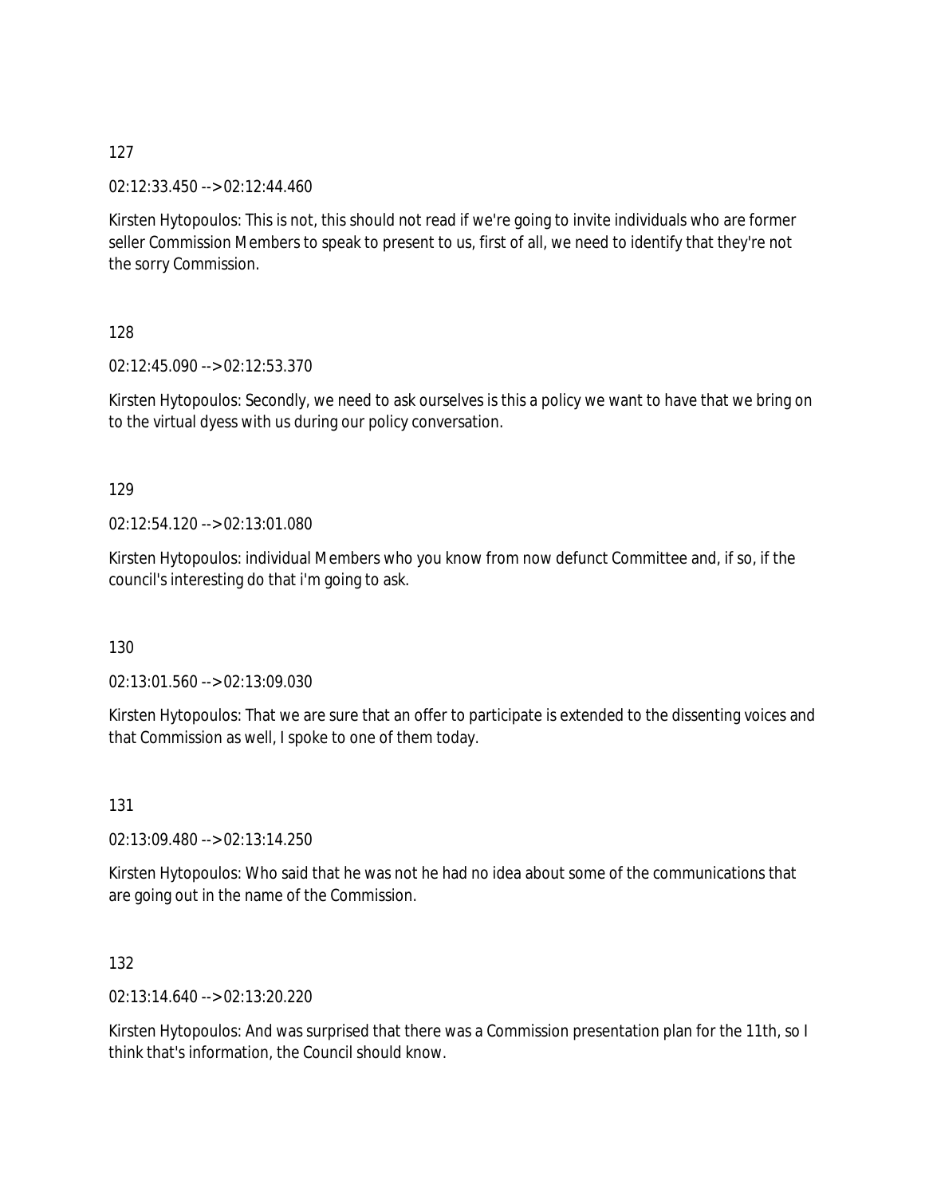127

02:12:33.450 --> 02:12:44.460

Kirsten Hytopoulos: This is not, this should not read if we're going to invite individuals who are former seller Commission Members to speak to present to us, first of all, we need to identify that they're not the sorry Commission.

128

02:12:45.090 --> 02:12:53.370

Kirsten Hytopoulos: Secondly, we need to ask ourselves is this a policy we want to have that we bring on to the virtual dyess with us during our policy conversation.

129

02:12:54.120 --> 02:13:01.080

Kirsten Hytopoulos: individual Members who you know from now defunct Committee and, if so, if the council's interesting do that i'm going to ask.

130

02:13:01.560 --> 02:13:09.030

Kirsten Hytopoulos: That we are sure that an offer to participate is extended to the dissenting voices and that Commission as well, I spoke to one of them today.

131

02:13:09.480 --> 02:13:14.250

Kirsten Hytopoulos: Who said that he was not he had no idea about some of the communications that are going out in the name of the Commission.

132

02:13:14.640 --> 02:13:20.220

Kirsten Hytopoulos: And was surprised that there was a Commission presentation plan for the 11th, so I think that's information, the Council should know.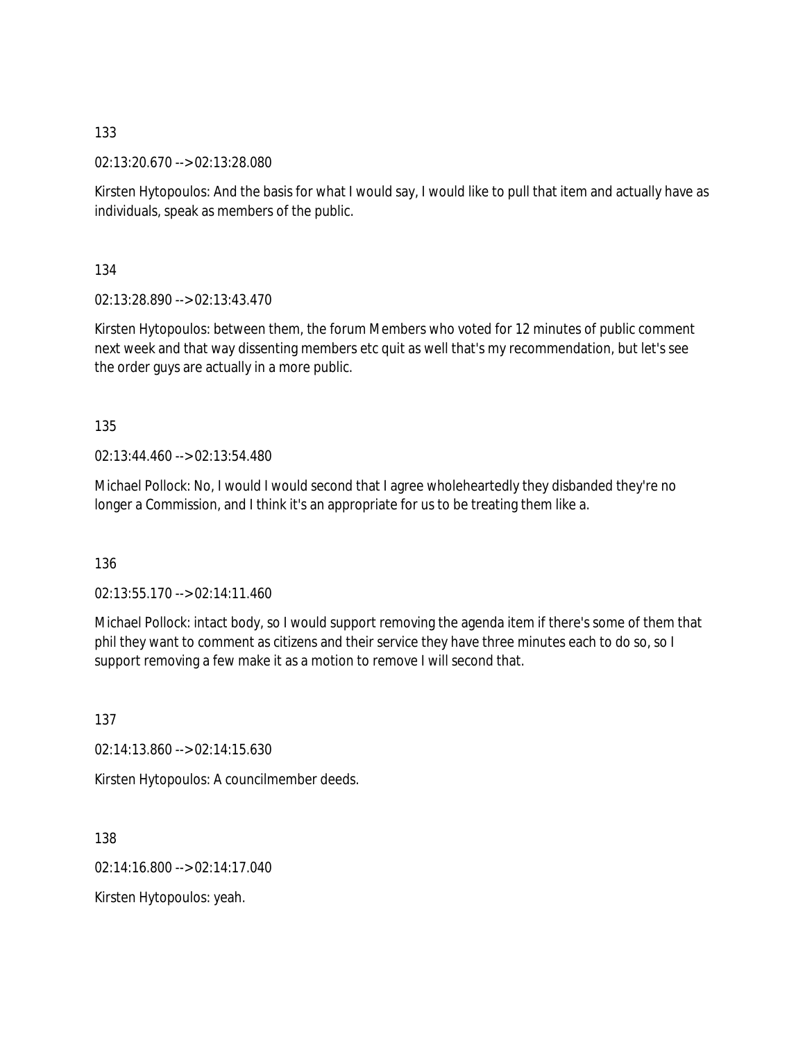133

02:13:20.670 --> 02:13:28.080

Kirsten Hytopoulos: And the basis for what I would say, I would like to pull that item and actually have as individuals, speak as members of the public.

134

02:13:28.890 --> 02:13:43.470

Kirsten Hytopoulos: between them, the forum Members who voted for 12 minutes of public comment next week and that way dissenting members etc quit as well that's my recommendation, but let's see the order guys are actually in a more public.

135

02:13:44.460 --> 02:13:54.480

Michael Pollock: No, I would I would second that I agree wholeheartedly they disbanded they're no longer a Commission, and I think it's an appropriate for us to be treating them like a.

136

02:13:55.170 --> 02:14:11.460

Michael Pollock: intact body, so I would support removing the agenda item if there's some of them that phil they want to comment as citizens and their service they have three minutes each to do so, so I support removing a few make it as a motion to remove I will second that.

137

02:14:13.860 --> 02:14:15.630

Kirsten Hytopoulos: A councilmember deeds.

138

02:14:16.800 --> 02:14:17.040

Kirsten Hytopoulos: yeah.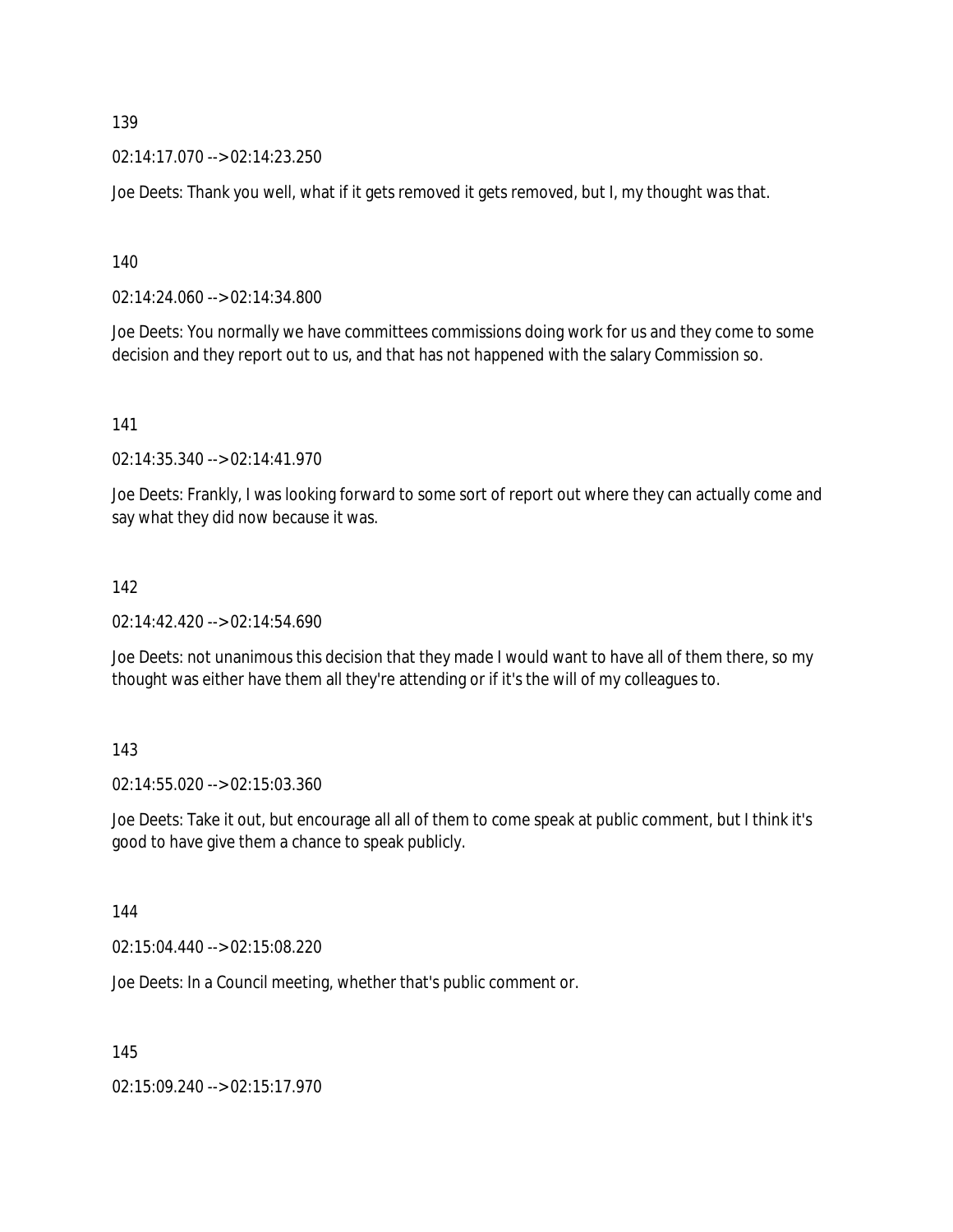139

02:14:17.070 --> 02:14:23.250

Joe Deets: Thank you well, what if it gets removed it gets removed, but I, my thought was that.

140

02:14:24.060 --> 02:14:34.800

Joe Deets: You normally we have committees commissions doing work for us and they come to some decision and they report out to us, and that has not happened with the salary Commission so.

141

02:14:35.340 --> 02:14:41.970

Joe Deets: Frankly, I was looking forward to some sort of report out where they can actually come and say what they did now because it was.

142

02:14:42.420 --> 02:14:54.690

Joe Deets: not unanimous this decision that they made I would want to have all of them there, so my thought was either have them all they're attending or if it's the will of my colleagues to.

143

02:14:55.020 --> 02:15:03.360

Joe Deets: Take it out, but encourage all all of them to come speak at public comment, but I think it's good to have give them a chance to speak publicly.

144

02:15:04.440 --> 02:15:08.220

Joe Deets: In a Council meeting, whether that's public comment or.

145

02:15:09.240 --> 02:15:17.970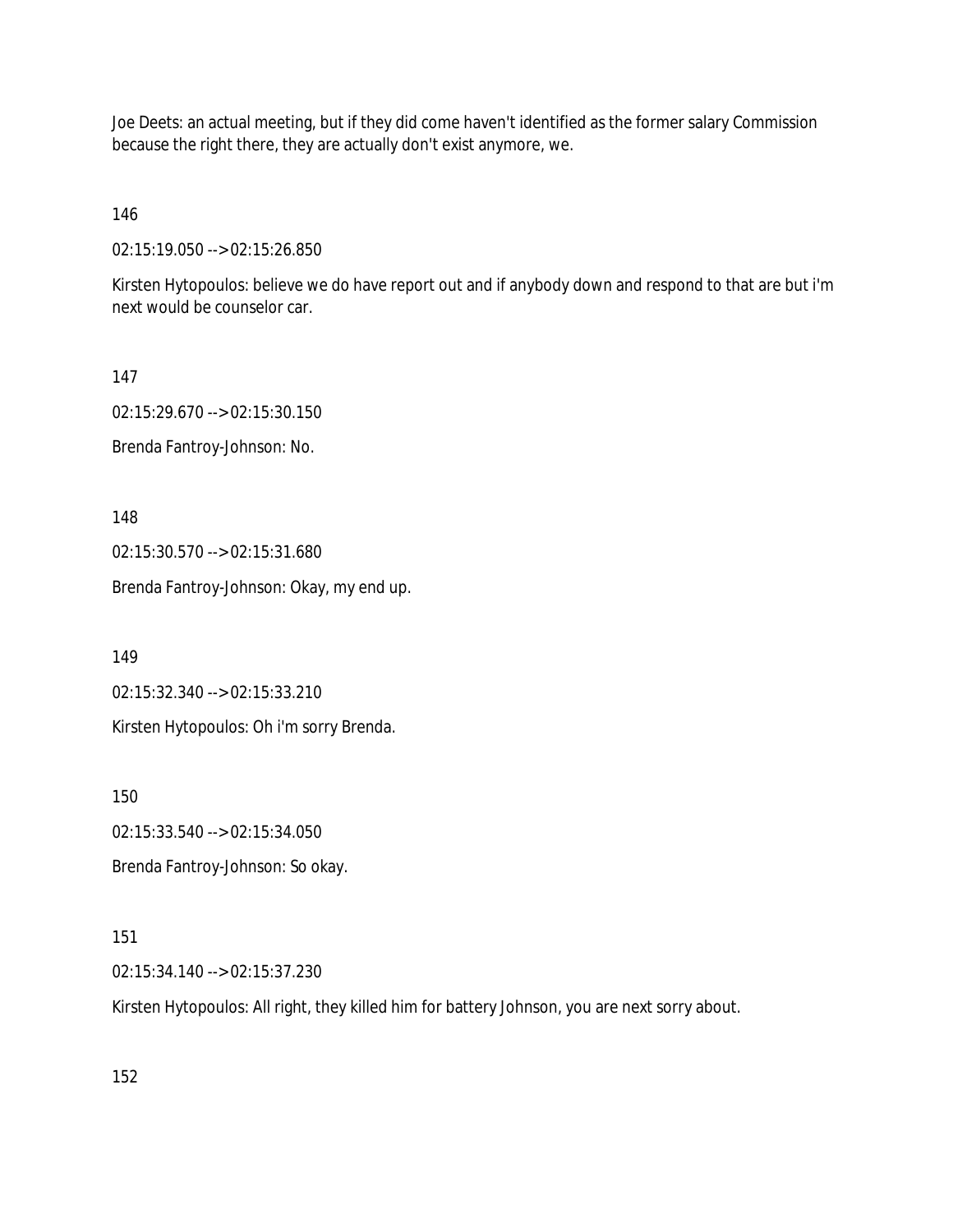Joe Deets: an actual meeting, but if they did come haven't identified as the former salary Commission because the right there, they are actually don't exist anymore, we.

146

02:15:19.050 --> 02:15:26.850

Kirsten Hytopoulos: believe we do have report out and if anybody down and respond to that are but i'm next would be counselor car.

147

02:15:29.670 --> 02:15:30.150

Brenda Fantroy-Johnson: No.

148

02:15:30.570 --> 02:15:31.680

Brenda Fantroy-Johnson: Okay, my end up.

149

02:15:32.340 --> 02:15:33.210

Kirsten Hytopoulos: Oh i'm sorry Brenda.

150

02:15:33.540 --> 02:15:34.050

Brenda Fantroy-Johnson: So okay.

151

02:15:34.140 --> 02:15:37.230

Kirsten Hytopoulos: All right, they killed him for battery Johnson, you are next sorry about.

152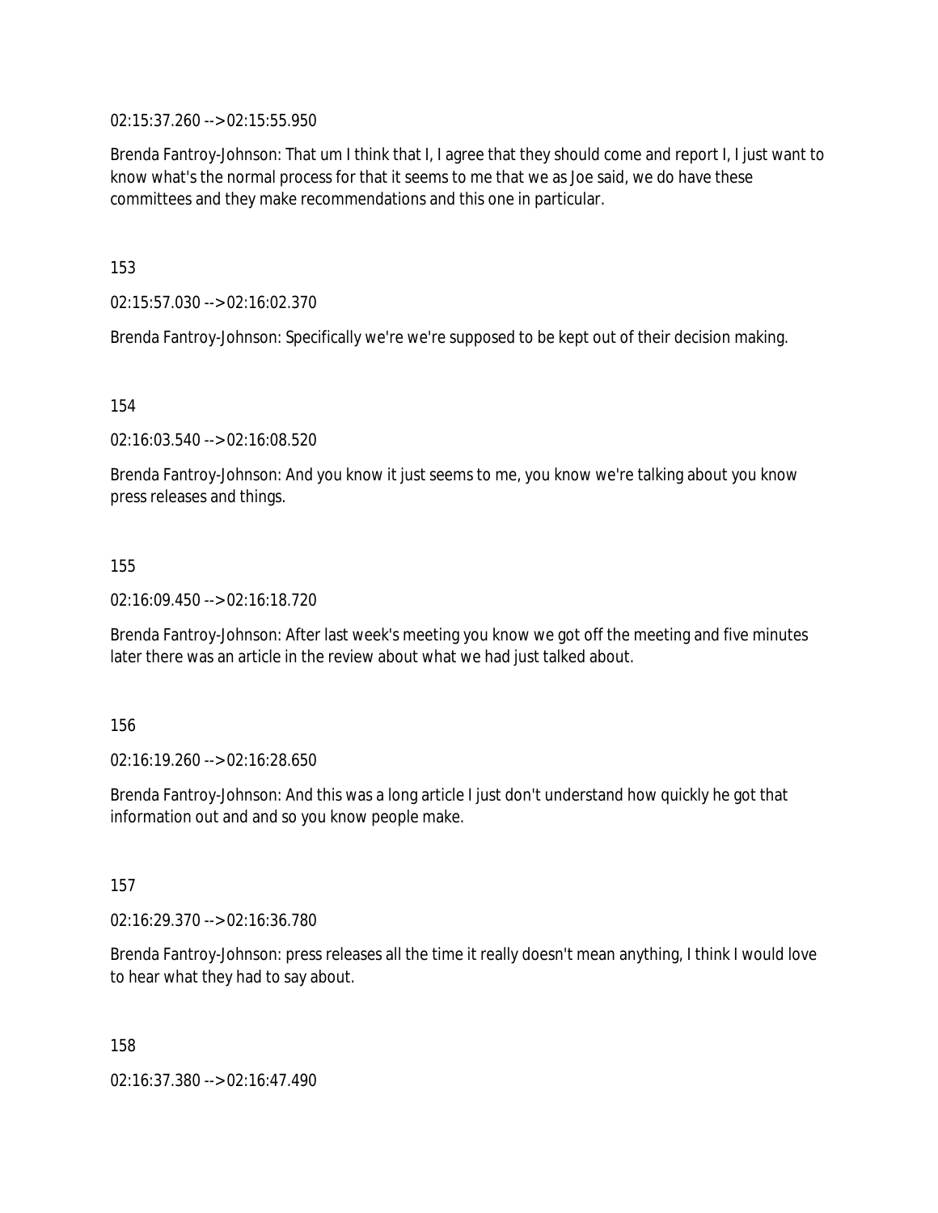02:15:37.260 --> 02:15:55.950

Brenda Fantroy-Johnson: That um I think that I, I agree that they should come and report I, I just want to know what's the normal process for that it seems to me that we as Joe said, we do have these committees and they make recommendations and this one in particular.

153

02:15:57.030 --> 02:16:02.370

Brenda Fantroy-Johnson: Specifically we're we're supposed to be kept out of their decision making.

154

02:16:03.540 --> 02:16:08.520

Brenda Fantroy-Johnson: And you know it just seems to me, you know we're talking about you know press releases and things.

155

02:16:09.450 --> 02:16:18.720

Brenda Fantroy-Johnson: After last week's meeting you know we got off the meeting and five minutes later there was an article in the review about what we had just talked about.

156

02:16:19.260 --> 02:16:28.650

Brenda Fantroy-Johnson: And this was a long article I just don't understand how quickly he got that information out and and so you know people make.

157

02:16:29.370 --> 02:16:36.780

Brenda Fantroy-Johnson: press releases all the time it really doesn't mean anything, I think I would love to hear what they had to say about.

158

02:16:37.380 --> 02:16:47.490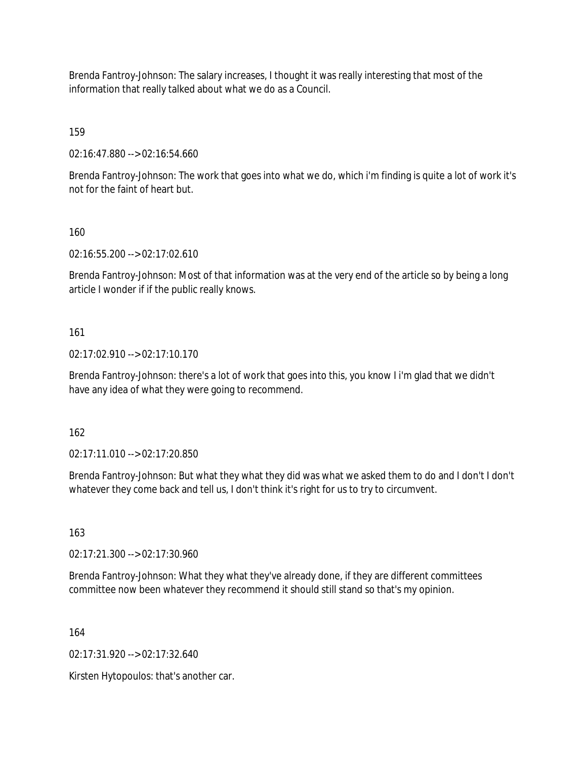Brenda Fantroy-Johnson: The salary increases, I thought it was really interesting that most of the information that really talked about what we do as a Council.

159

02:16:47.880 --> 02:16:54.660

Brenda Fantroy-Johnson: The work that goes into what we do, which i'm finding is quite a lot of work it's not for the faint of heart but.

160

02:16:55.200 --> 02:17:02.610

Brenda Fantroy-Johnson: Most of that information was at the very end of the article so by being a long article I wonder if if the public really knows.

161

02:17:02.910 --> 02:17:10.170

Brenda Fantroy-Johnson: there's a lot of work that goes into this, you know I i'm glad that we didn't have any idea of what they were going to recommend.

162

02:17:11.010 --> 02:17:20.850

Brenda Fantroy-Johnson: But what they what they did was what we asked them to do and I don't I don't whatever they come back and tell us, I don't think it's right for us to try to circumvent.

163

02:17:21.300 --> 02:17:30.960

Brenda Fantroy-Johnson: What they what they've already done, if they are different committees committee now been whatever they recommend it should still stand so that's my opinion.

164

02:17:31.920 --> 02:17:32.640

Kirsten Hytopoulos: that's another car.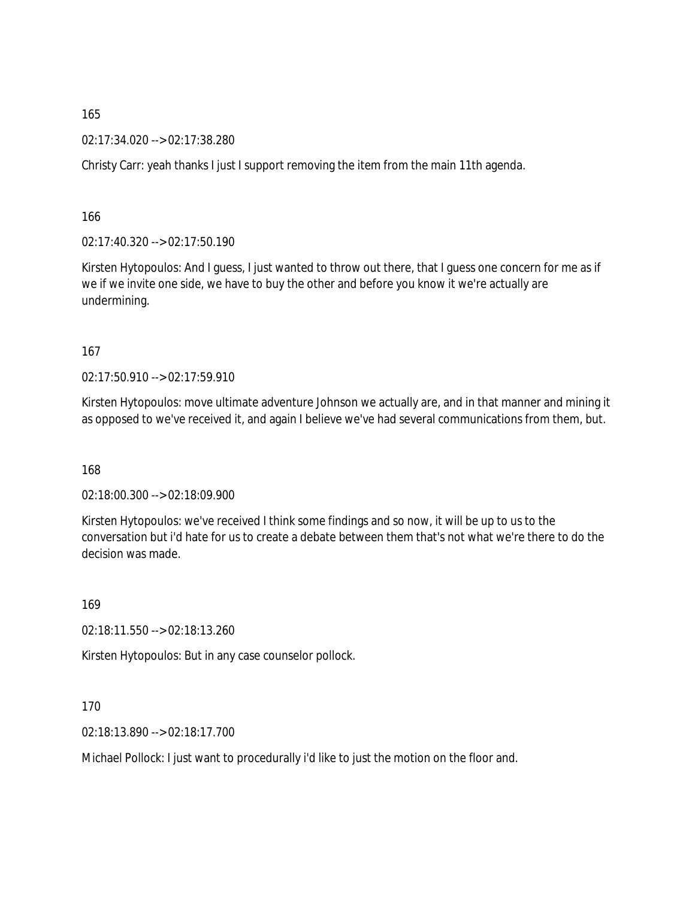165

02:17:34.020 --> 02:17:38.280

Christy Carr: yeah thanks I just I support removing the item from the main 11th agenda.

166

02:17:40.320 --> 02:17:50.190

Kirsten Hytopoulos: And I guess, I just wanted to throw out there, that I guess one concern for me as if we if we invite one side, we have to buy the other and before you know it we're actually are undermining.

167

02:17:50.910 --> 02:17:59.910

Kirsten Hytopoulos: move ultimate adventure Johnson we actually are, and in that manner and mining it as opposed to we've received it, and again I believe we've had several communications from them, but.

168

02:18:00.300 --> 02:18:09.900

Kirsten Hytopoulos: we've received I think some findings and so now, it will be up to us to the conversation but i'd hate for us to create a debate between them that's not what we're there to do the decision was made.

169

02:18:11.550 --> 02:18:13.260

Kirsten Hytopoulos: But in any case counselor pollock.

170

02:18:13.890 --> 02:18:17.700

Michael Pollock: I just want to procedurally i'd like to just the motion on the floor and.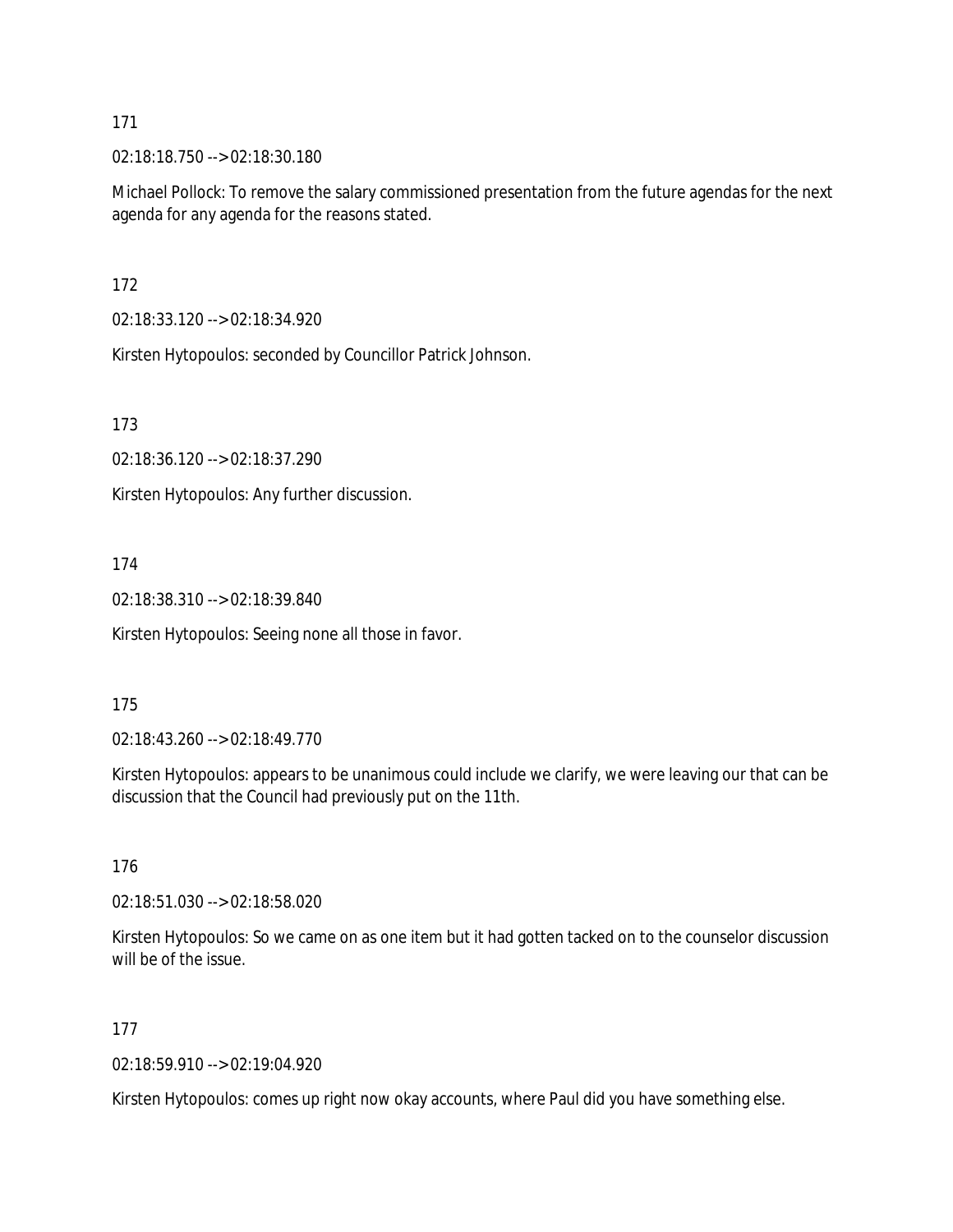171

02:18:18.750 --> 02:18:30.180

Michael Pollock: To remove the salary commissioned presentation from the future agendas for the next agenda for any agenda for the reasons stated.

172

02:18:33.120 --> 02:18:34.920

Kirsten Hytopoulos: seconded by Councillor Patrick Johnson.

173

02:18:36.120 --> 02:18:37.290

Kirsten Hytopoulos: Any further discussion.

174

02:18:38.310 --> 02:18:39.840

Kirsten Hytopoulos: Seeing none all those in favor.

175

02:18:43.260 --> 02:18:49.770

Kirsten Hytopoulos: appears to be unanimous could include we clarify, we were leaving our that can be discussion that the Council had previously put on the 11th.

176

02:18:51.030 --> 02:18:58.020

Kirsten Hytopoulos: So we came on as one item but it had gotten tacked on to the counselor discussion will be of the issue.

177

02:18:59.910 --> 02:19:04.920

Kirsten Hytopoulos: comes up right now okay accounts, where Paul did you have something else.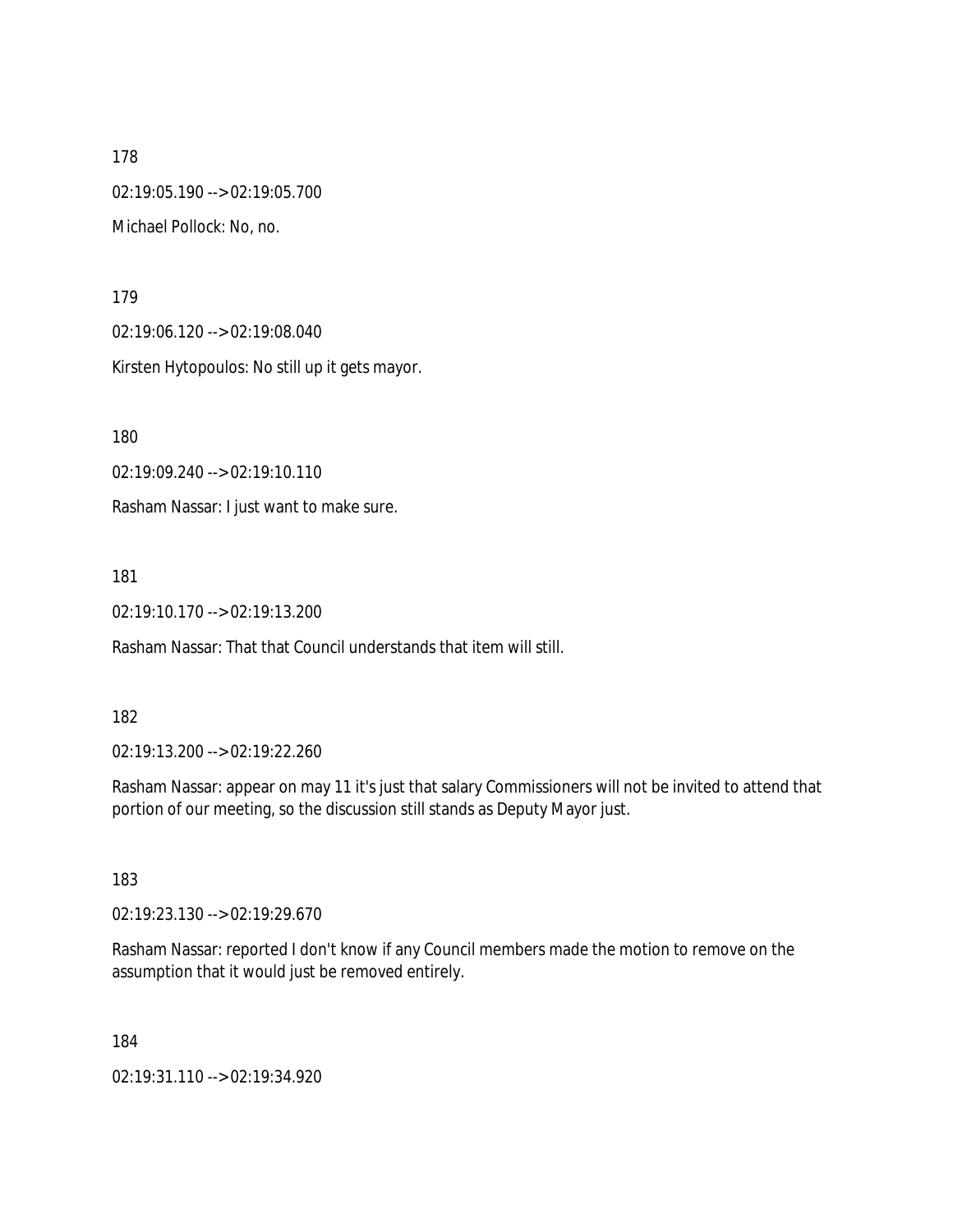178

02:19:05.190 --> 02:19:05.700

Michael Pollock: No, no.

179

02:19:06.120 --> 02:19:08.040

Kirsten Hytopoulos: No still up it gets mayor.

180

02:19:09.240 --> 02:19:10.110

Rasham Nassar: I just want to make sure.

181

02:19:10.170 --> 02:19:13.200

Rasham Nassar: That that Council understands that item will still.

182

02:19:13.200 --> 02:19:22.260

Rasham Nassar: appear on may 11 it's just that salary Commissioners will not be invited to attend that portion of our meeting, so the discussion still stands as Deputy Mayor just.

183

02:19:23.130 --> 02:19:29.670

Rasham Nassar: reported I don't know if any Council members made the motion to remove on the assumption that it would just be removed entirely.

184

02:19:31.110 --> 02:19:34.920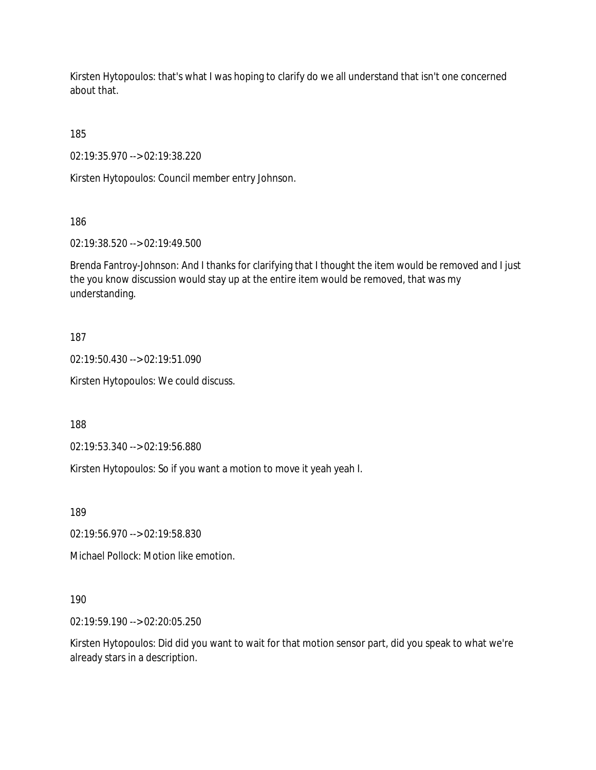Kirsten Hytopoulos: that's what I was hoping to clarify do we all understand that isn't one concerned about that.

185

02:19:35.970 --> 02:19:38.220

Kirsten Hytopoulos: Council member entry Johnson.

186

02:19:38.520 --> 02:19:49.500

Brenda Fantroy-Johnson: And I thanks for clarifying that I thought the item would be removed and I just the you know discussion would stay up at the entire item would be removed, that was my understanding.

187

02:19:50.430 --> 02:19:51.090

Kirsten Hytopoulos: We could discuss.

188

02:19:53.340 --> 02:19:56.880

Kirsten Hytopoulos: So if you want a motion to move it yeah yeah I.

189

02:19:56.970 --> 02:19:58.830

Michael Pollock: Motion like emotion.

190

02:19:59.190 --> 02:20:05.250

Kirsten Hytopoulos: Did did you want to wait for that motion sensor part, did you speak to what we're already stars in a description.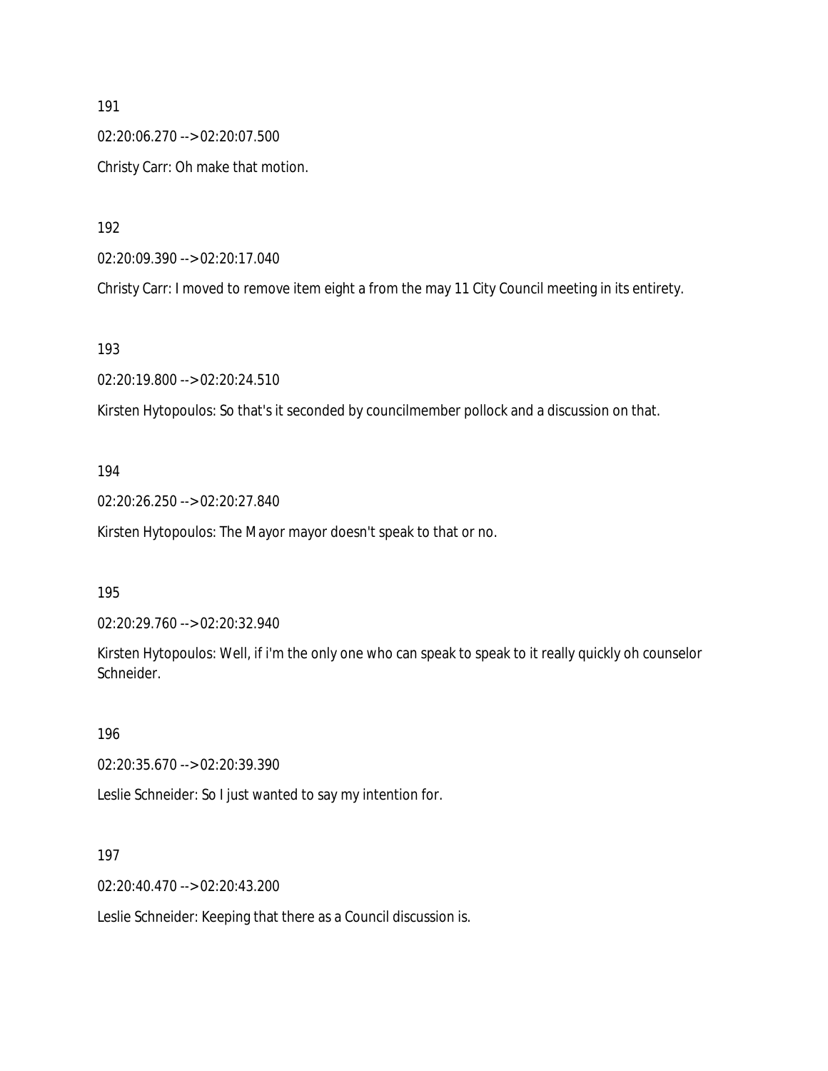191

02:20:06.270 --> 02:20:07.500

Christy Carr: Oh make that motion.

192

02:20:09.390 --> 02:20:17.040

Christy Carr: I moved to remove item eight a from the may 11 City Council meeting in its entirety.

193

02:20:19.800 --> 02:20:24.510

Kirsten Hytopoulos: So that's it seconded by councilmember pollock and a discussion on that.

194

02:20:26.250 --> 02:20:27.840

Kirsten Hytopoulos: The Mayor mayor doesn't speak to that or no.

195

02:20:29.760 --> 02:20:32.940

Kirsten Hytopoulos: Well, if i'm the only one who can speak to speak to it really quickly oh counselor Schneider.

196

02:20:35.670 --> 02:20:39.390

Leslie Schneider: So I just wanted to say my intention for.

197

02:20:40.470 --> 02:20:43.200

Leslie Schneider: Keeping that there as a Council discussion is.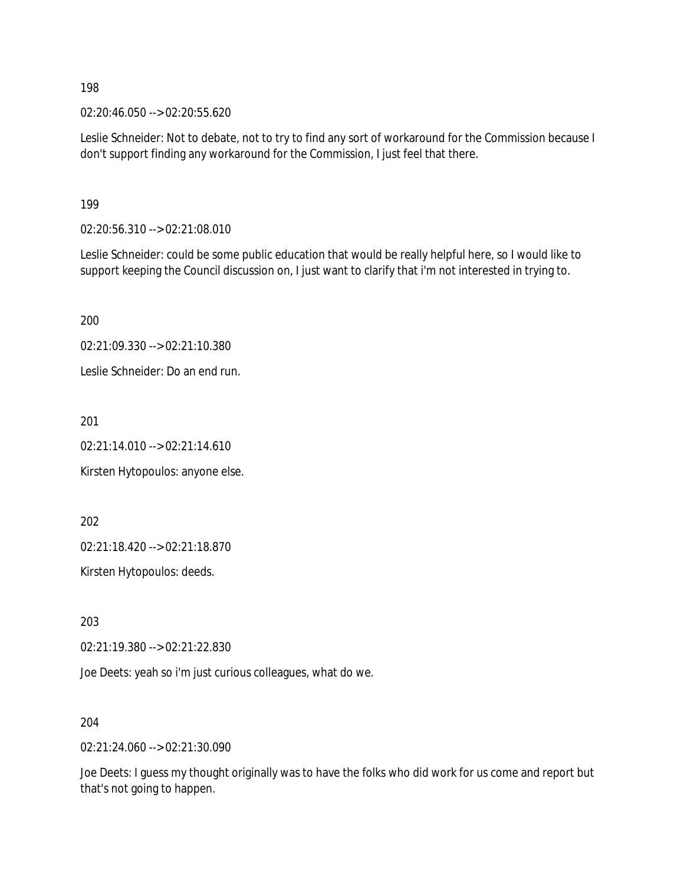198

02:20:46.050 --> 02:20:55.620

Leslie Schneider: Not to debate, not to try to find any sort of workaround for the Commission because I don't support finding any workaround for the Commission, I just feel that there.

199

02:20:56.310 --> 02:21:08.010

Leslie Schneider: could be some public education that would be really helpful here, so I would like to support keeping the Council discussion on, I just want to clarify that i'm not interested in trying to.

200

02:21:09.330 --> 02:21:10.380

Leslie Schneider: Do an end run.

201

02:21:14.010 --> 02:21:14.610

Kirsten Hytopoulos: anyone else.

202

02:21:18.420 --> 02:21:18.870

Kirsten Hytopoulos: deeds.

203

02:21:19.380 --> 02:21:22.830

Joe Deets: yeah so i'm just curious colleagues, what do we.

204

02:21:24.060 --> 02:21:30.090

Joe Deets: I guess my thought originally was to have the folks who did work for us come and report but that's not going to happen.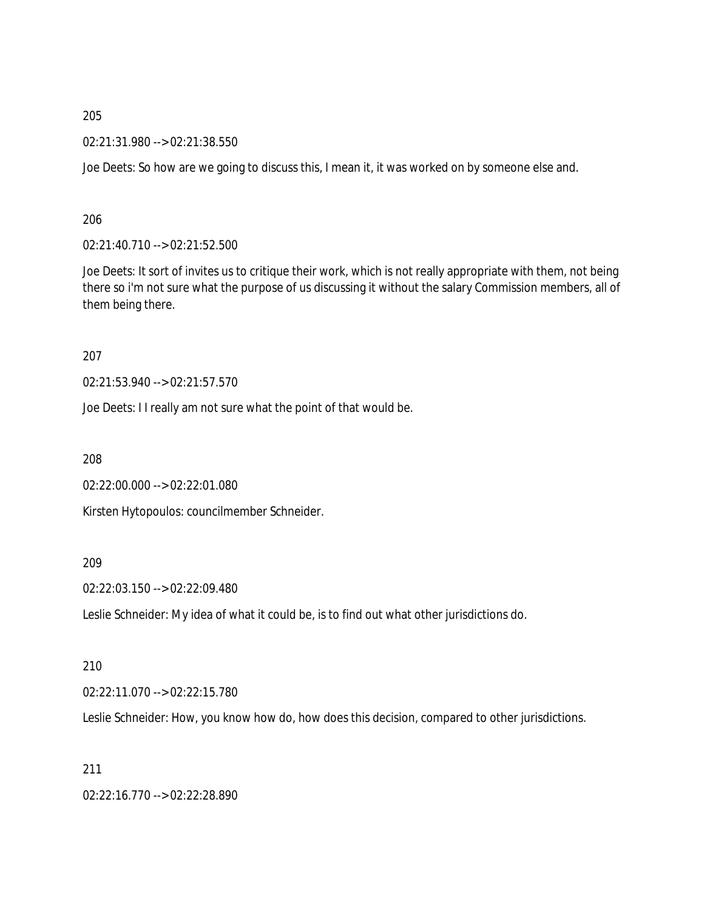205

02:21:31.980 --> 02:21:38.550

Joe Deets: So how are we going to discuss this, I mean it, it was worked on by someone else and.

206

02:21:40.710 --> 02:21:52.500

Joe Deets: It sort of invites us to critique their work, which is not really appropriate with them, not being there so i'm not sure what the purpose of us discussing it without the salary Commission members, all of them being there.

207

02:21:53.940 --> 02:21:57.570

Joe Deets: I I really am not sure what the point of that would be.

208

02:22:00.000 --> 02:22:01.080

Kirsten Hytopoulos: councilmember Schneider.

209

02:22:03.150 --> 02:22:09.480

Leslie Schneider: My idea of what it could be, is to find out what other jurisdictions do.

210

02:22:11.070 --> 02:22:15.780

Leslie Schneider: How, you know how do, how does this decision, compared to other jurisdictions.

211

02:22:16.770 --> 02:22:28.890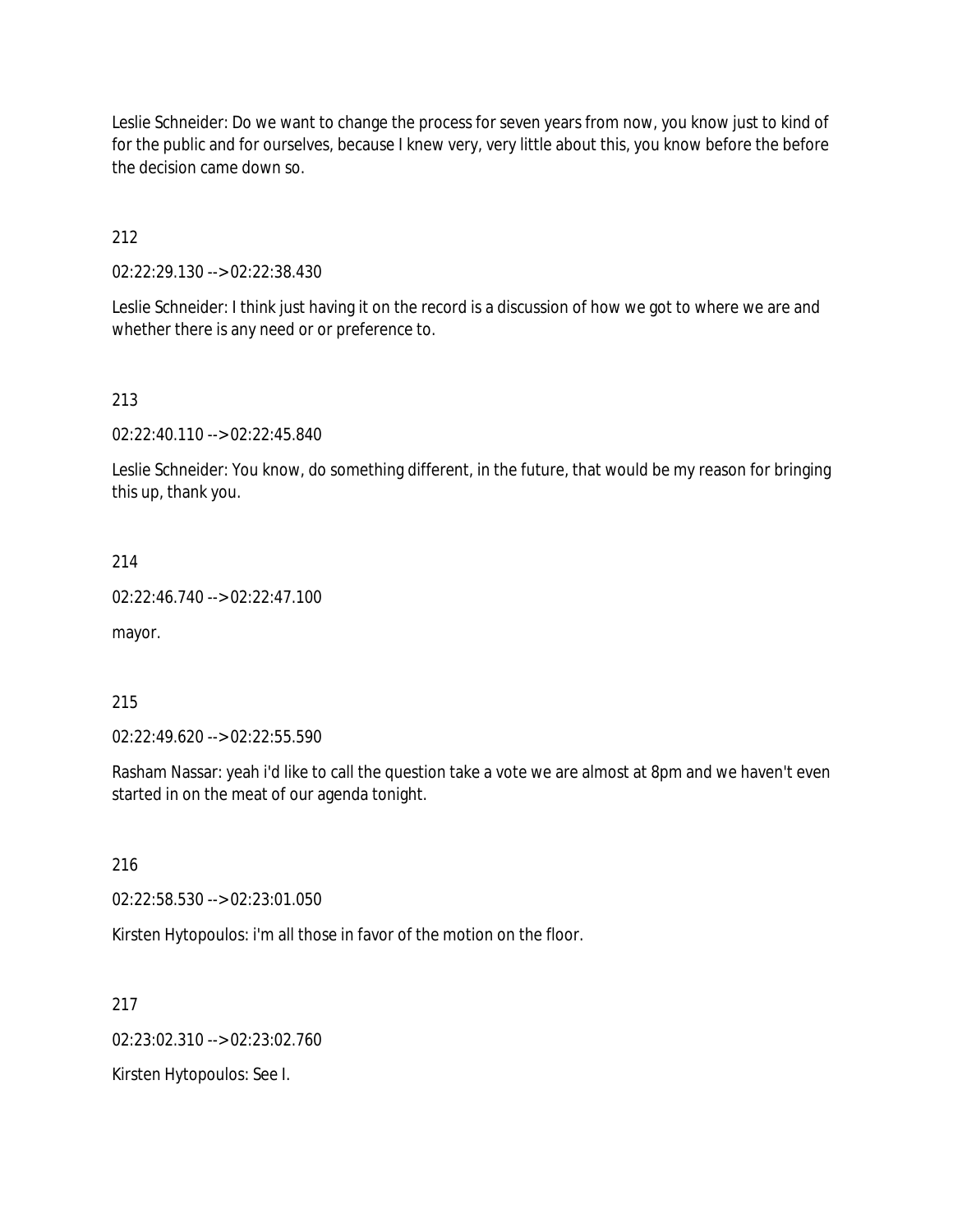Leslie Schneider: Do we want to change the process for seven years from now, you know just to kind of for the public and for ourselves, because I knew very, very little about this, you know before the before the decision came down so.

212

02:22:29.130 --> 02:22:38.430

Leslie Schneider: I think just having it on the record is a discussion of how we got to where we are and whether there is any need or or preference to.

213

02:22:40.110 --> 02:22:45.840

Leslie Schneider: You know, do something different, in the future, that would be my reason for bringing this up, thank you.

214

02:22:46.740 --> 02:22:47.100

mayor.

215

02:22:49.620 --> 02:22:55.590

Rasham Nassar: yeah i'd like to call the question take a vote we are almost at 8pm and we haven't even started in on the meat of our agenda tonight.

216

02:22:58.530 --> 02:23:01.050

Kirsten Hytopoulos: i'm all those in favor of the motion on the floor.

217

02:23:02.310 --> 02:23:02.760

Kirsten Hytopoulos: See I.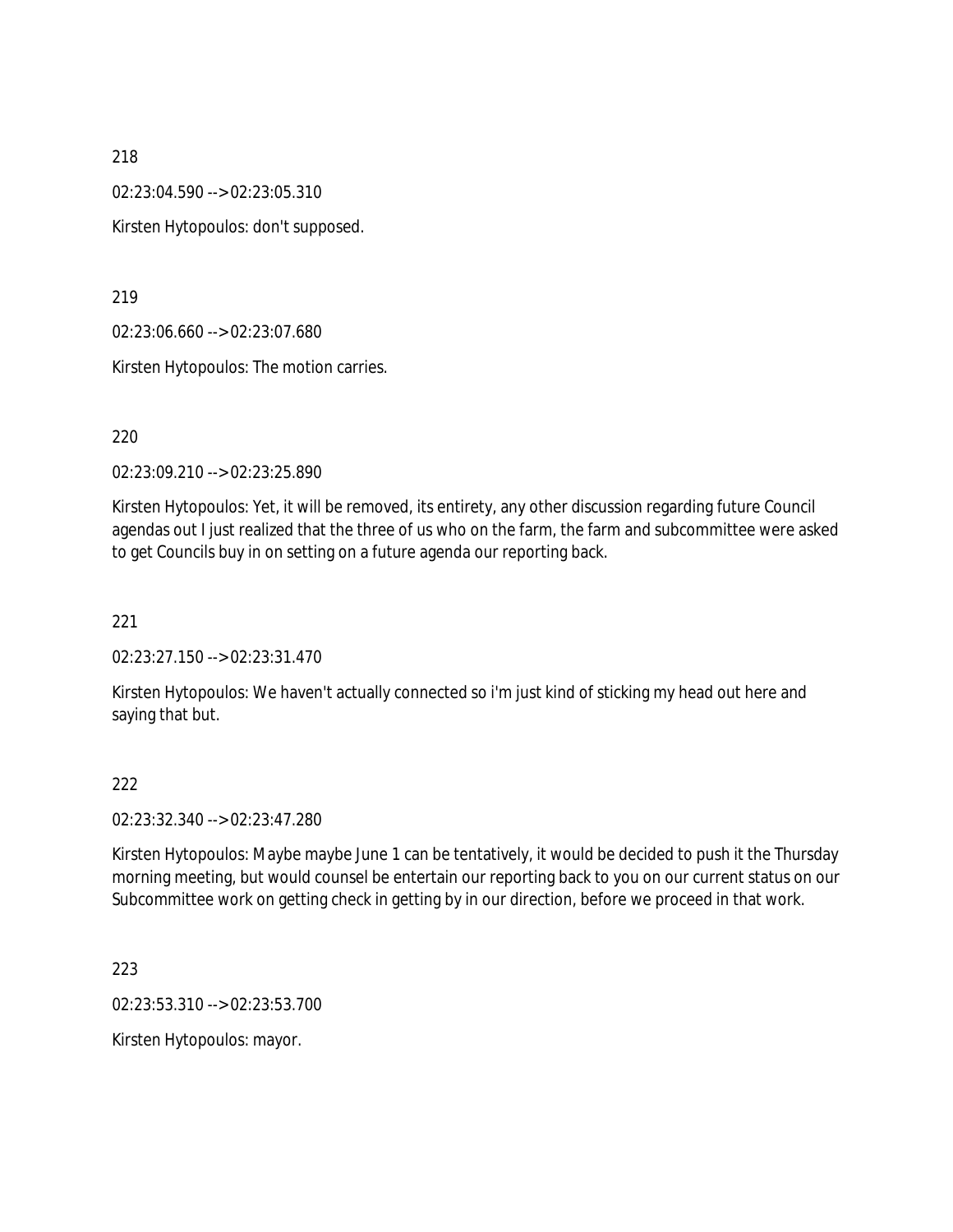218

02:23:04.590 --> 02:23:05.310

Kirsten Hytopoulos: don't supposed.

219

02:23:06.660 --> 02:23:07.680

Kirsten Hytopoulos: The motion carries.

220

02:23:09.210 --> 02:23:25.890

Kirsten Hytopoulos: Yet, it will be removed, its entirety, any other discussion regarding future Council agendas out I just realized that the three of us who on the farm, the farm and subcommittee were asked to get Councils buy in on setting on a future agenda our reporting back.

221

02:23:27.150 --> 02:23:31.470

Kirsten Hytopoulos: We haven't actually connected so i'm just kind of sticking my head out here and saying that but.

222

02:23:32.340 --> 02:23:47.280

Kirsten Hytopoulos: Maybe maybe June 1 can be tentatively, it would be decided to push it the Thursday morning meeting, but would counsel be entertain our reporting back to you on our current status on our Subcommittee work on getting check in getting by in our direction, before we proceed in that work.

223

02:23:53.310 --> 02:23:53.700

Kirsten Hytopoulos: mayor.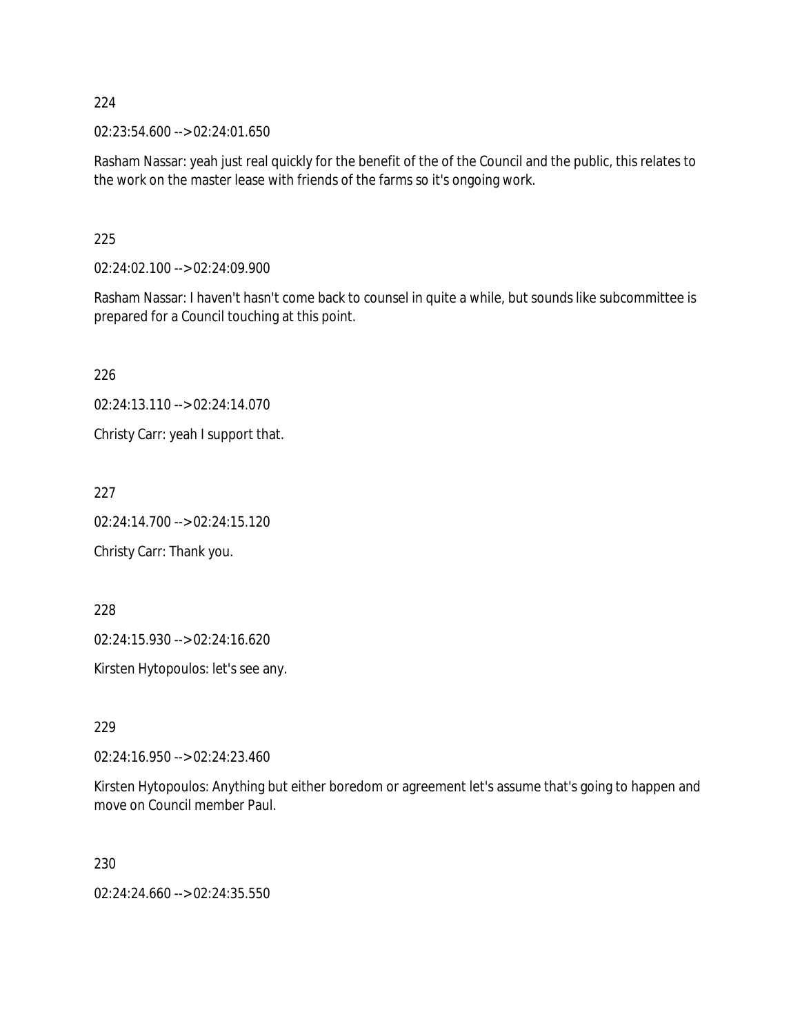224

02:23:54.600 --> 02:24:01.650

Rasham Nassar: yeah just real quickly for the benefit of the of the Council and the public, this relates to the work on the master lease with friends of the farms so it's ongoing work.

225

02:24:02.100 --> 02:24:09.900

Rasham Nassar: I haven't hasn't come back to counsel in quite a while, but sounds like subcommittee is prepared for a Council touching at this point.

226

02:24:13.110 --> 02:24:14.070

Christy Carr: yeah I support that.

227

02:24:14.700 --> 02:24:15.120

Christy Carr: Thank you.

228

02:24:15.930 --> 02:24:16.620

Kirsten Hytopoulos: let's see any.

229

02:24:16.950 --> 02:24:23.460

Kirsten Hytopoulos: Anything but either boredom or agreement let's assume that's going to happen and move on Council member Paul.

230

02:24:24.660 --> 02:24:35.550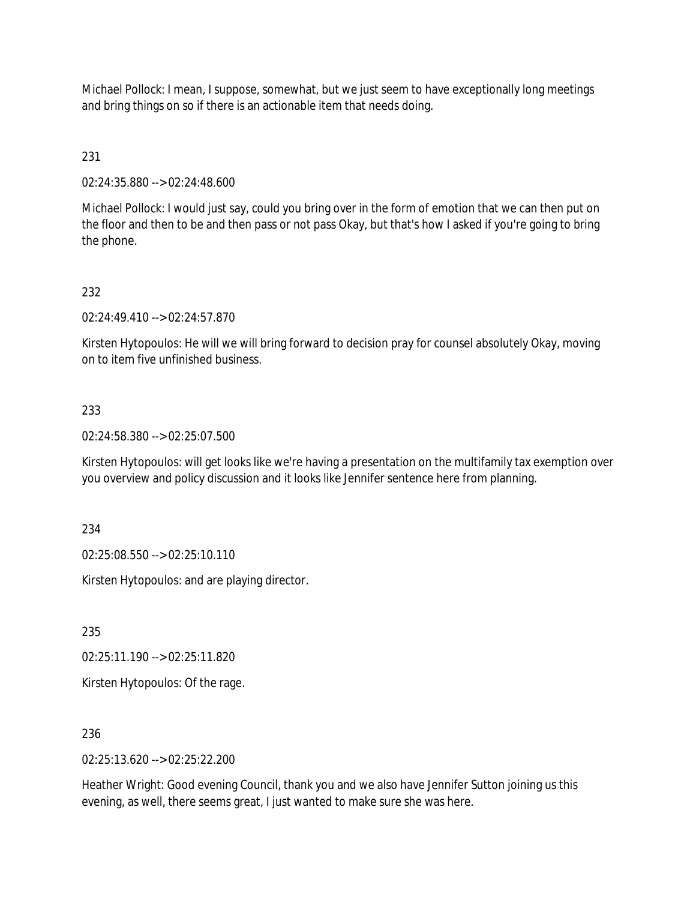Michael Pollock: I mean, I suppose, somewhat, but we just seem to have exceptionally long meetings and bring things on so if there is an actionable item that needs doing.

231

02:24:35.880 --> 02:24:48.600

Michael Pollock: I would just say, could you bring over in the form of emotion that we can then put on the floor and then to be and then pass or not pass Okay, but that's how I asked if you're going to bring the phone.

232

02:24:49.410 --> 02:24:57.870

Kirsten Hytopoulos: He will we will bring forward to decision pray for counsel absolutely Okay, moving on to item five unfinished business.

233

02:24:58.380 --> 02:25:07.500

Kirsten Hytopoulos: will get looks like we're having a presentation on the multifamily tax exemption over you overview and policy discussion and it looks like Jennifer sentence here from planning.

234

02:25:08.550 --> 02:25:10.110

Kirsten Hytopoulos: and are playing director.

235

02:25:11.190 --> 02:25:11.820

Kirsten Hytopoulos: Of the rage.

236

02:25:13.620 --> 02:25:22.200

Heather Wright: Good evening Council, thank you and we also have Jennifer Sutton joining us this evening, as well, there seems great, I just wanted to make sure she was here.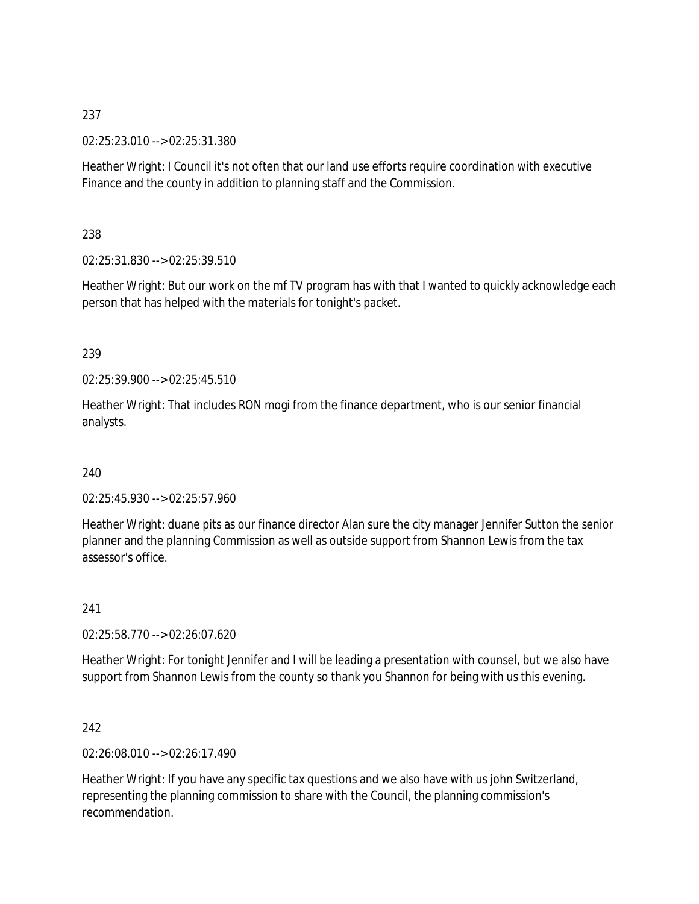237

02:25:23.010 --> 02:25:31.380

Heather Wright: I Council it's not often that our land use efforts require coordination with executive Finance and the county in addition to planning staff and the Commission.

238

02:25:31.830 --> 02:25:39.510

Heather Wright: But our work on the mf TV program has with that I wanted to quickly acknowledge each person that has helped with the materials for tonight's packet.

239

02:25:39.900 --> 02:25:45.510

Heather Wright: That includes RON mogi from the finance department, who is our senior financial analysts.

240

02:25:45.930 --> 02:25:57.960

Heather Wright: duane pits as our finance director Alan sure the city manager Jennifer Sutton the senior planner and the planning Commission as well as outside support from Shannon Lewis from the tax assessor's office.

241

02:25:58.770 --> 02:26:07.620

Heather Wright: For tonight Jennifer and I will be leading a presentation with counsel, but we also have support from Shannon Lewis from the county so thank you Shannon for being with us this evening.

242

02:26:08.010 --> 02:26:17.490

Heather Wright: If you have any specific tax questions and we also have with us john Switzerland, representing the planning commission to share with the Council, the planning commission's recommendation.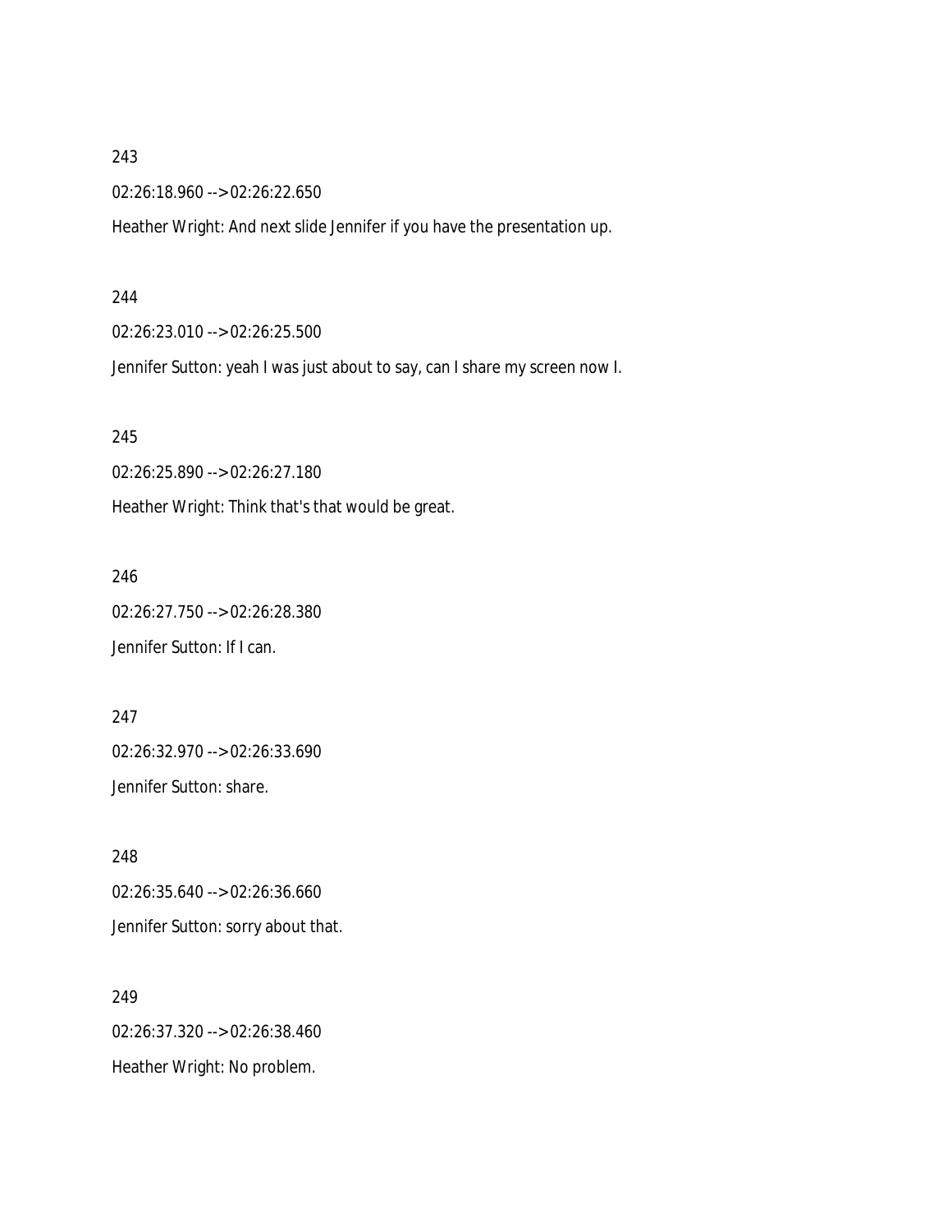243

02:26:18.960 --> 02:26:22.650

Heather Wright: And next slide Jennifer if you have the presentation up.

244

02:26:23.010 --> 02:26:25.500

Jennifer Sutton: yeah I was just about to say, can I share my screen now I.

245

02:26:25.890 --> 02:26:27.180

Heather Wright: Think that's that would be great.

246

02:26:27.750 --> 02:26:28.380

Jennifer Sutton: If I can.

247

02:26:32.970 --> 02:26:33.690

Jennifer Sutton: share.

248

02:26:35.640 --> 02:26:36.660

Jennifer Sutton: sorry about that.

249

02:26:37.320 --> 02:26:38.460

Heather Wright: No problem.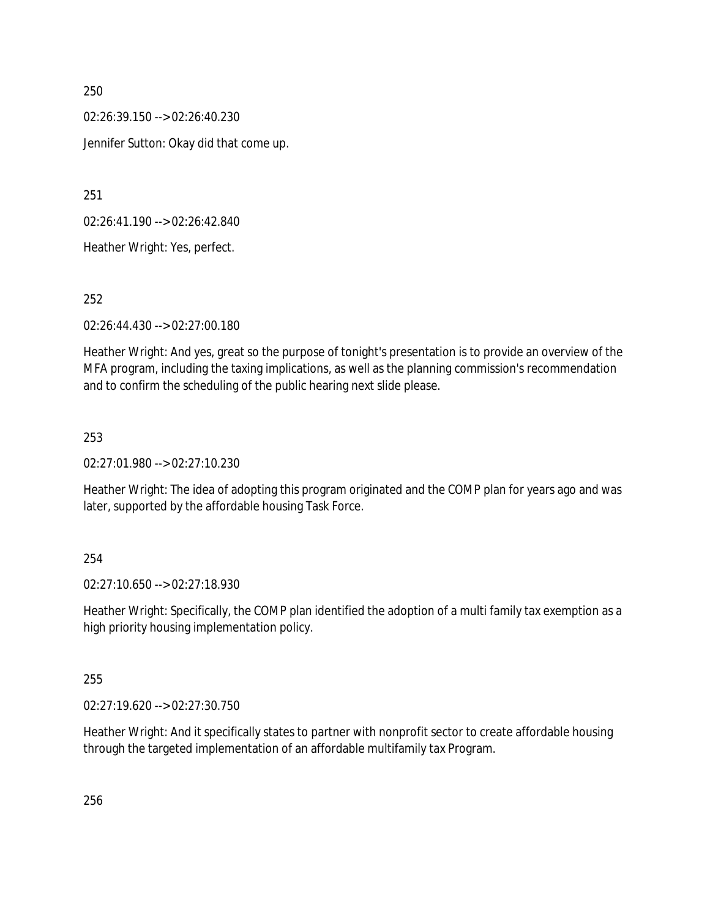250

02:26:39.150 --> 02:26:40.230

Jennifer Sutton: Okay did that come up.

251

02:26:41.190 --> 02:26:42.840

Heather Wright: Yes, perfect.

252

02:26:44.430 --> 02:27:00.180

Heather Wright: And yes, great so the purpose of tonight's presentation is to provide an overview of the MFA program, including the taxing implications, as well as the planning commission's recommendation and to confirm the scheduling of the public hearing next slide please.

253

02:27:01.980 --> 02:27:10.230

Heather Wright: The idea of adopting this program originated and the COMP plan for years ago and was later, supported by the affordable housing Task Force.

254

02:27:10.650 --> 02:27:18.930

Heather Wright: Specifically, the COMP plan identified the adoption of a multi family tax exemption as a high priority housing implementation policy.

255

02:27:19.620 --> 02:27:30.750

Heather Wright: And it specifically states to partner with nonprofit sector to create affordable housing through the targeted implementation of an affordable multifamily tax Program.

256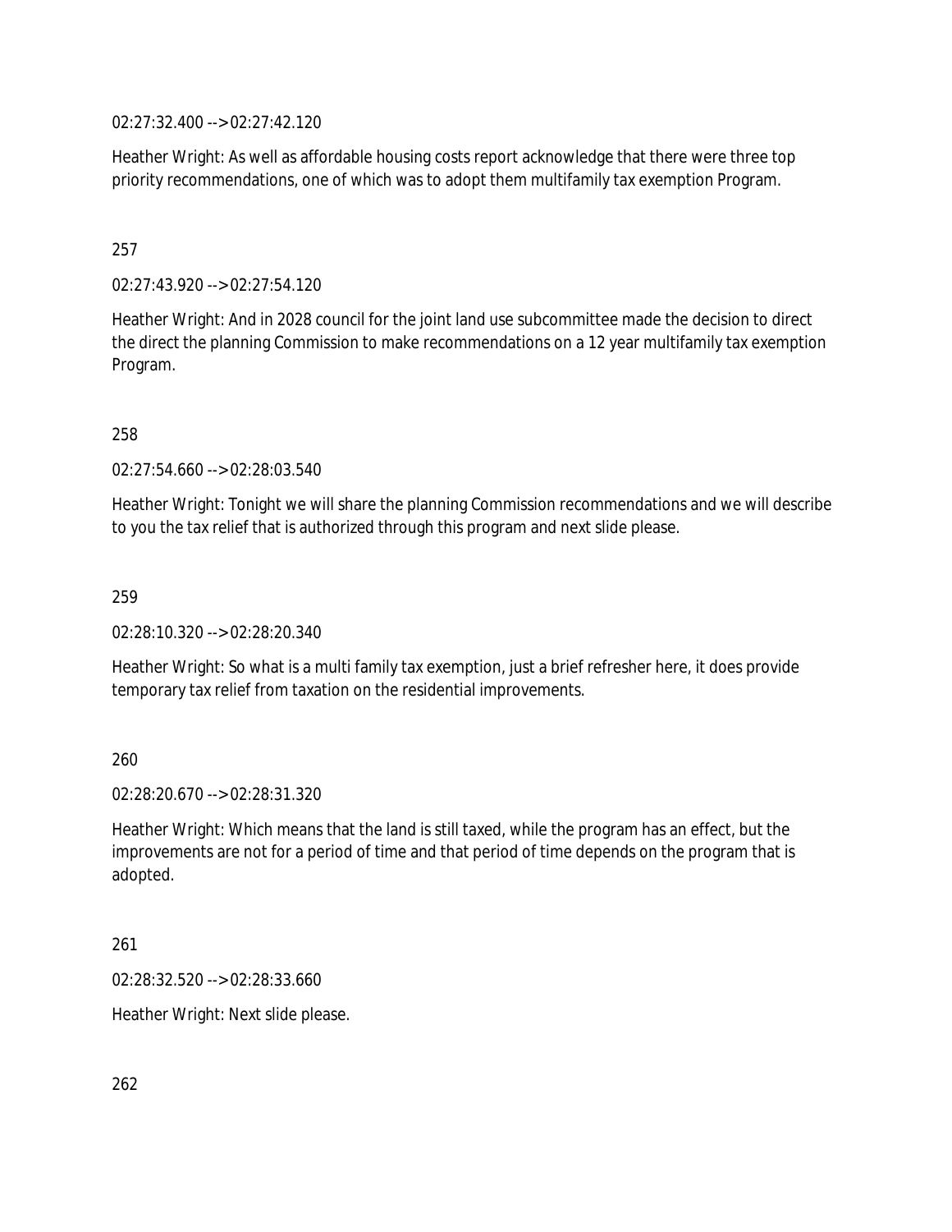02:27:32.400 --> 02:27:42.120

Heather Wright: As well as affordable housing costs report acknowledge that there were three top priority recommendations, one of which was to adopt them multifamily tax exemption Program.

257

02:27:43.920 --> 02:27:54.120

Heather Wright: And in 2028 council for the joint land use subcommittee made the decision to direct the direct the planning Commission to make recommendations on a 12 year multifamily tax exemption Program.

258

02:27:54.660 --> 02:28:03.540

Heather Wright: Tonight we will share the planning Commission recommendations and we will describe to you the tax relief that is authorized through this program and next slide please.

259

02:28:10.320 --> 02:28:20.340

Heather Wright: So what is a multi family tax exemption, just a brief refresher here, it does provide temporary tax relief from taxation on the residential improvements.

260

02:28:20.670 --> 02:28:31.320

Heather Wright: Which means that the land is still taxed, while the program has an effect, but the improvements are not for a period of time and that period of time depends on the program that is adopted.

261

02:28:32.520 --> 02:28:33.660

Heather Wright: Next slide please.

262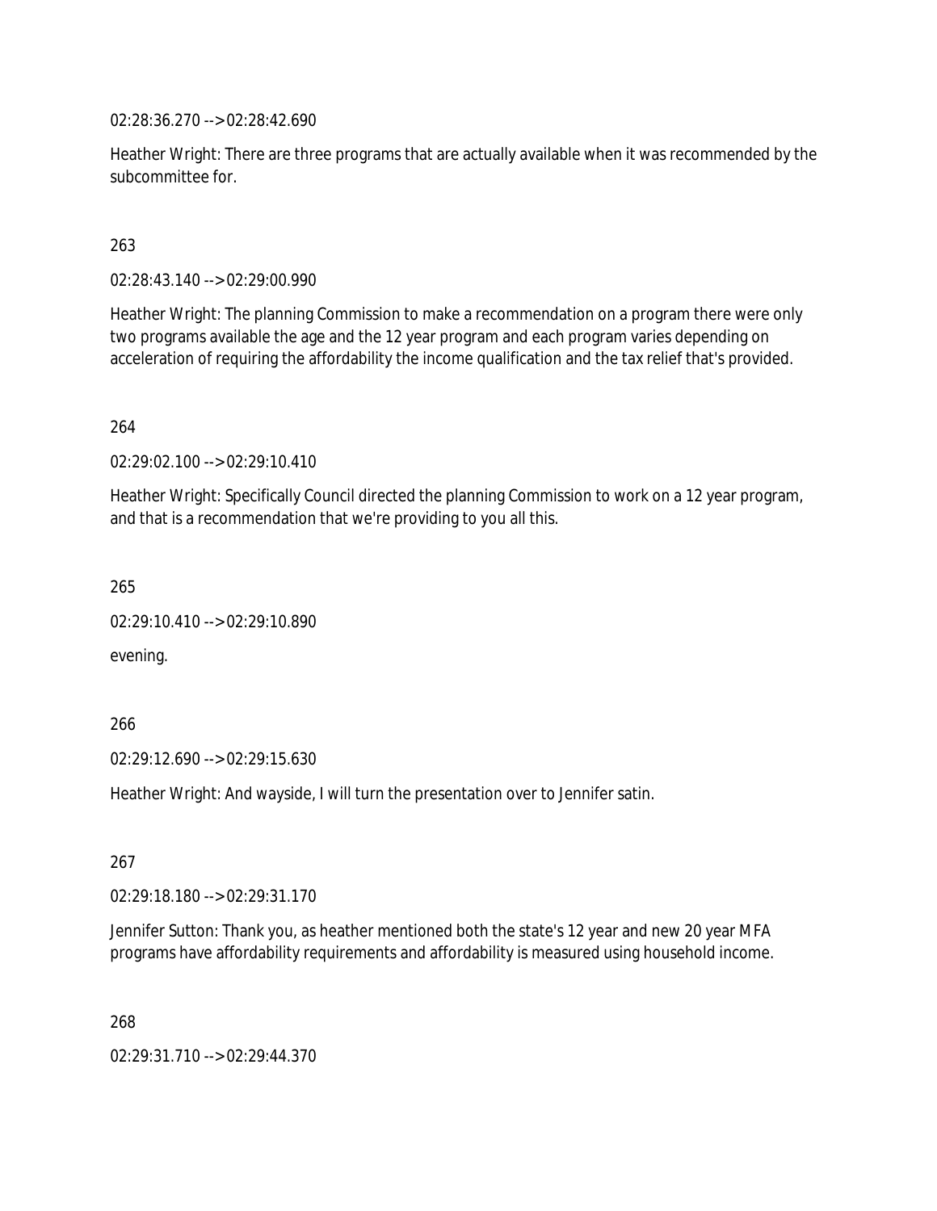02:28:36.270 --> 02:28:42.690

Heather Wright: There are three programs that are actually available when it was recommended by the subcommittee for.

263

02:28:43.140 --> 02:29:00.990

Heather Wright: The planning Commission to make a recommendation on a program there were only two programs available the age and the 12 year program and each program varies depending on acceleration of requiring the affordability the income qualification and the tax relief that's provided.

264

02:29:02.100 --> 02:29:10.410

Heather Wright: Specifically Council directed the planning Commission to work on a 12 year program, and that is a recommendation that we're providing to you all this.

265

02:29:10.410 --> 02:29:10.890

evening.

266

02:29:12.690 --> 02:29:15.630

Heather Wright: And wayside, I will turn the presentation over to Jennifer satin.

267

02:29:18.180 --> 02:29:31.170

Jennifer Sutton: Thank you, as heather mentioned both the state's 12 year and new 20 year MFA programs have affordability requirements and affordability is measured using household income.

268

02:29:31.710 --> 02:29:44.370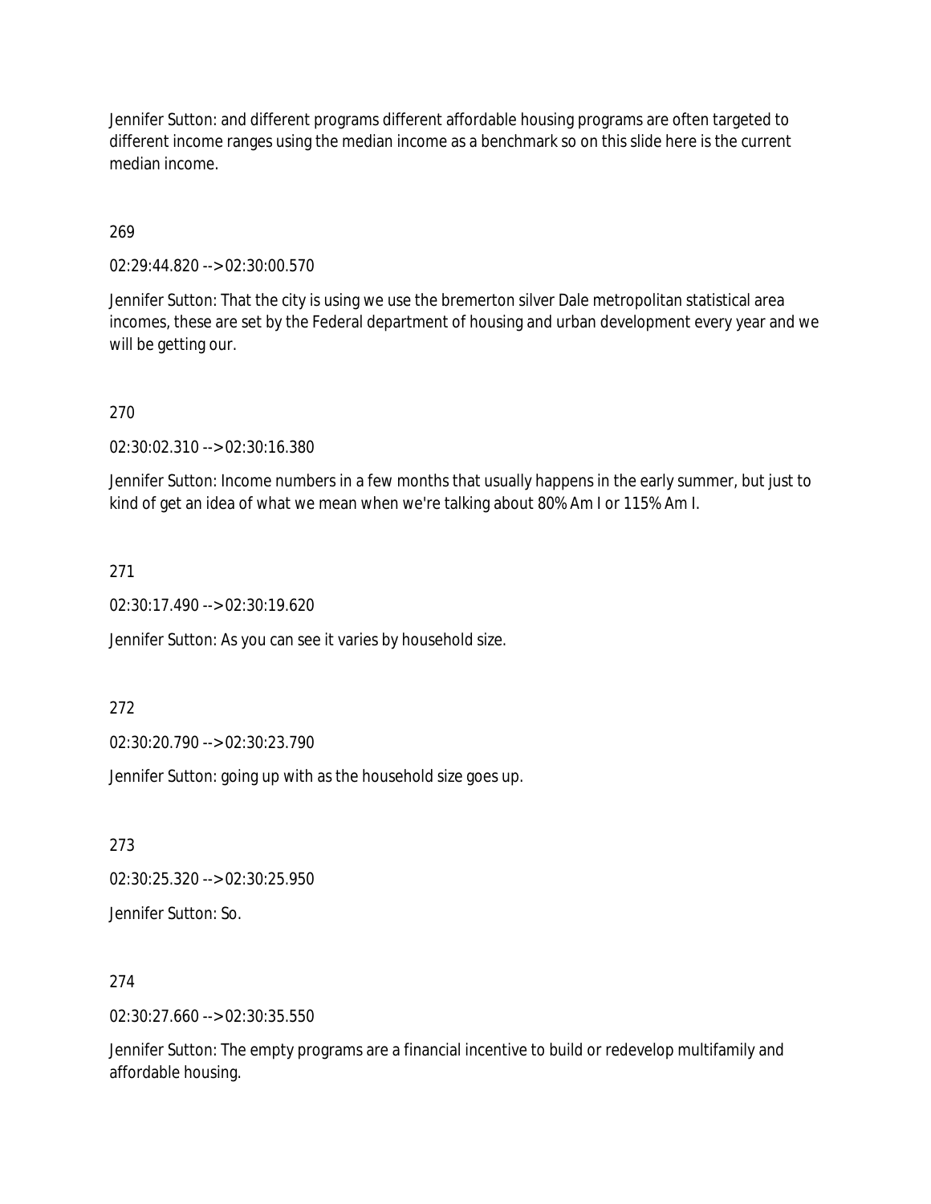Jennifer Sutton: and different programs different affordable housing programs are often targeted to different income ranges using the median income as a benchmark so on this slide here is the current median income.

269

02:29:44.820 --> 02:30:00.570

Jennifer Sutton: That the city is using we use the bremerton silver Dale metropolitan statistical area incomes, these are set by the Federal department of housing and urban development every year and we will be getting our.

270

02:30:02.310 --> 02:30:16.380

Jennifer Sutton: Income numbers in a few months that usually happens in the early summer, but just to kind of get an idea of what we mean when we're talking about 80% Am I or 115% Am I.

271

02:30:17.490 --> 02:30:19.620

Jennifer Sutton: As you can see it varies by household size.

272

02:30:20.790 --> 02:30:23.790

Jennifer Sutton: going up with as the household size goes up.

273

02:30:25.320 --> 02:30:25.950

Jennifer Sutton: So.

274

02:30:27.660 --> 02:30:35.550

Jennifer Sutton: The empty programs are a financial incentive to build or redevelop multifamily and affordable housing.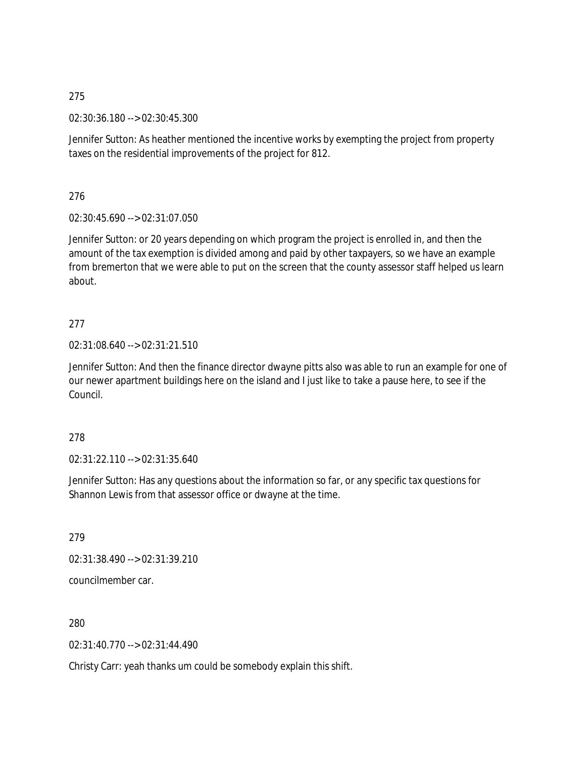275

02:30:36.180 --> 02:30:45.300

Jennifer Sutton: As heather mentioned the incentive works by exempting the project from property taxes on the residential improvements of the project for 812.

276

02:30:45.690 --> 02:31:07.050

Jennifer Sutton: or 20 years depending on which program the project is enrolled in, and then the amount of the tax exemption is divided among and paid by other taxpayers, so we have an example from bremerton that we were able to put on the screen that the county assessor staff helped us learn about.

277

02:31:08.640 --> 02:31:21.510

Jennifer Sutton: And then the finance director dwayne pitts also was able to run an example for one of our newer apartment buildings here on the island and I just like to take a pause here, to see if the Council.

278

02:31:22.110 --> 02:31:35.640

Jennifer Sutton: Has any questions about the information so far, or any specific tax questions for Shannon Lewis from that assessor office or dwayne at the time.

279

02:31:38.490 --> 02:31:39.210

councilmember car.

280

02:31:40.770 --> 02:31:44.490

Christy Carr: yeah thanks um could be somebody explain this shift.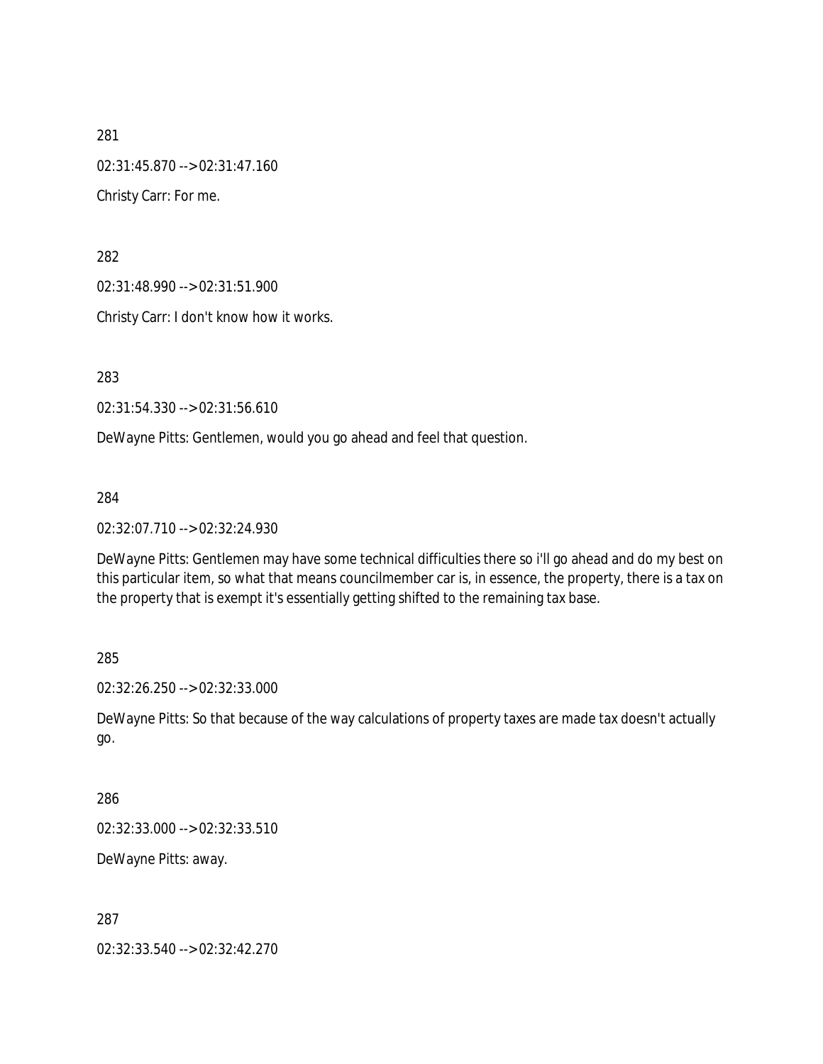281

02:31:45.870 --> 02:31:47.160

Christy Carr: For me.

282

02:31:48.990 --> 02:31:51.900

Christy Carr: I don't know how it works.

283

02:31:54.330 --> 02:31:56.610

DeWayne Pitts: Gentlemen, would you go ahead and feel that question.

284

02:32:07.710 --> 02:32:24.930

DeWayne Pitts: Gentlemen may have some technical difficulties there so i'll go ahead and do my best on this particular item, so what that means councilmember car is, in essence, the property, there is a tax on the property that is exempt it's essentially getting shifted to the remaining tax base.

285

02:32:26.250 --> 02:32:33.000

DeWayne Pitts: So that because of the way calculations of property taxes are made tax doesn't actually go.

286

02:32:33.000 --> 02:32:33.510

DeWayne Pitts: away.

287

02:32:33.540 --> 02:32:42.270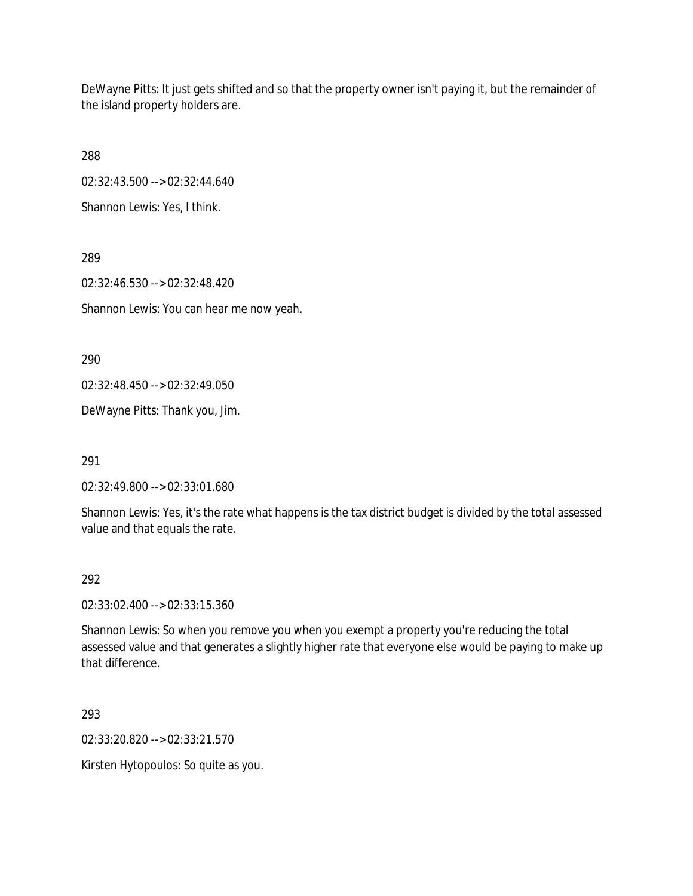DeWayne Pitts: It just gets shifted and so that the property owner isn't paying it, but the remainder of the island property holders are.

288

02:32:43.500 --> 02:32:44.640

Shannon Lewis: Yes, I think.

289

02:32:46.530 --> 02:32:48.420

Shannon Lewis: You can hear me now yeah.

290

02:32:48.450 --> 02:32:49.050

DeWayne Pitts: Thank you, Jim.

291

02:32:49.800 --> 02:33:01.680

Shannon Lewis: Yes, it's the rate what happens is the tax district budget is divided by the total assessed value and that equals the rate.

292

02:33:02.400 --> 02:33:15.360

Shannon Lewis: So when you remove you when you exempt a property you're reducing the total assessed value and that generates a slightly higher rate that everyone else would be paying to make up that difference.

293

02:33:20.820 --> 02:33:21.570

Kirsten Hytopoulos: So quite as you.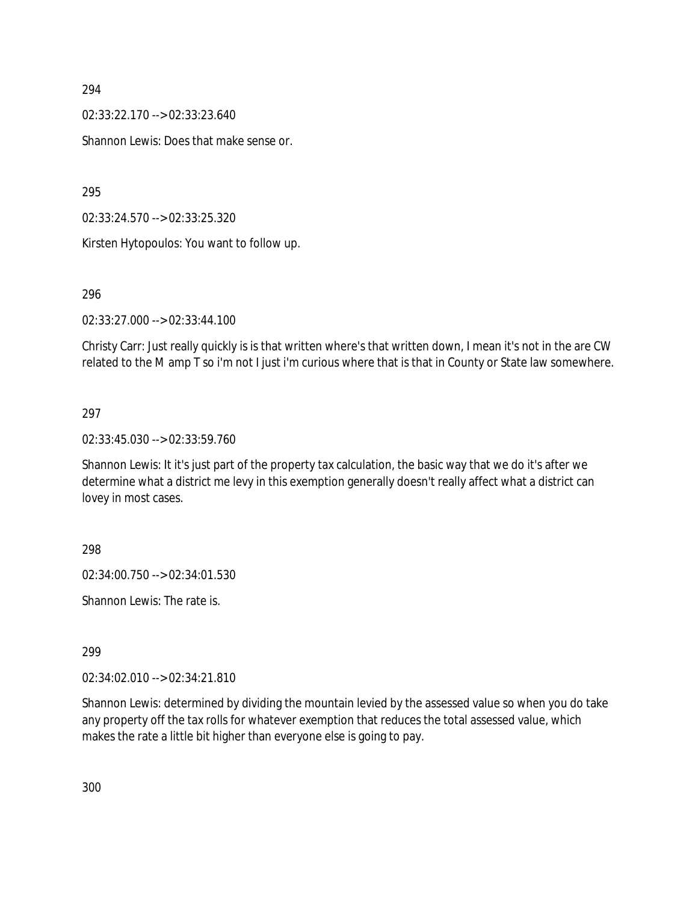294

02:33:22.170 --> 02:33:23.640

Shannon Lewis: Does that make sense or.

295

02:33:24.570 --> 02:33:25.320

Kirsten Hytopoulos: You want to follow up.

296

02:33:27.000 --> 02:33:44.100

Christy Carr: Just really quickly is is that written where's that written down, I mean it's not in the are CW related to the M amp T so i'm not I just i'm curious where that is that in County or State law somewhere.

297

02:33:45.030 --> 02:33:59.760

Shannon Lewis: It it's just part of the property tax calculation, the basic way that we do it's after we determine what a district me levy in this exemption generally doesn't really affect what a district can lovey in most cases.

298

02:34:00.750 --> 02:34:01.530

Shannon Lewis: The rate is.

299

02:34:02.010 --> 02:34:21.810

Shannon Lewis: determined by dividing the mountain levied by the assessed value so when you do take any property off the tax rolls for whatever exemption that reduces the total assessed value, which makes the rate a little bit higher than everyone else is going to pay.

300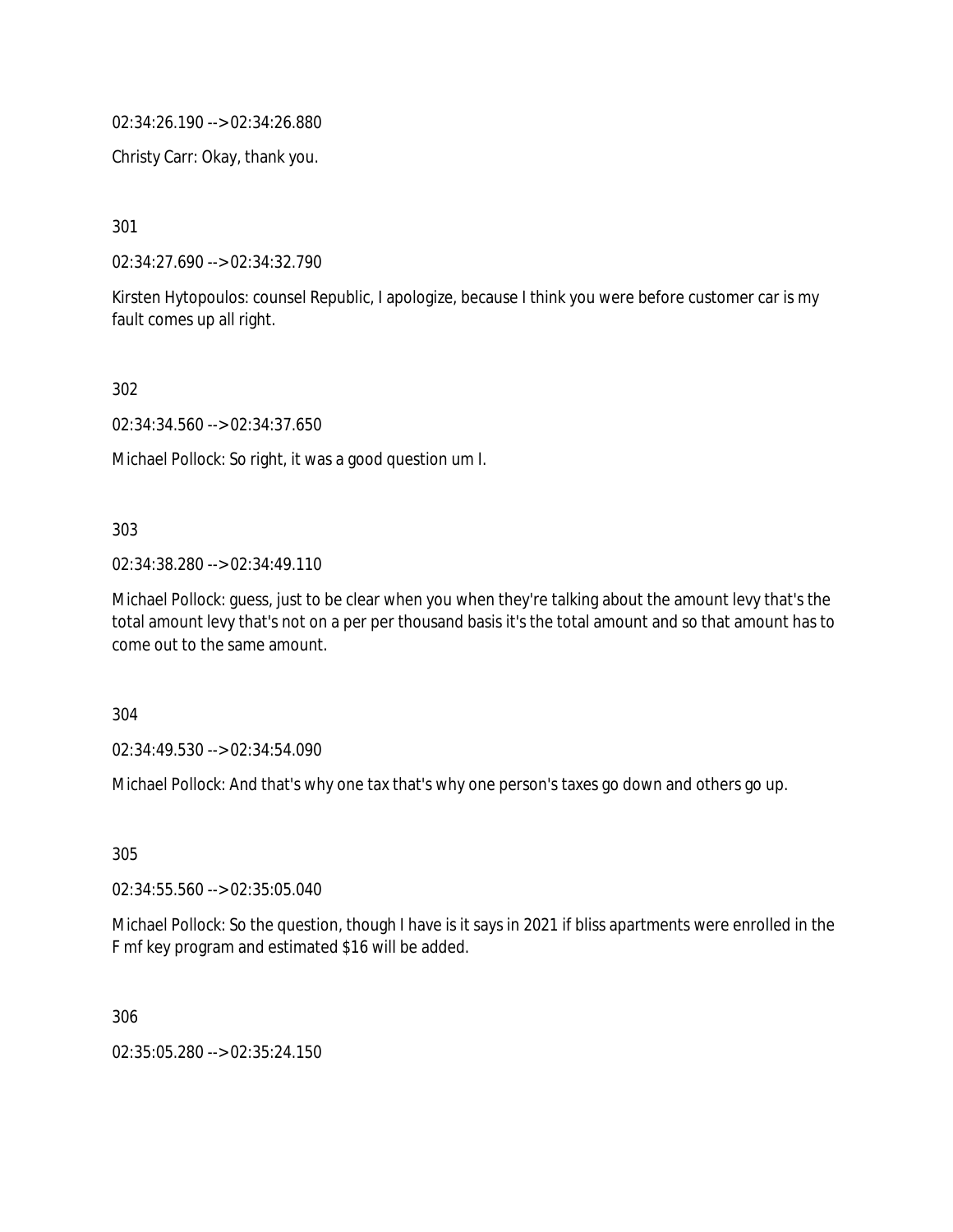02:34:26.190 --> 02:34:26.880

Christy Carr: Okay, thank you.

301

02:34:27.690 --> 02:34:32.790

Kirsten Hytopoulos: counsel Republic, I apologize, because I think you were before customer car is my fault comes up all right.

302

02:34:34.560 --> 02:34:37.650

Michael Pollock: So right, it was a good question um I.

303

02:34:38.280 --> 02:34:49.110

Michael Pollock: guess, just to be clear when you when they're talking about the amount levy that's the total amount levy that's not on a per per thousand basis it's the total amount and so that amount has to come out to the same amount.

304

02:34:49.530 --> 02:34:54.090

Michael Pollock: And that's why one tax that's why one person's taxes go down and others go up.

305

02:34:55.560 --> 02:35:05.040

Michael Pollock: So the question, though I have is it says in 2021 if bliss apartments were enrolled in the F mf key program and estimated $16 will be added.

306

02:35:05.280 --> 02:35:24.150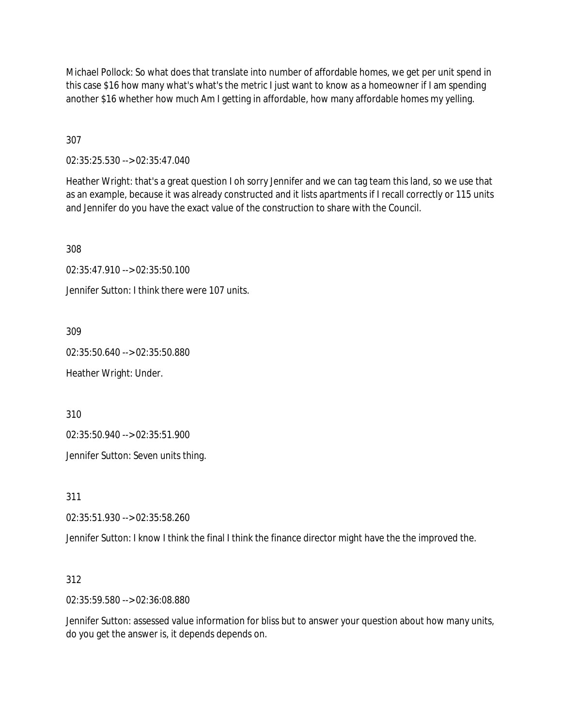Michael Pollock: So what does that translate into number of affordable homes, we get per unit spend in this case $16 how many what's what's the metric I just want to know as a homeowner if I am spending another $16 whether how much Am I getting in affordable, how many affordable homes my yelling.

307

02:35:25.530 --> 02:35:47.040

Heather Wright: that's a great question I oh sorry Jennifer and we can tag team this land, so we use that as an example, because it was already constructed and it lists apartments if I recall correctly or 115 units and Jennifer do you have the exact value of the construction to share with the Council.

308

02:35:47.910 --> 02:35:50.100

Jennifer Sutton: I think there were 107 units.

309

02:35:50.640 --> 02:35:50.880

Heather Wright: Under.

310

02:35:50.940 --> 02:35:51.900

Jennifer Sutton: Seven units thing.

311

02:35:51.930 --> 02:35:58.260

Jennifer Sutton: I know I think the final I think the finance director might have the the improved the.

312

02:35:59.580 --> 02:36:08.880

Jennifer Sutton: assessed value information for bliss but to answer your question about how many units, do you get the answer is, it depends depends on.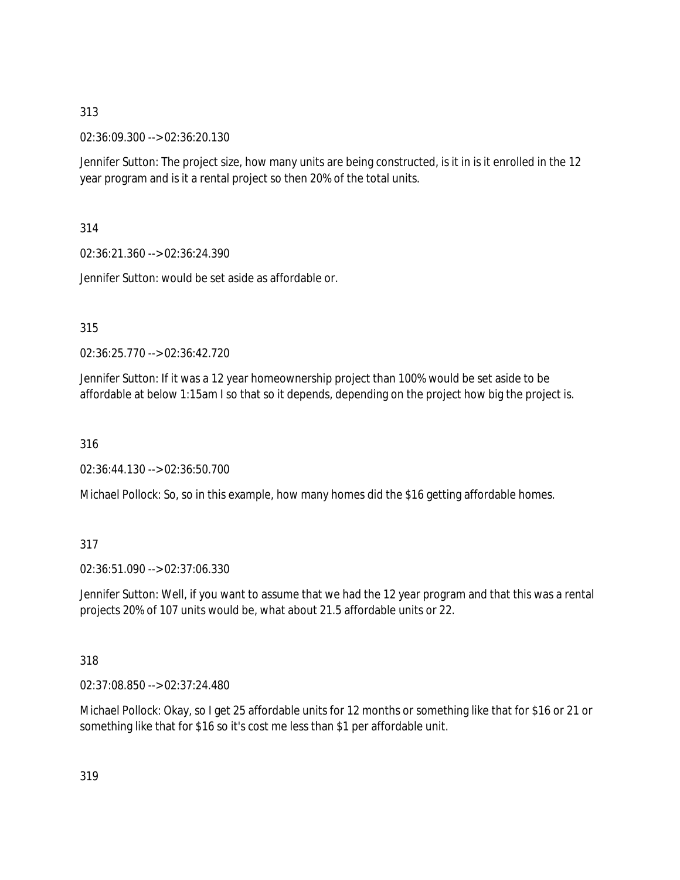313

02:36:09.300 --> 02:36:20.130

Jennifer Sutton: The project size, how many units are being constructed, is it in is it enrolled in the 12 year program and is it a rental project so then 20% of the total units.

314

02:36:21.360 --> 02:36:24.390

Jennifer Sutton: would be set aside as affordable or.

315

02:36:25.770 --> 02:36:42.720

Jennifer Sutton: If it was a 12 year homeownership project than 100% would be set aside to be affordable at below 1:15am I so that so it depends, depending on the project how big the project is.

316

02:36:44.130 --> 02:36:50.700

Michael Pollock: So, so in this example, how many homes did the $16 getting affordable homes.

317

02:36:51.090 --> 02:37:06.330

Jennifer Sutton: Well, if you want to assume that we had the 12 year program and that this was a rental projects 20% of 107 units would be, what about 21.5 affordable units or 22.

318

02:37:08.850 --> 02:37:24.480

Michael Pollock: Okay, so I get 25 affordable units for 12 months or something like that for $16 or 21 or something like that for $16 so it's cost me less than $1 per affordable unit.

319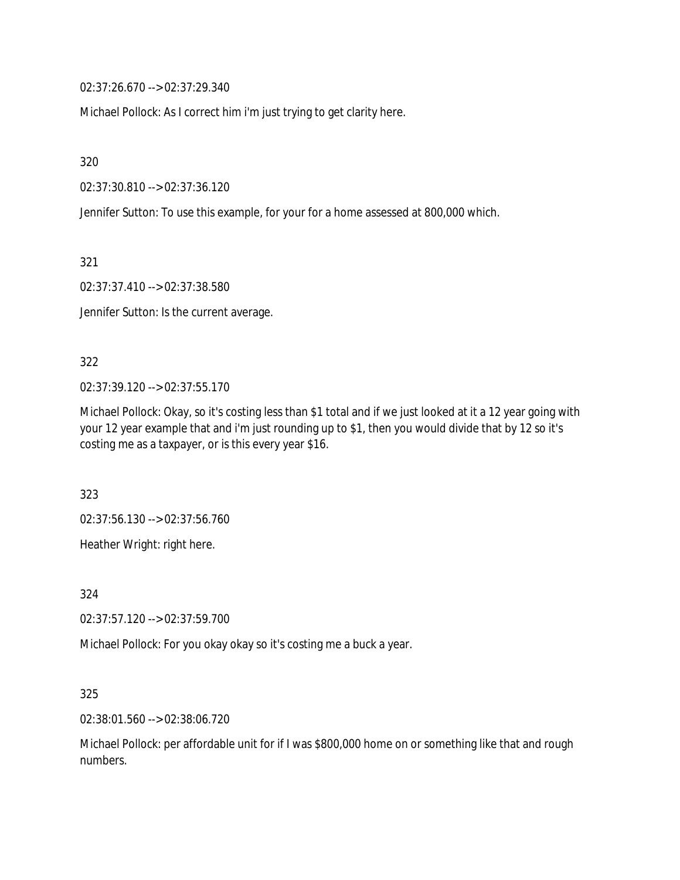02:37:26.670 --> 02:37:29.340

Michael Pollock: As I correct him i'm just trying to get clarity here.

320

02:37:30.810 --> 02:37:36.120

Jennifer Sutton: To use this example, for your for a home assessed at 800,000 which.

321

02:37:37.410 --> 02:37:38.580

Jennifer Sutton: Is the current average.

322

02:37:39.120 --> 02:37:55.170

Michael Pollock: Okay, so it's costing less than $1 total and if we just looked at it a 12 year going with your 12 year example that and i'm just rounding up to $1, then you would divide that by 12 so it's costing me as a taxpayer, or is this every year $16.

323

02:37:56.130 --> 02:37:56.760

Heather Wright: right here.

324

02:37:57.120 --> 02:37:59.700

Michael Pollock: For you okay okay so it's costing me a buck a year.

325

02:38:01.560 --> 02:38:06.720

Michael Pollock: per affordable unit for if I was $800,000 home on or something like that and rough numbers.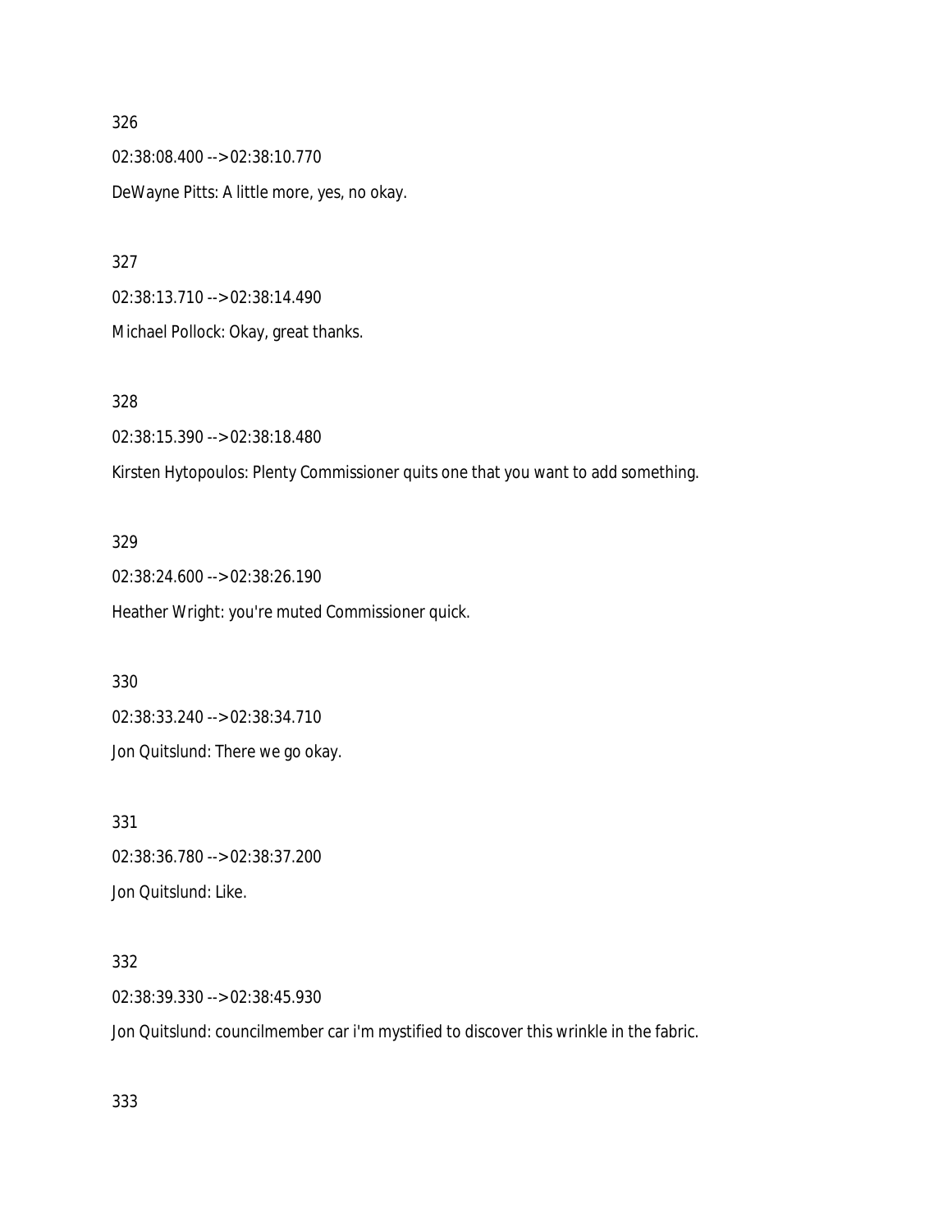326

02:38:08.400 --> 02:38:10.770

DeWayne Pitts: A little more, yes, no okay.

327

02:38:13.710 --> 02:38:14.490

Michael Pollock: Okay, great thanks.

328

02:38:15.390 --> 02:38:18.480

Kirsten Hytopoulos: Plenty Commissioner quits one that you want to add something.

329

02:38:24.600 --> 02:38:26.190

Heather Wright: you're muted Commissioner quick.

330

02:38:33.240 --> 02:38:34.710

Jon Quitslund: There we go okay.

331

02:38:36.780 --> 02:38:37.200

Jon Quitslund: Like.

332

02:38:39.330 --> 02:38:45.930

Jon Quitslund: councilmember car i'm mystified to discover this wrinkle in the fabric.

333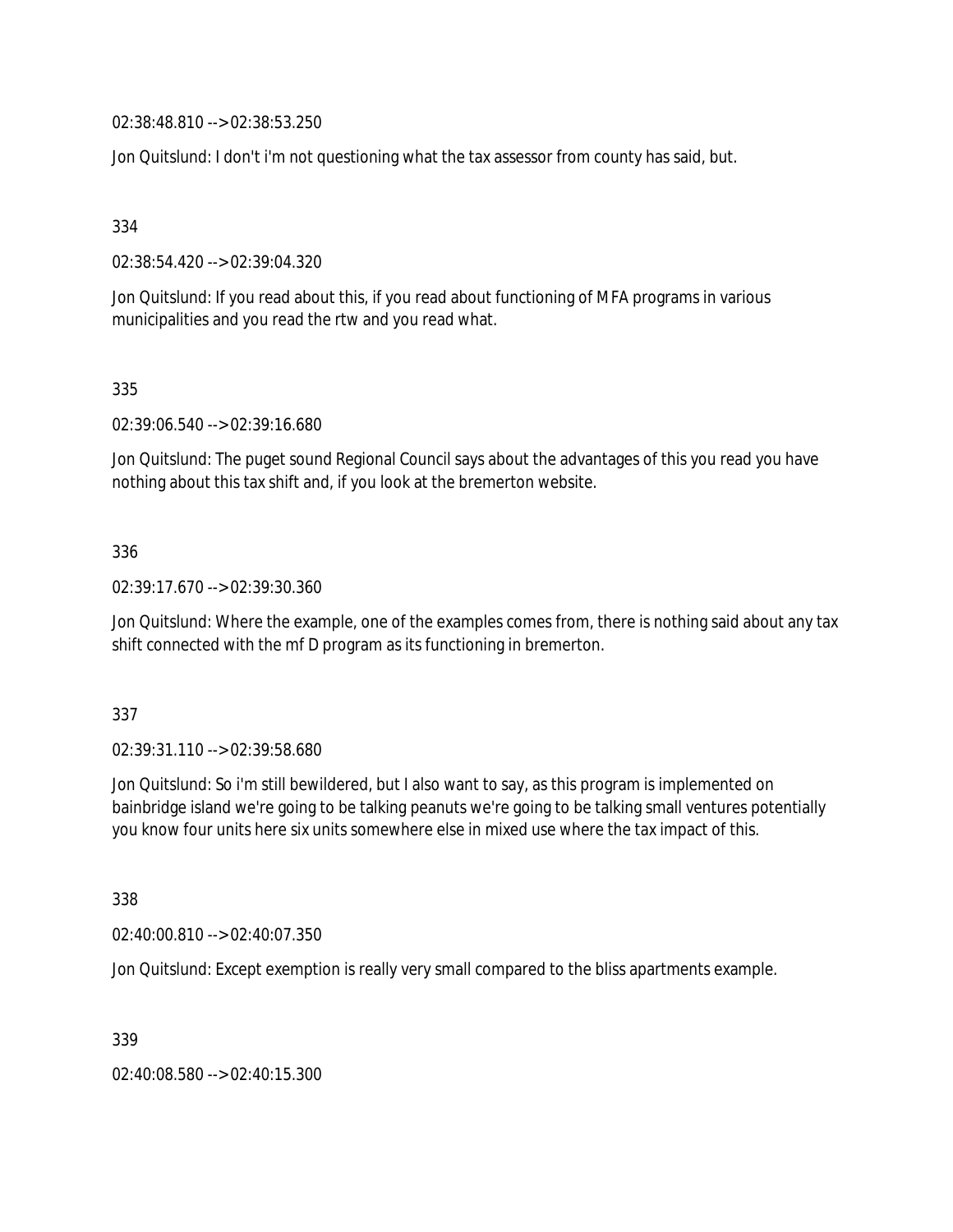02:38:48.810 --> 02:38:53.250

Jon Quitslund: I don't i'm not questioning what the tax assessor from county has said, but.

334

02:38:54.420 --> 02:39:04.320

Jon Quitslund: If you read about this, if you read about functioning of MFA programs in various municipalities and you read the rtw and you read what.

335

02:39:06.540 --> 02:39:16.680

Jon Quitslund: The puget sound Regional Council says about the advantages of this you read you have nothing about this tax shift and, if you look at the bremerton website.

336

02:39:17.670 --> 02:39:30.360

Jon Quitslund: Where the example, one of the examples comes from, there is nothing said about any tax shift connected with the mf D program as its functioning in bremerton.

337

02:39:31.110 --> 02:39:58.680

Jon Quitslund: So i'm still bewildered, but I also want to say, as this program is implemented on bainbridge island we're going to be talking peanuts we're going to be talking small ventures potentially you know four units here six units somewhere else in mixed use where the tax impact of this.

338

02:40:00.810 --> 02:40:07.350

Jon Quitslund: Except exemption is really very small compared to the bliss apartments example.

339

02:40:08.580 --> 02:40:15.300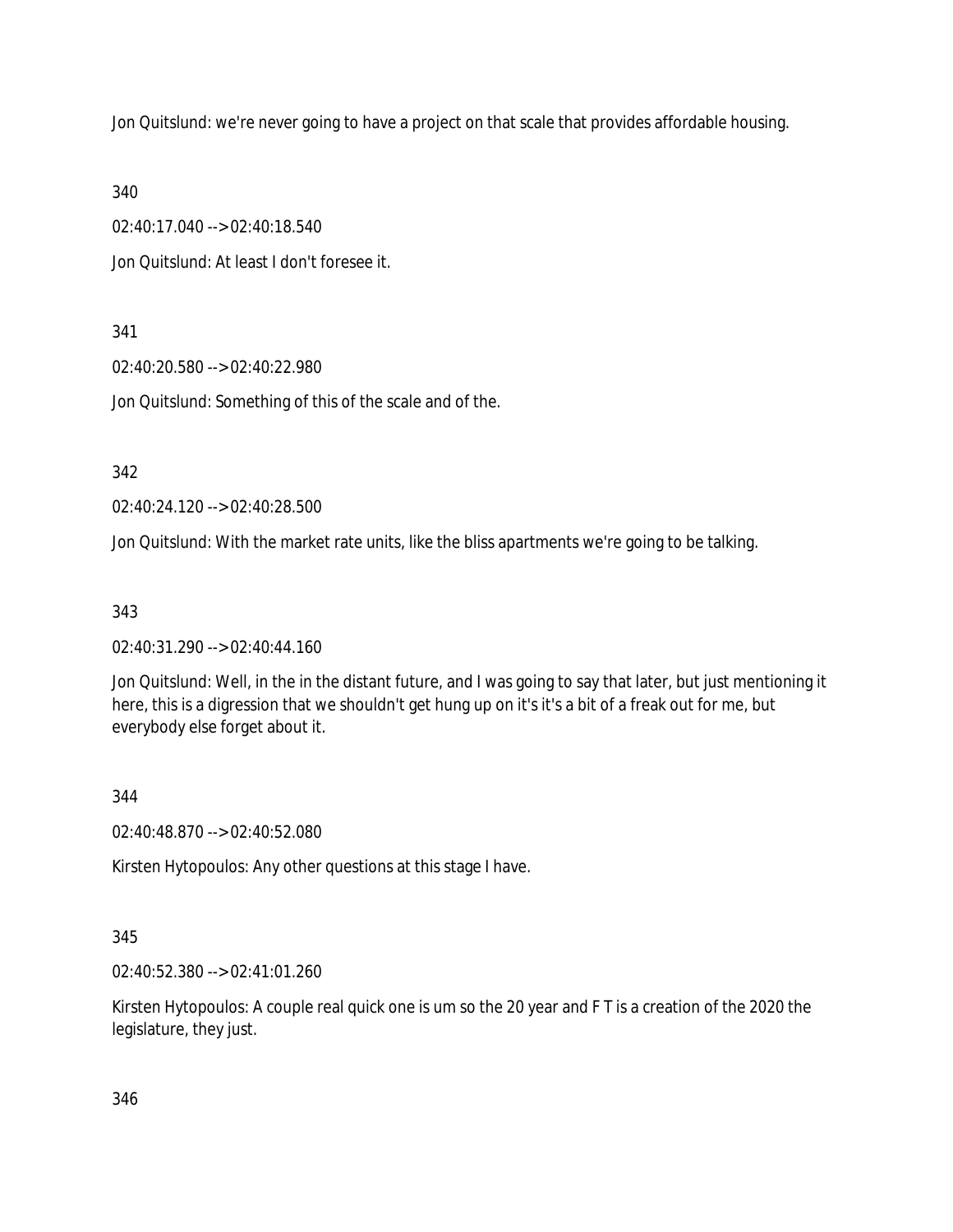Jon Quitslund: we're never going to have a project on that scale that provides affordable housing.

340

02:40:17.040 --> 02:40:18.540

Jon Quitslund: At least I don't foresee it.

341

02:40:20.580 --> 02:40:22.980

Jon Quitslund: Something of this of the scale and of the.

342

02:40:24.120 --> 02:40:28.500

Jon Quitslund: With the market rate units, like the bliss apartments we're going to be talking.

343

02:40:31.290 --> 02:40:44.160

Jon Quitslund: Well, in the in the distant future, and I was going to say that later, but just mentioning it here, this is a digression that we shouldn't get hung up on it's it's a bit of a freak out for me, but everybody else forget about it.

344

02:40:48.870 --> 02:40:52.080

Kirsten Hytopoulos: Any other questions at this stage I have.

345

02:40:52.380 --> 02:41:01.260

Kirsten Hytopoulos: A couple real quick one is um so the 20 year and F T is a creation of the 2020 the legislature, they just.

346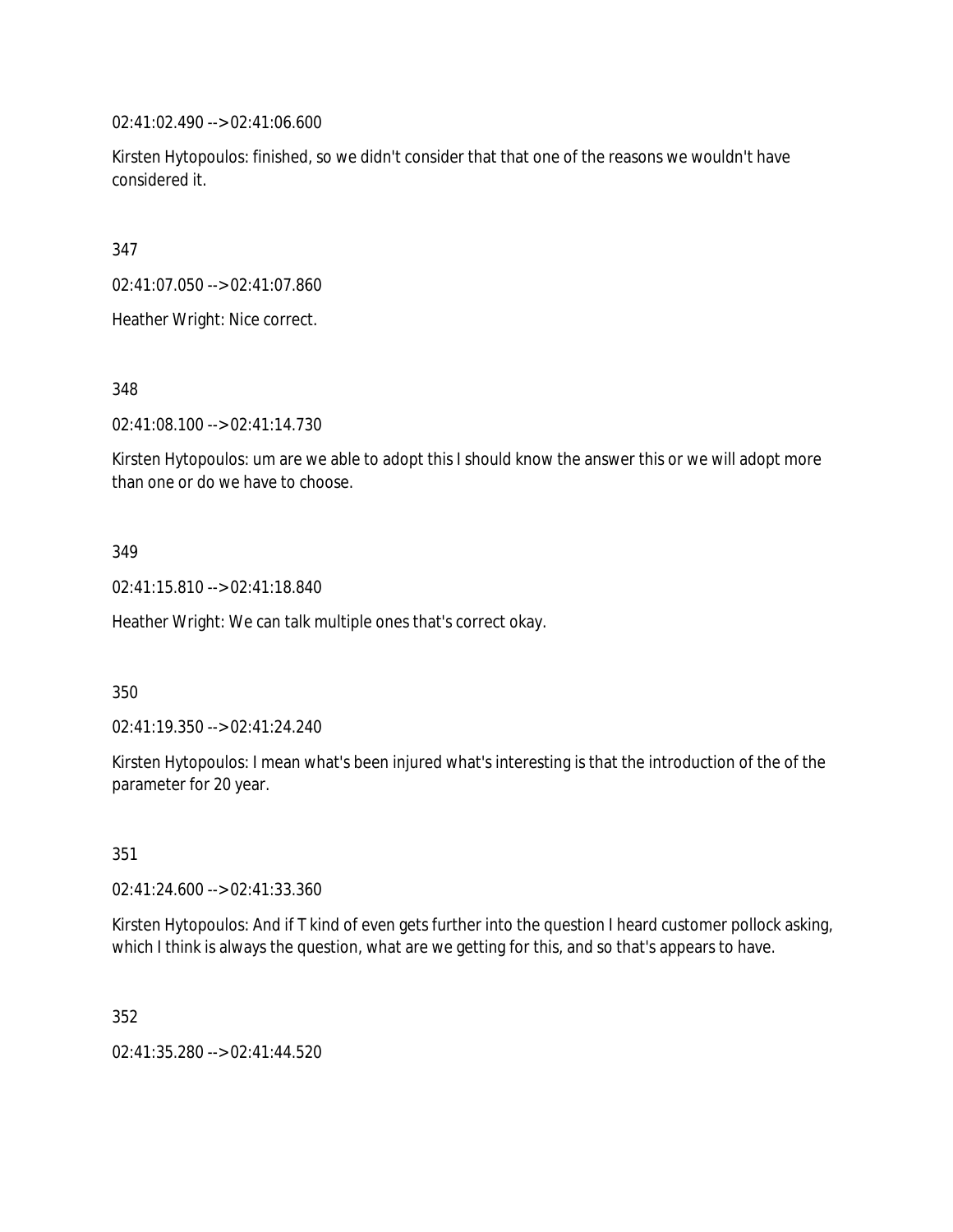02:41:02.490 --> 02:41:06.600

Kirsten Hytopoulos: finished, so we didn't consider that that one of the reasons we wouldn't have considered it.

347

02:41:07.050 --> 02:41:07.860

Heather Wright: Nice correct.

348

02:41:08.100 --> 02:41:14.730

Kirsten Hytopoulos: um are we able to adopt this I should know the answer this or we will adopt more than one or do we have to choose.

349

02:41:15.810 --> 02:41:18.840

Heather Wright: We can talk multiple ones that's correct okay.

350

02:41:19.350 --> 02:41:24.240

Kirsten Hytopoulos: I mean what's been injured what's interesting is that the introduction of the of the parameter for 20 year.

351

02:41:24.600 --> 02:41:33.360

Kirsten Hytopoulos: And if T kind of even gets further into the question I heard customer pollock asking, which I think is always the question, what are we getting for this, and so that's appears to have.

352

02:41:35.280 --> 02:41:44.520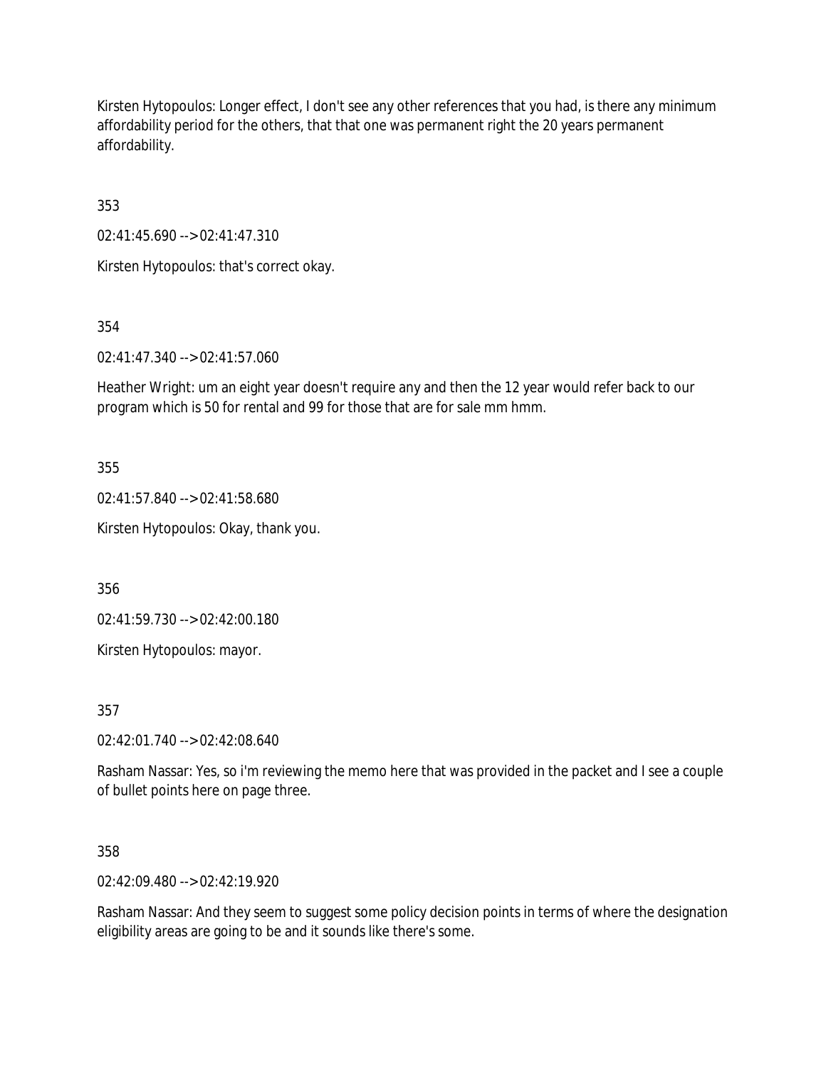Kirsten Hytopoulos: Longer effect, I don't see any other references that you had, is there any minimum affordability period for the others, that that one was permanent right the 20 years permanent affordability.

353

02:41:45.690 --> 02:41:47.310

Kirsten Hytopoulos: that's correct okay.

354

02:41:47.340 --> 02:41:57.060

Heather Wright: um an eight year doesn't require any and then the 12 year would refer back to our program which is 50 for rental and 99 for those that are for sale mm hmm.

355

02:41:57.840 --> 02:41:58.680

Kirsten Hytopoulos: Okay, thank you.

356

02:41:59.730 --> 02:42:00.180

Kirsten Hytopoulos: mayor.

357

02:42:01.740 --> 02:42:08.640

Rasham Nassar: Yes, so i'm reviewing the memo here that was provided in the packet and I see a couple of bullet points here on page three.

358

02:42:09.480 --> 02:42:19.920

Rasham Nassar: And they seem to suggest some policy decision points in terms of where the designation eligibility areas are going to be and it sounds like there's some.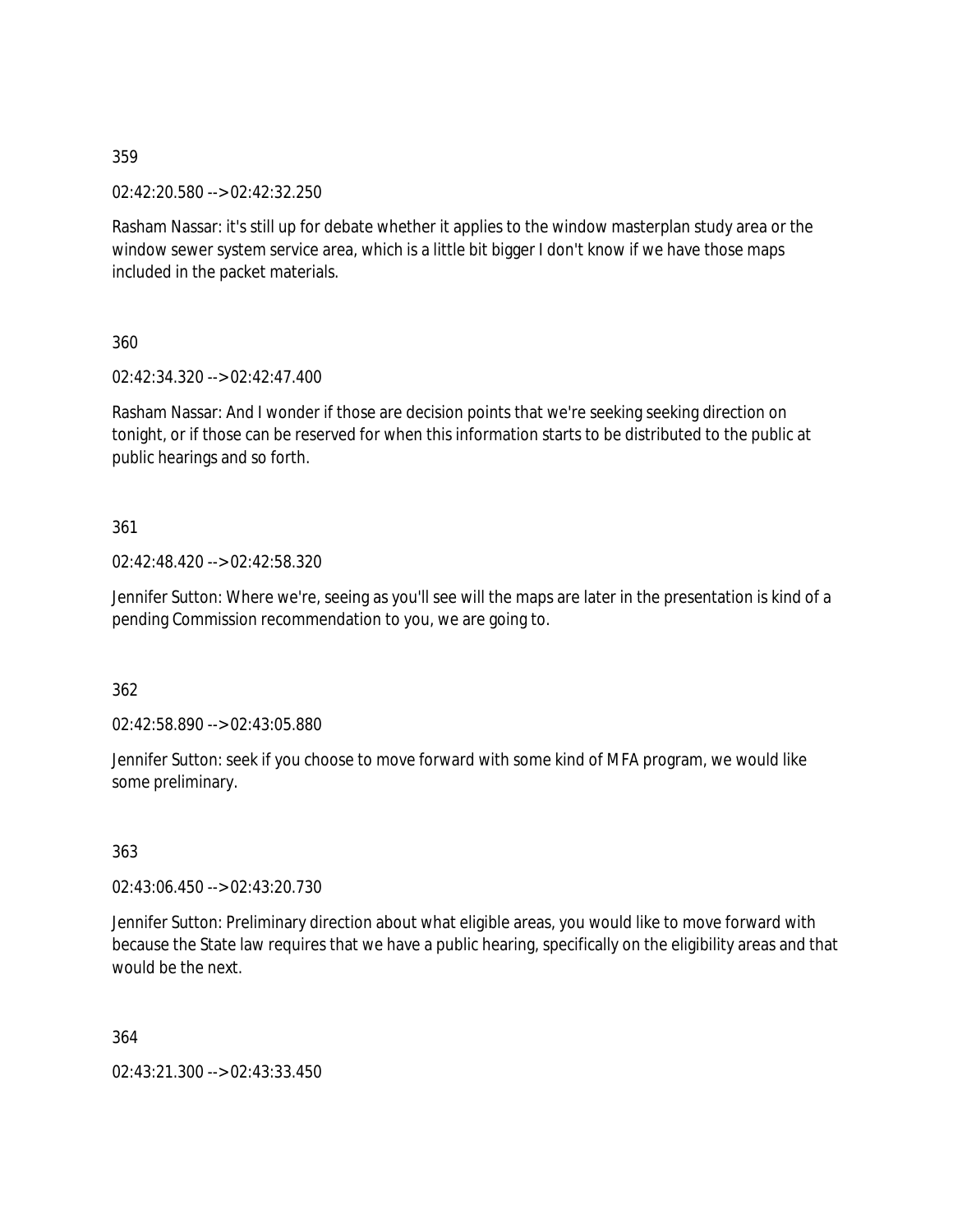359

02:42:20.580 --> 02:42:32.250

Rasham Nassar: it's still up for debate whether it applies to the window masterplan study area or the window sewer system service area, which is a little bit bigger I don't know if we have those maps included in the packet materials.

360

02:42:34.320 --> 02:42:47.400

Rasham Nassar: And I wonder if those are decision points that we're seeking seeking direction on tonight, or if those can be reserved for when this information starts to be distributed to the public at public hearings and so forth.

361

02:42:48.420 --> 02:42:58.320

Jennifer Sutton: Where we're, seeing as you'll see will the maps are later in the presentation is kind of a pending Commission recommendation to you, we are going to.

362

02:42:58.890 --> 02:43:05.880

Jennifer Sutton: seek if you choose to move forward with some kind of MFA program, we would like some preliminary.

363

02:43:06.450 --> 02:43:20.730

Jennifer Sutton: Preliminary direction about what eligible areas, you would like to move forward with because the State law requires that we have a public hearing, specifically on the eligibility areas and that would be the next.

364

02:43:21.300 --> 02:43:33.450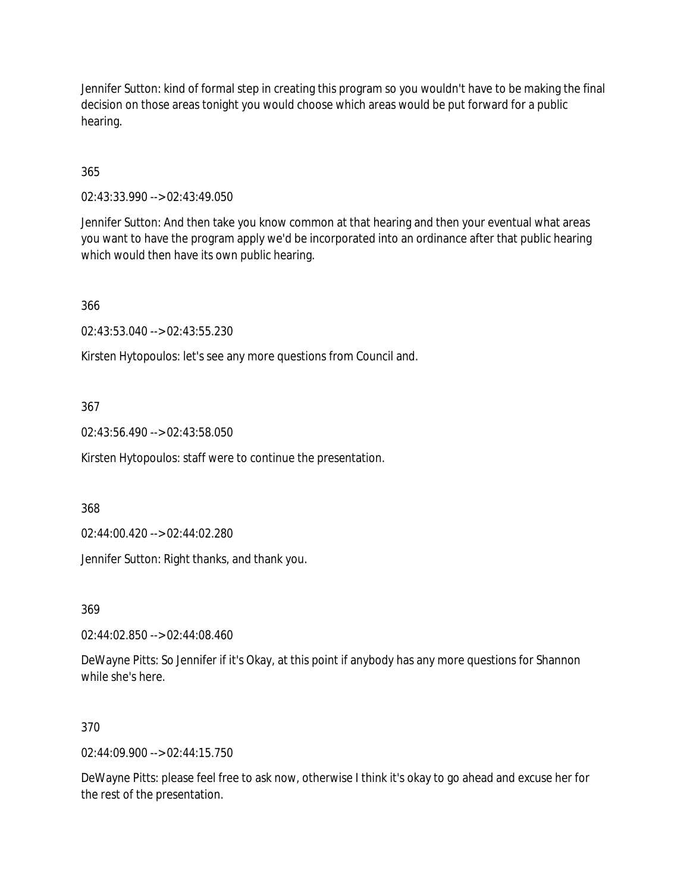Jennifer Sutton: kind of formal step in creating this program so you wouldn't have to be making the final decision on those areas tonight you would choose which areas would be put forward for a public hearing.

365

02:43:33.990 --> 02:43:49.050

Jennifer Sutton: And then take you know common at that hearing and then your eventual what areas you want to have the program apply we'd be incorporated into an ordinance after that public hearing which would then have its own public hearing.

366

02:43:53.040 --> 02:43:55.230

Kirsten Hytopoulos: let's see any more questions from Council and.

367

02:43:56.490 --> 02:43:58.050

Kirsten Hytopoulos: staff were to continue the presentation.

368

02:44:00.420 --> 02:44:02.280

Jennifer Sutton: Right thanks, and thank you.

369

02:44:02.850 --> 02:44:08.460

DeWayne Pitts: So Jennifer if it's Okay, at this point if anybody has any more questions for Shannon while she's here.

370

02:44:09.900 --> 02:44:15.750

DeWayne Pitts: please feel free to ask now, otherwise I think it's okay to go ahead and excuse her for the rest of the presentation.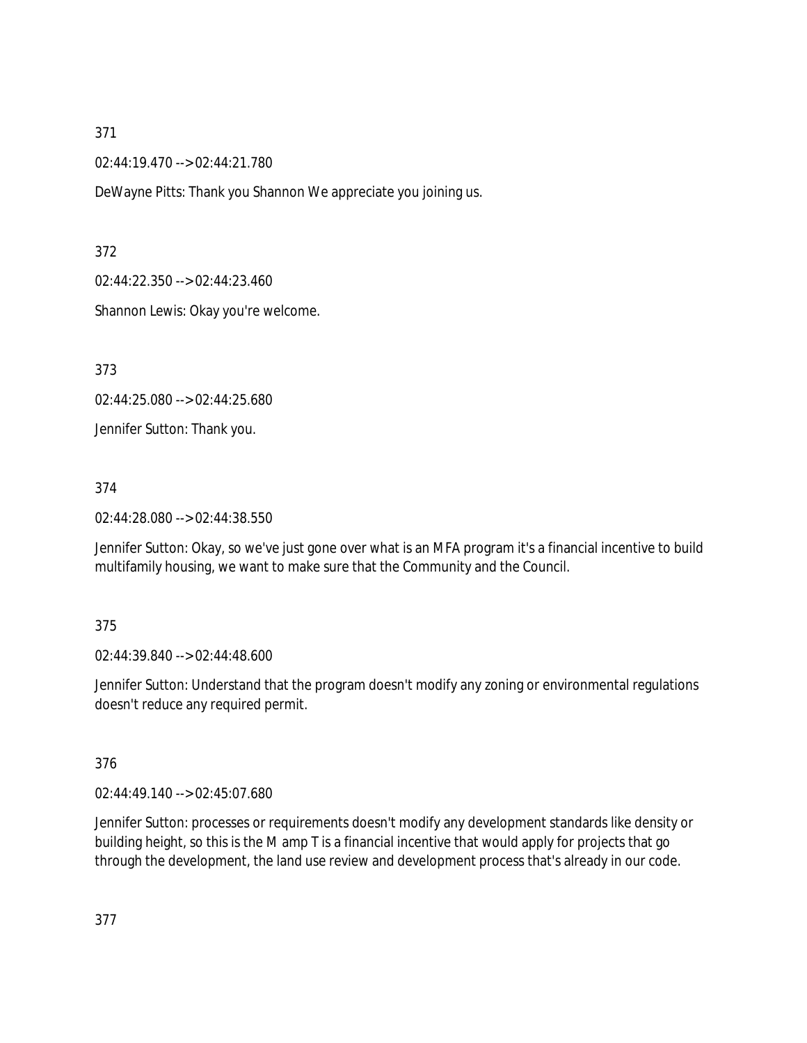371

02:44:19.470 --> 02:44:21.780

DeWayne Pitts: Thank you Shannon We appreciate you joining us.

372

02:44:22.350 --> 02:44:23.460

Shannon Lewis: Okay you're welcome.

373

02:44:25.080 --> 02:44:25.680

Jennifer Sutton: Thank you.

374

02:44:28.080 --> 02:44:38.550

Jennifer Sutton: Okay, so we've just gone over what is an MFA program it's a financial incentive to build multifamily housing, we want to make sure that the Community and the Council.

375

02:44:39.840 --> 02:44:48.600

Jennifer Sutton: Understand that the program doesn't modify any zoning or environmental regulations doesn't reduce any required permit.

376

02:44:49.140 --> 02:45:07.680

Jennifer Sutton: processes or requirements doesn't modify any development standards like density or building height, so this is the M amp T is a financial incentive that would apply for projects that go through the development, the land use review and development process that's already in our code.

377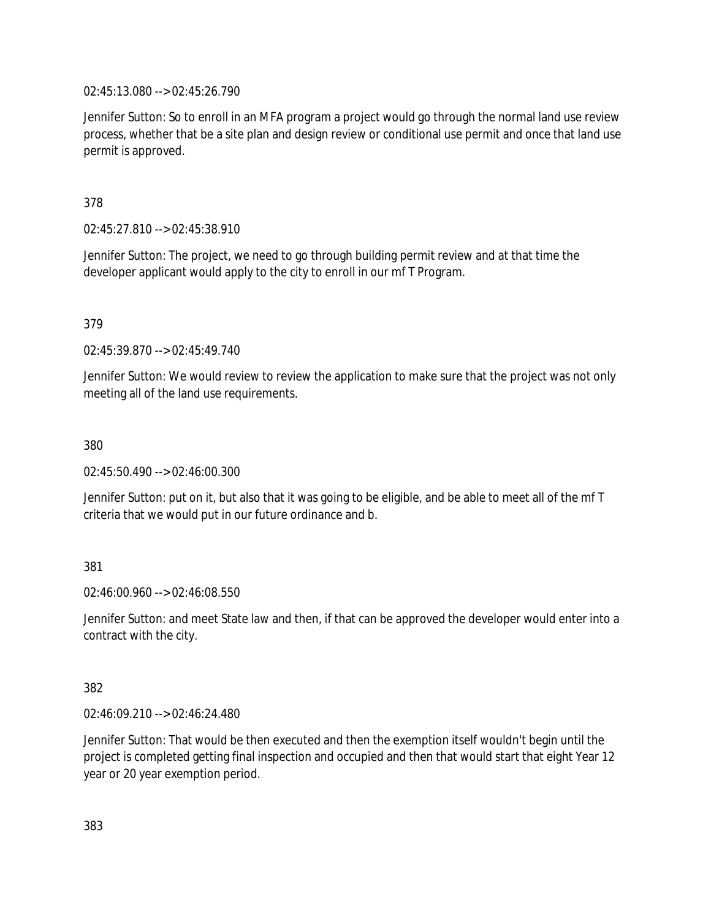02:45:13.080 --> 02:45:26.790

Jennifer Sutton: So to enroll in an MFA program a project would go through the normal land use review process, whether that be a site plan and design review or conditional use permit and once that land use permit is approved.

378

02:45:27.810 --> 02:45:38.910

Jennifer Sutton: The project, we need to go through building permit review and at that time the developer applicant would apply to the city to enroll in our mf T Program.

379

02:45:39.870 --> 02:45:49.740

Jennifer Sutton: We would review to review the application to make sure that the project was not only meeting all of the land use requirements.

380

02:45:50.490 --> 02:46:00.300

Jennifer Sutton: put on it, but also that it was going to be eligible, and be able to meet all of the mf T criteria that we would put in our future ordinance and b.

381

02:46:00.960 --> 02:46:08.550

Jennifer Sutton: and meet State law and then, if that can be approved the developer would enter into a contract with the city.

382

02:46:09.210 --> 02:46:24.480

Jennifer Sutton: That would be then executed and then the exemption itself wouldn't begin until the project is completed getting final inspection and occupied and then that would start that eight Year 12 year or 20 year exemption period.

383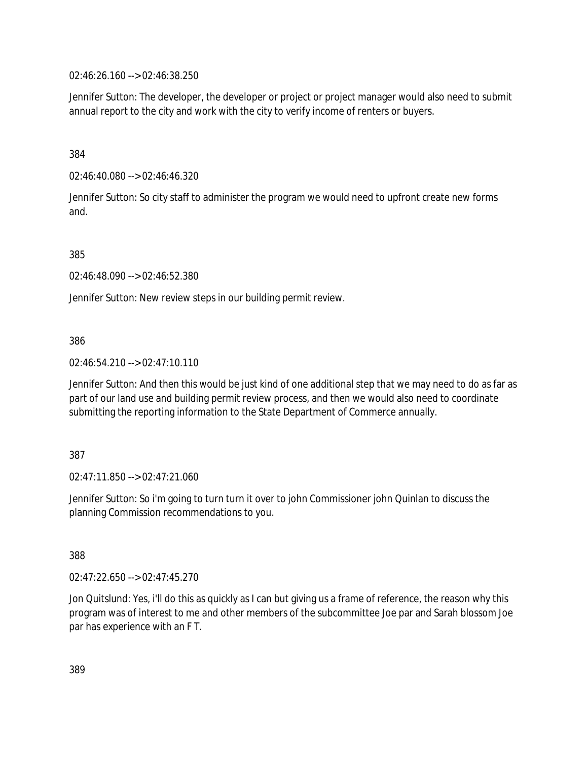02:46:26.160 --> 02:46:38.250

Jennifer Sutton: The developer, the developer or project or project manager would also need to submit annual report to the city and work with the city to verify income of renters or buyers.

384

02:46:40.080 --> 02:46:46.320

Jennifer Sutton: So city staff to administer the program we would need to upfront create new forms and.

385

02:46:48.090 --> 02:46:52.380

Jennifer Sutton: New review steps in our building permit review.

386

02:46:54.210 --> 02:47:10.110

Jennifer Sutton: And then this would be just kind of one additional step that we may need to do as far as part of our land use and building permit review process, and then we would also need to coordinate submitting the reporting information to the State Department of Commerce annually.

387

02:47:11.850 --> 02:47:21.060

Jennifer Sutton: So i'm going to turn turn it over to john Commissioner john Quinlan to discuss the planning Commission recommendations to you.

388

02:47:22.650 --> 02:47:45.270

Jon Quitslund: Yes, i'll do this as quickly as I can but giving us a frame of reference, the reason why this program was of interest to me and other members of the subcommittee Joe par and Sarah blossom Joe par has experience with an F T.

389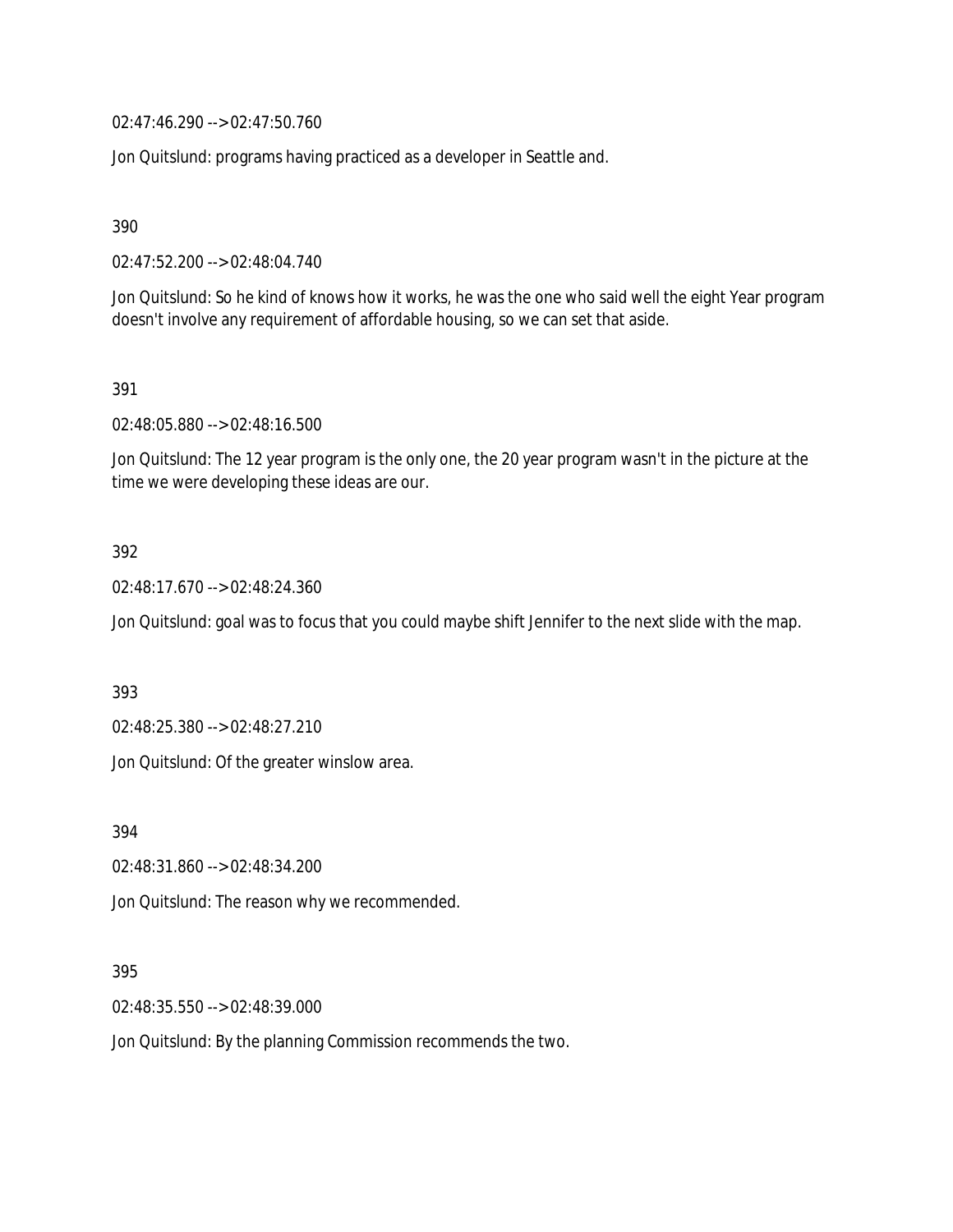02:47:46.290 --> 02:47:50.760

Jon Quitslund: programs having practiced as a developer in Seattle and.

390

02:47:52.200 --> 02:48:04.740

Jon Quitslund: So he kind of knows how it works, he was the one who said well the eight Year program doesn't involve any requirement of affordable housing, so we can set that aside.

391

02:48:05.880 --> 02:48:16.500

Jon Quitslund: The 12 year program is the only one, the 20 year program wasn't in the picture at the time we were developing these ideas are our.

392

02:48:17.670 --> 02:48:24.360

Jon Quitslund: goal was to focus that you could maybe shift Jennifer to the next slide with the map.

393

02:48:25.380 --> 02:48:27.210

Jon Quitslund: Of the greater winslow area.

394

02:48:31.860 --> 02:48:34.200

Jon Quitslund: The reason why we recommended.

395

02:48:35.550 --> 02:48:39.000

Jon Quitslund: By the planning Commission recommends the two.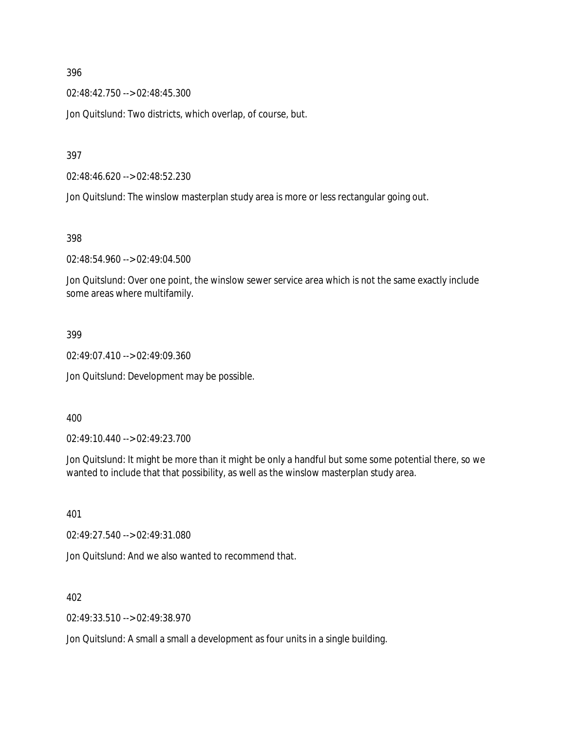396

02:48:42.750 --> 02:48:45.300

Jon Quitslund: Two districts, which overlap, of course, but.

397

02:48:46.620 --> 02:48:52.230

Jon Quitslund: The winslow masterplan study area is more or less rectangular going out.

398

02:48:54.960 --> 02:49:04.500

Jon Quitslund: Over one point, the winslow sewer service area which is not the same exactly include some areas where multifamily.

399

02:49:07.410 --> 02:49:09.360

Jon Quitslund: Development may be possible.

400

02:49:10.440 --> 02:49:23.700

Jon Quitslund: It might be more than it might be only a handful but some some potential there, so we wanted to include that that possibility, as well as the winslow masterplan study area.

401

02:49:27.540 --> 02:49:31.080

Jon Quitslund: And we also wanted to recommend that.

402

02:49:33.510 --> 02:49:38.970

Jon Quitslund: A small a small a development as four units in a single building.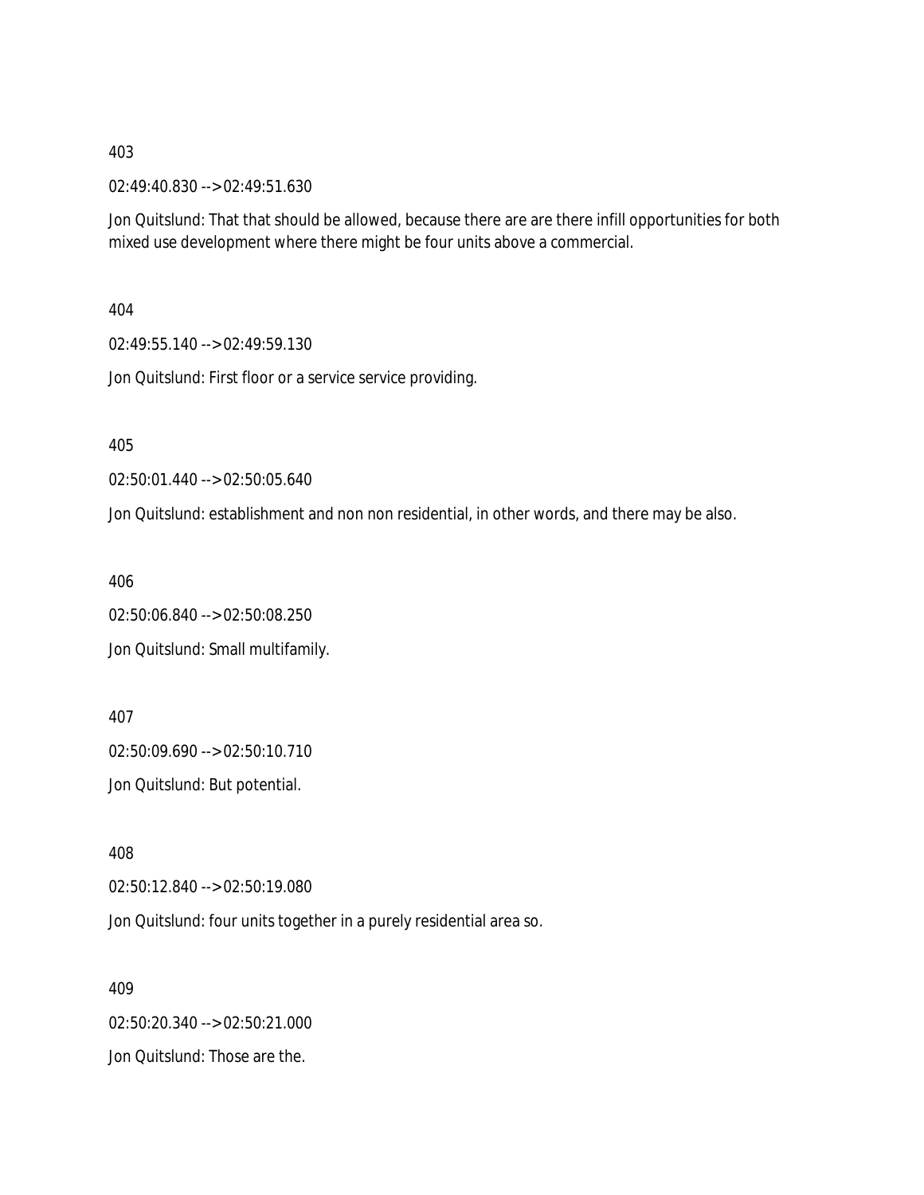403

02:49:40.830 --> 02:49:51.630

Jon Quitslund: That that should be allowed, because there are are there infill opportunities for both mixed use development where there might be four units above a commercial.

404

02:49:55.140 --> 02:49:59.130

Jon Quitslund: First floor or a service service providing.

405

02:50:01.440 --> 02:50:05.640

Jon Quitslund: establishment and non non residential, in other words, and there may be also.

406

02:50:06.840 --> 02:50:08.250

Jon Quitslund: Small multifamily.

407

02:50:09.690 --> 02:50:10.710

Jon Quitslund: But potential.

408

02:50:12.840 --> 02:50:19.080

Jon Quitslund: four units together in a purely residential area so.

409

02:50:20.340 --> 02:50:21.000

Jon Quitslund: Those are the.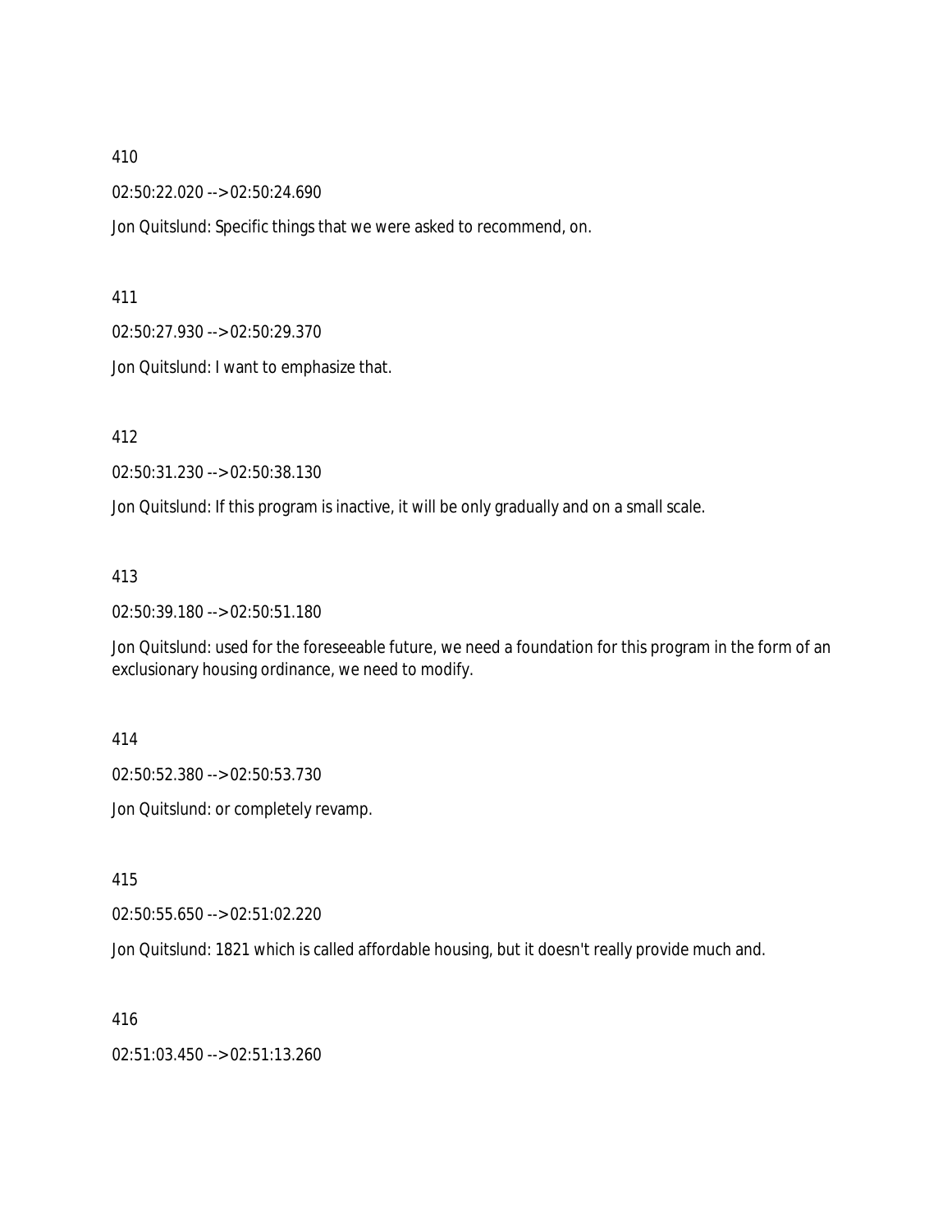410

02:50:22.020 --> 02:50:24.690

Jon Quitslund: Specific things that we were asked to recommend, on.

411

02:50:27.930 --> 02:50:29.370

Jon Quitslund: I want to emphasize that.

412

02:50:31.230 --> 02:50:38.130

Jon Quitslund: If this program is inactive, it will be only gradually and on a small scale.

413

02:50:39.180 --> 02:50:51.180

Jon Quitslund: used for the foreseeable future, we need a foundation for this program in the form of an exclusionary housing ordinance, we need to modify.

414

02:50:52.380 --> 02:50:53.730

Jon Quitslund: or completely revamp.

415

02:50:55.650 --> 02:51:02.220

Jon Quitslund: 1821 which is called affordable housing, but it doesn't really provide much and.

416

02:51:03.450 --> 02:51:13.260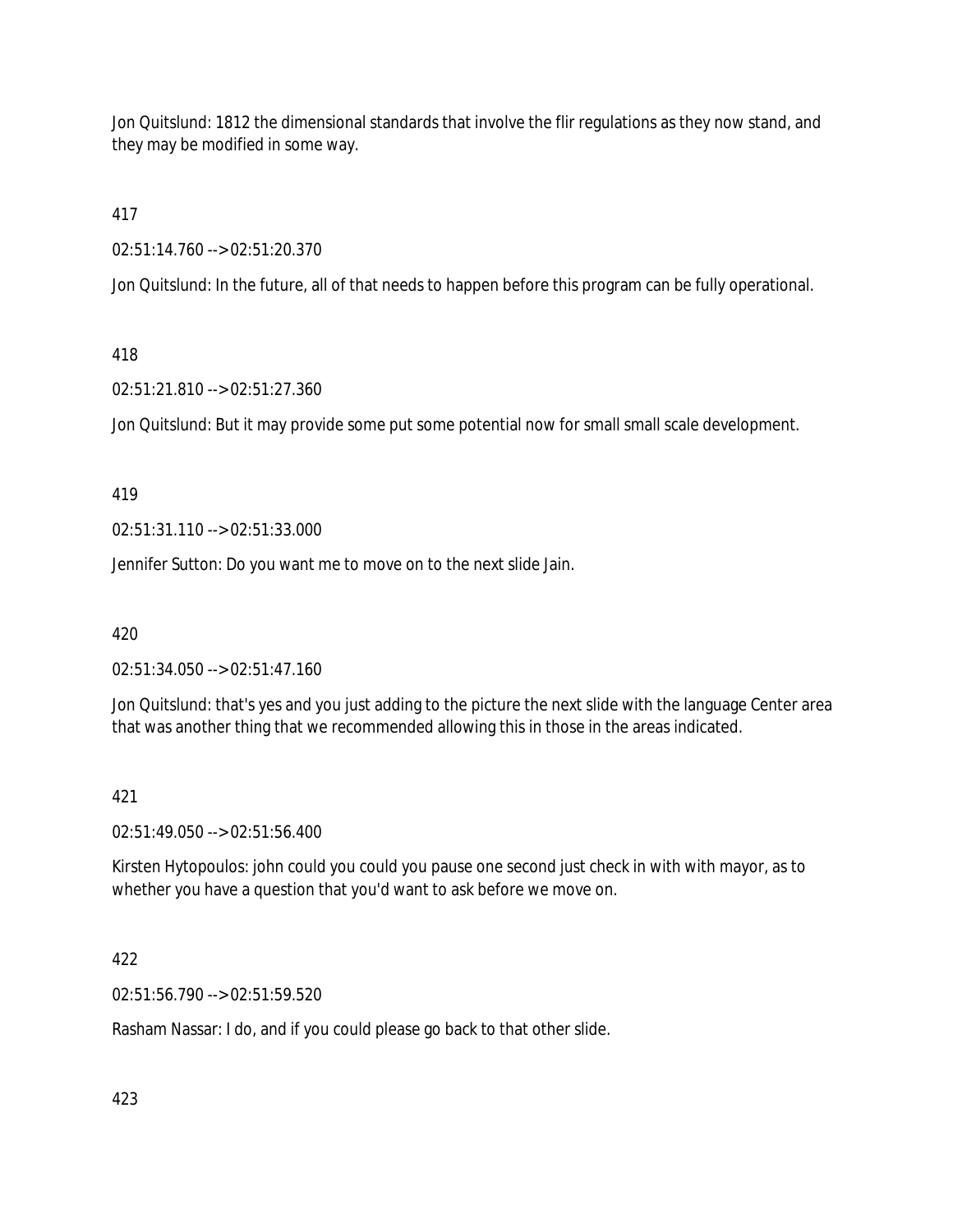Jon Quitslund: 1812 the dimensional standards that involve the flir regulations as they now stand, and they may be modified in some way.

417

02:51:14.760 --> 02:51:20.370

Jon Quitslund: In the future, all of that needs to happen before this program can be fully operational.

418

02:51:21.810 --> 02:51:27.360

Jon Quitslund: But it may provide some put some potential now for small small scale development.

419

02:51:31.110 --> 02:51:33.000

Jennifer Sutton: Do you want me to move on to the next slide Jain.

420

02:51:34.050 --> 02:51:47.160

Jon Quitslund: that's yes and you just adding to the picture the next slide with the language Center area that was another thing that we recommended allowing this in those in the areas indicated.

421

02:51:49.050 --> 02:51:56.400

Kirsten Hytopoulos: john could you could you pause one second just check in with with mayor, as to whether you have a question that you'd want to ask before we move on.

422

02:51:56.790 --> 02:51:59.520

Rasham Nassar: I do, and if you could please go back to that other slide.

423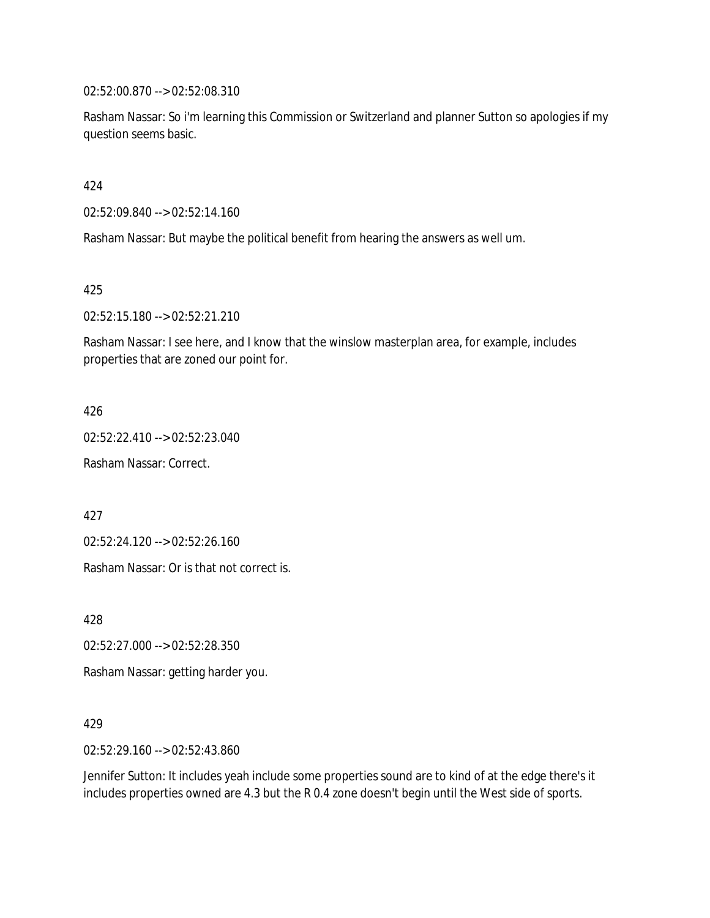02:52:00.870 --> 02:52:08.310

Rasham Nassar: So i'm learning this Commission or Switzerland and planner Sutton so apologies if my question seems basic.

424

02:52:09.840 --> 02:52:14.160

Rasham Nassar: But maybe the political benefit from hearing the answers as well um.

425

02:52:15.180 --> 02:52:21.210

Rasham Nassar: I see here, and I know that the winslow masterplan area, for example, includes properties that are zoned our point for.

426

02:52:22.410 --> 02:52:23.040

Rasham Nassar: Correct.

427

02:52:24.120 --> 02:52:26.160

Rasham Nassar: Or is that not correct is.

428

02:52:27.000 --> 02:52:28.350

Rasham Nassar: getting harder you.

429

02:52:29.160 --> 02:52:43.860

Jennifer Sutton: It includes yeah include some properties sound are to kind of at the edge there's it includes properties owned are 4.3 but the R 0.4 zone doesn't begin until the West side of sports.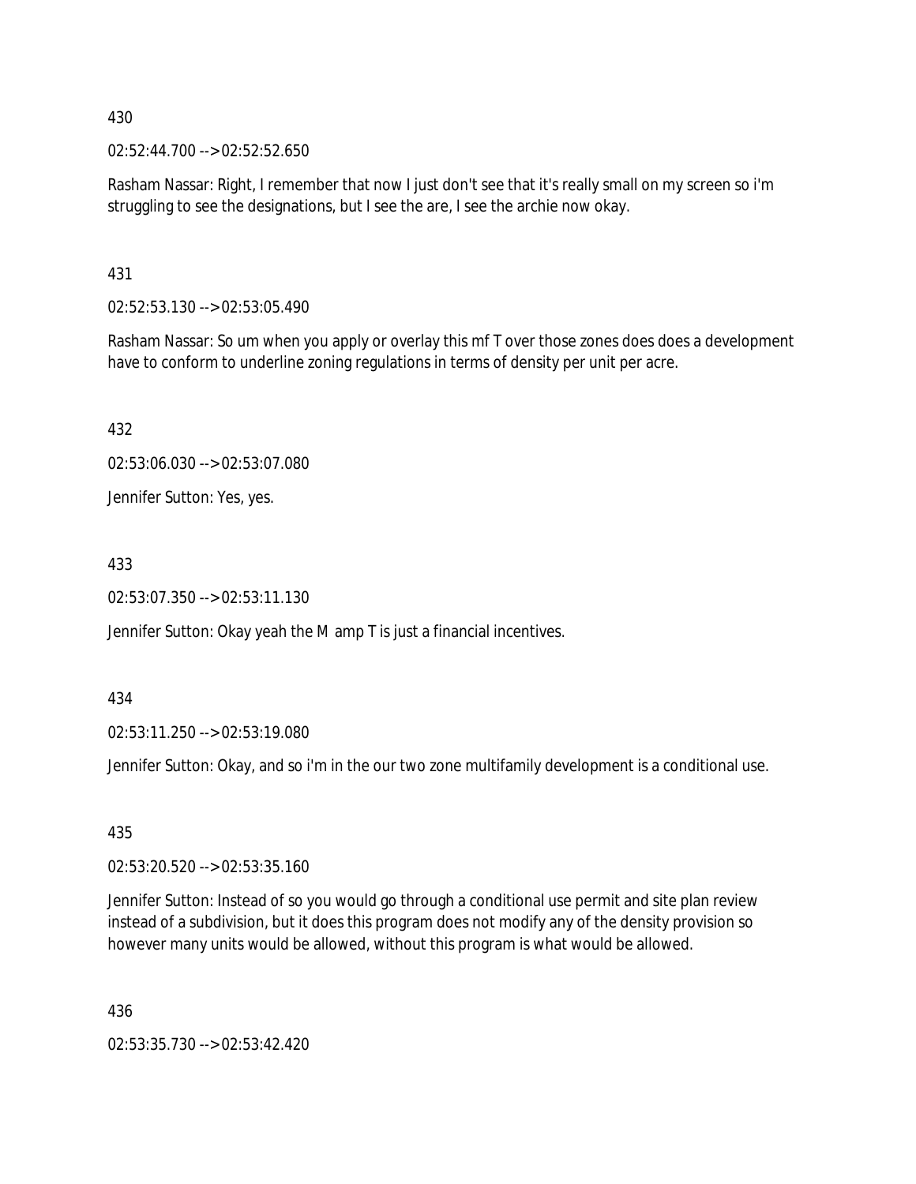430

02:52:44.700 --> 02:52:52.650

Rasham Nassar: Right, I remember that now I just don't see that it's really small on my screen so i'm struggling to see the designations, but I see the are, I see the archie now okay.

431

02:52:53.130 --> 02:53:05.490

Rasham Nassar: So um when you apply or overlay this mf T over those zones does does a development have to conform to underline zoning regulations in terms of density per unit per acre.

432

02:53:06.030 --> 02:53:07.080

Jennifer Sutton: Yes, yes.

433

02:53:07.350 --> 02:53:11.130

Jennifer Sutton: Okay yeah the M amp T is just a financial incentives.

434

02:53:11.250 --> 02:53:19.080

Jennifer Sutton: Okay, and so i'm in the our two zone multifamily development is a conditional use.

435

02:53:20.520 --> 02:53:35.160

Jennifer Sutton: Instead of so you would go through a conditional use permit and site plan review instead of a subdivision, but it does this program does not modify any of the density provision so however many units would be allowed, without this program is what would be allowed.

436

02:53:35.730 --> 02:53:42.420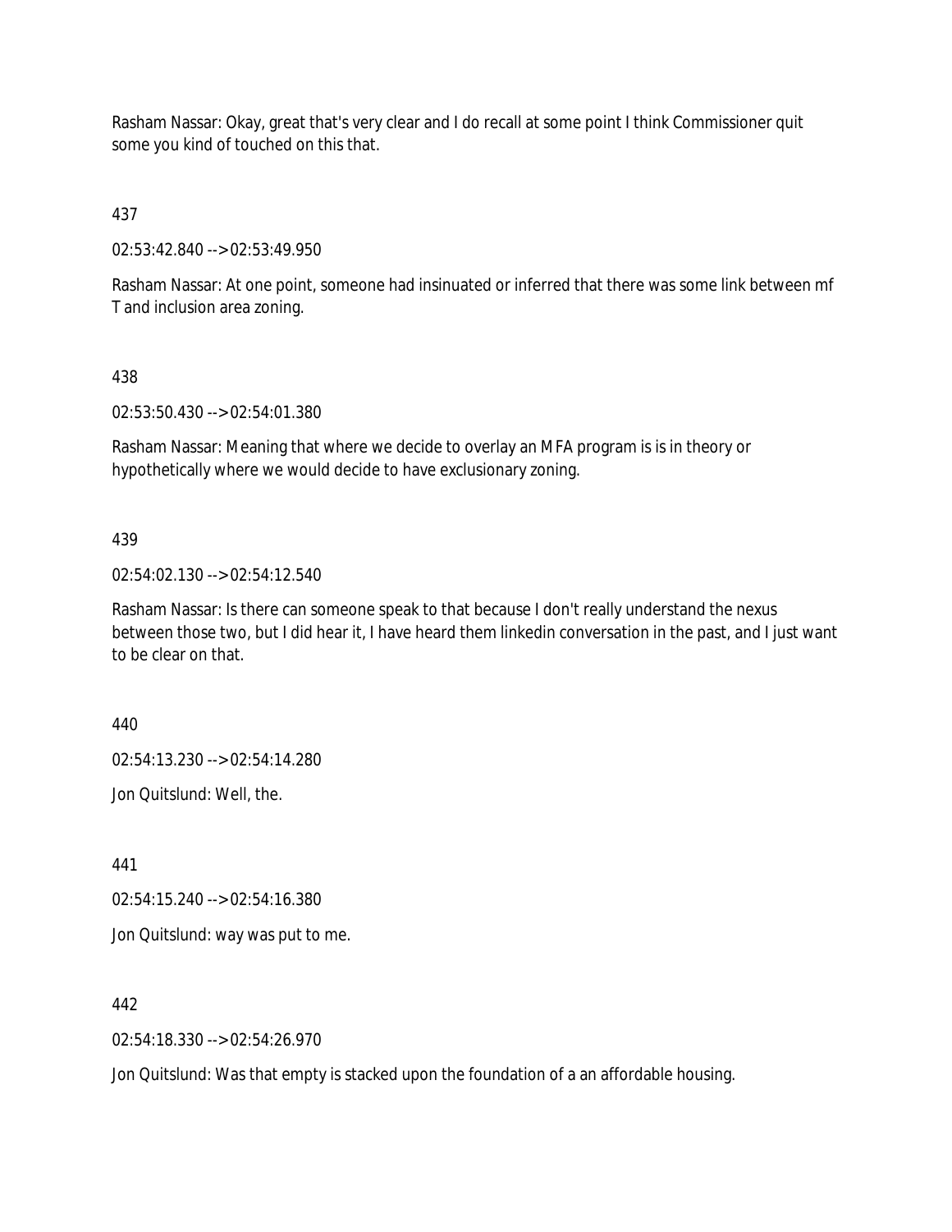Rasham Nassar: Okay, great that's very clear and I do recall at some point I think Commissioner quit some you kind of touched on this that.

437

02:53:42.840 --> 02:53:49.950

Rasham Nassar: At one point, someone had insinuated or inferred that there was some link between mf T and inclusion area zoning.

438

02:53:50.430 --> 02:54:01.380

Rasham Nassar: Meaning that where we decide to overlay an MFA program is is in theory or hypothetically where we would decide to have exclusionary zoning.

439

02:54:02.130 --> 02:54:12.540

Rasham Nassar: Is there can someone speak to that because I don't really understand the nexus between those two, but I did hear it, I have heard them linkedin conversation in the past, and I just want to be clear on that.

440

02:54:13.230 --> 02:54:14.280

Jon Quitslund: Well, the.

441

02:54:15.240 --> 02:54:16.380

Jon Quitslund: way was put to me.

442

02:54:18.330 --> 02:54:26.970

Jon Quitslund: Was that empty is stacked upon the foundation of a an affordable housing.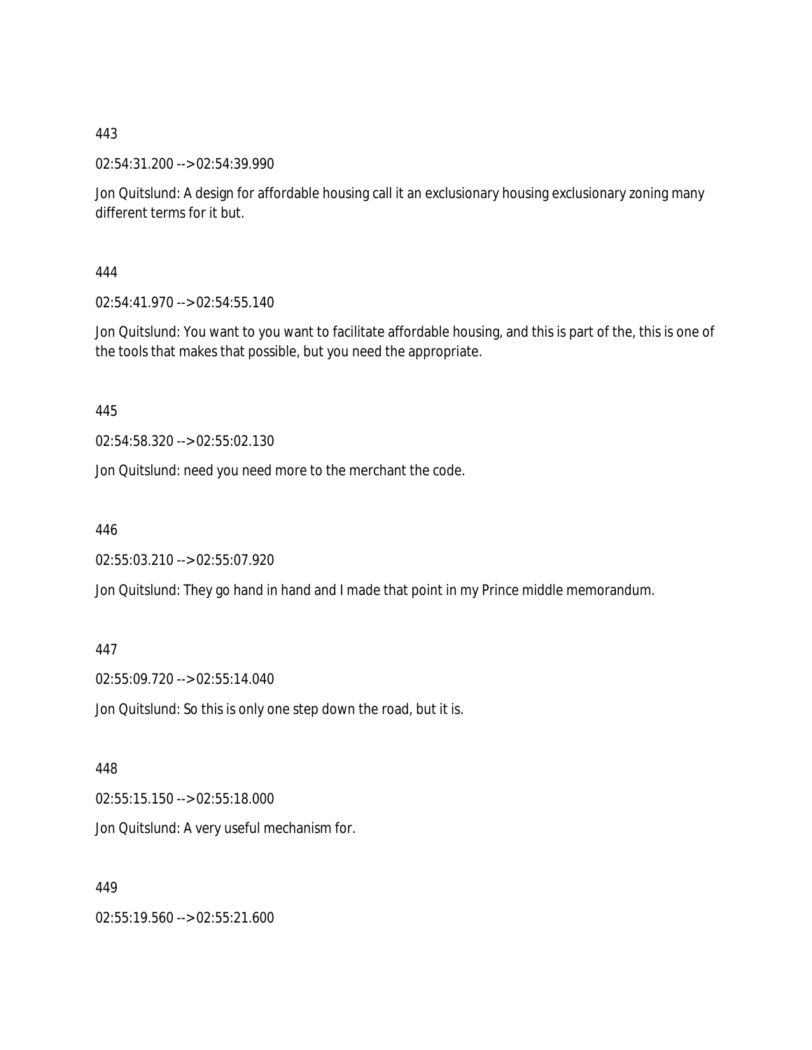443

02:54:31.200 --> 02:54:39.990

Jon Quitslund: A design for affordable housing call it an exclusionary housing exclusionary zoning many different terms for it but.

444

02:54:41.970 --> 02:54:55.140

Jon Quitslund: You want to you want to facilitate affordable housing, and this is part of the, this is one of the tools that makes that possible, but you need the appropriate.

445

02:54:58.320 --> 02:55:02.130

Jon Quitslund: need you need more to the merchant the code.

446

02:55:03.210 --> 02:55:07.920

Jon Quitslund: They go hand in hand and I made that point in my Prince middle memorandum.

447

02:55:09.720 --> 02:55:14.040

Jon Quitslund: So this is only one step down the road, but it is.

448

02:55:15.150 --> 02:55:18.000

Jon Quitslund: A very useful mechanism for.

449

02:55:19.560 --> 02:55:21.600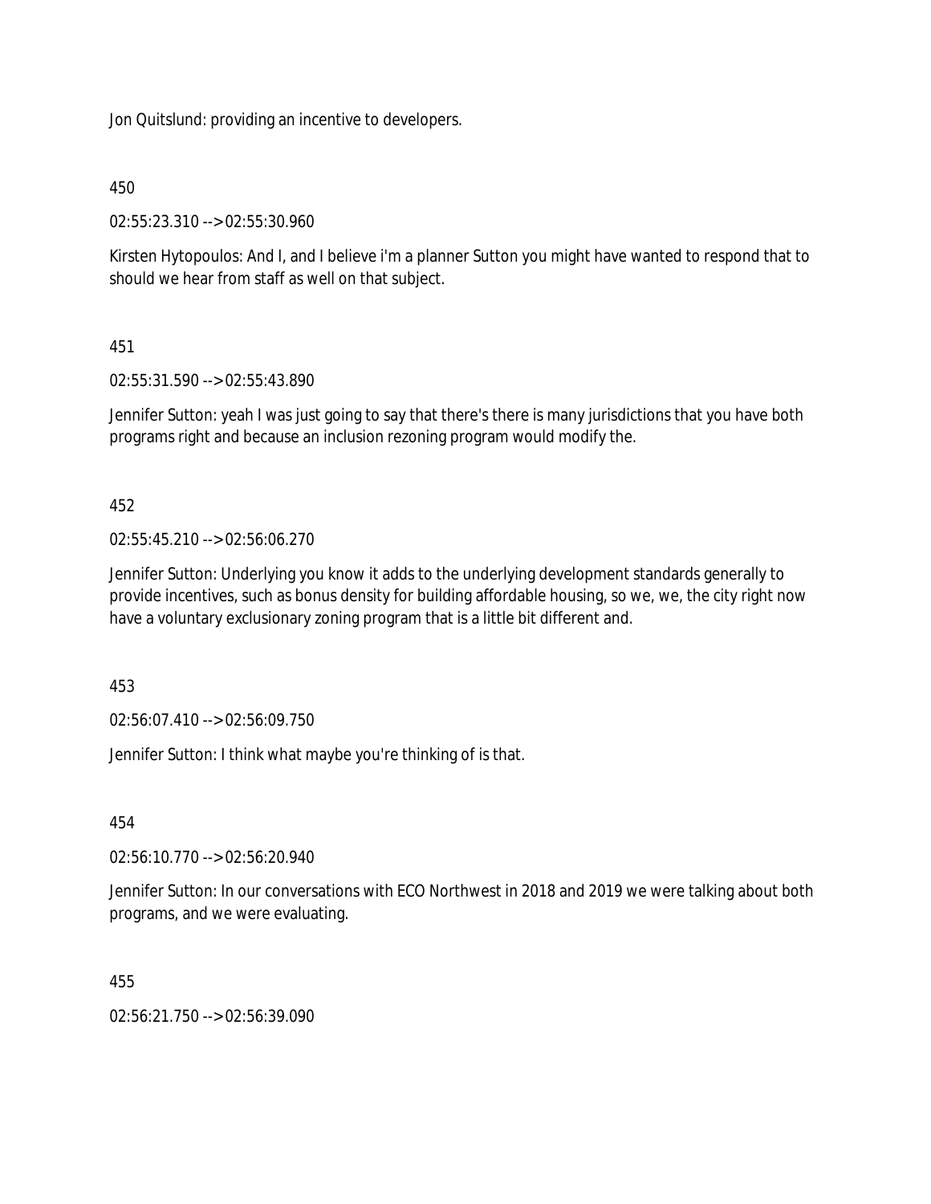Jon Quitslund: providing an incentive to developers.

450

02:55:23.310 --> 02:55:30.960

Kirsten Hytopoulos: And I, and I believe i'm a planner Sutton you might have wanted to respond that to should we hear from staff as well on that subject.

451

02:55:31.590 --> 02:55:43.890

Jennifer Sutton: yeah I was just going to say that there's there is many jurisdictions that you have both programs right and because an inclusion rezoning program would modify the.

452

02:55:45.210 --> 02:56:06.270

Jennifer Sutton: Underlying you know it adds to the underlying development standards generally to provide incentives, such as bonus density for building affordable housing, so we, we, the city right now have a voluntary exclusionary zoning program that is a little bit different and.

453

02:56:07.410 --> 02:56:09.750

Jennifer Sutton: I think what maybe you're thinking of is that.

454

02:56:10.770 --> 02:56:20.940

Jennifer Sutton: In our conversations with ECO Northwest in 2018 and 2019 we were talking about both programs, and we were evaluating.

455

02:56:21.750 --> 02:56:39.090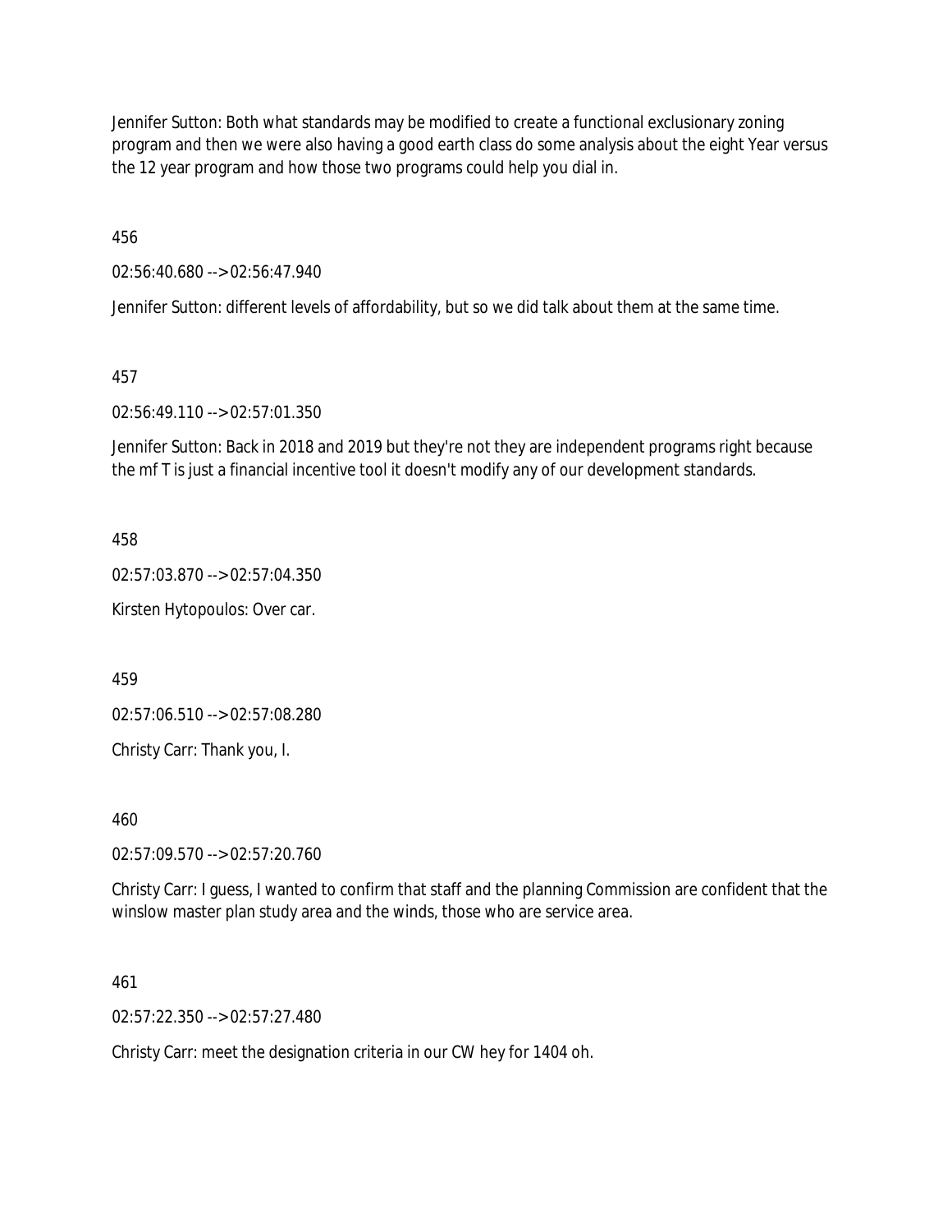Jennifer Sutton: Both what standards may be modified to create a functional exclusionary zoning program and then we were also having a good earth class do some analysis about the eight Year versus the 12 year program and how those two programs could help you dial in.

456

02:56:40.680 --> 02:56:47.940

Jennifer Sutton: different levels of affordability, but so we did talk about them at the same time.

457

02:56:49.110 --> 02:57:01.350

Jennifer Sutton: Back in 2018 and 2019 but they're not they are independent programs right because the mf T is just a financial incentive tool it doesn't modify any of our development standards.

458

02:57:03.870 --> 02:57:04.350

Kirsten Hytopoulos: Over car.

459

02:57:06.510 --> 02:57:08.280

Christy Carr: Thank you, I.

460

02:57:09.570 --> 02:57:20.760

Christy Carr: I guess, I wanted to confirm that staff and the planning Commission are confident that the winslow master plan study area and the winds, those who are service area.

461

02:57:22.350 --> 02:57:27.480

Christy Carr: meet the designation criteria in our CW hey for 1404 oh.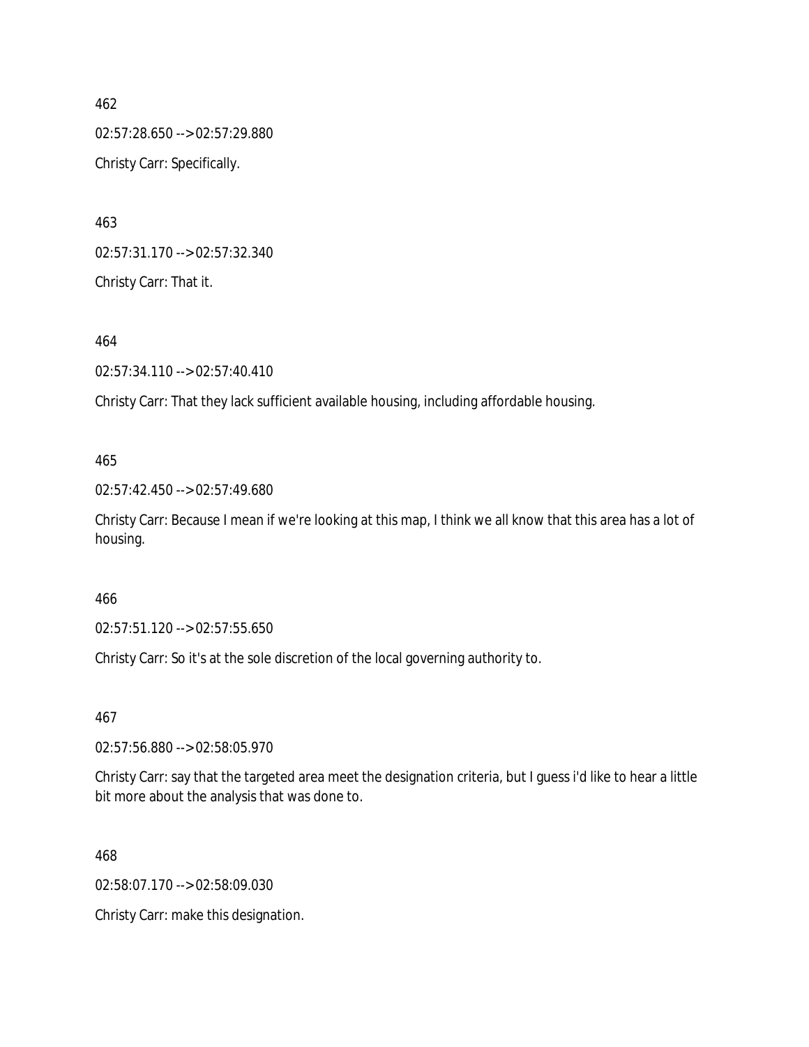462

02:57:28.650 --> 02:57:29.880

Christy Carr: Specifically.

463

02:57:31.170 --> 02:57:32.340

Christy Carr: That it.

464

02:57:34.110 --> 02:57:40.410

Christy Carr: That they lack sufficient available housing, including affordable housing.

465

02:57:42.450 --> 02:57:49.680

Christy Carr: Because I mean if we're looking at this map, I think we all know that this area has a lot of housing.

466

02:57:51.120 --> 02:57:55.650

Christy Carr: So it's at the sole discretion of the local governing authority to.

467

02:57:56.880 --> 02:58:05.970

Christy Carr: say that the targeted area meet the designation criteria, but I guess i'd like to hear a little bit more about the analysis that was done to.

468

02:58:07.170 --> 02:58:09.030

Christy Carr: make this designation.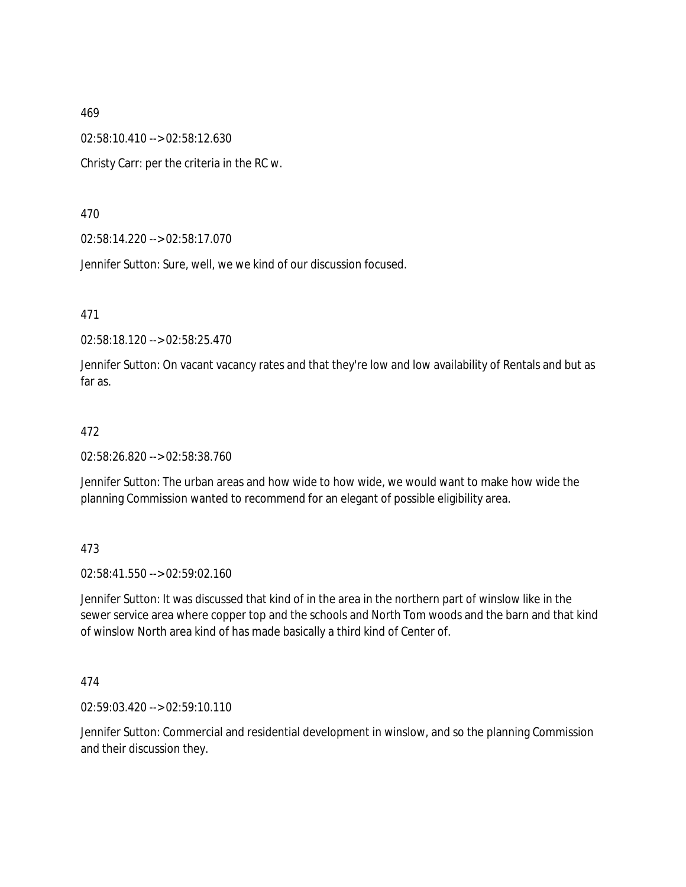469

02:58:10.410 --> 02:58:12.630

Christy Carr: per the criteria in the RC w.

470

02:58:14.220 --> 02:58:17.070

Jennifer Sutton: Sure, well, we we kind of our discussion focused.

471

02:58:18.120 --> 02:58:25.470

Jennifer Sutton: On vacant vacancy rates and that they're low and low availability of Rentals and but as far as.

472

02:58:26.820 --> 02:58:38.760

Jennifer Sutton: The urban areas and how wide to how wide, we would want to make how wide the planning Commission wanted to recommend for an elegant of possible eligibility area.

473

02:58:41.550 --> 02:59:02.160

Jennifer Sutton: It was discussed that kind of in the area in the northern part of winslow like in the sewer service area where copper top and the schools and North Tom woods and the barn and that kind of winslow North area kind of has made basically a third kind of Center of.

474

02:59:03.420 --> 02:59:10.110

Jennifer Sutton: Commercial and residential development in winslow, and so the planning Commission and their discussion they.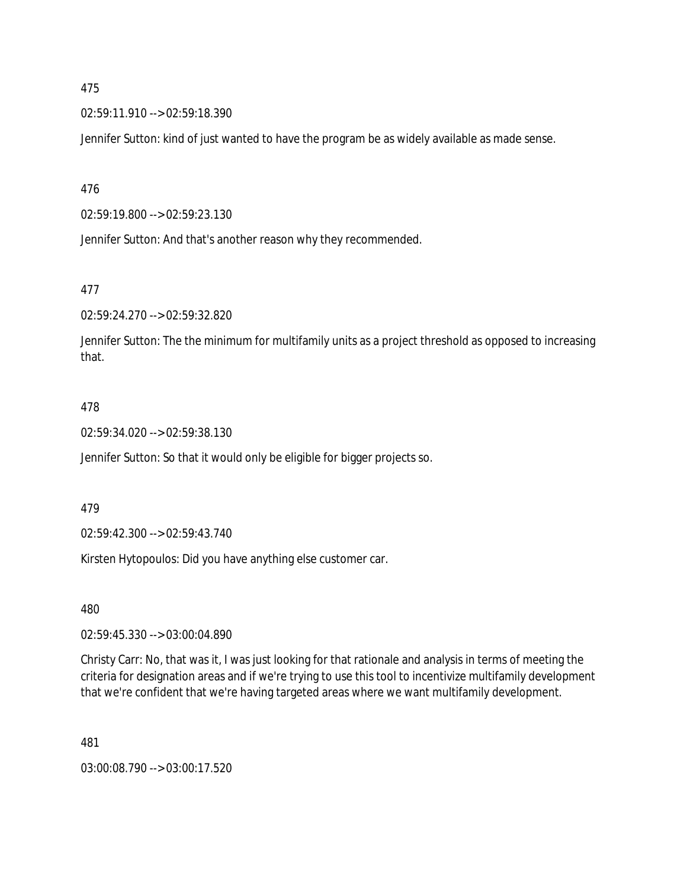475

02:59:11.910 --> 02:59:18.390

Jennifer Sutton: kind of just wanted to have the program be as widely available as made sense.

476

02:59:19.800 --> 02:59:23.130

Jennifer Sutton: And that's another reason why they recommended.

477

02:59:24.270 --> 02:59:32.820

Jennifer Sutton: The the minimum for multifamily units as a project threshold as opposed to increasing that.

478

02:59:34.020 --> 02:59:38.130

Jennifer Sutton: So that it would only be eligible for bigger projects so.

479

02:59:42.300 --> 02:59:43.740

Kirsten Hytopoulos: Did you have anything else customer car.

480

02:59:45.330 --> 03:00:04.890

Christy Carr: No, that was it, I was just looking for that rationale and analysis in terms of meeting the criteria for designation areas and if we're trying to use this tool to incentivize multifamily development that we're confident that we're having targeted areas where we want multifamily development.

481

03:00:08.790 --> 03:00:17.520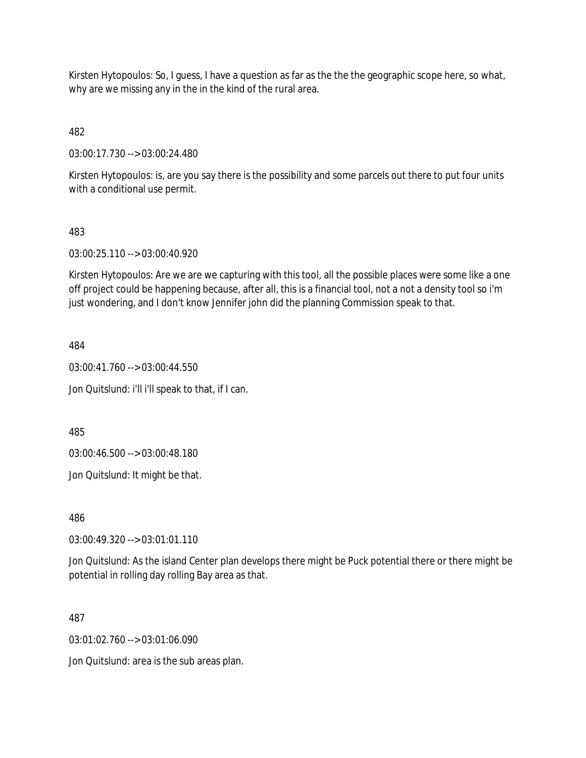Kirsten Hytopoulos: So, I guess, I have a question as far as the the the geographic scope here, so what, why are we missing any in the in the kind of the rural area.

482

03:00:17.730 --> 03:00:24.480

Kirsten Hytopoulos: is, are you say there is the possibility and some parcels out there to put four units with a conditional use permit.

483

03:00:25.110 --> 03:00:40.920

Kirsten Hytopoulos: Are we are we capturing with this tool, all the possible places were some like a one off project could be happening because, after all, this is a financial tool, not a not a density tool so i'm just wondering, and I don't know Jennifer john did the planning Commission speak to that.

484

03:00:41.760 --> 03:00:44.550

Jon Quitslund: i'll i'll speak to that, if I can.

485

03:00:46.500 --> 03:00:48.180

Jon Quitslund: It might be that.

486

03:00:49.320 --> 03:01:01.110

Jon Quitslund: As the island Center plan develops there might be Puck potential there or there might be potential in rolling day rolling Bay area as that.

487

03:01:02.760 --> 03:01:06.090

Jon Quitslund: area is the sub areas plan.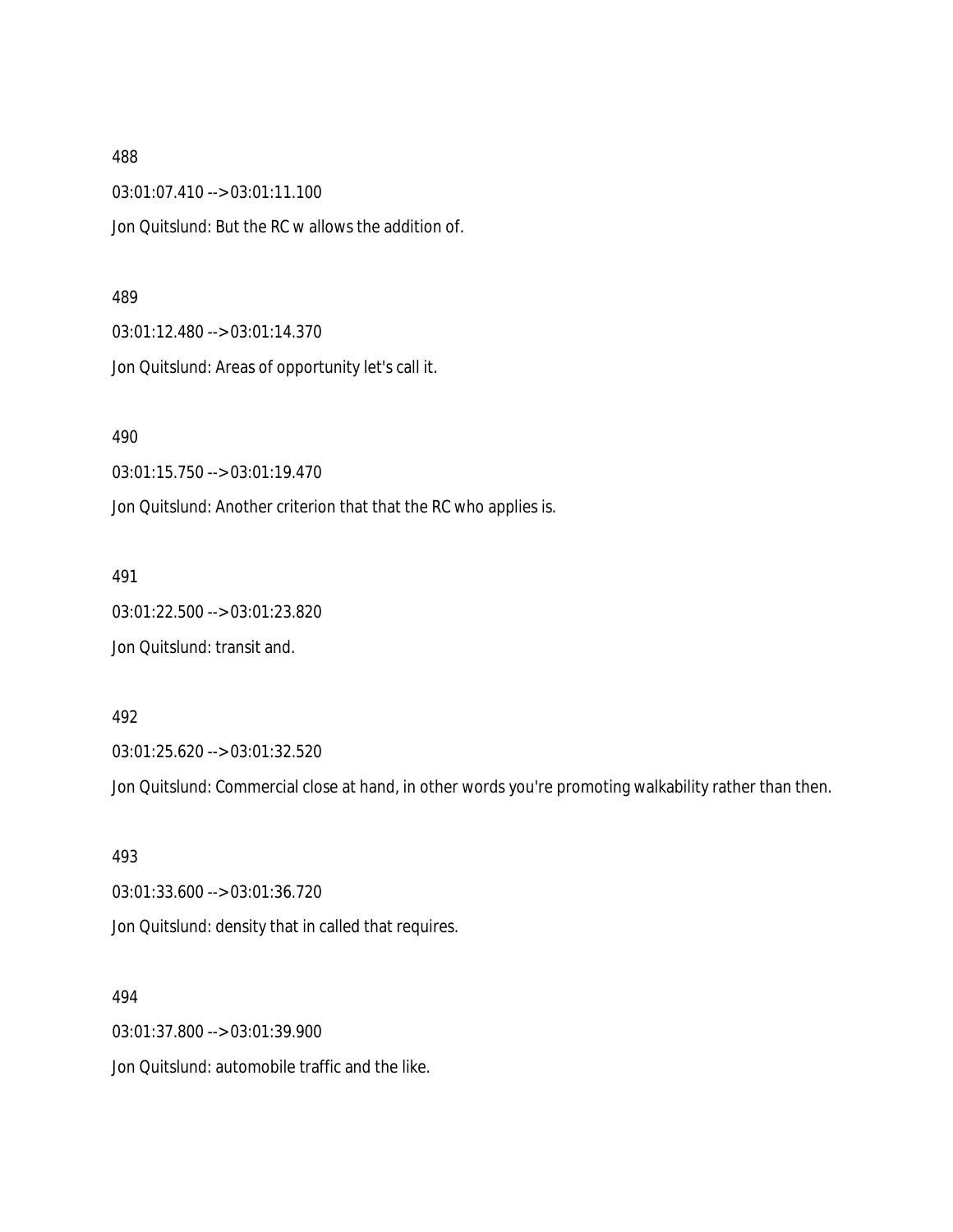488

03:01:07.410 --> 03:01:11.100

Jon Quitslund: But the RC w allows the addition of.

489

03:01:12.480 --> 03:01:14.370

Jon Quitslund: Areas of opportunity let's call it.

490

03:01:15.750 --> 03:01:19.470

Jon Quitslund: Another criterion that that the RC who applies is.

491

03:01:22.500 --> 03:01:23.820

Jon Quitslund: transit and.

492

03:01:25.620 --> 03:01:32.520

Jon Quitslund: Commercial close at hand, in other words you're promoting walkability rather than then.

493

03:01:33.600 --> 03:01:36.720

Jon Quitslund: density that in called that requires.

494

03:01:37.800 --> 03:01:39.900

Jon Quitslund: automobile traffic and the like.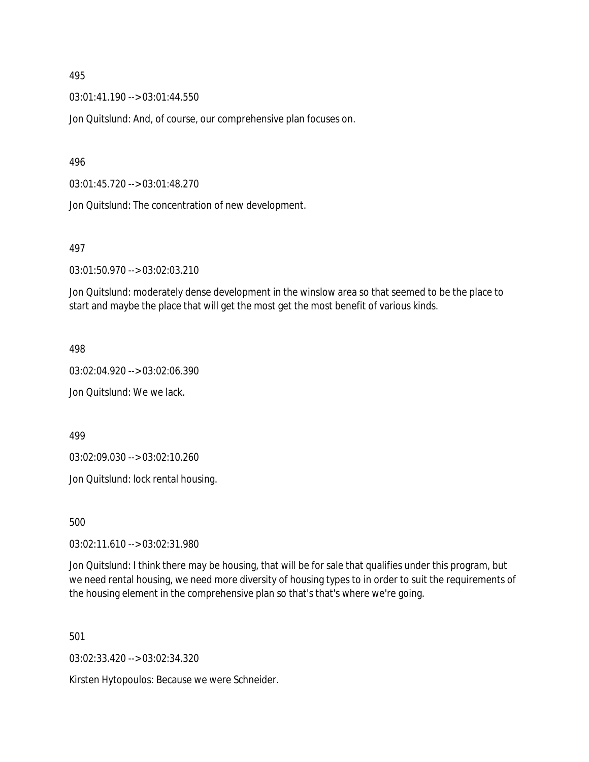495

03:01:41.190 --> 03:01:44.550

Jon Quitslund: And, of course, our comprehensive plan focuses on.

496

03:01:45.720 --> 03:01:48.270

Jon Quitslund: The concentration of new development.

497

03:01:50.970 --> 03:02:03.210

Jon Quitslund: moderately dense development in the winslow area so that seemed to be the place to start and maybe the place that will get the most get the most benefit of various kinds.

498

03:02:04.920 --> 03:02:06.390

Jon Quitslund: We we lack.

499

03:02:09.030 --> 03:02:10.260

Jon Quitslund: lock rental housing.

500

03:02:11.610 --> 03:02:31.980

Jon Quitslund: I think there may be housing, that will be for sale that qualifies under this program, but we need rental housing, we need more diversity of housing types to in order to suit the requirements of the housing element in the comprehensive plan so that's that's where we're going.

501

03:02:33.420 --> 03:02:34.320

Kirsten Hytopoulos: Because we were Schneider.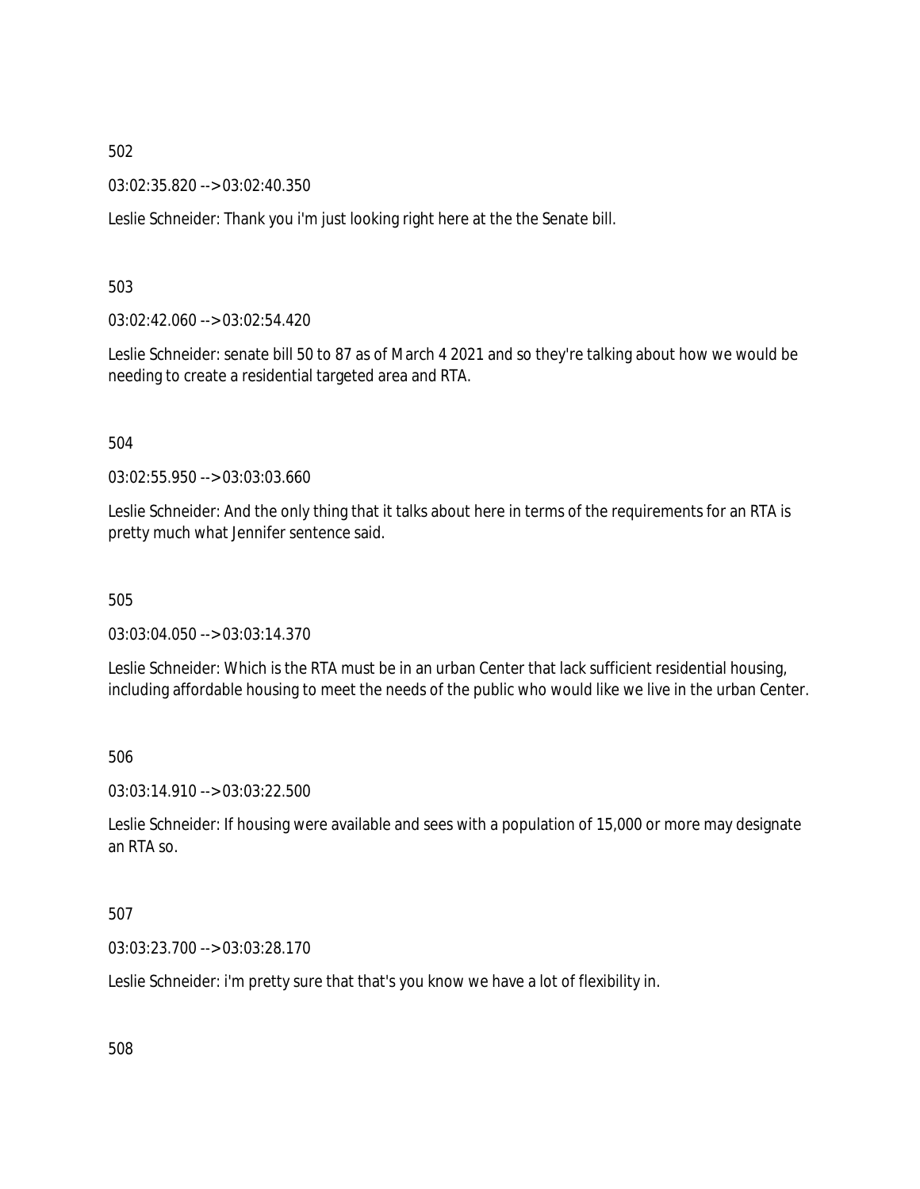502

03:02:35.820 --> 03:02:40.350

Leslie Schneider: Thank you i'm just looking right here at the the Senate bill.

503

03:02:42.060 --> 03:02:54.420

Leslie Schneider: senate bill 50 to 87 as of March 4 2021 and so they're talking about how we would be needing to create a residential targeted area and RTA.

504

03:02:55.950 --> 03:03:03.660

Leslie Schneider: And the only thing that it talks about here in terms of the requirements for an RTA is pretty much what Jennifer sentence said.

505

03:03:04.050 --> 03:03:14.370

Leslie Schneider: Which is the RTA must be in an urban Center that lack sufficient residential housing, including affordable housing to meet the needs of the public who would like we live in the urban Center.

506

03:03:14.910 --> 03:03:22.500

Leslie Schneider: If housing were available and sees with a population of 15,000 or more may designate an RTA so.

507

03:03:23.700 --> 03:03:28.170

Leslie Schneider: i'm pretty sure that that's you know we have a lot of flexibility in.

508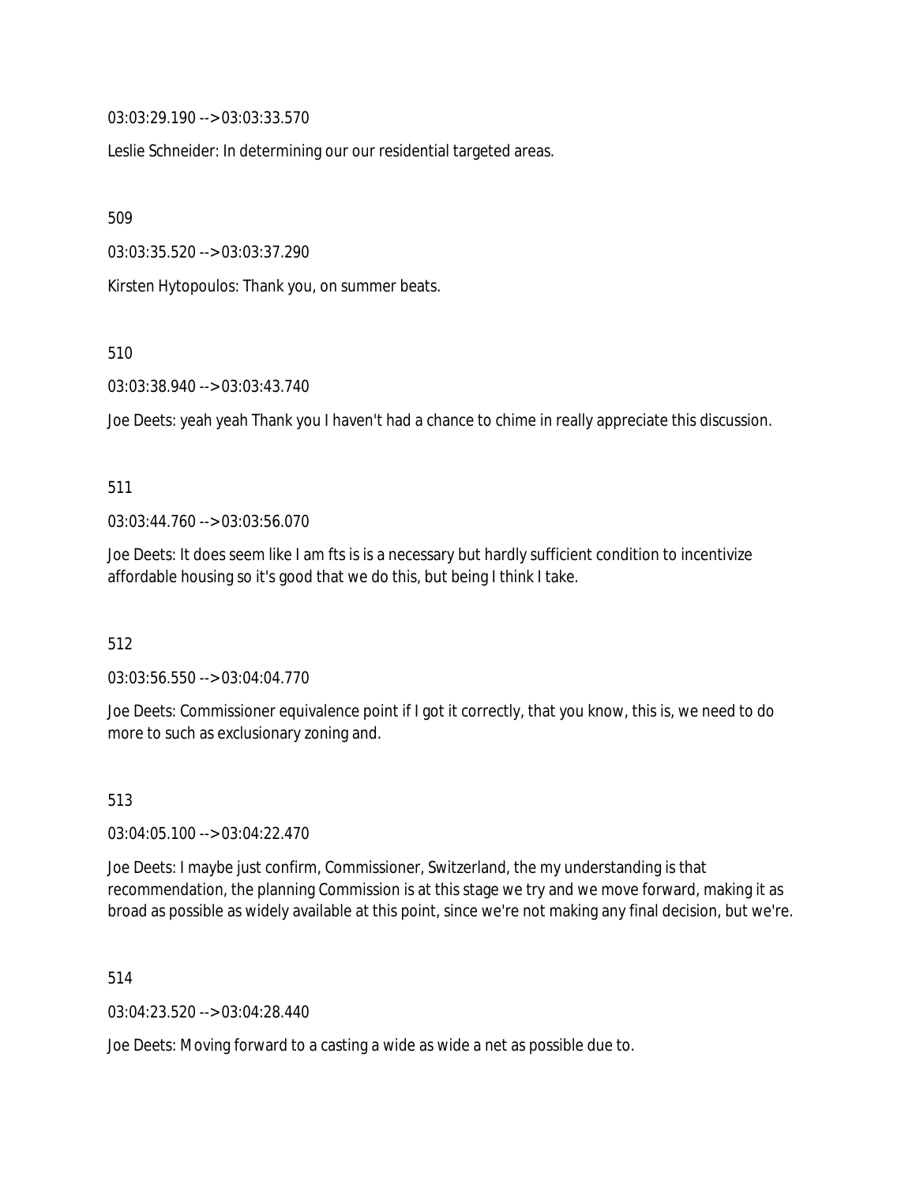03:03:29.190 --> 03:03:33.570

Leslie Schneider: In determining our our residential targeted areas.

509

03:03:35.520 --> 03:03:37.290

Kirsten Hytopoulos: Thank you, on summer beats.

510

03:03:38.940 --> 03:03:43.740

Joe Deets: yeah yeah Thank you I haven't had a chance to chime in really appreciate this discussion.

511

03:03:44.760 --> 03:03:56.070

Joe Deets: It does seem like I am fts is is a necessary but hardly sufficient condition to incentivize affordable housing so it's good that we do this, but being I think I take.

512

03:03:56.550 --> 03:04:04.770

Joe Deets: Commissioner equivalence point if I got it correctly, that you know, this is, we need to do more to such as exclusionary zoning and.

513

03:04:05.100 --> 03:04:22.470

Joe Deets: I maybe just confirm, Commissioner, Switzerland, the my understanding is that recommendation, the planning Commission is at this stage we try and we move forward, making it as broad as possible as widely available at this point, since we're not making any final decision, but we're.

514

03:04:23.520 --> 03:04:28.440

Joe Deets: Moving forward to a casting a wide as wide a net as possible due to.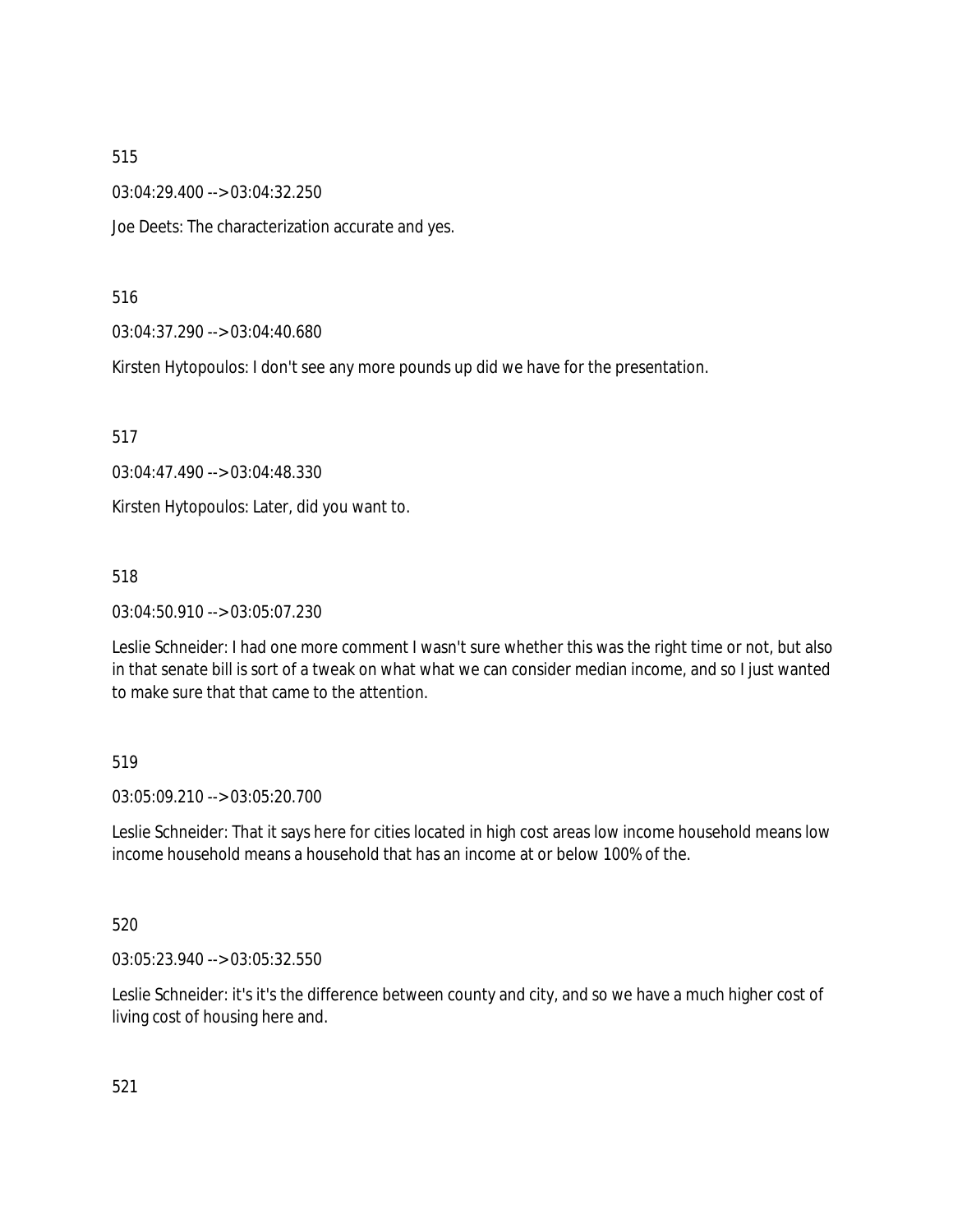515

03:04:29.400 --> 03:04:32.250

Joe Deets: The characterization accurate and yes.

516

03:04:37.290 --> 03:04:40.680

Kirsten Hytopoulos: I don't see any more pounds up did we have for the presentation.

517

03:04:47.490 --> 03:04:48.330

Kirsten Hytopoulos: Later, did you want to.

518

03:04:50.910 --> 03:05:07.230

Leslie Schneider: I had one more comment I wasn't sure whether this was the right time or not, but also in that senate bill is sort of a tweak on what what we can consider median income, and so I just wanted to make sure that that came to the attention.

519

03:05:09.210 --> 03:05:20.700

Leslie Schneider: That it says here for cities located in high cost areas low income household means low income household means a household that has an income at or below 100% of the.

520

03:05:23.940 --> 03:05:32.550

Leslie Schneider: it's it's the difference between county and city, and so we have a much higher cost of living cost of housing here and.

521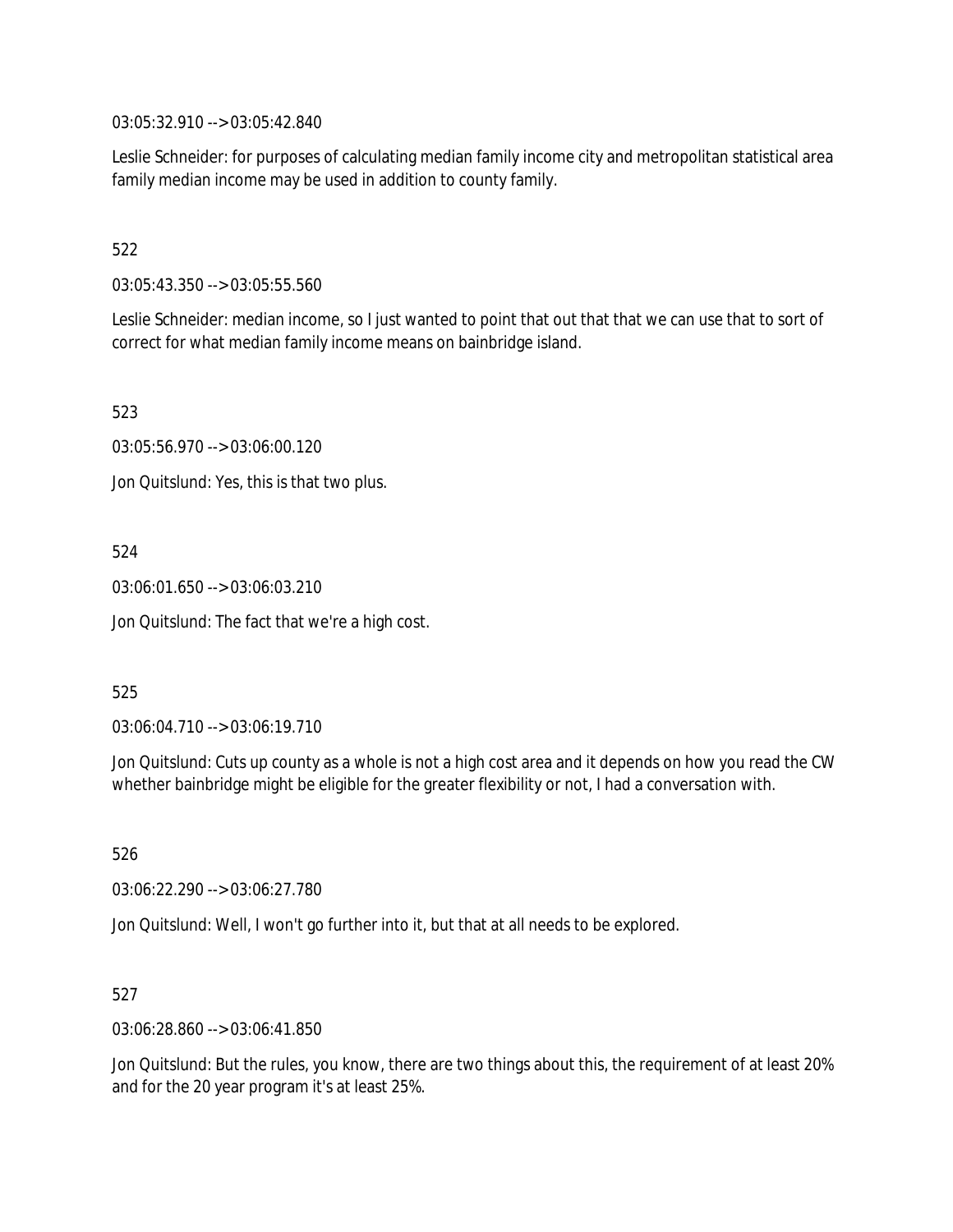03:05:32.910 --> 03:05:42.840

Leslie Schneider: for purposes of calculating median family income city and metropolitan statistical area family median income may be used in addition to county family.

522

03:05:43.350 --> 03:05:55.560

Leslie Schneider: median income, so I just wanted to point that out that that we can use that to sort of correct for what median family income means on bainbridge island.

523

03:05:56.970 --> 03:06:00.120

Jon Quitslund: Yes, this is that two plus.

524

03:06:01.650 --> 03:06:03.210

Jon Quitslund: The fact that we're a high cost.

525

03:06:04.710 --> 03:06:19.710

Jon Quitslund: Cuts up county as a whole is not a high cost area and it depends on how you read the CW whether bainbridge might be eligible for the greater flexibility or not, I had a conversation with.

526

03:06:22.290 --> 03:06:27.780

Jon Quitslund: Well, I won't go further into it, but that at all needs to be explored.

527

03:06:28.860 --> 03:06:41.850

Jon Quitslund: But the rules, you know, there are two things about this, the requirement of at least 20% and for the 20 year program it's at least 25%.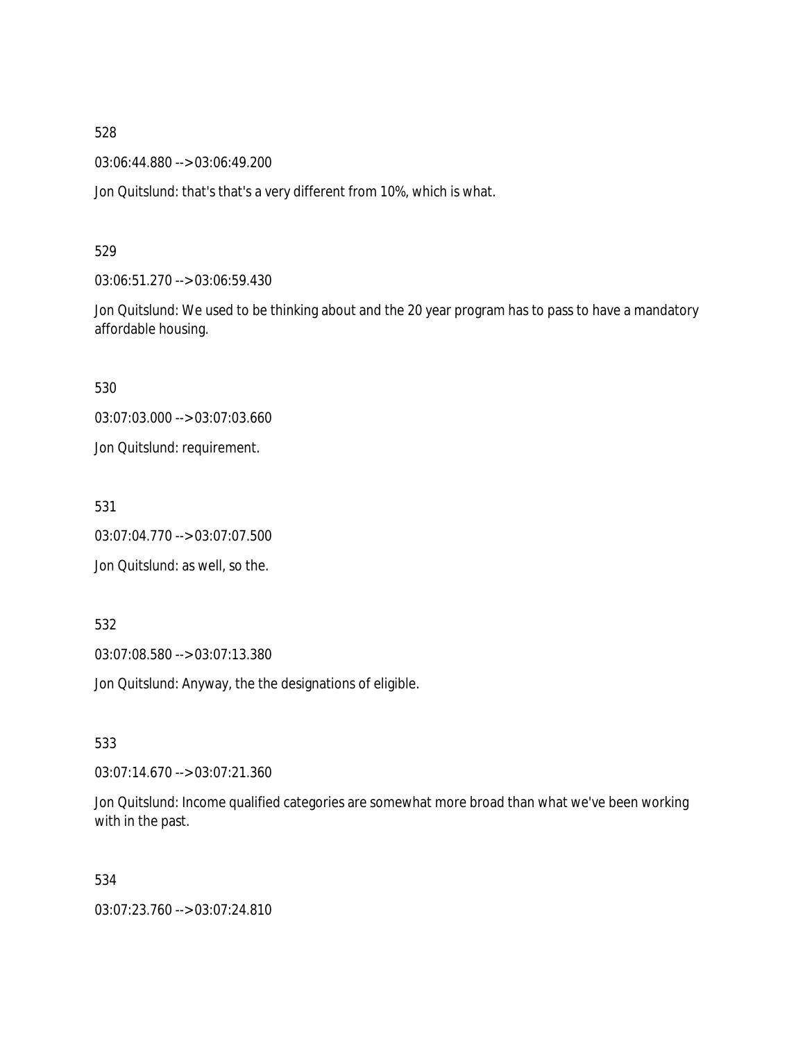528

03:06:44.880 --> 03:06:49.200

Jon Quitslund: that's that's a very different from 10%, which is what.

529

03:06:51.270 --> 03:06:59.430

Jon Quitslund: We used to be thinking about and the 20 year program has to pass to have a mandatory affordable housing.

530

03:07:03.000 --> 03:07:03.660

Jon Quitslund: requirement.

531

03:07:04.770 --> 03:07:07.500

Jon Quitslund: as well, so the.

532

03:07:08.580 --> 03:07:13.380

Jon Quitslund: Anyway, the the designations of eligible.

533

03:07:14.670 --> 03:07:21.360

Jon Quitslund: Income qualified categories are somewhat more broad than what we've been working with in the past.

534

03:07:23.760 --> 03:07:24.810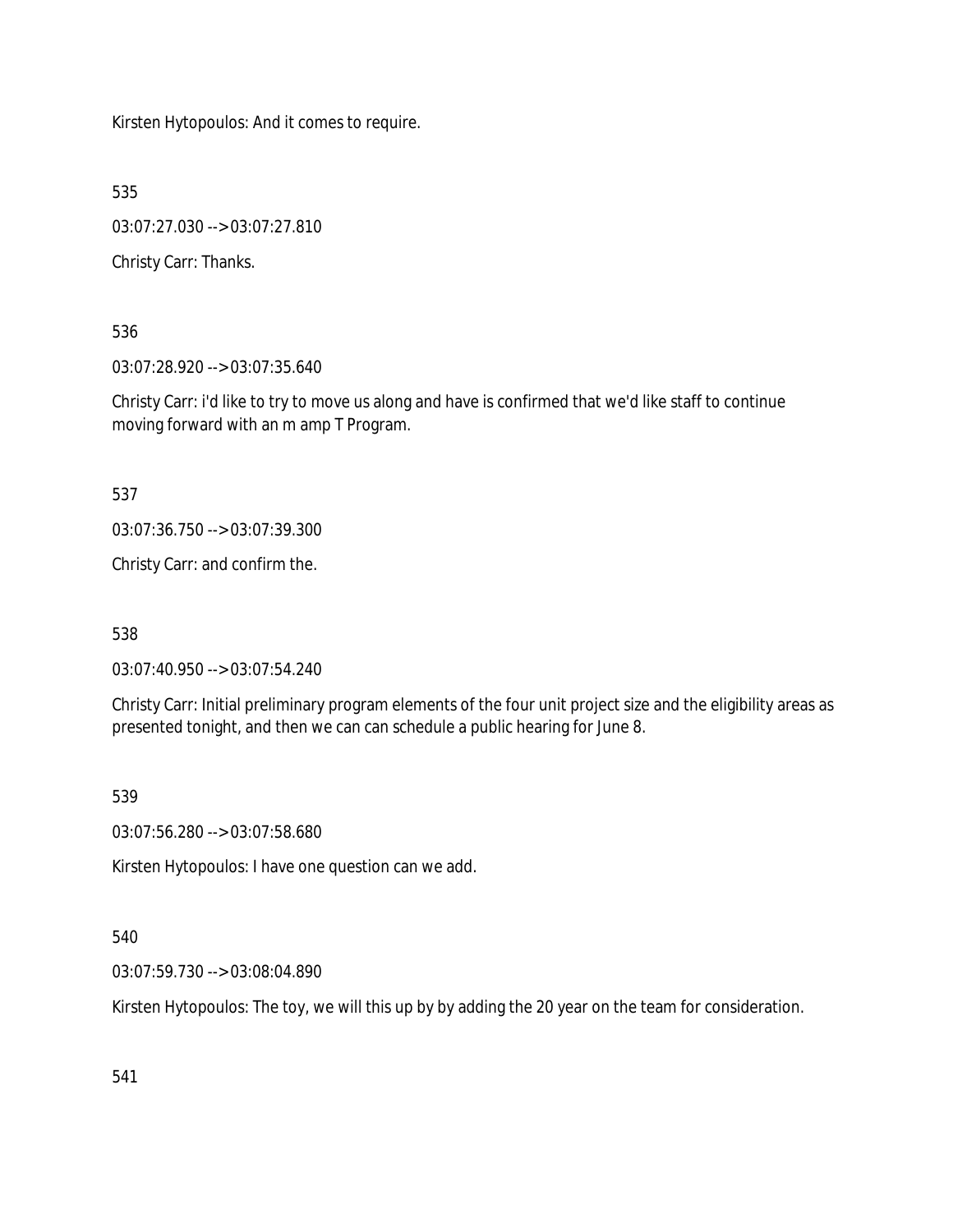Kirsten Hytopoulos: And it comes to require.

535

03:07:27.030 --> 03:07:27.810

Christy Carr: Thanks.

536

03:07:28.920 --> 03:07:35.640

Christy Carr: i'd like to try to move us along and have is confirmed that we'd like staff to continue moving forward with an m amp T Program.

537

03:07:36.750 --> 03:07:39.300

Christy Carr: and confirm the.

538

03:07:40.950 --> 03:07:54.240

Christy Carr: Initial preliminary program elements of the four unit project size and the eligibility areas as presented tonight, and then we can can schedule a public hearing for June 8.

539

03:07:56.280 --> 03:07:58.680

Kirsten Hytopoulos: I have one question can we add.

540

03:07:59.730 --> 03:08:04.890

Kirsten Hytopoulos: The toy, we will this up by by adding the 20 year on the team for consideration.

541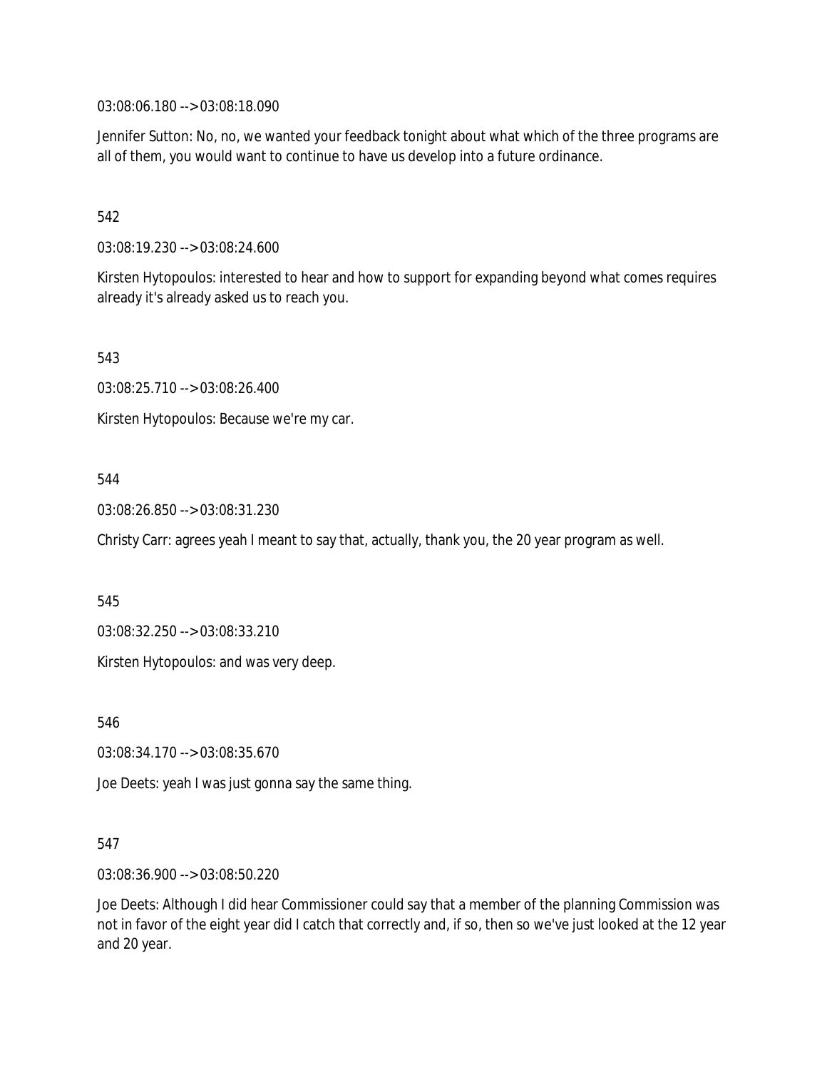03:08:06.180 --> 03:08:18.090

Jennifer Sutton: No, no, we wanted your feedback tonight about what which of the three programs are all of them, you would want to continue to have us develop into a future ordinance.

542

03:08:19.230 --> 03:08:24.600

Kirsten Hytopoulos: interested to hear and how to support for expanding beyond what comes requires already it's already asked us to reach you.

543

03:08:25.710 --> 03:08:26.400

Kirsten Hytopoulos: Because we're my car.

544

03:08:26.850 --> 03:08:31.230

Christy Carr: agrees yeah I meant to say that, actually, thank you, the 20 year program as well.

545

03:08:32.250 --> 03:08:33.210

Kirsten Hytopoulos: and was very deep.

546

03:08:34.170 --> 03:08:35.670

Joe Deets: yeah I was just gonna say the same thing.

547

03:08:36.900 --> 03:08:50.220

Joe Deets: Although I did hear Commissioner could say that a member of the planning Commission was not in favor of the eight year did I catch that correctly and, if so, then so we've just looked at the 12 year and 20 year.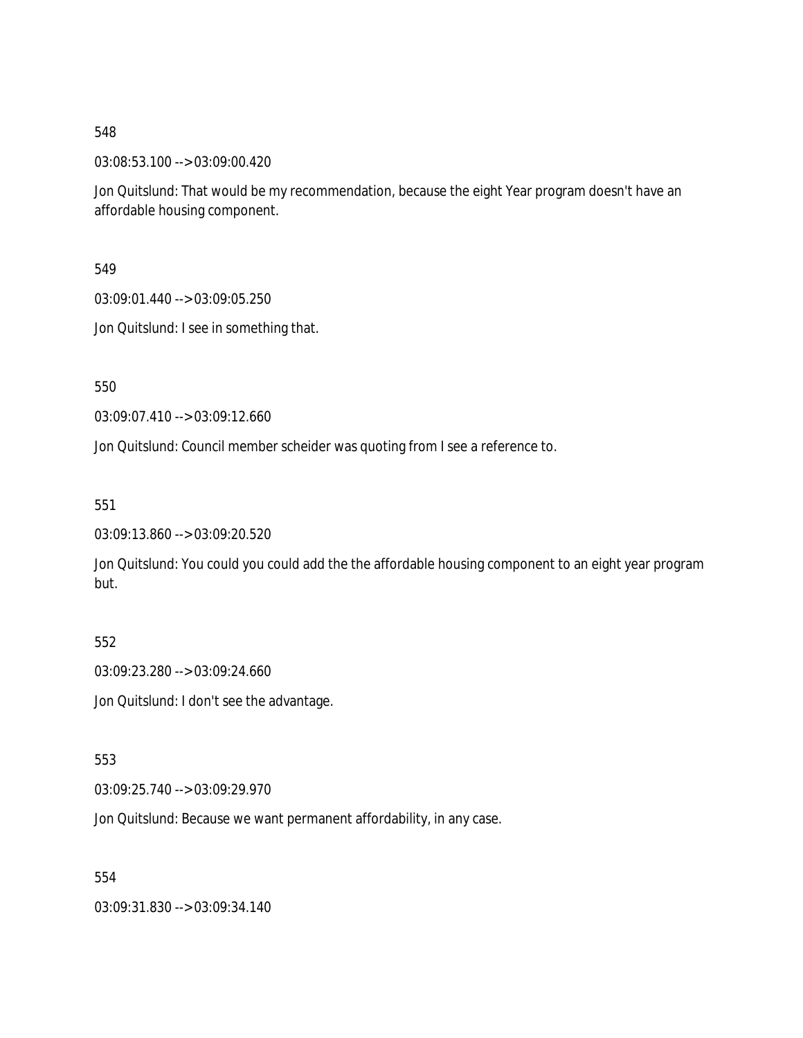548

03:08:53.100 --> 03:09:00.420

Jon Quitslund: That would be my recommendation, because the eight Year program doesn't have an affordable housing component.

549

03:09:01.440 --> 03:09:05.250

Jon Quitslund: I see in something that.

550

03:09:07.410 --> 03:09:12.660

Jon Quitslund: Council member scheider was quoting from I see a reference to.

551

03:09:13.860 --> 03:09:20.520

Jon Quitslund: You could you could add the the affordable housing component to an eight year program but.

552

03:09:23.280 --> 03:09:24.660

Jon Quitslund: I don't see the advantage.

553

03:09:25.740 --> 03:09:29.970

Jon Quitslund: Because we want permanent affordability, in any case.

554

03:09:31.830 --> 03:09:34.140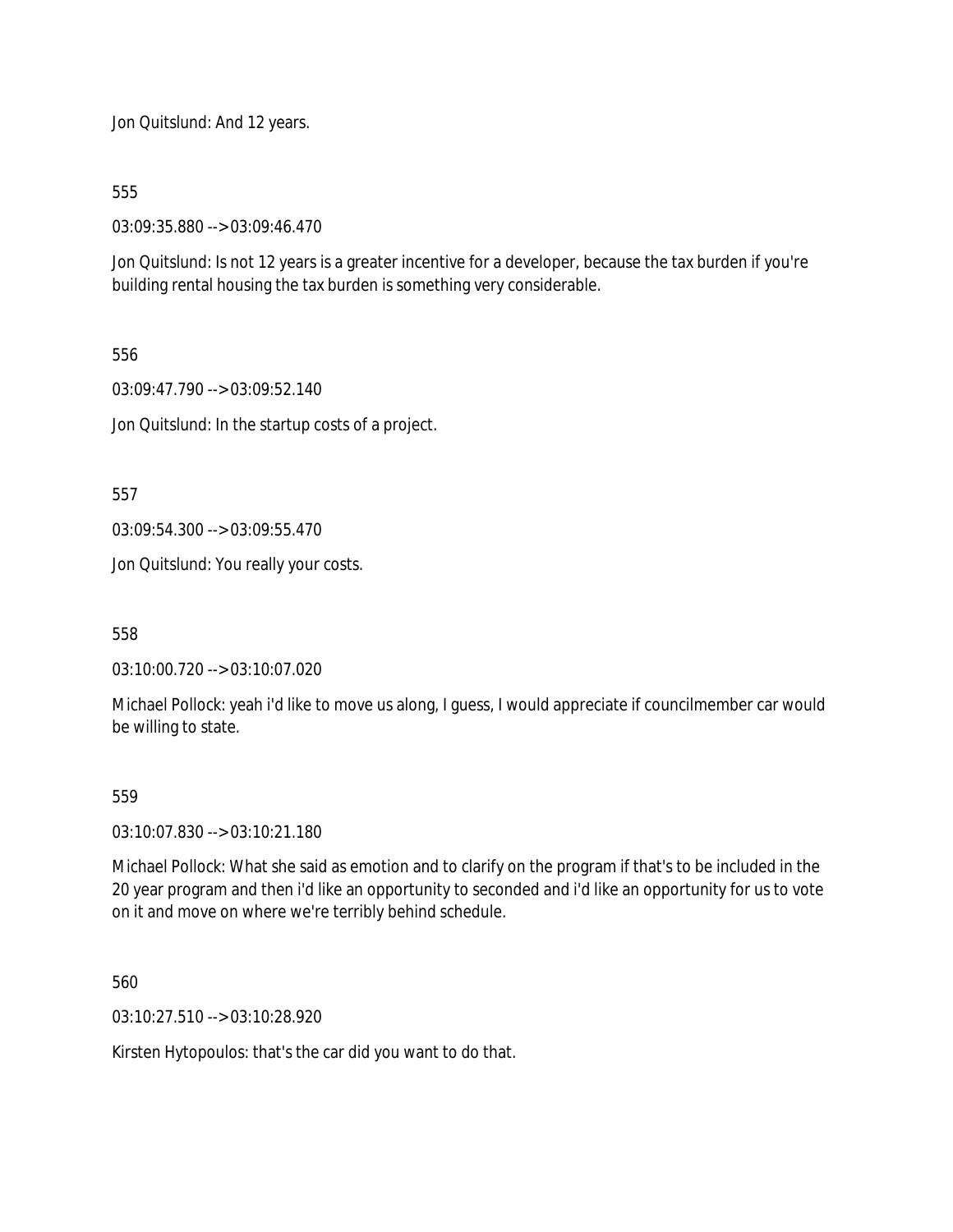Jon Quitslund: And 12 years.

555

03:09:35.880 --> 03:09:46.470

Jon Quitslund: Is not 12 years is a greater incentive for a developer, because the tax burden if you're building rental housing the tax burden is something very considerable.

556

03:09:47.790 --> 03:09:52.140

Jon Quitslund: In the startup costs of a project.

557

03:09:54.300 --> 03:09:55.470

Jon Quitslund: You really your costs.

558

03:10:00.720 --> 03:10:07.020

Michael Pollock: yeah i'd like to move us along, I guess, I would appreciate if councilmember car would be willing to state.

559

03:10:07.830 --> 03:10:21.180

Michael Pollock: What she said as emotion and to clarify on the program if that's to be included in the 20 year program and then i'd like an opportunity to seconded and i'd like an opportunity for us to vote on it and move on where we're terribly behind schedule.

560

03:10:27.510 --> 03:10:28.920

Kirsten Hytopoulos: that's the car did you want to do that.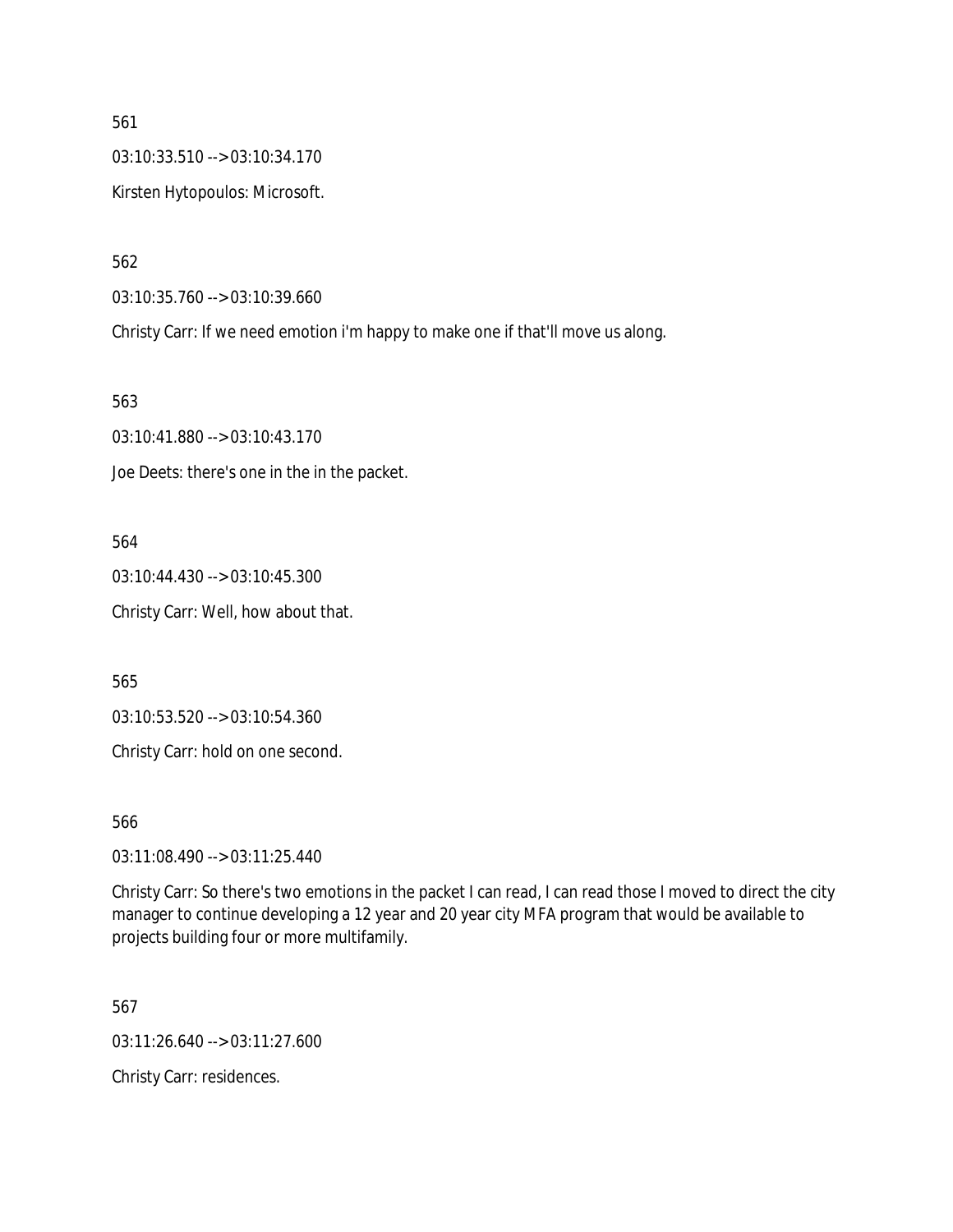561

03:10:33.510 --> 03:10:34.170

Kirsten Hytopoulos: Microsoft.

562

03:10:35.760 --> 03:10:39.660

Christy Carr: If we need emotion i'm happy to make one if that'll move us along.

563

03:10:41.880 --> 03:10:43.170

Joe Deets: there's one in the in the packet.

564

03:10:44.430 --> 03:10:45.300

Christy Carr: Well, how about that.

565

03:10:53.520 --> 03:10:54.360

Christy Carr: hold on one second.

566

03:11:08.490 --> 03:11:25.440

Christy Carr: So there's two emotions in the packet I can read, I can read those I moved to direct the city manager to continue developing a 12 year and 20 year city MFA program that would be available to projects building four or more multifamily.

567

03:11:26.640 --> 03:11:27.600

Christy Carr: residences.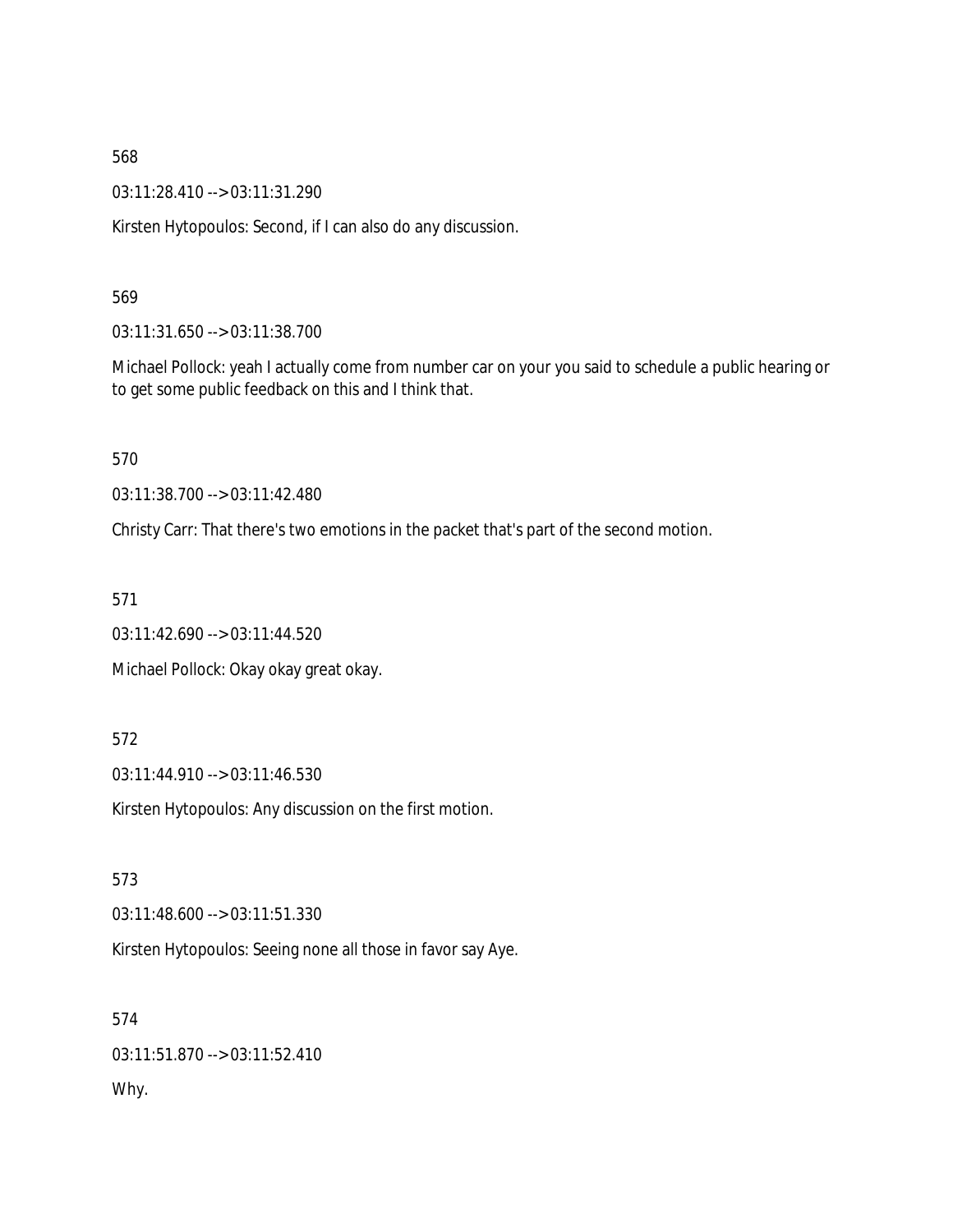568

03:11:28.410 --> 03:11:31.290

Kirsten Hytopoulos: Second, if I can also do any discussion.

569

03:11:31.650 --> 03:11:38.700

Michael Pollock: yeah I actually come from number car on your you said to schedule a public hearing or to get some public feedback on this and I think that.

570

03:11:38.700 --> 03:11:42.480

Christy Carr: That there's two emotions in the packet that's part of the second motion.

571

03:11:42.690 --> 03:11:44.520

Michael Pollock: Okay okay great okay.

572

03:11:44.910 --> 03:11:46.530

Kirsten Hytopoulos: Any discussion on the first motion.

573

03:11:48.600 --> 03:11:51.330

Kirsten Hytopoulos: Seeing none all those in favor say Aye.

574

03:11:51.870 --> 03:11:52.410

Why.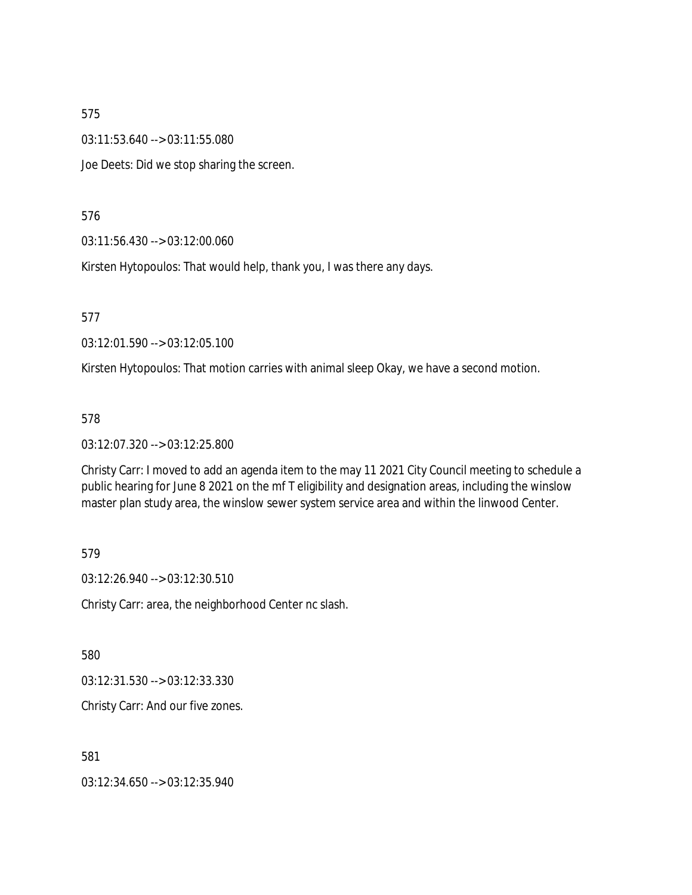575

03:11:53.640 --> 03:11:55.080

Joe Deets: Did we stop sharing the screen.

576

03:11:56.430 --> 03:12:00.060

Kirsten Hytopoulos: That would help, thank you, I was there any days.

577

03:12:01.590 --> 03:12:05.100

Kirsten Hytopoulos: That motion carries with animal sleep Okay, we have a second motion.

578

03:12:07.320 --> 03:12:25.800

Christy Carr: I moved to add an agenda item to the may 11 2021 City Council meeting to schedule a public hearing for June 8 2021 on the mf T eligibility and designation areas, including the winslow master plan study area, the winslow sewer system service area and within the linwood Center.

579

03:12:26.940 --> 03:12:30.510

Christy Carr: area, the neighborhood Center nc slash.

580

03:12:31.530 --> 03:12:33.330

Christy Carr: And our five zones.

581

03:12:34.650 --> 03:12:35.940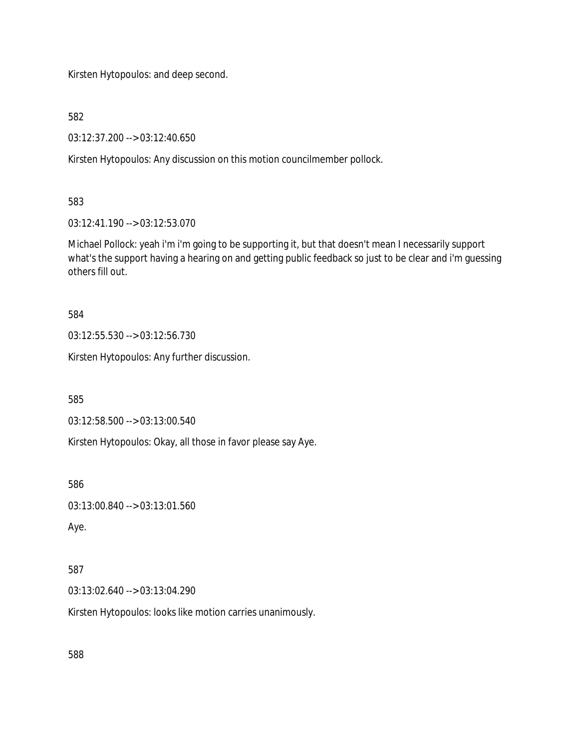Kirsten Hytopoulos: and deep second.

582

03:12:37.200 --> 03:12:40.650

Kirsten Hytopoulos: Any discussion on this motion councilmember pollock.

583

03:12:41.190 --> 03:12:53.070

Michael Pollock: yeah i'm i'm going to be supporting it, but that doesn't mean I necessarily support what's the support having a hearing on and getting public feedback so just to be clear and i'm guessing others fill out.

584

03:12:55.530 --> 03:12:56.730

Kirsten Hytopoulos: Any further discussion.

585

03:12:58.500 --> 03:13:00.540

Kirsten Hytopoulos: Okay, all those in favor please say Aye.

586

03:13:00.840 --> 03:13:01.560

Aye.

587

03:13:02.640 --> 03:13:04.290

Kirsten Hytopoulos: looks like motion carries unanimously.

588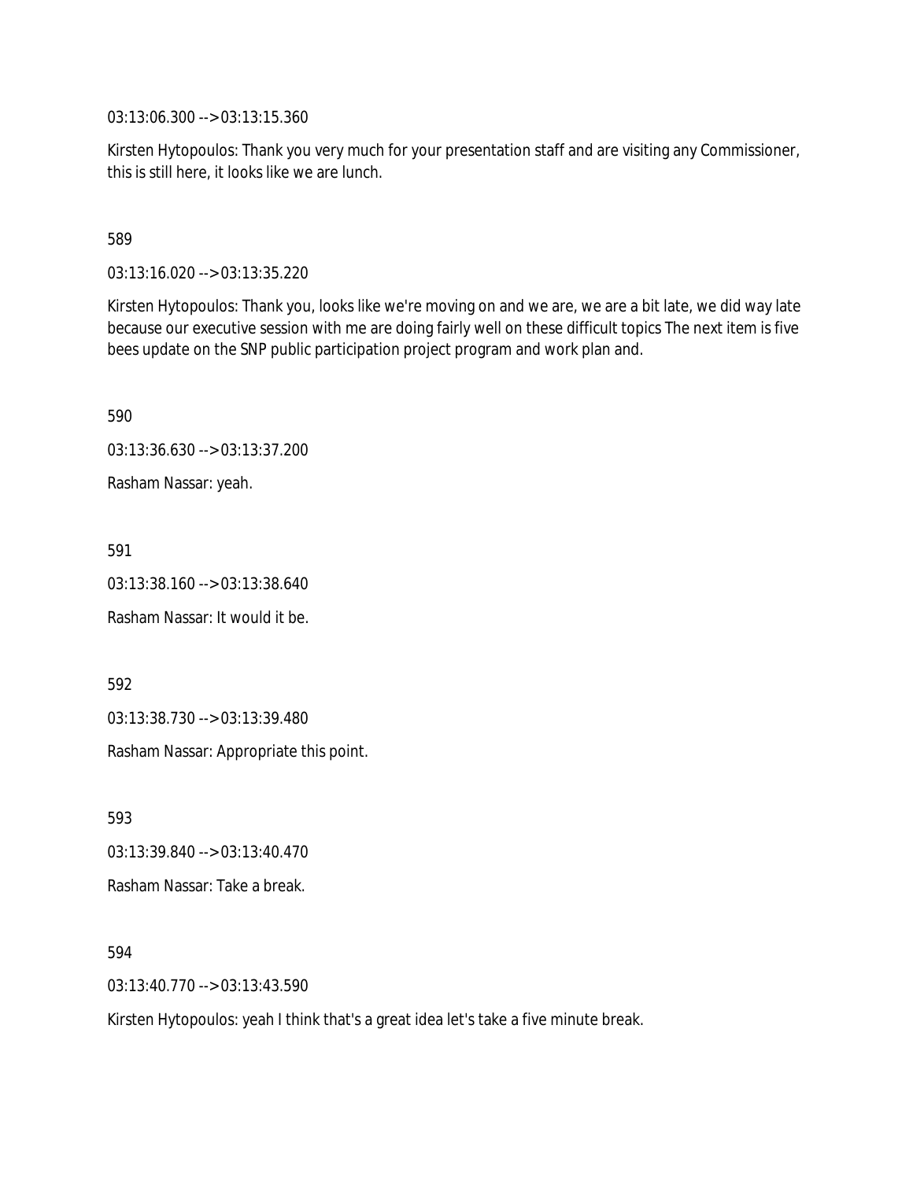03:13:06.300 --> 03:13:15.360

Kirsten Hytopoulos: Thank you very much for your presentation staff and are visiting any Commissioner, this is still here, it looks like we are lunch.

589

03:13:16.020 --> 03:13:35.220

Kirsten Hytopoulos: Thank you, looks like we're moving on and we are, we are a bit late, we did way late because our executive session with me are doing fairly well on these difficult topics The next item is five bees update on the SNP public participation project program and work plan and.

590

03:13:36.630 --> 03:13:37.200

Rasham Nassar: yeah.

591

03:13:38.160 --> 03:13:38.640

Rasham Nassar: It would it be.

592

03:13:38.730 --> 03:13:39.480

Rasham Nassar: Appropriate this point.

593

03:13:39.840 --> 03:13:40.470

Rasham Nassar: Take a break.

594

03:13:40.770 --> 03:13:43.590

Kirsten Hytopoulos: yeah I think that's a great idea let's take a five minute break.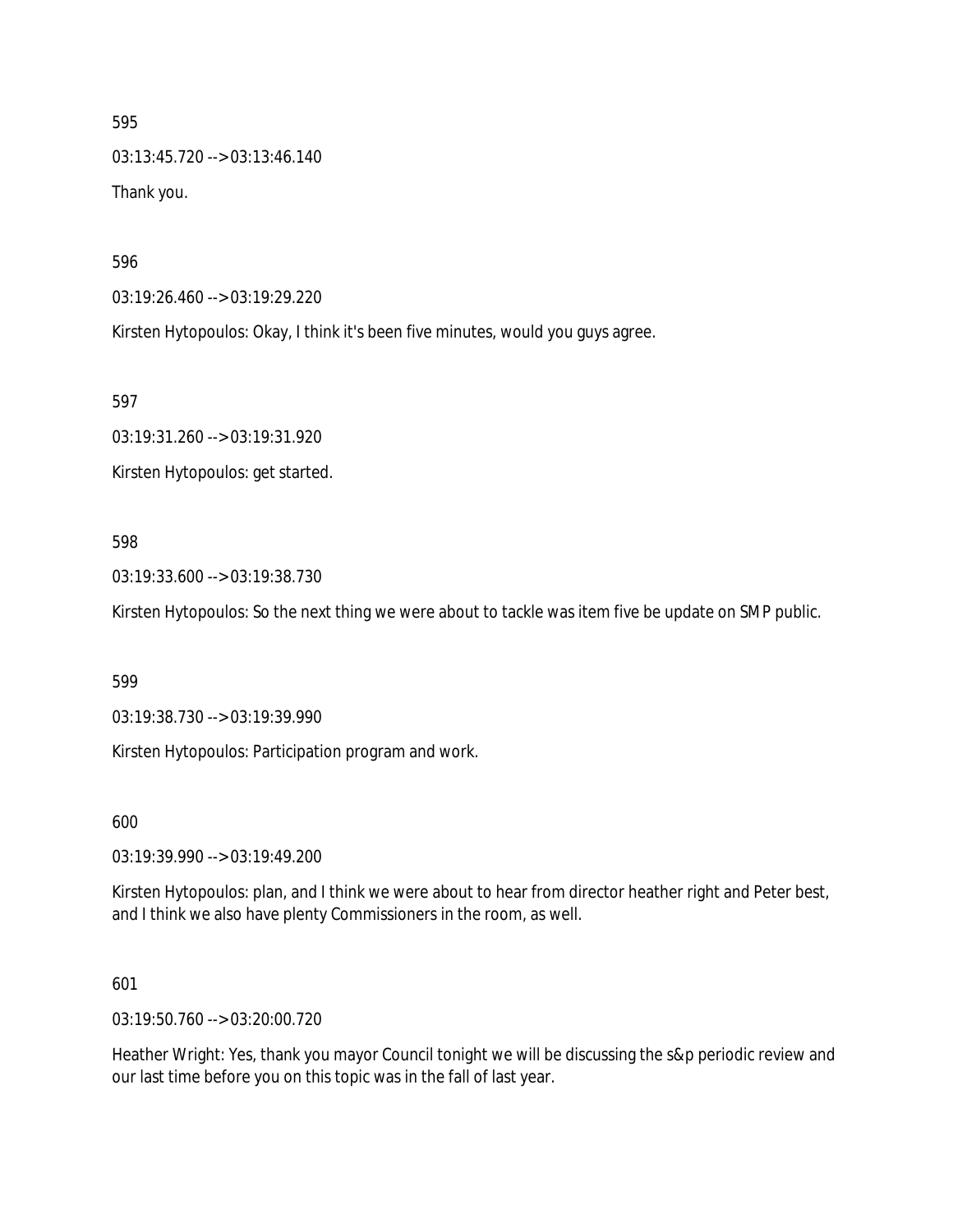595

03:13:45.720 --> 03:13:46.140

Thank you.

596

03:19:26.460 --> 03:19:29.220

Kirsten Hytopoulos: Okay, I think it's been five minutes, would you guys agree.

597

03:19:31.260 --> 03:19:31.920

Kirsten Hytopoulos: get started.

598

03:19:33.600 --> 03:19:38.730

Kirsten Hytopoulos: So the next thing we were about to tackle was item five be update on SMP public.

599

03:19:38.730 --> 03:19:39.990

Kirsten Hytopoulos: Participation program and work.

600

03:19:39.990 --> 03:19:49.200

Kirsten Hytopoulos: plan, and I think we were about to hear from director heather right and Peter best, and I think we also have plenty Commissioners in the room, as well.

601

03:19:50.760 --> 03:20:00.720

Heather Wright: Yes, thank you mayor Council tonight we will be discussing the s&p periodic review and our last time before you on this topic was in the fall of last year.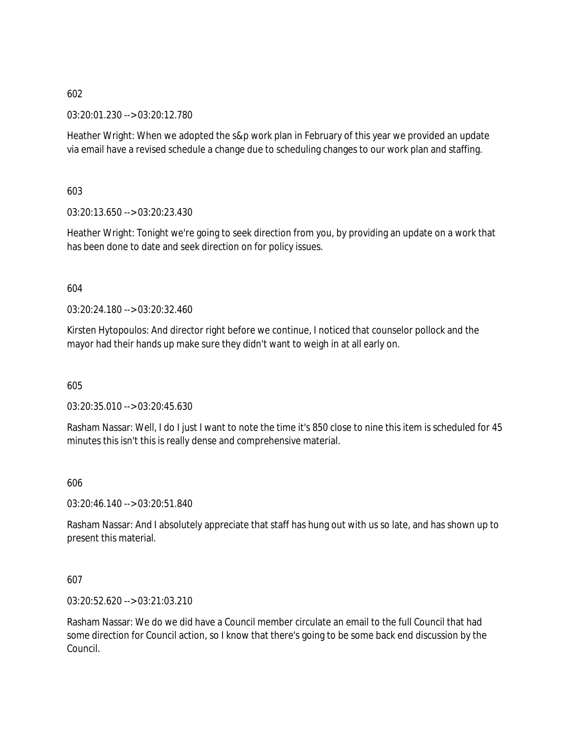602

03:20:01.230 --> 03:20:12.780

Heather Wright: When we adopted the s&p work plan in February of this year we provided an update via email have a revised schedule a change due to scheduling changes to our work plan and staffing.

603

03:20:13.650 --> 03:20:23.430

Heather Wright: Tonight we're going to seek direction from you, by providing an update on a work that has been done to date and seek direction on for policy issues.

604

03:20:24.180 --> 03:20:32.460

Kirsten Hytopoulos: And director right before we continue, I noticed that counselor pollock and the mayor had their hands up make sure they didn't want to weigh in at all early on.

605

03:20:35.010 --> 03:20:45.630

Rasham Nassar: Well, I do I just I want to note the time it's 850 close to nine this item is scheduled for 45 minutes this isn't this is really dense and comprehensive material.

606

03:20:46.140 --> 03:20:51.840

Rasham Nassar: And I absolutely appreciate that staff has hung out with us so late, and has shown up to present this material.

607

03:20:52.620 --> 03:21:03.210

Rasham Nassar: We do we did have a Council member circulate an email to the full Council that had some direction for Council action, so I know that there's going to be some back end discussion by the Council.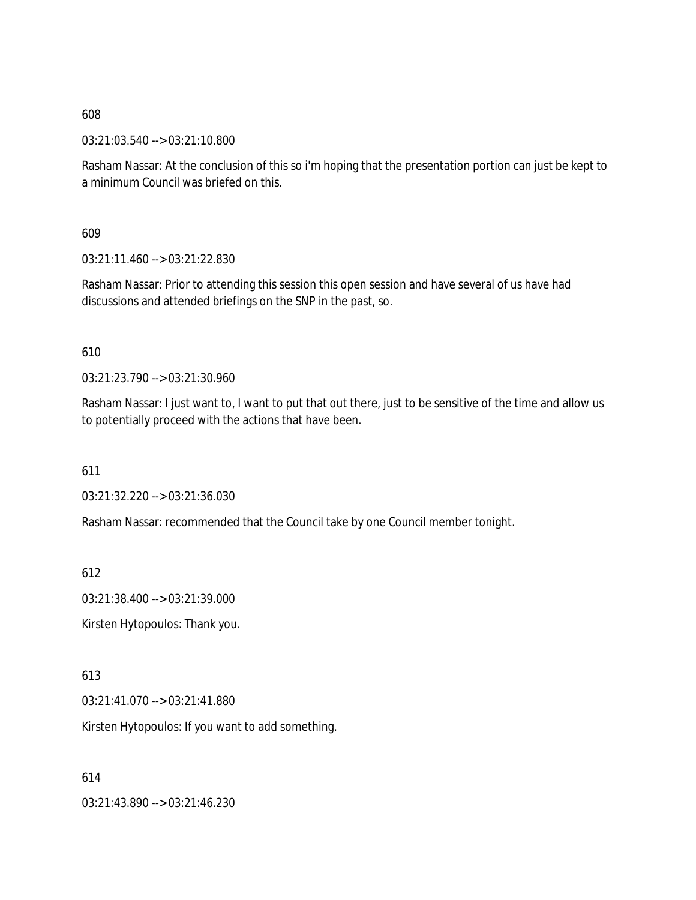608

03:21:03.540 --> 03:21:10.800

Rasham Nassar: At the conclusion of this so i'm hoping that the presentation portion can just be kept to a minimum Council was briefed on this.

609

03:21:11.460 --> 03:21:22.830

Rasham Nassar: Prior to attending this session this open session and have several of us have had discussions and attended briefings on the SNP in the past, so.

610

03:21:23.790 --> 03:21:30.960

Rasham Nassar: I just want to, I want to put that out there, just to be sensitive of the time and allow us to potentially proceed with the actions that have been.

611

03:21:32.220 --> 03:21:36.030

Rasham Nassar: recommended that the Council take by one Council member tonight.

612

03:21:38.400 --> 03:21:39.000

Kirsten Hytopoulos: Thank you.

613

03:21:41.070 --> 03:21:41.880

Kirsten Hytopoulos: If you want to add something.

614

03:21:43.890 --> 03:21:46.230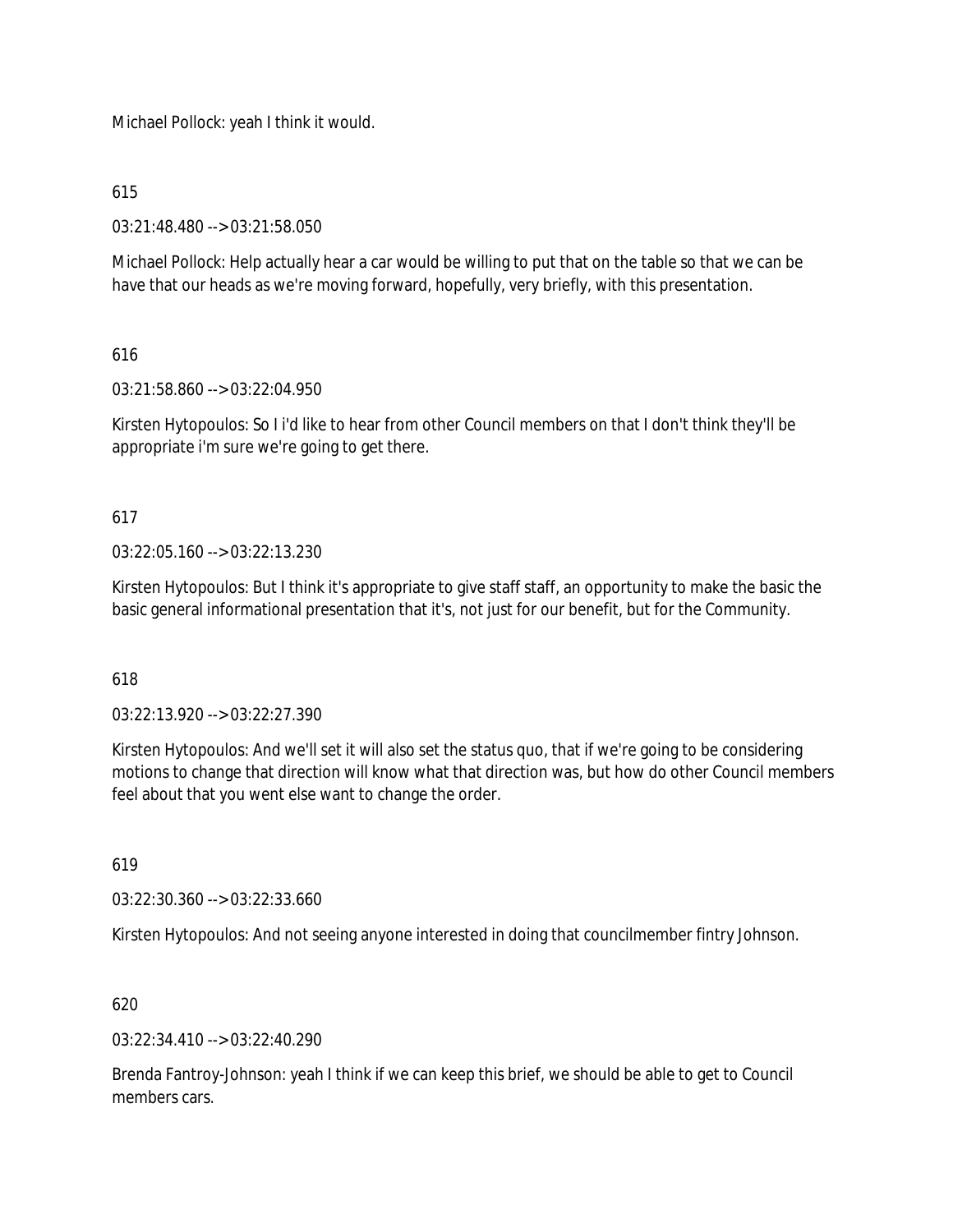Michael Pollock: yeah I think it would.

615

03:21:48.480 --> 03:21:58.050

Michael Pollock: Help actually hear a car would be willing to put that on the table so that we can be have that our heads as we're moving forward, hopefully, very briefly, with this presentation.

616

03:21:58.860 --> 03:22:04.950

Kirsten Hytopoulos: So I i'd like to hear from other Council members on that I don't think they'll be appropriate i'm sure we're going to get there.

617

03:22:05.160 --> 03:22:13.230

Kirsten Hytopoulos: But I think it's appropriate to give staff staff, an opportunity to make the basic the basic general informational presentation that it's, not just for our benefit, but for the Community.

618

03:22:13.920 --> 03:22:27.390

Kirsten Hytopoulos: And we'll set it will also set the status quo, that if we're going to be considering motions to change that direction will know what that direction was, but how do other Council members feel about that you went else want to change the order.

619

03:22:30.360 --> 03:22:33.660

Kirsten Hytopoulos: And not seeing anyone interested in doing that councilmember fintry Johnson.

620

03:22:34.410 --> 03:22:40.290

Brenda Fantroy-Johnson: yeah I think if we can keep this brief, we should be able to get to Council members cars.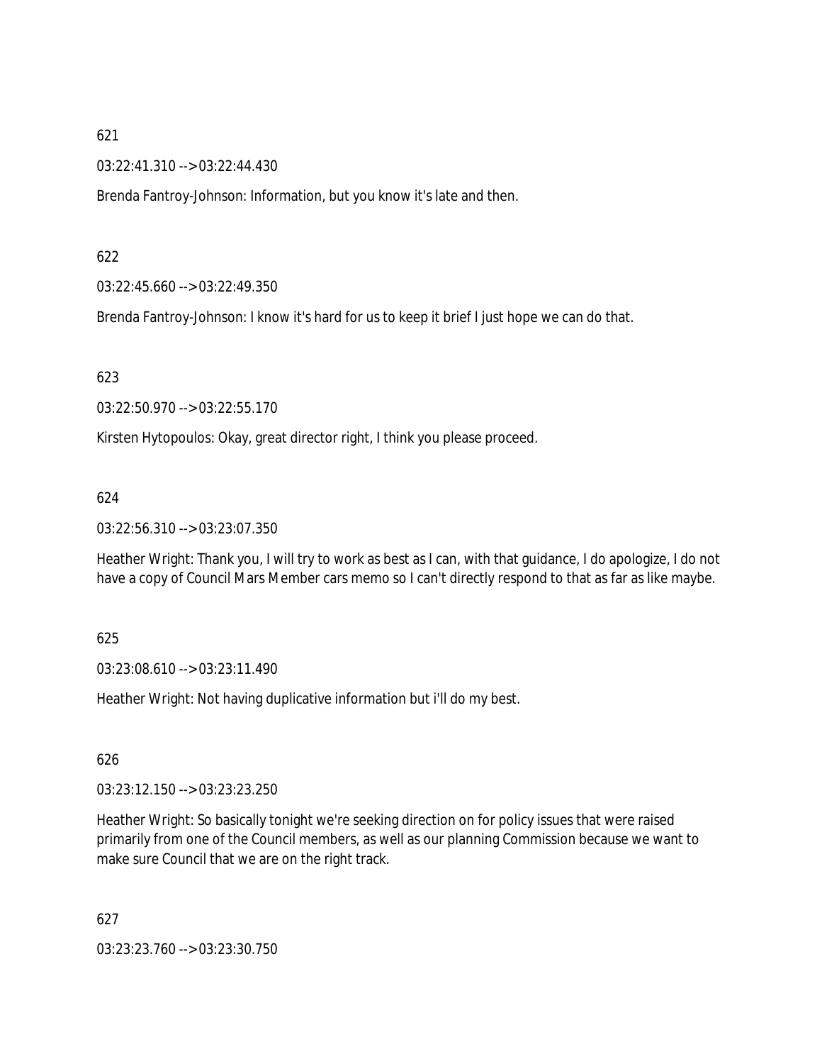621

03:22:41.310 --> 03:22:44.430

Brenda Fantroy-Johnson: Information, but you know it's late and then.

622

03:22:45.660 --> 03:22:49.350

Brenda Fantroy-Johnson: I know it's hard for us to keep it brief I just hope we can do that.

623

03:22:50.970 --> 03:22:55.170

Kirsten Hytopoulos: Okay, great director right, I think you please proceed.

624

03:22:56.310 --> 03:23:07.350

Heather Wright: Thank you, I will try to work as best as I can, with that guidance, I do apologize, I do not have a copy of Council Mars Member cars memo so I can't directly respond to that as far as like maybe.

625

03:23:08.610 --> 03:23:11.490

Heather Wright: Not having duplicative information but i'll do my best.

626

03:23:12.150 --> 03:23:23.250

Heather Wright: So basically tonight we're seeking direction on for policy issues that were raised primarily from one of the Council members, as well as our planning Commission because we want to make sure Council that we are on the right track.

627

03:23:23.760 --> 03:23:30.750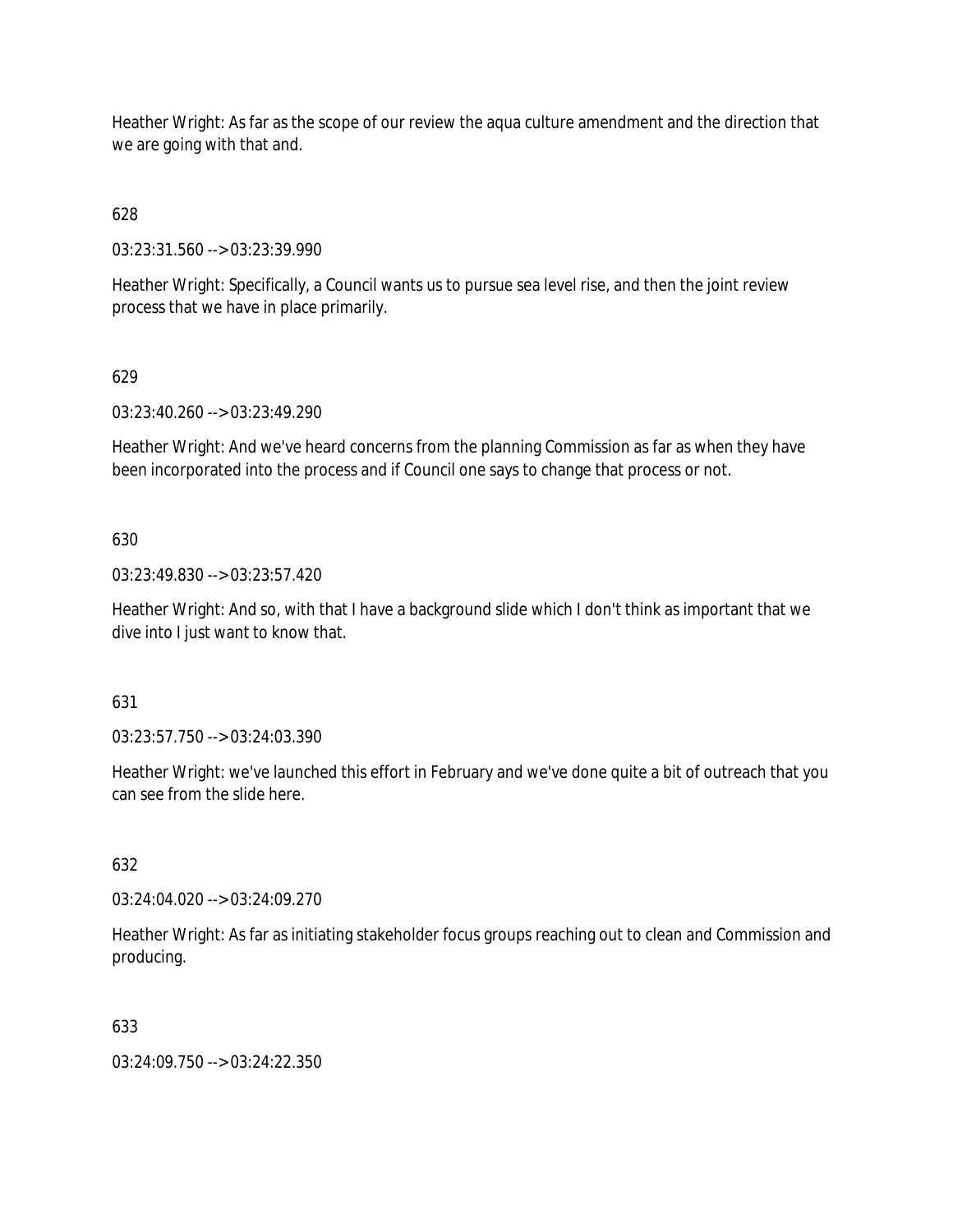Heather Wright: As far as the scope of our review the aqua culture amendment and the direction that we are going with that and.

628

03:23:31.560 --> 03:23:39.990

Heather Wright: Specifically, a Council wants us to pursue sea level rise, and then the joint review process that we have in place primarily.

629

03:23:40.260 --> 03:23:49.290

Heather Wright: And we've heard concerns from the planning Commission as far as when they have been incorporated into the process and if Council one says to change that process or not.

630

03:23:49.830 --> 03:23:57.420

Heather Wright: And so, with that I have a background slide which I don't think as important that we dive into I just want to know that.

631

03:23:57.750 --> 03:24:03.390

Heather Wright: we've launched this effort in February and we've done quite a bit of outreach that you can see from the slide here.

632

03:24:04.020 --> 03:24:09.270

Heather Wright: As far as initiating stakeholder focus groups reaching out to clean and Commission and producing.

633

03:24:09.750 --> 03:24:22.350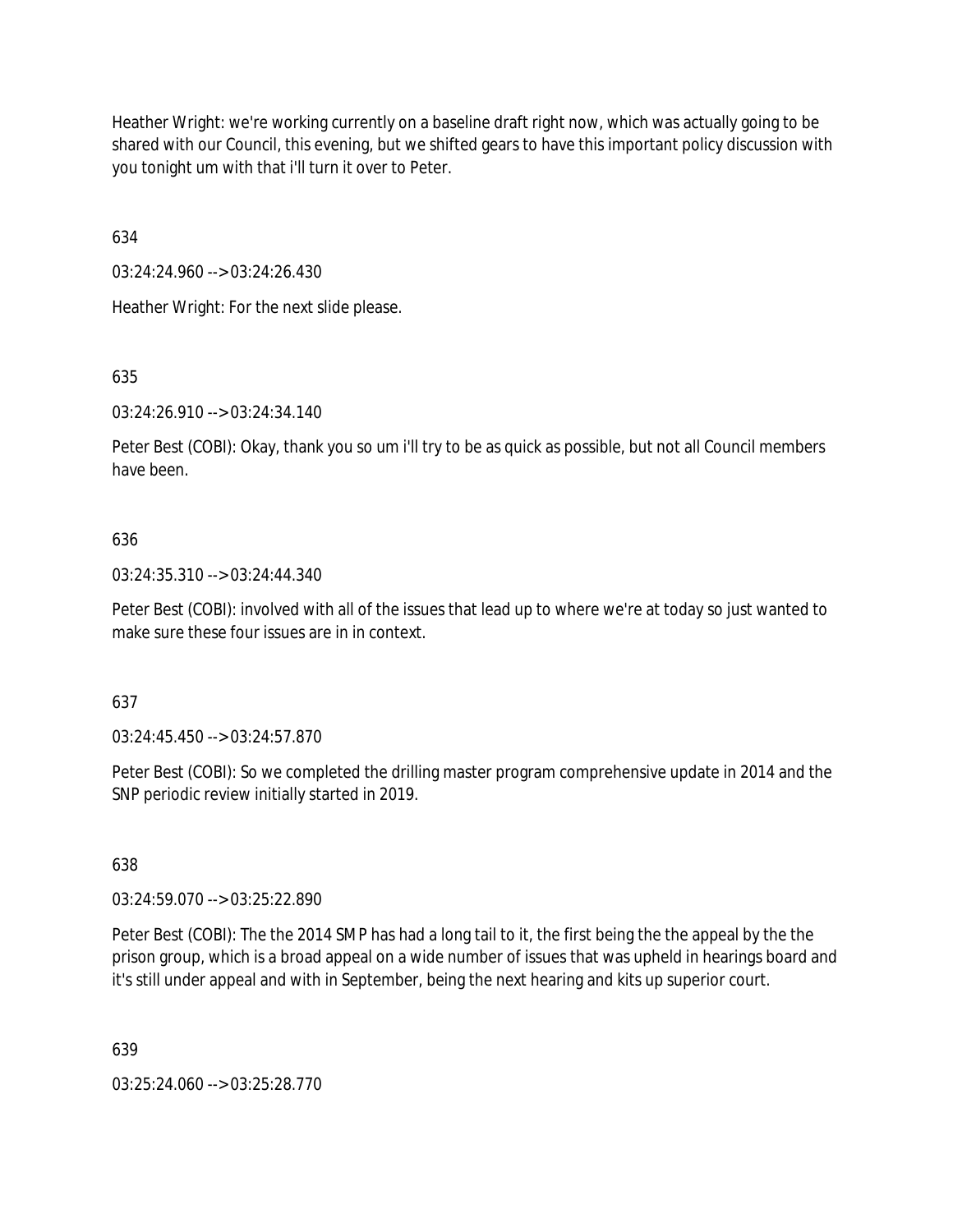Heather Wright: we're working currently on a baseline draft right now, which was actually going to be shared with our Council, this evening, but we shifted gears to have this important policy discussion with you tonight um with that i'll turn it over to Peter.

634

03:24:24.960 --> 03:24:26.430

Heather Wright: For the next slide please.

635

03:24:26.910 --> 03:24:34.140

Peter Best (COBI): Okay, thank you so um i'll try to be as quick as possible, but not all Council members have been.

636

03:24:35.310 --> 03:24:44.340

Peter Best (COBI): involved with all of the issues that lead up to where we're at today so just wanted to make sure these four issues are in in context.

637

03:24:45.450 --> 03:24:57.870

Peter Best (COBI): So we completed the drilling master program comprehensive update in 2014 and the SNP periodic review initially started in 2019.

638

03:24:59.070 --> 03:25:22.890

Peter Best (COBI): The the 2014 SMP has had a long tail to it, the first being the the appeal by the the prison group, which is a broad appeal on a wide number of issues that was upheld in hearings board and it's still under appeal and with in September, being the next hearing and kits up superior court.

639

03:25:24.060 --> 03:25:28.770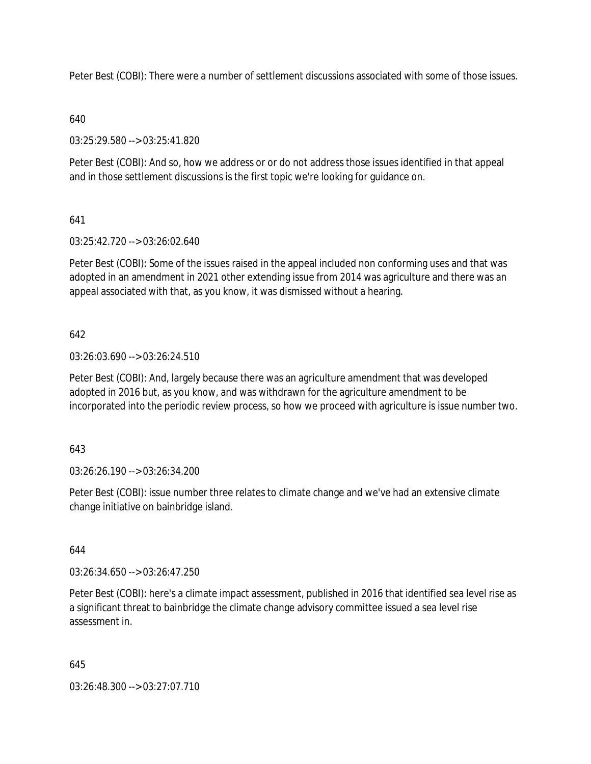Peter Best (COBI): There were a number of settlement discussions associated with some of those issues.

640

03:25:29.580 --> 03:25:41.820

Peter Best (COBI): And so, how we address or or do not address those issues identified in that appeal and in those settlement discussions is the first topic we're looking for guidance on.

641

03:25:42.720 --> 03:26:02.640

Peter Best (COBI): Some of the issues raised in the appeal included non conforming uses and that was adopted in an amendment in 2021 other extending issue from 2014 was agriculture and there was an appeal associated with that, as you know, it was dismissed without a hearing.

642

03:26:03.690 --> 03:26:24.510

Peter Best (COBI): And, largely because there was an agriculture amendment that was developed adopted in 2016 but, as you know, and was withdrawn for the agriculture amendment to be incorporated into the periodic review process, so how we proceed with agriculture is issue number two.

643

03:26:26.190 --> 03:26:34.200

Peter Best (COBI): issue number three relates to climate change and we've had an extensive climate change initiative on bainbridge island.

644

03:26:34.650 --> 03:26:47.250

Peter Best (COBI): here's a climate impact assessment, published in 2016 that identified sea level rise as a significant threat to bainbridge the climate change advisory committee issued a sea level rise assessment in.

645

03:26:48.300 --> 03:27:07.710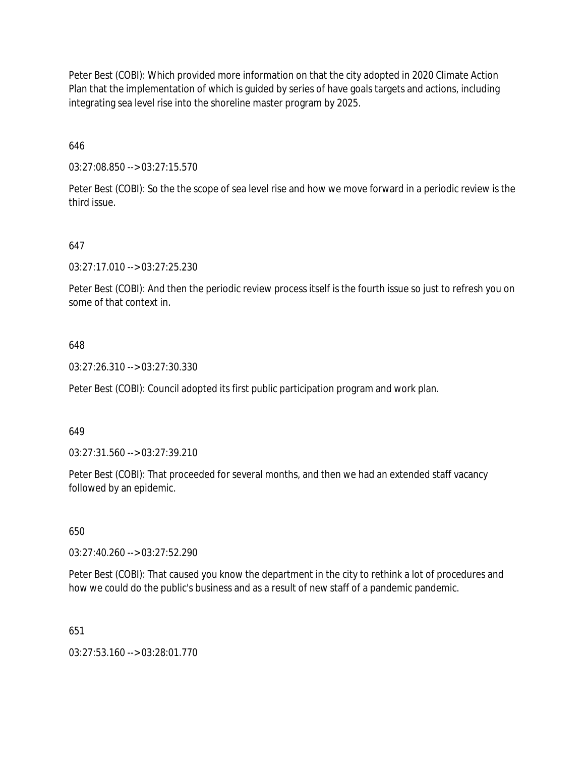Peter Best (COBI): Which provided more information on that the city adopted in 2020 Climate Action Plan that the implementation of which is guided by series of have goals targets and actions, including integrating sea level rise into the shoreline master program by 2025.

646

03:27:08.850 --> 03:27:15.570

Peter Best (COBI): So the the scope of sea level rise and how we move forward in a periodic review is the third issue.

647

03:27:17.010 --> 03:27:25.230

Peter Best (COBI): And then the periodic review process itself is the fourth issue so just to refresh you on some of that context in.

648

03:27:26.310 --> 03:27:30.330

Peter Best (COBI): Council adopted its first public participation program and work plan.

649

03:27:31.560 --> 03:27:39.210

Peter Best (COBI): That proceeded for several months, and then we had an extended staff vacancy followed by an epidemic.

650

03:27:40.260 --> 03:27:52.290

Peter Best (COBI): That caused you know the department in the city to rethink a lot of procedures and how we could do the public's business and as a result of new staff of a pandemic pandemic.

651

03:27:53.160 --> 03:28:01.770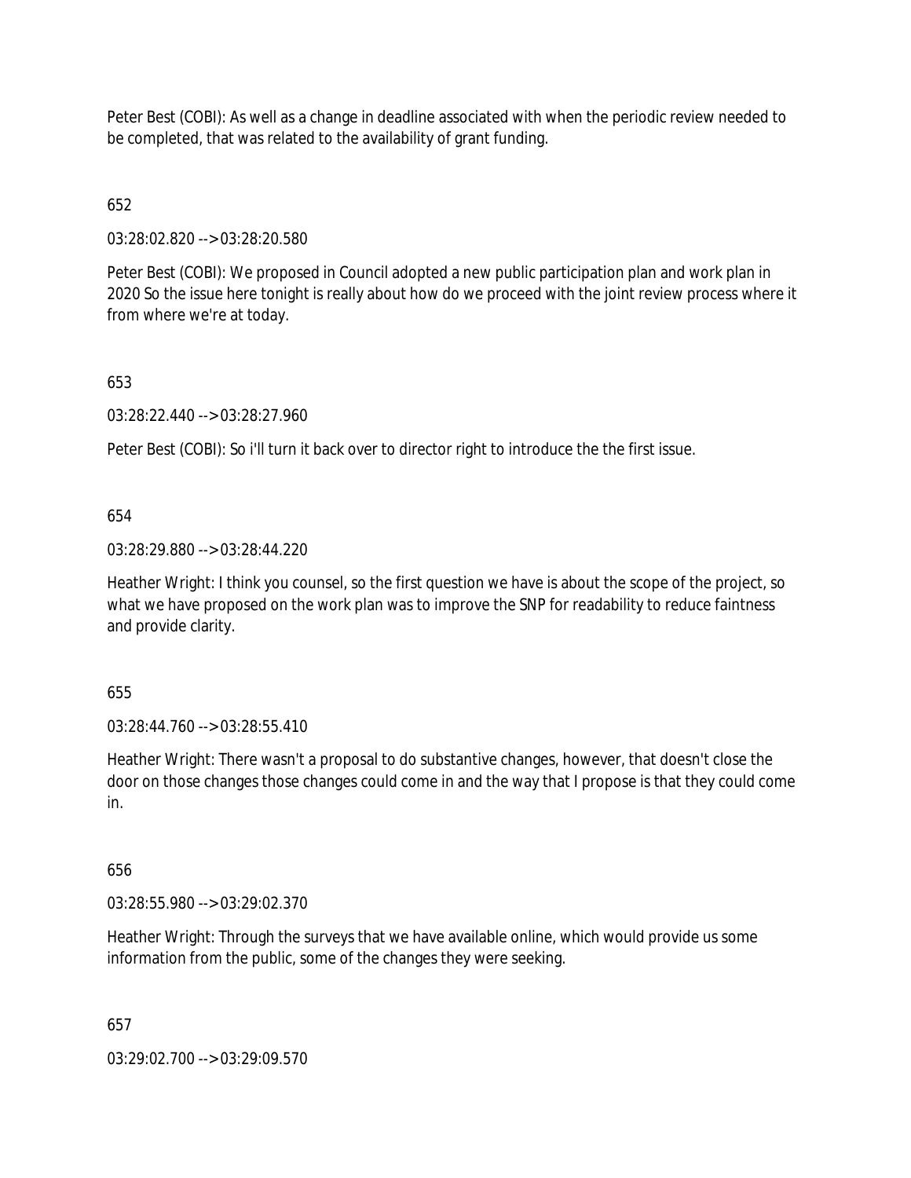Peter Best (COBI): As well as a change in deadline associated with when the periodic review needed to be completed, that was related to the availability of grant funding.

652

03:28:02.820 --> 03:28:20.580

Peter Best (COBI): We proposed in Council adopted a new public participation plan and work plan in 2020 So the issue here tonight is really about how do we proceed with the joint review process where it from where we're at today.

653

03:28:22.440 --> 03:28:27.960

Peter Best (COBI): So i'll turn it back over to director right to introduce the the first issue.

654

03:28:29.880 --> 03:28:44.220

Heather Wright: I think you counsel, so the first question we have is about the scope of the project, so what we have proposed on the work plan was to improve the SNP for readability to reduce faintness and provide clarity.

655

03:28:44.760 --> 03:28:55.410

Heather Wright: There wasn't a proposal to do substantive changes, however, that doesn't close the door on those changes those changes could come in and the way that I propose is that they could come in.

656

03:28:55.980 --> 03:29:02.370

Heather Wright: Through the surveys that we have available online, which would provide us some information from the public, some of the changes they were seeking.

657

03:29:02.700 --> 03:29:09.570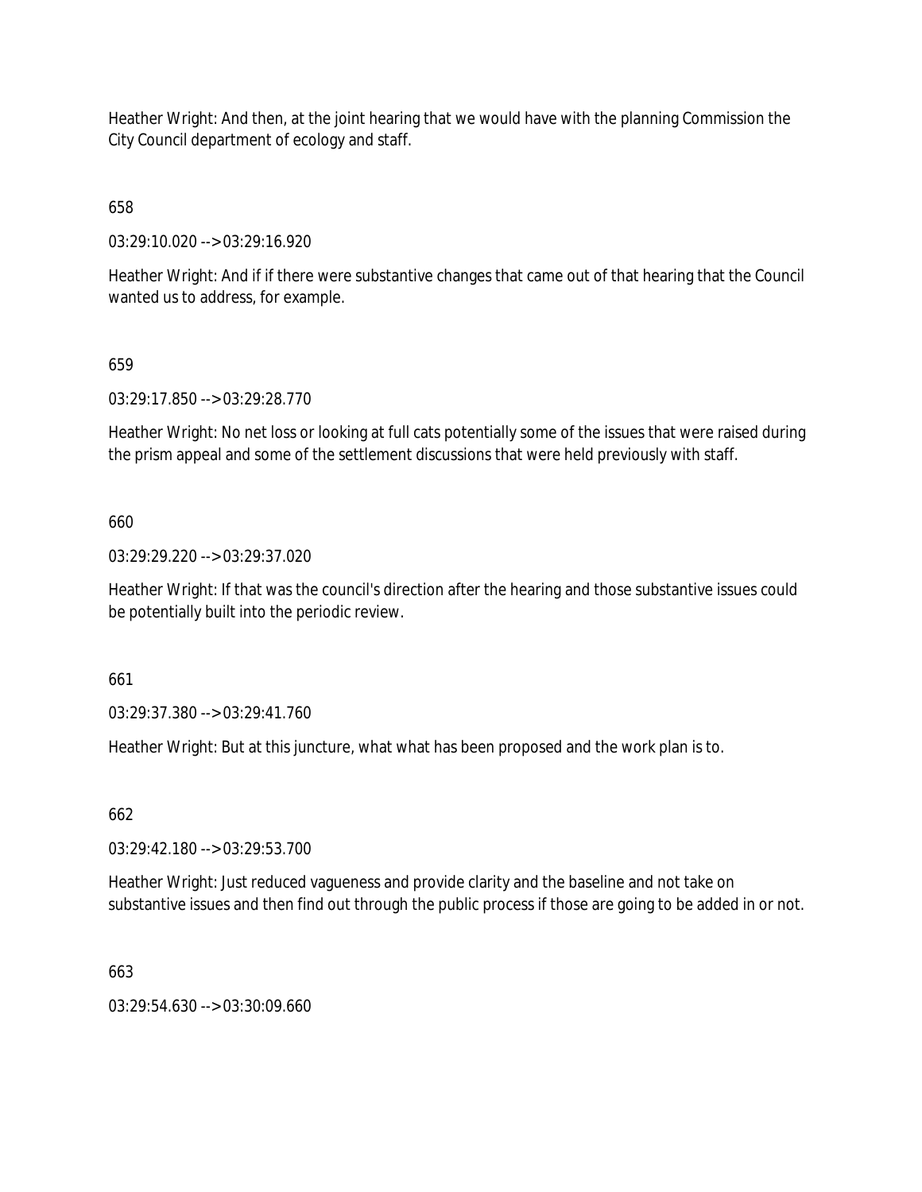Heather Wright: And then, at the joint hearing that we would have with the planning Commission the City Council department of ecology and staff.

658

03:29:10.020 --> 03:29:16.920

Heather Wright: And if if there were substantive changes that came out of that hearing that the Council wanted us to address, for example.

659

03:29:17.850 --> 03:29:28.770

Heather Wright: No net loss or looking at full cats potentially some of the issues that were raised during the prism appeal and some of the settlement discussions that were held previously with staff.

660

03:29:29.220 --> 03:29:37.020

Heather Wright: If that was the council's direction after the hearing and those substantive issues could be potentially built into the periodic review.

661

03:29:37.380 --> 03:29:41.760

Heather Wright: But at this juncture, what what has been proposed and the work plan is to.

662

03:29:42.180 --> 03:29:53.700

Heather Wright: Just reduced vagueness and provide clarity and the baseline and not take on substantive issues and then find out through the public process if those are going to be added in or not.

663

03:29:54.630 --> 03:30:09.660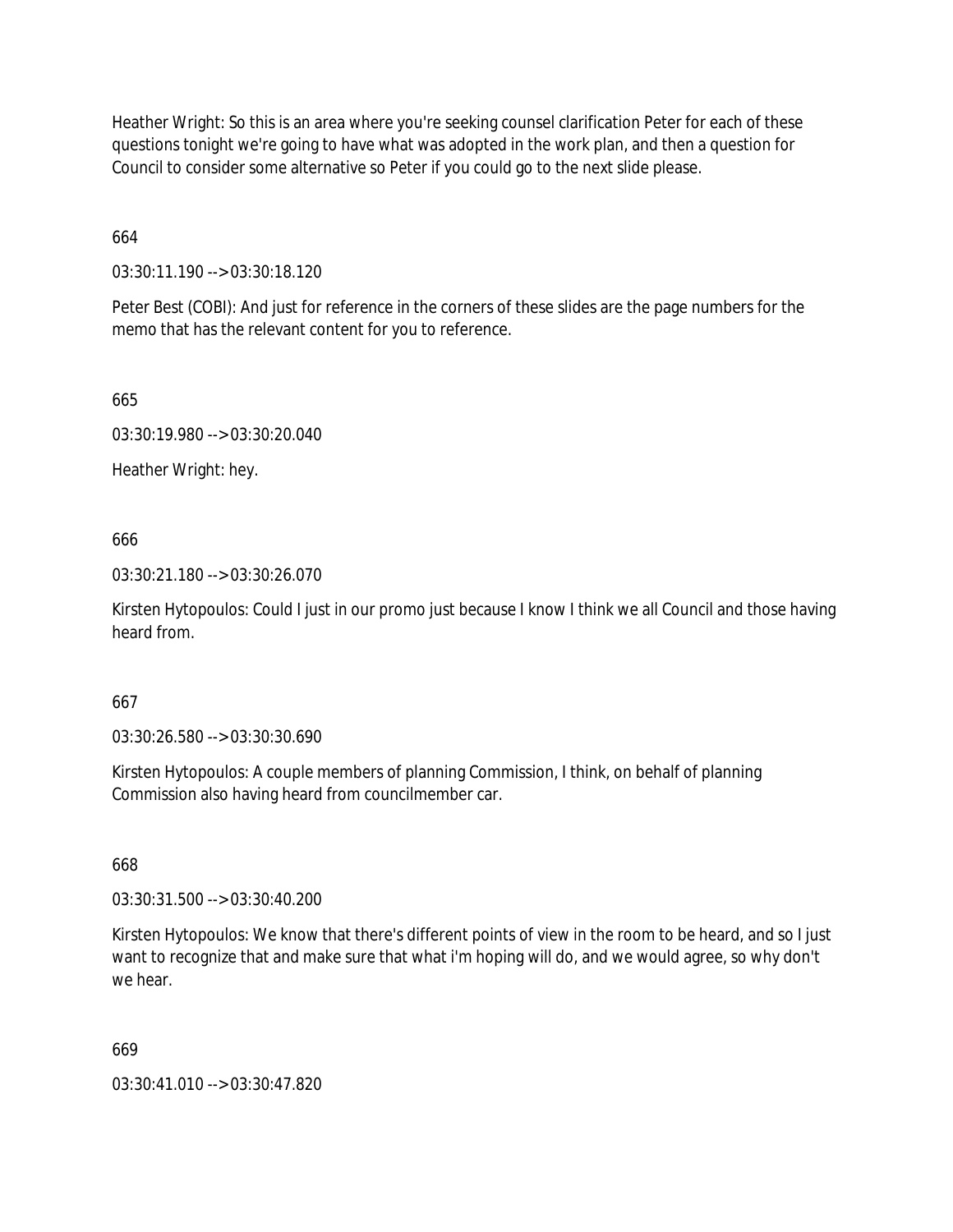Heather Wright: So this is an area where you're seeking counsel clarification Peter for each of these questions tonight we're going to have what was adopted in the work plan, and then a question for Council to consider some alternative so Peter if you could go to the next slide please.

664

03:30:11.190 --> 03:30:18.120

Peter Best (COBI): And just for reference in the corners of these slides are the page numbers for the memo that has the relevant content for you to reference.

665

03:30:19.980 --> 03:30:20.040

Heather Wright: hey.

666

03:30:21.180 --> 03:30:26.070

Kirsten Hytopoulos: Could I just in our promo just because I know I think we all Council and those having heard from.

667

03:30:26.580 --> 03:30:30.690

Kirsten Hytopoulos: A couple members of planning Commission, I think, on behalf of planning Commission also having heard from councilmember car.

668

03:30:31.500 --> 03:30:40.200

Kirsten Hytopoulos: We know that there's different points of view in the room to be heard, and so I just want to recognize that and make sure that what i'm hoping will do, and we would agree, so why don't we hear.

669

03:30:41.010 --> 03:30:47.820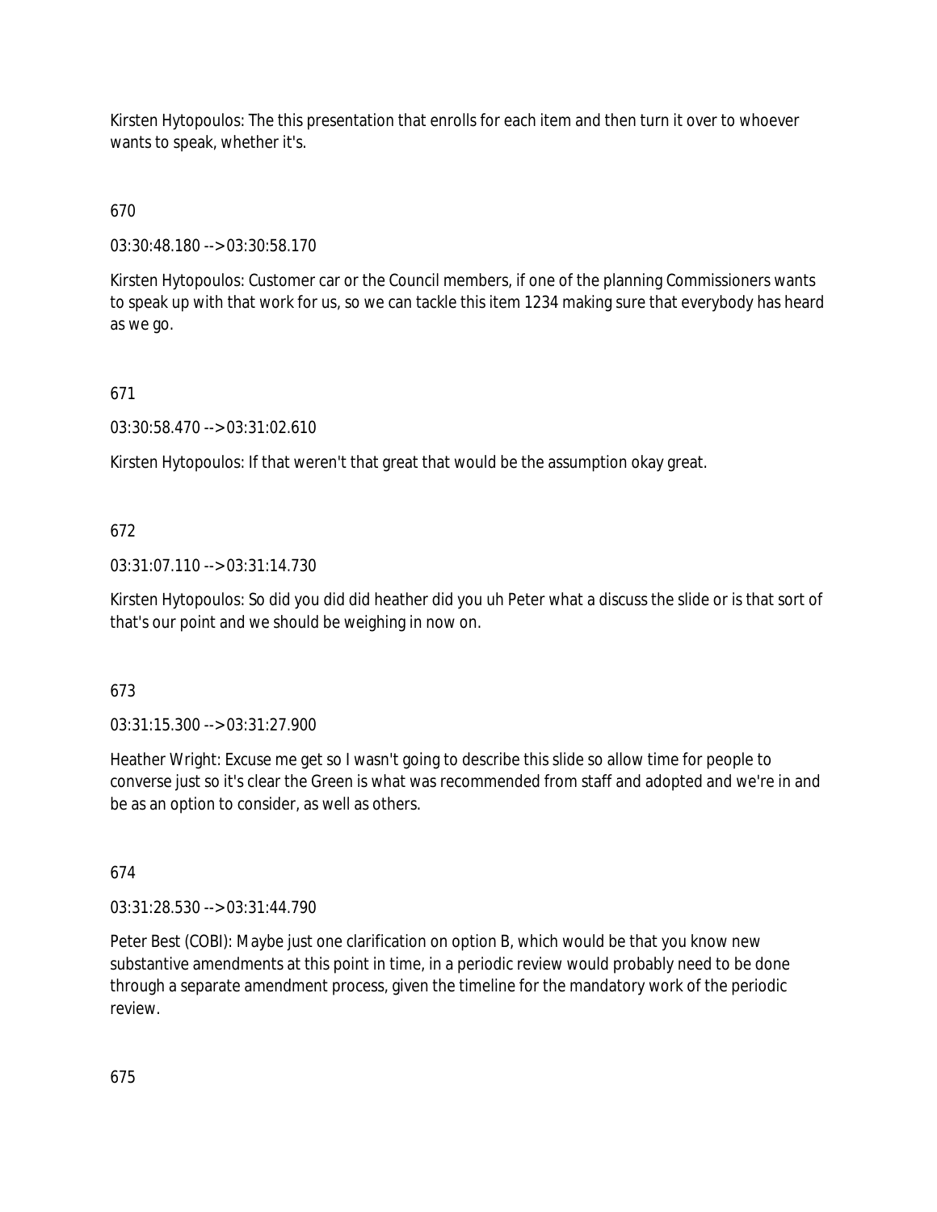Kirsten Hytopoulos: The this presentation that enrolls for each item and then turn it over to whoever wants to speak, whether it's.

670

03:30:48.180 --> 03:30:58.170

Kirsten Hytopoulos: Customer car or the Council members, if one of the planning Commissioners wants to speak up with that work for us, so we can tackle this item 1234 making sure that everybody has heard as we go.

671

03:30:58.470 --> 03:31:02.610

Kirsten Hytopoulos: If that weren't that great that would be the assumption okay great.

672

03:31:07.110 --> 03:31:14.730

Kirsten Hytopoulos: So did you did did heather did you uh Peter what a discuss the slide or is that sort of that's our point and we should be weighing in now on.

673

03:31:15.300 --> 03:31:27.900

Heather Wright: Excuse me get so I wasn't going to describe this slide so allow time for people to converse just so it's clear the Green is what was recommended from staff and adopted and we're in and be as an option to consider, as well as others.

674

03:31:28.530 --> 03:31:44.790

Peter Best (COBI): Maybe just one clarification on option B, which would be that you know new substantive amendments at this point in time, in a periodic review would probably need to be done through a separate amendment process, given the timeline for the mandatory work of the periodic review.

675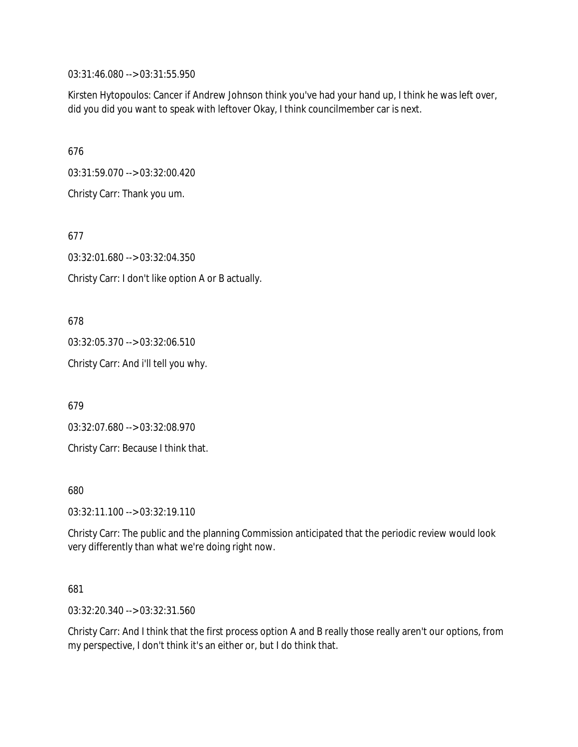03:31:46.080 --> 03:31:55.950

Kirsten Hytopoulos: Cancer if Andrew Johnson think you've had your hand up, I think he was left over, did you did you want to speak with leftover Okay, I think councilmember car is next.

676

03:31:59.070 --> 03:32:00.420

Christy Carr: Thank you um.

677

03:32:01.680 --> 03:32:04.350

Christy Carr: I don't like option A or B actually.

678

03:32:05.370 --> 03:32:06.510

Christy Carr: And i'll tell you why.

679

03:32:07.680 --> 03:32:08.970

Christy Carr: Because I think that.

680

03:32:11.100 --> 03:32:19.110

Christy Carr: The public and the planning Commission anticipated that the periodic review would look very differently than what we're doing right now.

681

03:32:20.340 --> 03:32:31.560

Christy Carr: And I think that the first process option A and B really those really aren't our options, from my perspective, I don't think it's an either or, but I do think that.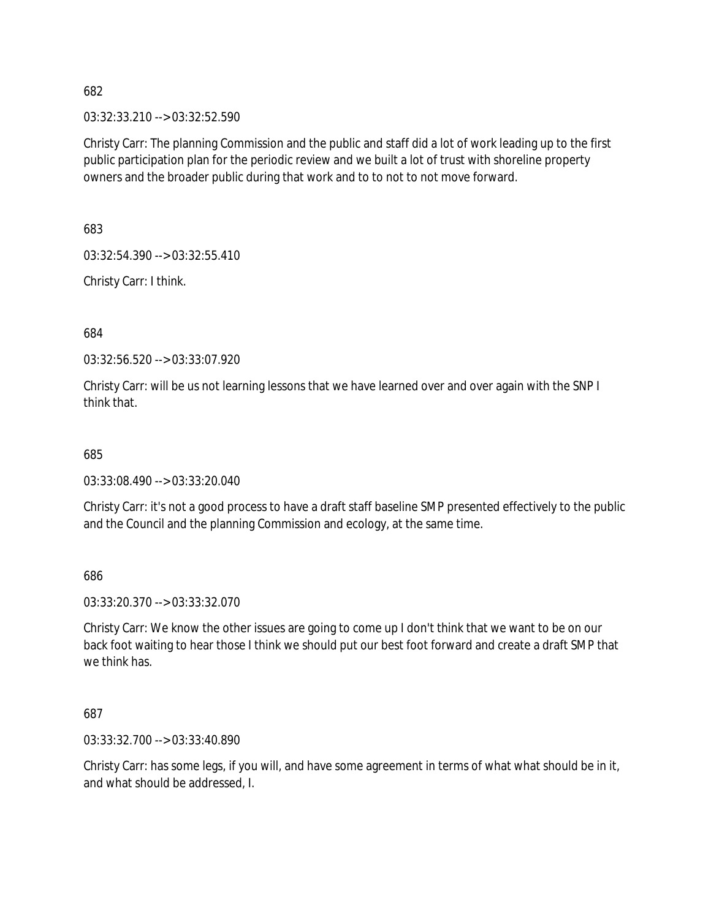682

03:32:33.210 --> 03:32:52.590

Christy Carr: The planning Commission and the public and staff did a lot of work leading up to the first public participation plan for the periodic review and we built a lot of trust with shoreline property owners and the broader public during that work and to to not to not move forward.

683

03:32:54.390 --> 03:32:55.410

Christy Carr: I think.

684

03:32:56.520 --> 03:33:07.920

Christy Carr: will be us not learning lessons that we have learned over and over again with the SNP I think that.

685

03:33:08.490 --> 03:33:20.040

Christy Carr: it's not a good process to have a draft staff baseline SMP presented effectively to the public and the Council and the planning Commission and ecology, at the same time.

686

03:33:20.370 --> 03:33:32.070

Christy Carr: We know the other issues are going to come up I don't think that we want to be on our back foot waiting to hear those I think we should put our best foot forward and create a draft SMP that we think has.

687

03:33:32.700 --> 03:33:40.890

Christy Carr: has some legs, if you will, and have some agreement in terms of what what should be in it, and what should be addressed, I.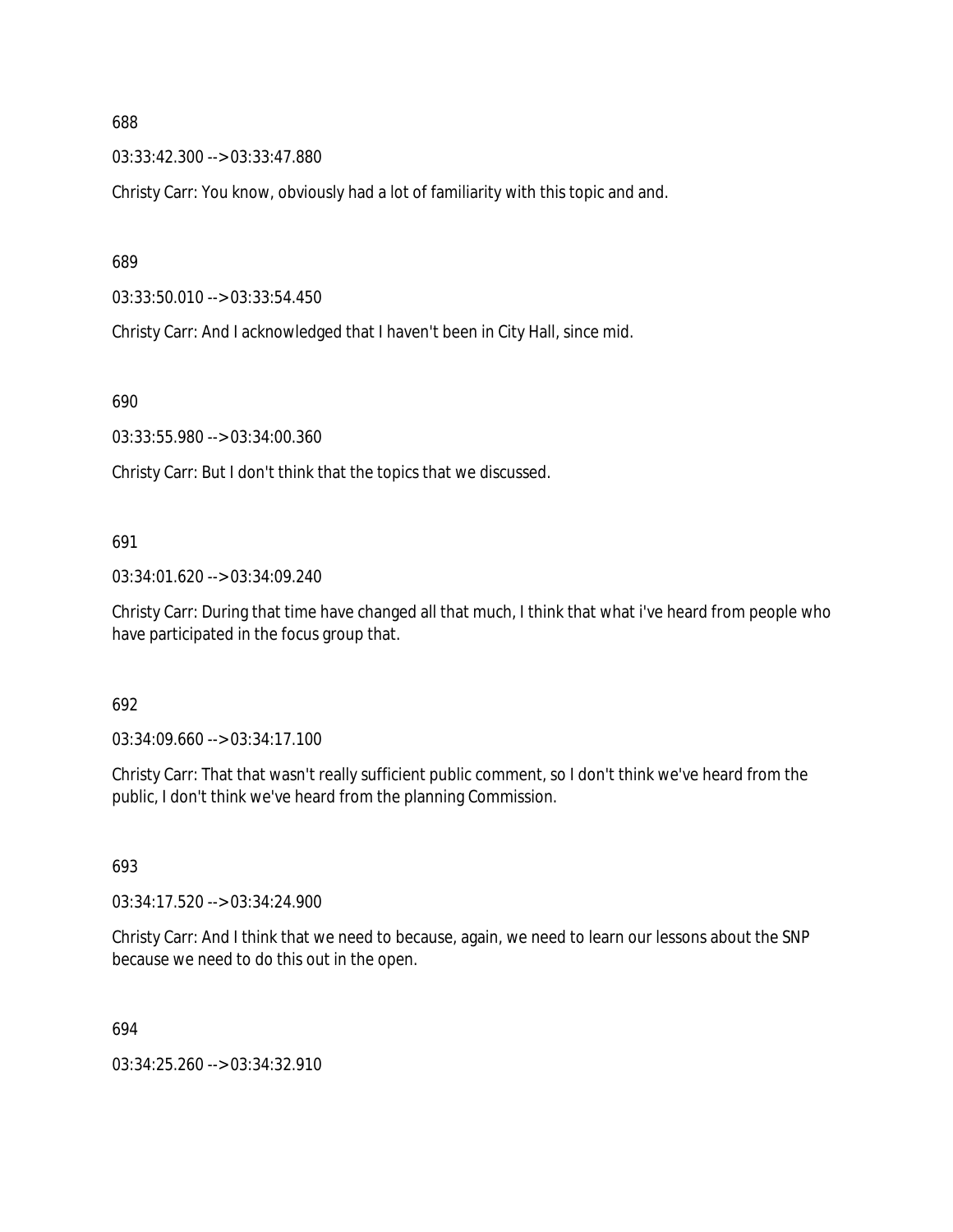688

03:33:42.300 --> 03:33:47.880

Christy Carr: You know, obviously had a lot of familiarity with this topic and and.

689

03:33:50.010 --> 03:33:54.450

Christy Carr: And I acknowledged that I haven't been in City Hall, since mid.

690

03:33:55.980 --> 03:34:00.360

Christy Carr: But I don't think that the topics that we discussed.

691

03:34:01.620 --> 03:34:09.240

Christy Carr: During that time have changed all that much, I think that what i've heard from people who have participated in the focus group that.

692

03:34:09.660 --> 03:34:17.100

Christy Carr: That that wasn't really sufficient public comment, so I don't think we've heard from the public, I don't think we've heard from the planning Commission.

693

03:34:17.520 --> 03:34:24.900

Christy Carr: And I think that we need to because, again, we need to learn our lessons about the SNP because we need to do this out in the open.

694

03:34:25.260 --> 03:34:32.910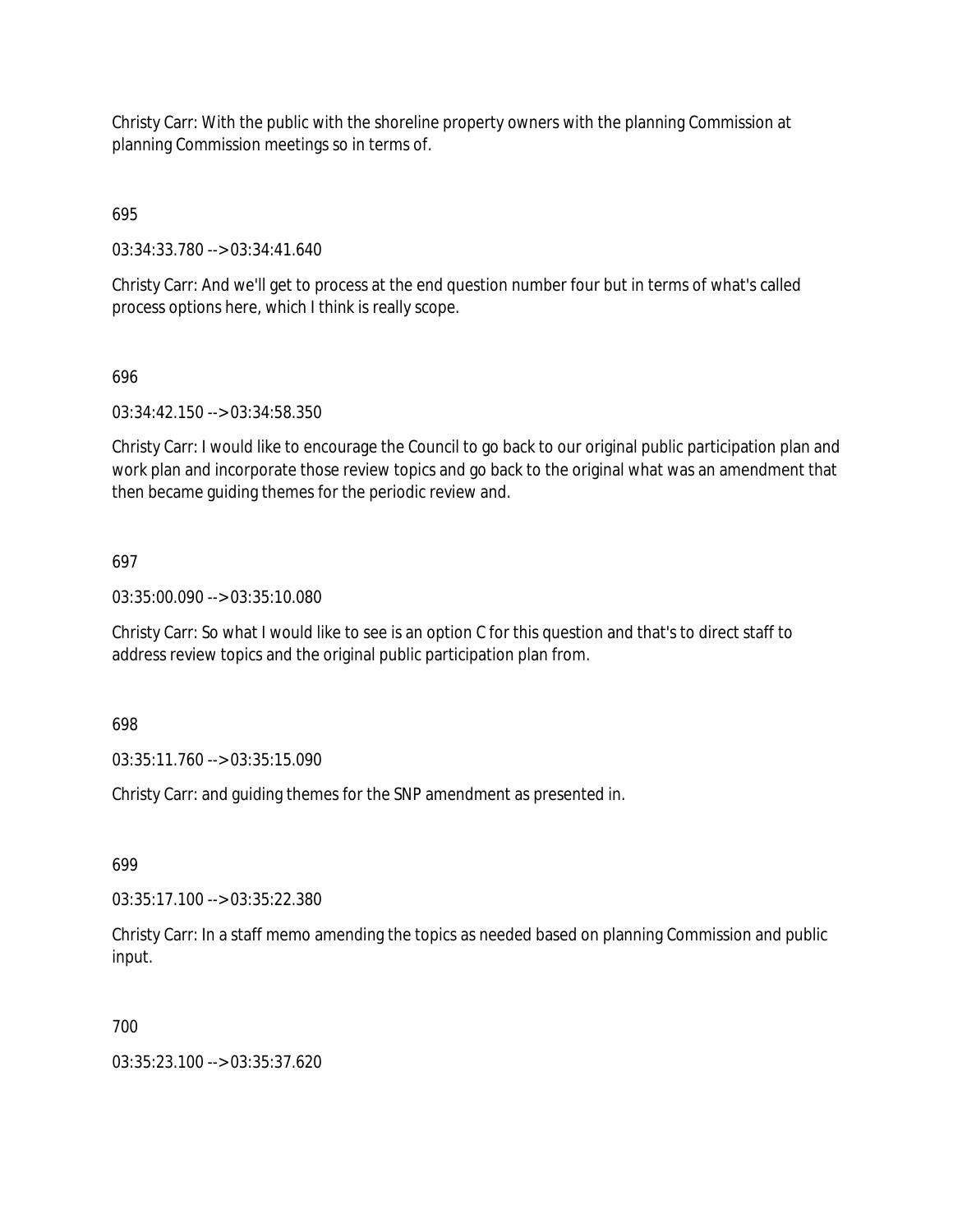Christy Carr: With the public with the shoreline property owners with the planning Commission at planning Commission meetings so in terms of.

695

03:34:33.780 --> 03:34:41.640

Christy Carr: And we'll get to process at the end question number four but in terms of what's called process options here, which I think is really scope.

696

03:34:42.150 --> 03:34:58.350

Christy Carr: I would like to encourage the Council to go back to our original public participation plan and work plan and incorporate those review topics and go back to the original what was an amendment that then became guiding themes for the periodic review and.

697

03:35:00.090 --> 03:35:10.080

Christy Carr: So what I would like to see is an option C for this question and that's to direct staff to address review topics and the original public participation plan from.

698

03:35:11.760 --> 03:35:15.090

Christy Carr: and guiding themes for the SNP amendment as presented in.

699

03:35:17.100 --> 03:35:22.380

Christy Carr: In a staff memo amending the topics as needed based on planning Commission and public input.

700

03:35:23.100 --> 03:35:37.620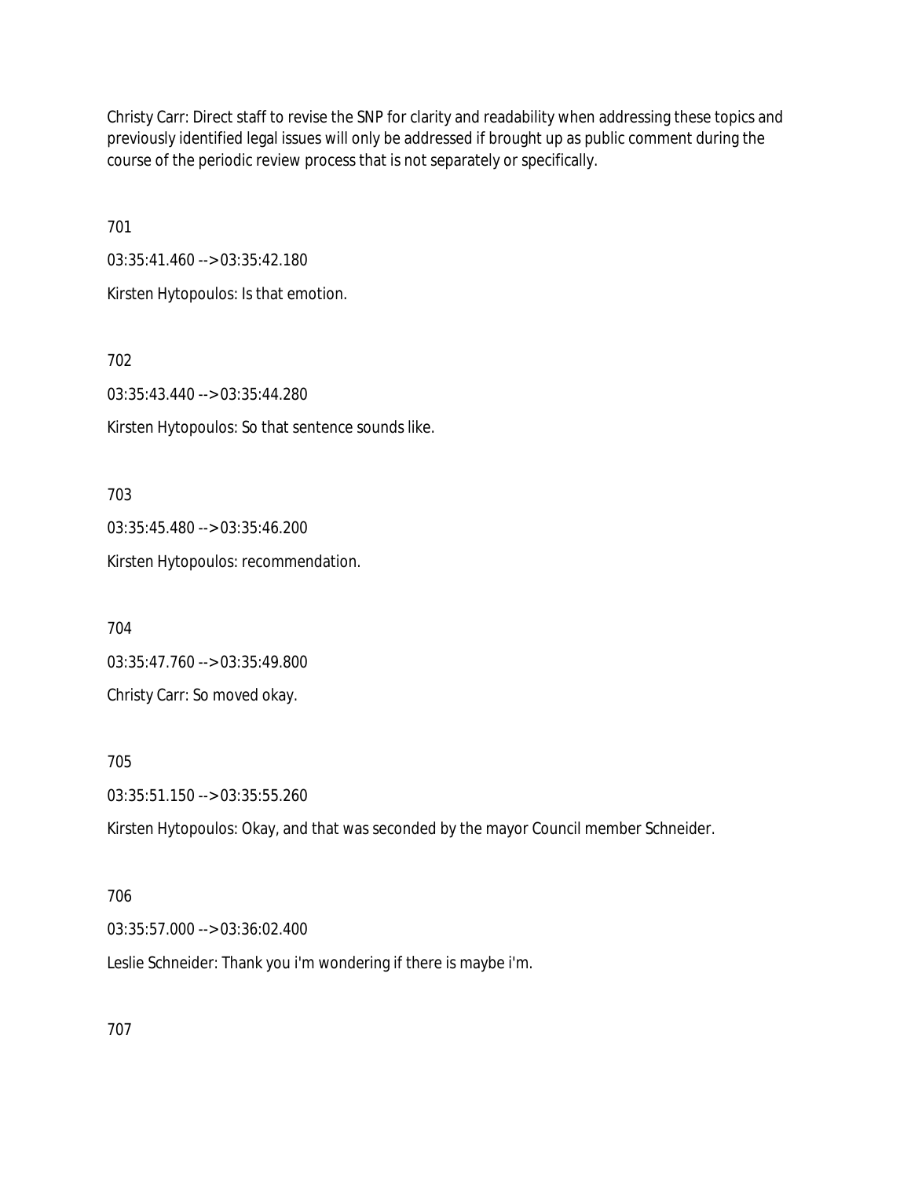Christy Carr: Direct staff to revise the SNP for clarity and readability when addressing these topics and previously identified legal issues will only be addressed if brought up as public comment during the course of the periodic review process that is not separately or specifically.

701

03:35:41.460 --> 03:35:42.180

Kirsten Hytopoulos: Is that emotion.

702

03:35:43.440 --> 03:35:44.280

Kirsten Hytopoulos: So that sentence sounds like.

703

03:35:45.480 --> 03:35:46.200

Kirsten Hytopoulos: recommendation.

704

03:35:47.760 --> 03:35:49.800

Christy Carr: So moved okay.

705

03:35:51.150 --> 03:35:55.260

Kirsten Hytopoulos: Okay, and that was seconded by the mayor Council member Schneider.

706

03:35:57.000 --> 03:36:02.400

Leslie Schneider: Thank you i'm wondering if there is maybe i'm.

707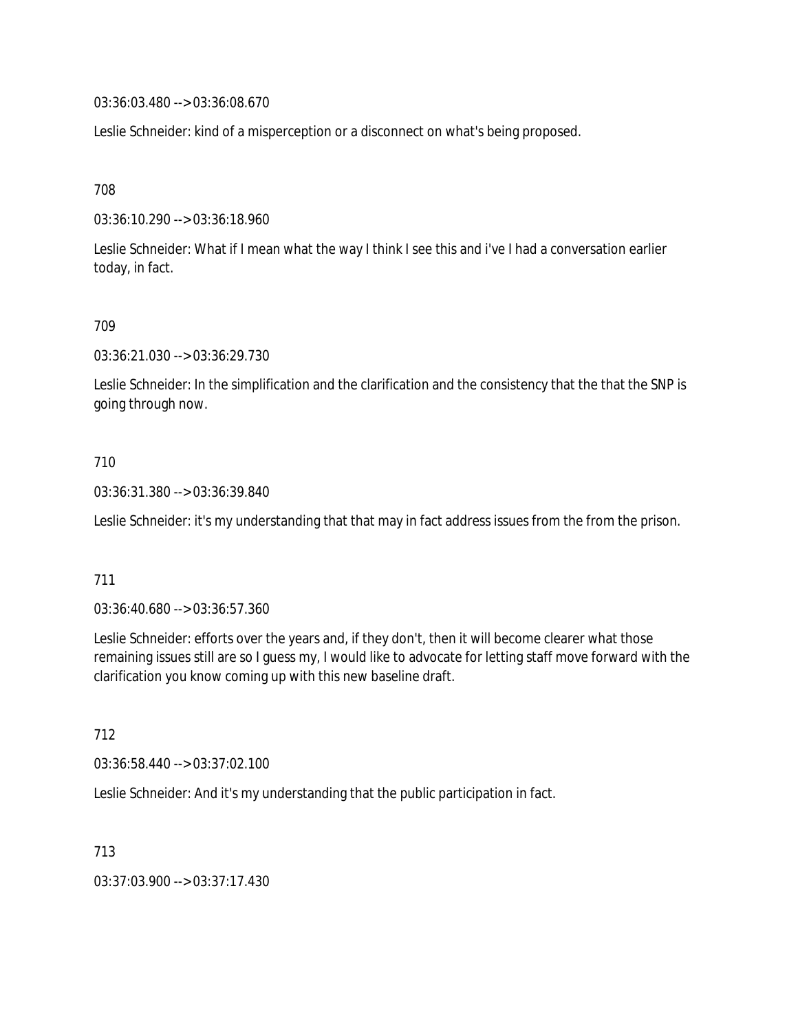03:36:03.480 --> 03:36:08.670

Leslie Schneider: kind of a misperception or a disconnect on what's being proposed.

708

03:36:10.290 --> 03:36:18.960

Leslie Schneider: What if I mean what the way I think I see this and i've I had a conversation earlier today, in fact.

709

03:36:21.030 --> 03:36:29.730

Leslie Schneider: In the simplification and the clarification and the consistency that the that the SNP is going through now.

710

03:36:31.380 --> 03:36:39.840

Leslie Schneider: it's my understanding that that may in fact address issues from the from the prison.

711

03:36:40.680 --> 03:36:57.360

Leslie Schneider: efforts over the years and, if they don't, then it will become clearer what those remaining issues still are so I guess my, I would like to advocate for letting staff move forward with the clarification you know coming up with this new baseline draft.

712

03:36:58.440 --> 03:37:02.100

Leslie Schneider: And it's my understanding that the public participation in fact.

713

03:37:03.900 --> 03:37:17.430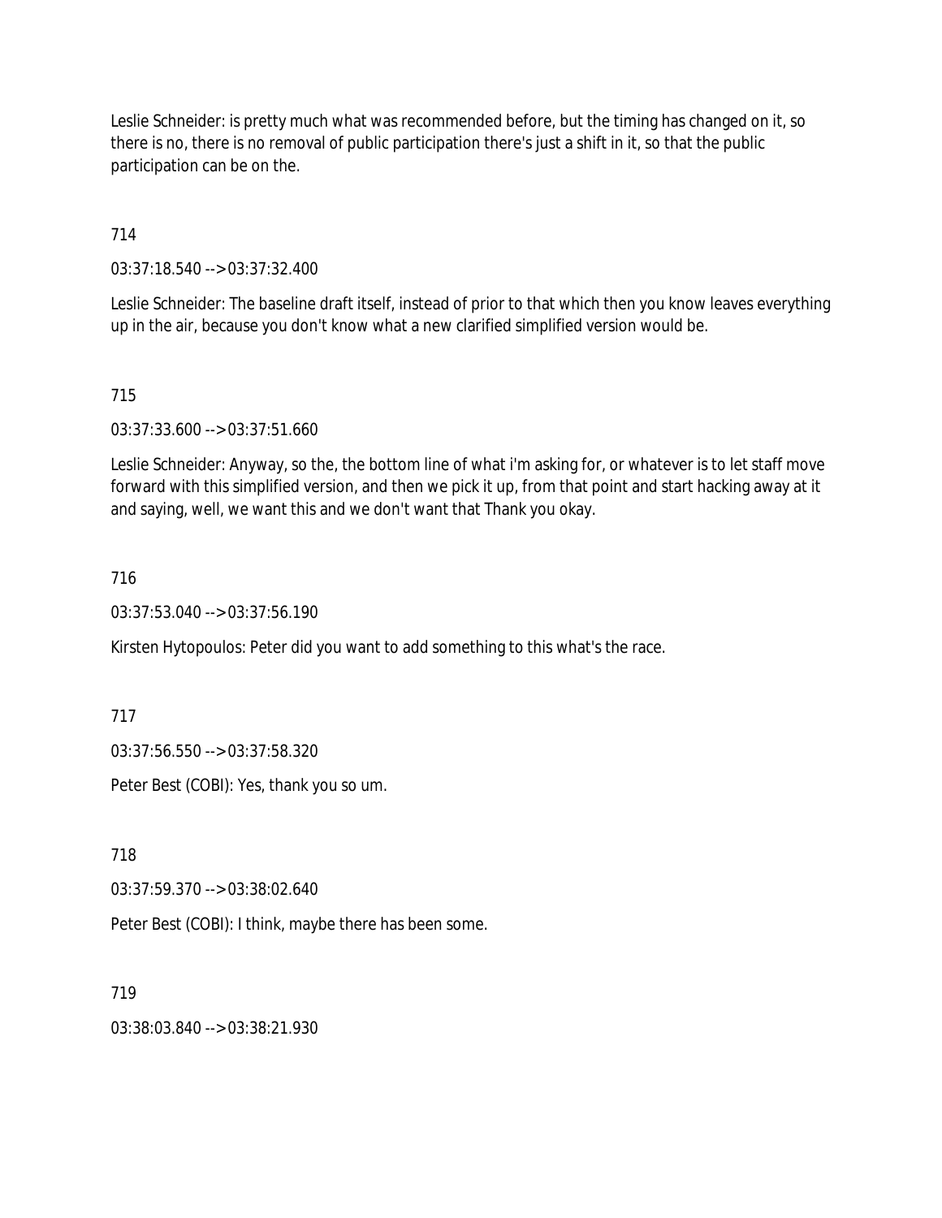Leslie Schneider: is pretty much what was recommended before, but the timing has changed on it, so there is no, there is no removal of public participation there's just a shift in it, so that the public participation can be on the.

714

03:37:18.540 --> 03:37:32.400

Leslie Schneider: The baseline draft itself, instead of prior to that which then you know leaves everything up in the air, because you don't know what a new clarified simplified version would be.

715

03:37:33.600 --> 03:37:51.660

Leslie Schneider: Anyway, so the, the bottom line of what i'm asking for, or whatever is to let staff move forward with this simplified version, and then we pick it up, from that point and start hacking away at it and saying, well, we want this and we don't want that Thank you okay.

716

03:37:53.040 --> 03:37:56.190

Kirsten Hytopoulos: Peter did you want to add something to this what's the race.

717

03:37:56.550 --> 03:37:58.320

Peter Best (COBI): Yes, thank you so um.

718

03:37:59.370 --> 03:38:02.640

Peter Best (COBI): I think, maybe there has been some.

719

03:38:03.840 --> 03:38:21.930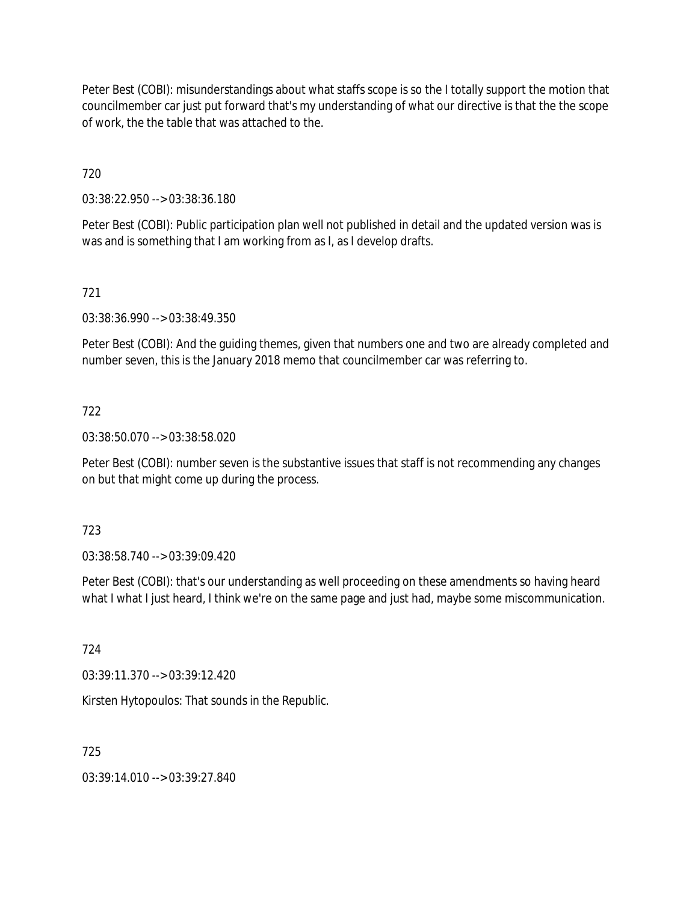Peter Best (COBI): misunderstandings about what staffs scope is so the I totally support the motion that councilmember car just put forward that's my understanding of what our directive is that the the scope of work, the the table that was attached to the.

720

03:38:22.950 --> 03:38:36.180

Peter Best (COBI): Public participation plan well not published in detail and the updated version was is was and is something that I am working from as I, as I develop drafts.

721

03:38:36.990 --> 03:38:49.350

Peter Best (COBI): And the guiding themes, given that numbers one and two are already completed and number seven, this is the January 2018 memo that councilmember car was referring to.

722

03:38:50.070 --> 03:38:58.020

Peter Best (COBI): number seven is the substantive issues that staff is not recommending any changes on but that might come up during the process.

723

03:38:58.740 --> 03:39:09.420

Peter Best (COBI): that's our understanding as well proceeding on these amendments so having heard what I what I just heard, I think we're on the same page and just had, maybe some miscommunication.

724

03:39:11.370 --> 03:39:12.420

Kirsten Hytopoulos: That sounds in the Republic.

725

03:39:14.010 --> 03:39:27.840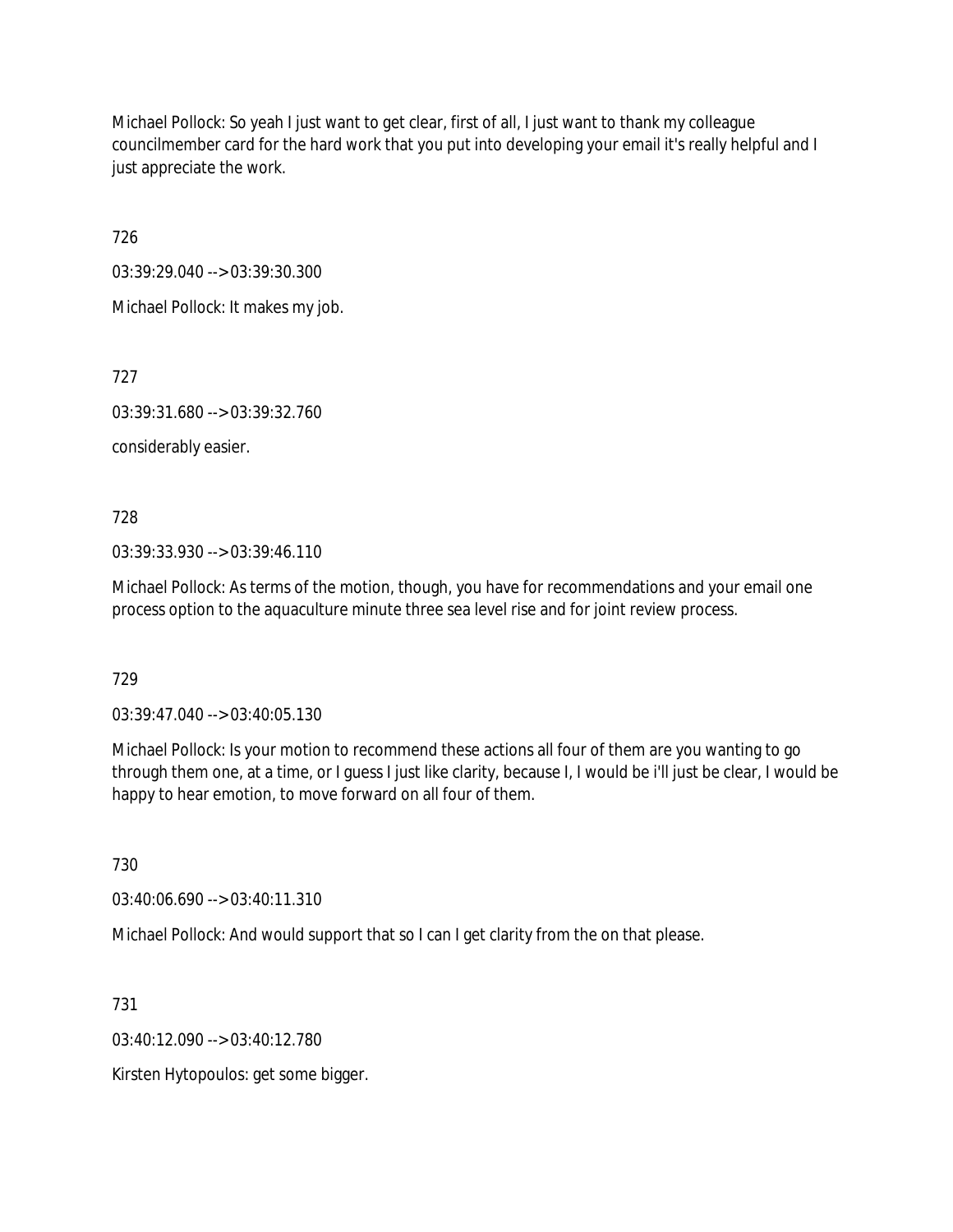Michael Pollock: So yeah I just want to get clear, first of all, I just want to thank my colleague councilmember card for the hard work that you put into developing your email it's really helpful and I just appreciate the work.

726

03:39:29.040 --> 03:39:30.300

Michael Pollock: It makes my job.

727

03:39:31.680 --> 03:39:32.760

considerably easier.

728

03:39:33.930 --> 03:39:46.110

Michael Pollock: As terms of the motion, though, you have for recommendations and your email one process option to the aquaculture minute three sea level rise and for joint review process.

729

03:39:47.040 --> 03:40:05.130

Michael Pollock: Is your motion to recommend these actions all four of them are you wanting to go through them one, at a time, or I guess I just like clarity, because I, I would be i'll just be clear, I would be happy to hear emotion, to move forward on all four of them.

730

03:40:06.690 --> 03:40:11.310

Michael Pollock: And would support that so I can I get clarity from the on that please.

731

03:40:12.090 --> 03:40:12.780

Kirsten Hytopoulos: get some bigger.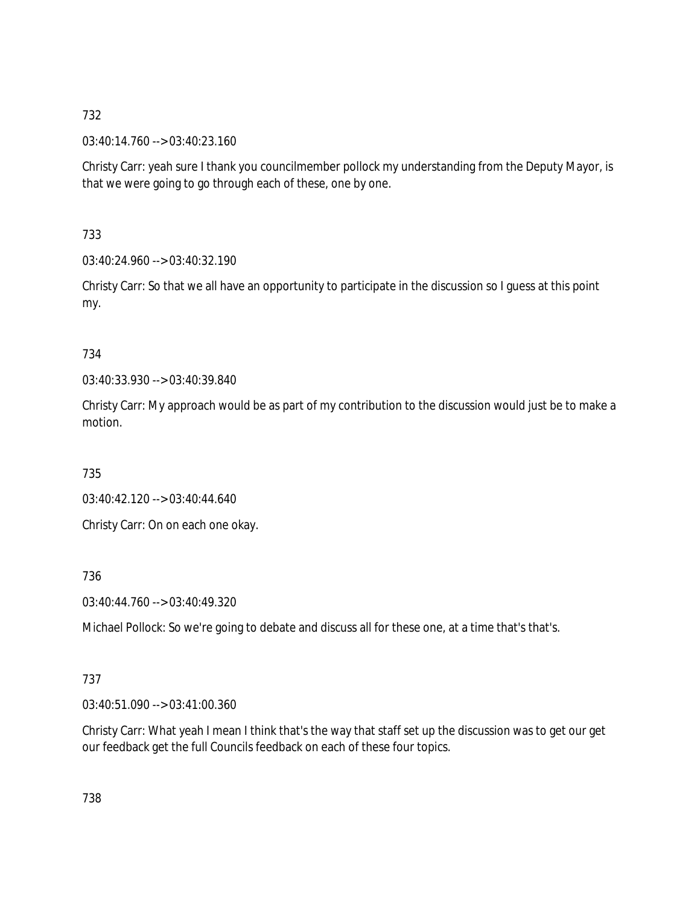732

03:40:14.760 --> 03:40:23.160

Christy Carr: yeah sure I thank you councilmember pollock my understanding from the Deputy Mayor, is that we were going to go through each of these, one by one.

733

03:40:24.960 --> 03:40:32.190

Christy Carr: So that we all have an opportunity to participate in the discussion so I guess at this point my.

734

03:40:33.930 --> 03:40:39.840

Christy Carr: My approach would be as part of my contribution to the discussion would just be to make a motion.

735

03:40:42.120 --> 03:40:44.640

Christy Carr: On on each one okay.

736

03:40:44.760 --> 03:40:49.320

Michael Pollock: So we're going to debate and discuss all for these one, at a time that's that's.

737

03:40:51.090 --> 03:41:00.360

Christy Carr: What yeah I mean I think that's the way that staff set up the discussion was to get our get our feedback get the full Councils feedback on each of these four topics.

738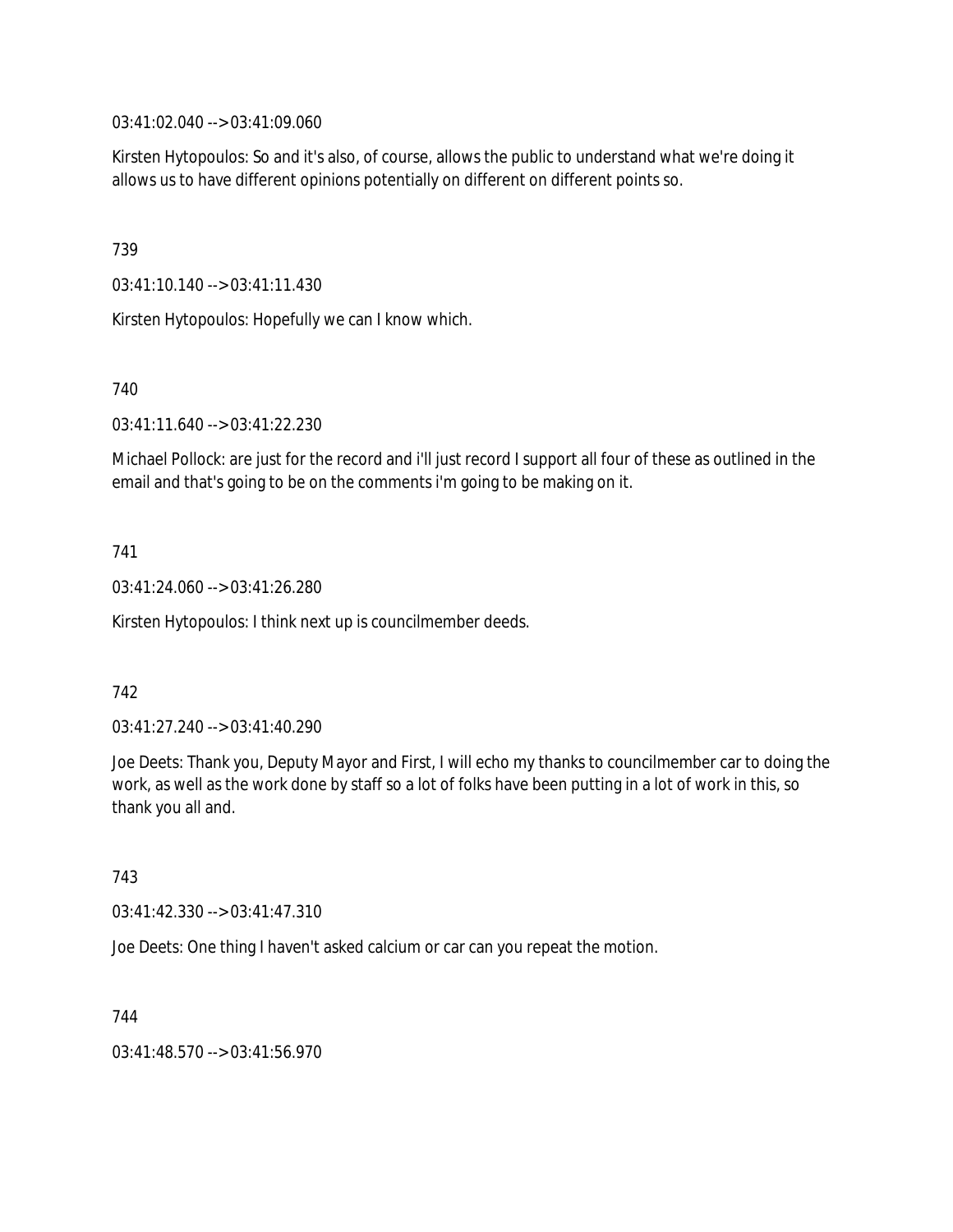03:41:02.040 --> 03:41:09.060

Kirsten Hytopoulos: So and it's also, of course, allows the public to understand what we're doing it allows us to have different opinions potentially on different on different points so.

739

03:41:10.140 --> 03:41:11.430

Kirsten Hytopoulos: Hopefully we can I know which.

740

03:41:11.640 --> 03:41:22.230

Michael Pollock: are just for the record and i'll just record I support all four of these as outlined in the email and that's going to be on the comments i'm going to be making on it.

741

03:41:24.060 --> 03:41:26.280

Kirsten Hytopoulos: I think next up is councilmember deeds.

742

03:41:27.240 --> 03:41:40.290

Joe Deets: Thank you, Deputy Mayor and First, I will echo my thanks to councilmember car to doing the work, as well as the work done by staff so a lot of folks have been putting in a lot of work in this, so thank you all and.

743

03:41:42.330 --> 03:41:47.310

Joe Deets: One thing I haven't asked calcium or car can you repeat the motion.

744

03:41:48.570 --> 03:41:56.970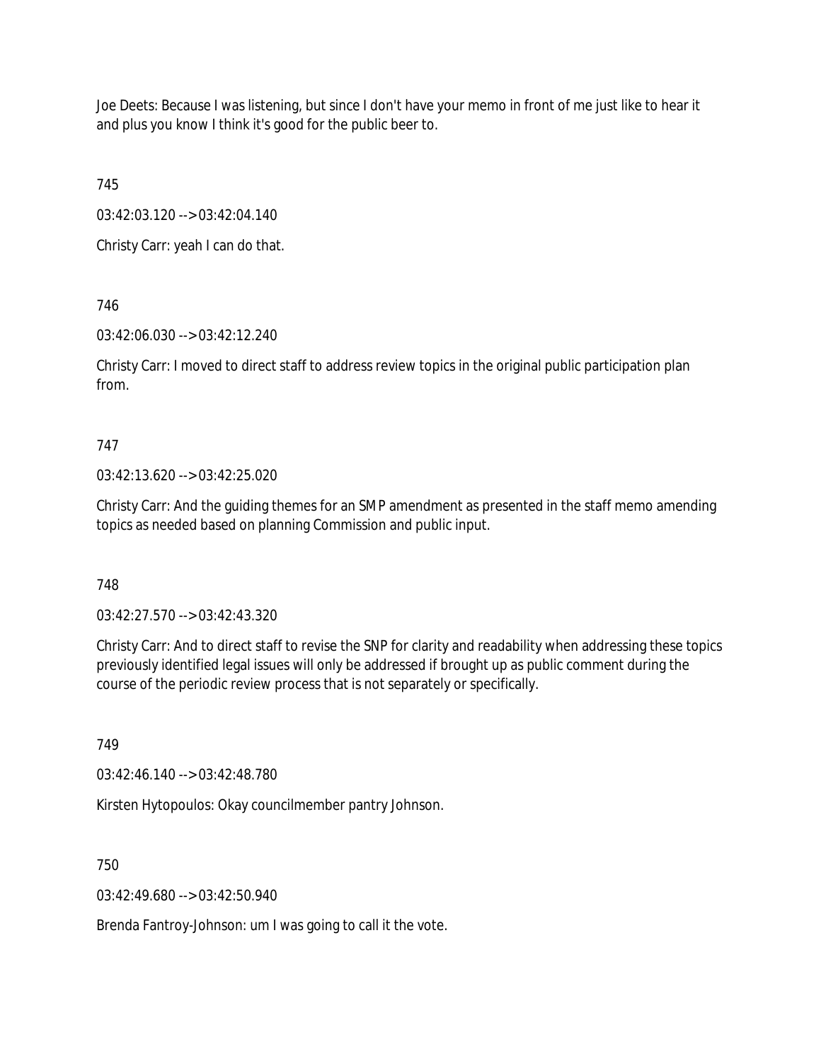Joe Deets: Because I was listening, but since I don't have your memo in front of me just like to hear it and plus you know I think it's good for the public beer to.

745

03:42:03.120 --> 03:42:04.140

Christy Carr: yeah I can do that.

746

03:42:06.030 --> 03:42:12.240

Christy Carr: I moved to direct staff to address review topics in the original public participation plan from.

747

03:42:13.620 --> 03:42:25.020

Christy Carr: And the guiding themes for an SMP amendment as presented in the staff memo amending topics as needed based on planning Commission and public input.

748

03:42:27.570 --> 03:42:43.320

Christy Carr: And to direct staff to revise the SNP for clarity and readability when addressing these topics previously identified legal issues will only be addressed if brought up as public comment during the course of the periodic review process that is not separately or specifically.

749

03:42:46.140 --> 03:42:48.780

Kirsten Hytopoulos: Okay councilmember pantry Johnson.

750

03:42:49.680 --> 03:42:50.940

Brenda Fantroy-Johnson: um I was going to call it the vote.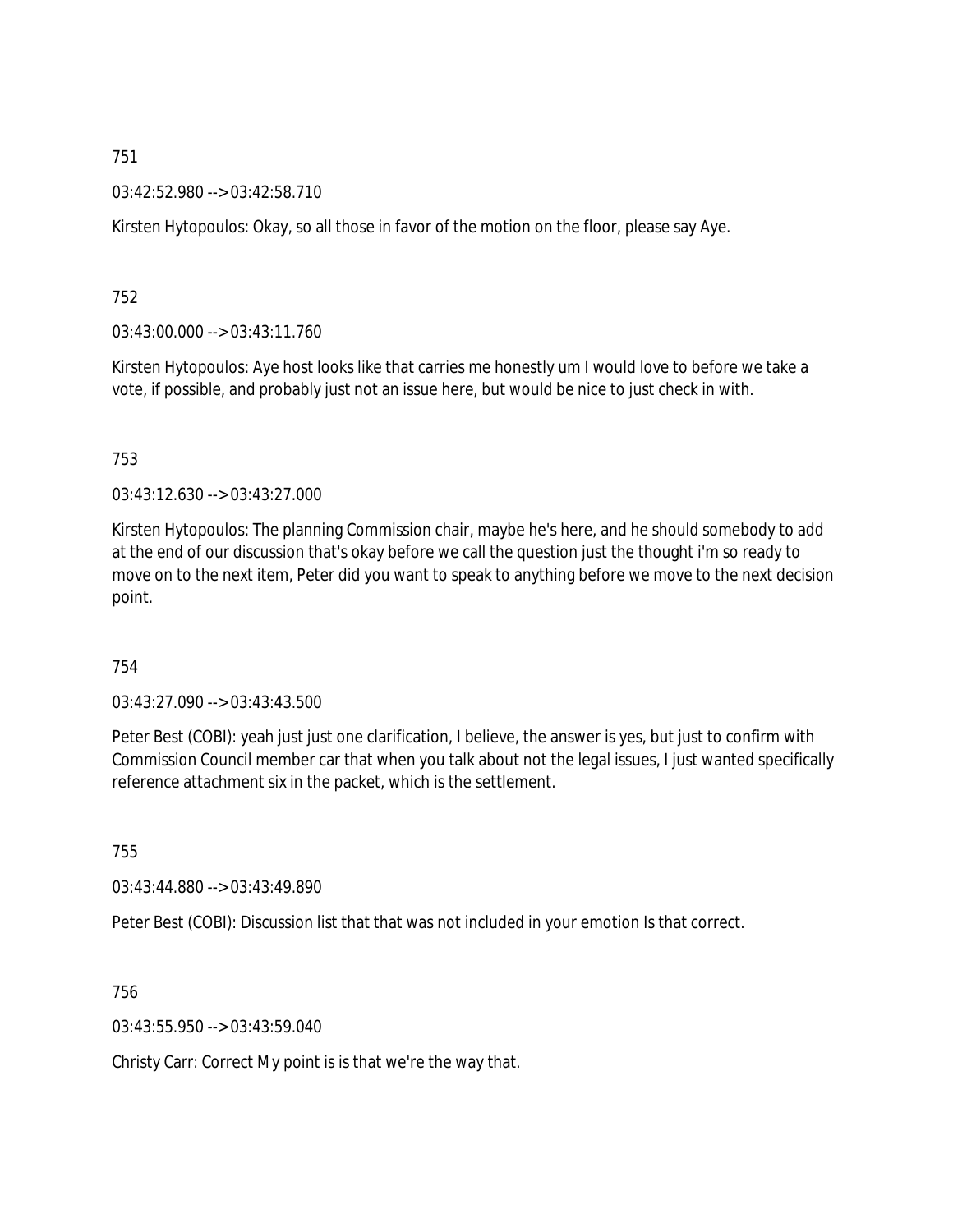751

03:42:52.980 --> 03:42:58.710

Kirsten Hytopoulos: Okay, so all those in favor of the motion on the floor, please say Aye.

752

03:43:00.000 --> 03:43:11.760

Kirsten Hytopoulos: Aye host looks like that carries me honestly um I would love to before we take a vote, if possible, and probably just not an issue here, but would be nice to just check in with.

753

03:43:12.630 --> 03:43:27.000

Kirsten Hytopoulos: The planning Commission chair, maybe he's here, and he should somebody to add at the end of our discussion that's okay before we call the question just the thought i'm so ready to move on to the next item, Peter did you want to speak to anything before we move to the next decision point.

754

03:43:27.090 --> 03:43:43.500

Peter Best (COBI): yeah just just one clarification, I believe, the answer is yes, but just to confirm with Commission Council member car that when you talk about not the legal issues, I just wanted specifically reference attachment six in the packet, which is the settlement.

755

03:43:44.880 --> 03:43:49.890

Peter Best (COBI): Discussion list that that was not included in your emotion Is that correct.

756

03:43:55.950 --> 03:43:59.040

Christy Carr: Correct My point is is that we're the way that.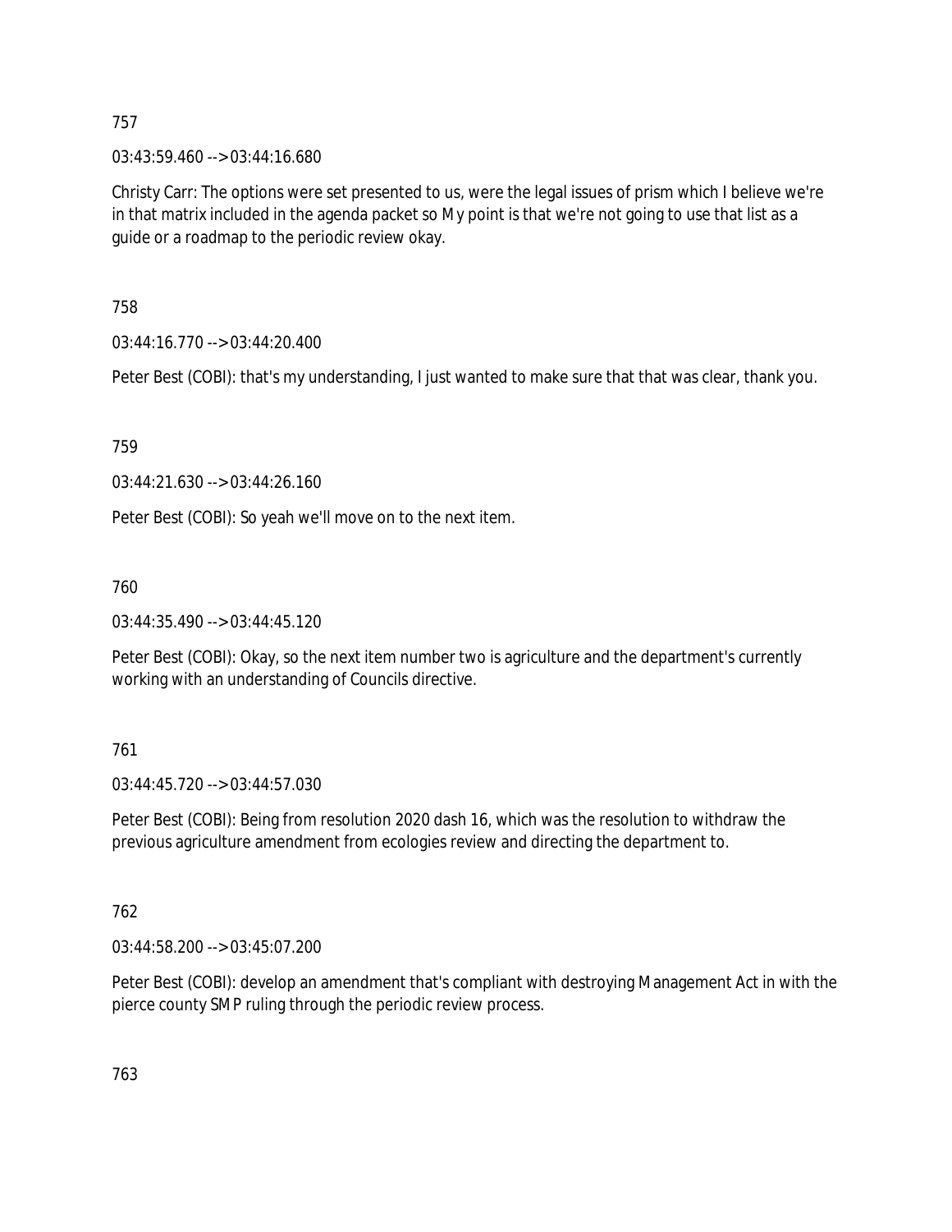757

03:43:59.460 --> 03:44:16.680

Christy Carr: The options were set presented to us, were the legal issues of prism which I believe we're in that matrix included in the agenda packet so My point is that we're not going to use that list as a guide or a roadmap to the periodic review okay.

758

03:44:16.770 --> 03:44:20.400

Peter Best (COBI): that's my understanding, I just wanted to make sure that that was clear, thank you.

759

03:44:21.630 --> 03:44:26.160

Peter Best (COBI): So yeah we'll move on to the next item.

760

03:44:35.490 --> 03:44:45.120

Peter Best (COBI): Okay, so the next item number two is agriculture and the department's currently working with an understanding of Councils directive.

761

03:44:45.720 --> 03:44:57.030

Peter Best (COBI): Being from resolution 2020 dash 16, which was the resolution to withdraw the previous agriculture amendment from ecologies review and directing the department to.

762

03:44:58.200 --> 03:45:07.200

Peter Best (COBI): develop an amendment that's compliant with destroying Management Act in with the pierce county SMP ruling through the periodic review process.

763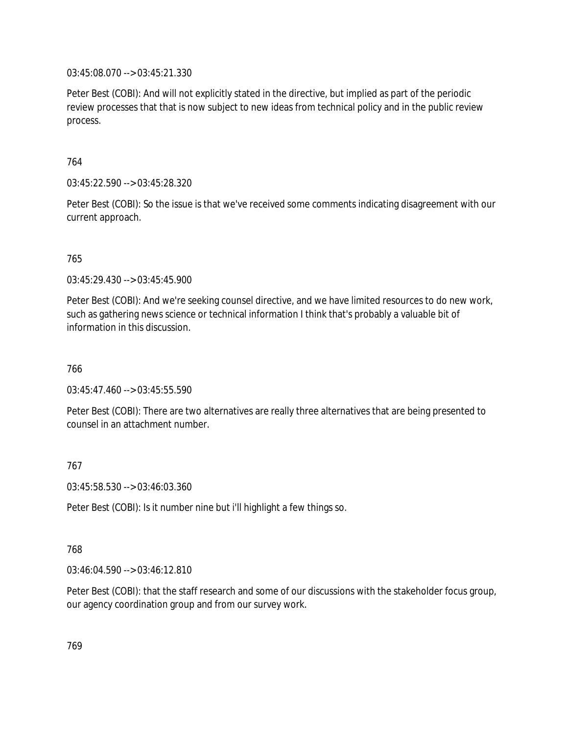03:45:08.070 --> 03:45:21.330

Peter Best (COBI): And will not explicitly stated in the directive, but implied as part of the periodic review processes that that is now subject to new ideas from technical policy and in the public review process.

764

03:45:22.590 --> 03:45:28.320

Peter Best (COBI): So the issue is that we've received some comments indicating disagreement with our current approach.

765

03:45:29.430 --> 03:45:45.900

Peter Best (COBI): And we're seeking counsel directive, and we have limited resources to do new work, such as gathering news science or technical information I think that's probably a valuable bit of information in this discussion.

766

03:45:47.460 --> 03:45:55.590

Peter Best (COBI): There are two alternatives are really three alternatives that are being presented to counsel in an attachment number.

767

03:45:58.530 --> 03:46:03.360

Peter Best (COBI): Is it number nine but i'll highlight a few things so.

768

03:46:04.590 --> 03:46:12.810

Peter Best (COBI): that the staff research and some of our discussions with the stakeholder focus group, our agency coordination group and from our survey work.

769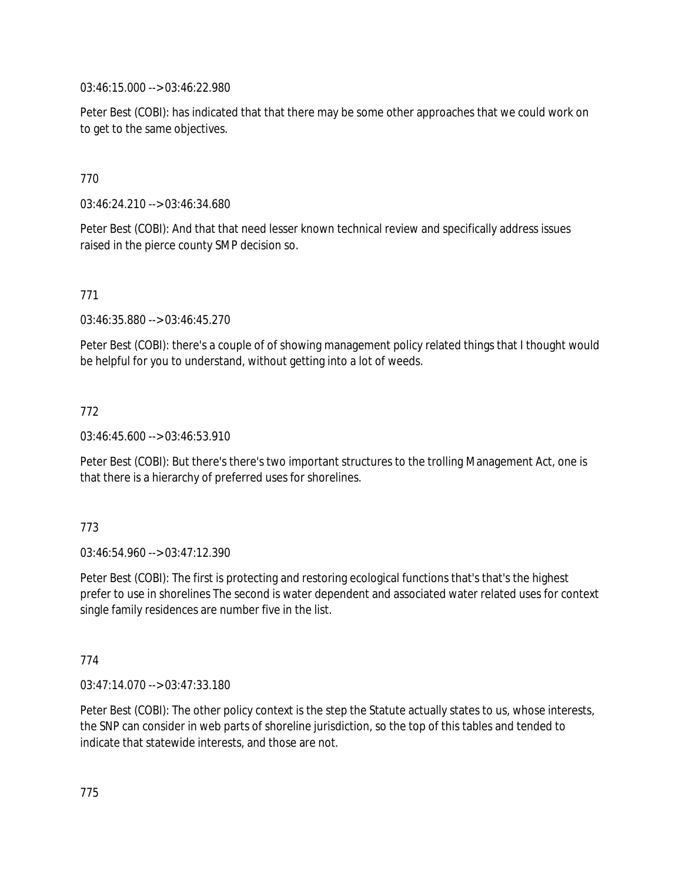03:46:15.000 --> 03:46:22.980

Peter Best (COBI): has indicated that that there may be some other approaches that we could work on to get to the same objectives.

770

03:46:24.210 --> 03:46:34.680

Peter Best (COBI): And that that need lesser known technical review and specifically address issues raised in the pierce county SMP decision so.

771

03:46:35.880 --> 03:46:45.270

Peter Best (COBI): there's a couple of of showing management policy related things that I thought would be helpful for you to understand, without getting into a lot of weeds.

772

03:46:45.600 --> 03:46:53.910

Peter Best (COBI): But there's there's two important structures to the trolling Management Act, one is that there is a hierarchy of preferred uses for shorelines.

773

03:46:54.960 --> 03:47:12.390

Peter Best (COBI): The first is protecting and restoring ecological functions that's that's the highest prefer to use in shorelines The second is water dependent and associated water related uses for context single family residences are number five in the list.

774

03:47:14.070 --> 03:47:33.180

Peter Best (COBI): The other policy context is the step the Statute actually states to us, whose interests, the SNP can consider in web parts of shoreline jurisdiction, so the top of this tables and tended to indicate that statewide interests, and those are not.

775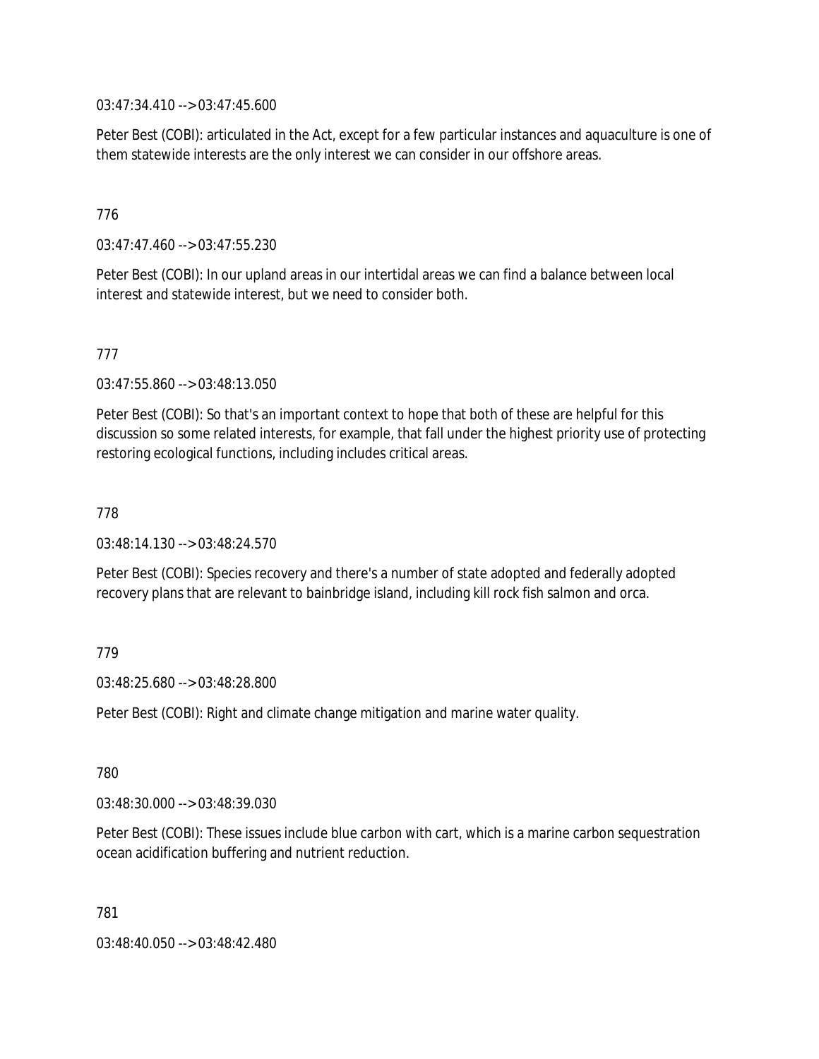03:47:34.410 --> 03:47:45.600

Peter Best (COBI): articulated in the Act, except for a few particular instances and aquaculture is one of them statewide interests are the only interest we can consider in our offshore areas.

776

03:47:47.460 --> 03:47:55.230

Peter Best (COBI): In our upland areas in our intertidal areas we can find a balance between local interest and statewide interest, but we need to consider both.

777

03:47:55.860 --> 03:48:13.050

Peter Best (COBI): So that's an important context to hope that both of these are helpful for this discussion so some related interests, for example, that fall under the highest priority use of protecting restoring ecological functions, including includes critical areas.

778

03:48:14.130 --> 03:48:24.570

Peter Best (COBI): Species recovery and there's a number of state adopted and federally adopted recovery plans that are relevant to bainbridge island, including kill rock fish salmon and orca.

779

03:48:25.680 --> 03:48:28.800

Peter Best (COBI): Right and climate change mitigation and marine water quality.

780

03:48:30.000 --> 03:48:39.030

Peter Best (COBI): These issues include blue carbon with cart, which is a marine carbon sequestration ocean acidification buffering and nutrient reduction.

781

03:48:40.050 --> 03:48:42.480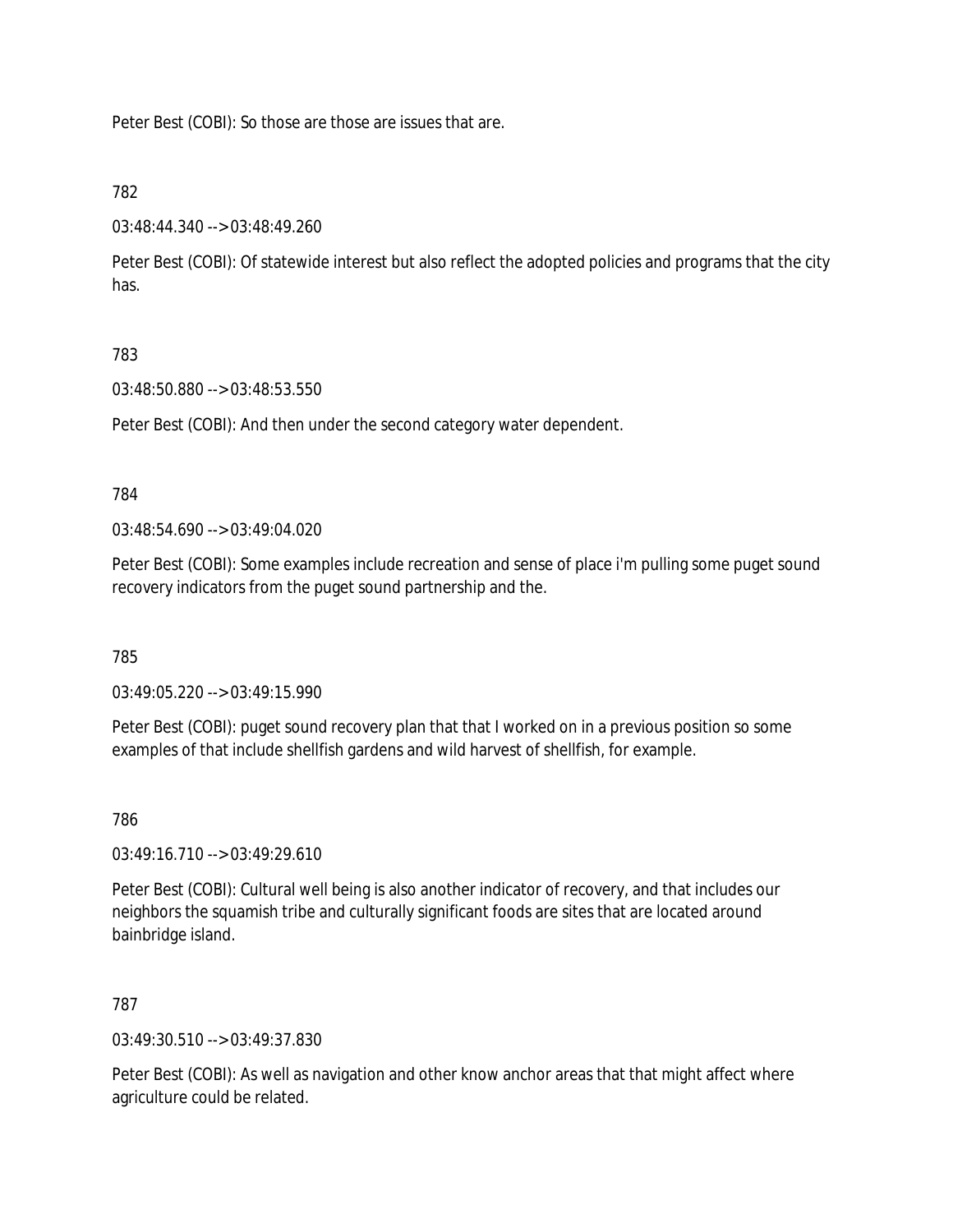Peter Best (COBI): So those are those are issues that are.

782

03:48:44.340 --> 03:48:49.260

Peter Best (COBI): Of statewide interest but also reflect the adopted policies and programs that the city has.

783

03:48:50.880 --> 03:48:53.550

Peter Best (COBI): And then under the second category water dependent.

784

03:48:54.690 --> 03:49:04.020

Peter Best (COBI): Some examples include recreation and sense of place i'm pulling some puget sound recovery indicators from the puget sound partnership and the.

785

03:49:05.220 --> 03:49:15.990

Peter Best (COBI): puget sound recovery plan that that I worked on in a previous position so some examples of that include shellfish gardens and wild harvest of shellfish, for example.

786

03:49:16.710 --> 03:49:29.610

Peter Best (COBI): Cultural well being is also another indicator of recovery, and that includes our neighbors the squamish tribe and culturally significant foods are sites that are located around bainbridge island.

787

03:49:30.510 --> 03:49:37.830

Peter Best (COBI): As well as navigation and other know anchor areas that that might affect where agriculture could be related.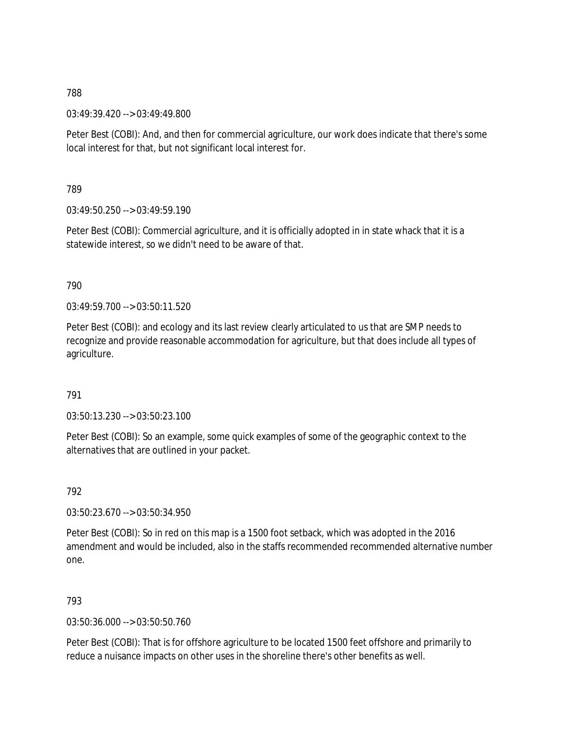788

03:49:39.420 --> 03:49:49.800

Peter Best (COBI): And, and then for commercial agriculture, our work does indicate that there's some local interest for that, but not significant local interest for.

789

03:49:50.250 --> 03:49:59.190

Peter Best (COBI): Commercial agriculture, and it is officially adopted in in state whack that it is a statewide interest, so we didn't need to be aware of that.

790

03:49:59.700 --> 03:50:11.520

Peter Best (COBI): and ecology and its last review clearly articulated to us that are SMP needs to recognize and provide reasonable accommodation for agriculture, but that does include all types of agriculture.

791

03:50:13.230 --> 03:50:23.100

Peter Best (COBI): So an example, some quick examples of some of the geographic context to the alternatives that are outlined in your packet.

792

03:50:23.670 --> 03:50:34.950

Peter Best (COBI): So in red on this map is a 1500 foot setback, which was adopted in the 2016 amendment and would be included, also in the staffs recommended recommended alternative number one.

793

03:50:36.000 --> 03:50:50.760

Peter Best (COBI): That is for offshore agriculture to be located 1500 feet offshore and primarily to reduce a nuisance impacts on other uses in the shoreline there's other benefits as well.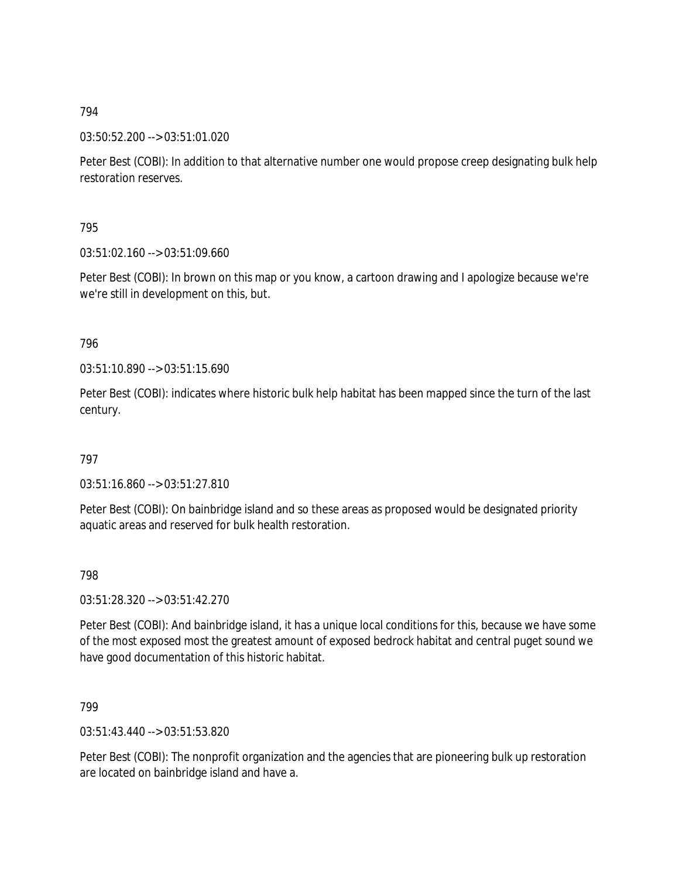794

03:50:52.200 --> 03:51:01.020

Peter Best (COBI): In addition to that alternative number one would propose creep designating bulk help restoration reserves.

795

03:51:02.160 --> 03:51:09.660

Peter Best (COBI): In brown on this map or you know, a cartoon drawing and I apologize because we're we're still in development on this, but.

796

03:51:10.890 --> 03:51:15.690

Peter Best (COBI): indicates where historic bulk help habitat has been mapped since the turn of the last century.

797

03:51:16.860 --> 03:51:27.810

Peter Best (COBI): On bainbridge island and so these areas as proposed would be designated priority aquatic areas and reserved for bulk health restoration.

798

03:51:28.320 --> 03:51:42.270

Peter Best (COBI): And bainbridge island, it has a unique local conditions for this, because we have some of the most exposed most the greatest amount of exposed bedrock habitat and central puget sound we have good documentation of this historic habitat.

799

03:51:43.440 --> 03:51:53.820

Peter Best (COBI): The nonprofit organization and the agencies that are pioneering bulk up restoration are located on bainbridge island and have a.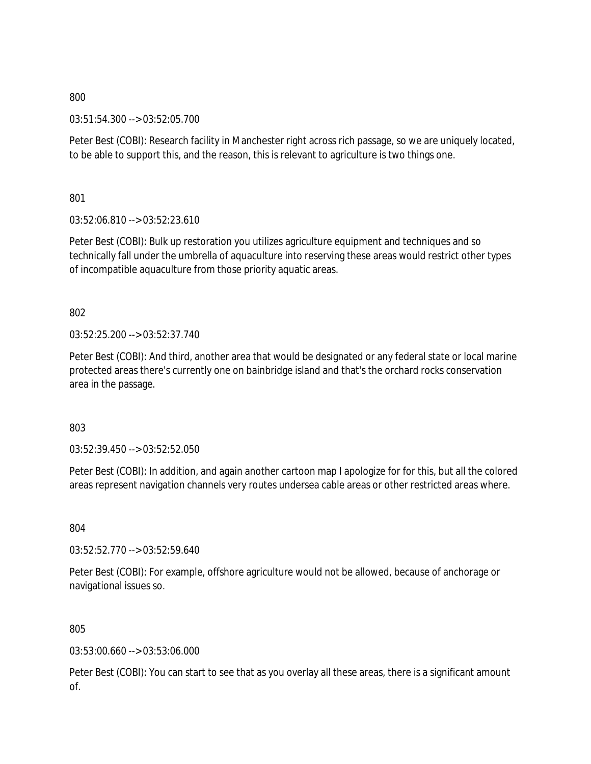800

03:51:54.300 --> 03:52:05.700

Peter Best (COBI): Research facility in Manchester right across rich passage, so we are uniquely located, to be able to support this, and the reason, this is relevant to agriculture is two things one.

801

03:52:06.810 --> 03:52:23.610

Peter Best (COBI): Bulk up restoration you utilizes agriculture equipment and techniques and so technically fall under the umbrella of aquaculture into reserving these areas would restrict other types of incompatible aquaculture from those priority aquatic areas.

802

03:52:25.200 --> 03:52:37.740

Peter Best (COBI): And third, another area that would be designated or any federal state or local marine protected areas there's currently one on bainbridge island and that's the orchard rocks conservation area in the passage.

803

03:52:39.450 --> 03:52:52.050

Peter Best (COBI): In addition, and again another cartoon map I apologize for for this, but all the colored areas represent navigation channels very routes undersea cable areas or other restricted areas where.

804

03:52:52.770 --> 03:52:59.640

Peter Best (COBI): For example, offshore agriculture would not be allowed, because of anchorage or navigational issues so.

805

03:53:00.660 --> 03:53:06.000

Peter Best (COBI): You can start to see that as you overlay all these areas, there is a significant amount of.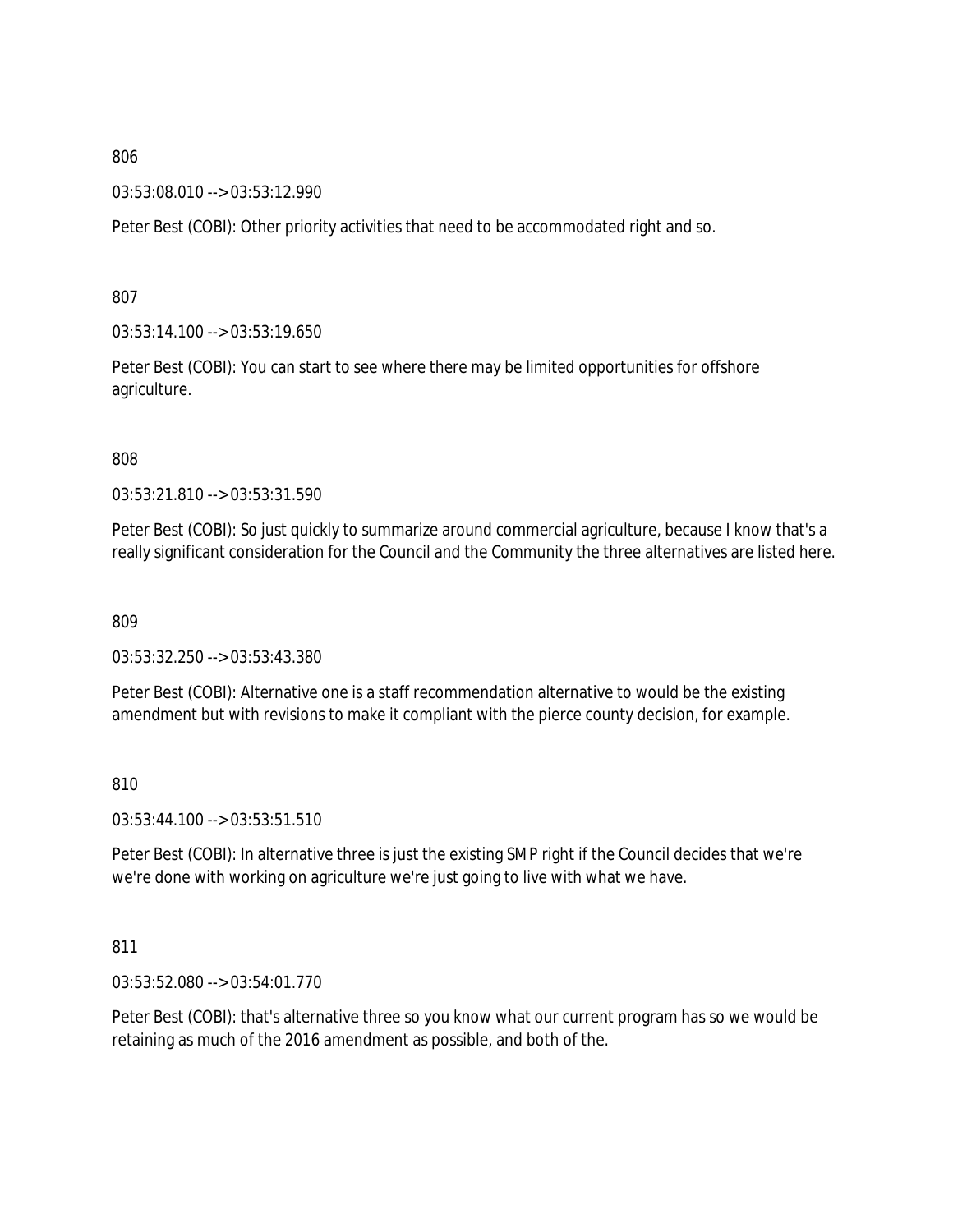806

03:53:08.010 --> 03:53:12.990

Peter Best (COBI): Other priority activities that need to be accommodated right and so.

807

03:53:14.100 --> 03:53:19.650

Peter Best (COBI): You can start to see where there may be limited opportunities for offshore agriculture.

808

03:53:21.810 --> 03:53:31.590

Peter Best (COBI): So just quickly to summarize around commercial agriculture, because I know that's a really significant consideration for the Council and the Community the three alternatives are listed here.

809

03:53:32.250 --> 03:53:43.380

Peter Best (COBI): Alternative one is a staff recommendation alternative to would be the existing amendment but with revisions to make it compliant with the pierce county decision, for example.

810

03:53:44.100 --> 03:53:51.510

Peter Best (COBI): In alternative three is just the existing SMP right if the Council decides that we're we're done with working on agriculture we're just going to live with what we have.

811

03:53:52.080 --> 03:54:01.770

Peter Best (COBI): that's alternative three so you know what our current program has so we would be retaining as much of the 2016 amendment as possible, and both of the.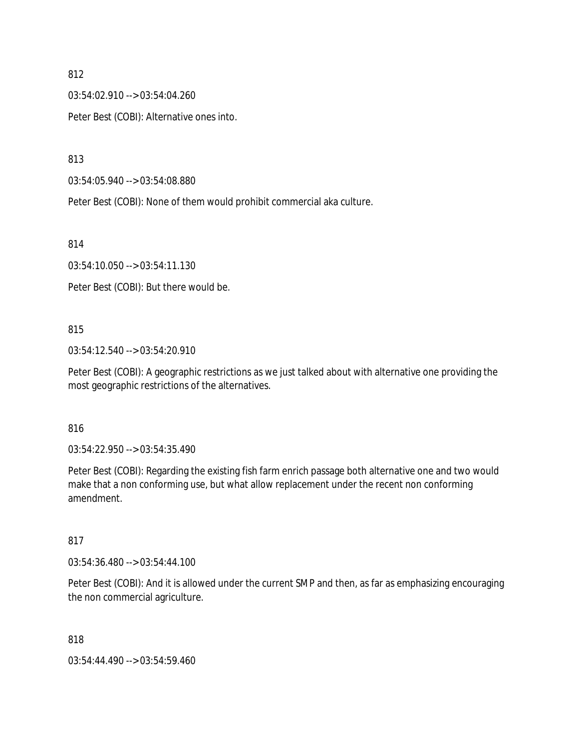812

03:54:02.910 --> 03:54:04.260

Peter Best (COBI): Alternative ones into.

813

03:54:05.940 --> 03:54:08.880

Peter Best (COBI): None of them would prohibit commercial aka culture.

814

03:54:10.050 --> 03:54:11.130

Peter Best (COBI): But there would be.

815

03:54:12.540 --> 03:54:20.910

Peter Best (COBI): A geographic restrictions as we just talked about with alternative one providing the most geographic restrictions of the alternatives.

816

03:54:22.950 --> 03:54:35.490

Peter Best (COBI): Regarding the existing fish farm enrich passage both alternative one and two would make that a non conforming use, but what allow replacement under the recent non conforming amendment.

817

03:54:36.480 --> 03:54:44.100

Peter Best (COBI): And it is allowed under the current SMP and then, as far as emphasizing encouraging the non commercial agriculture.

818

03:54:44.490 --> 03:54:59.460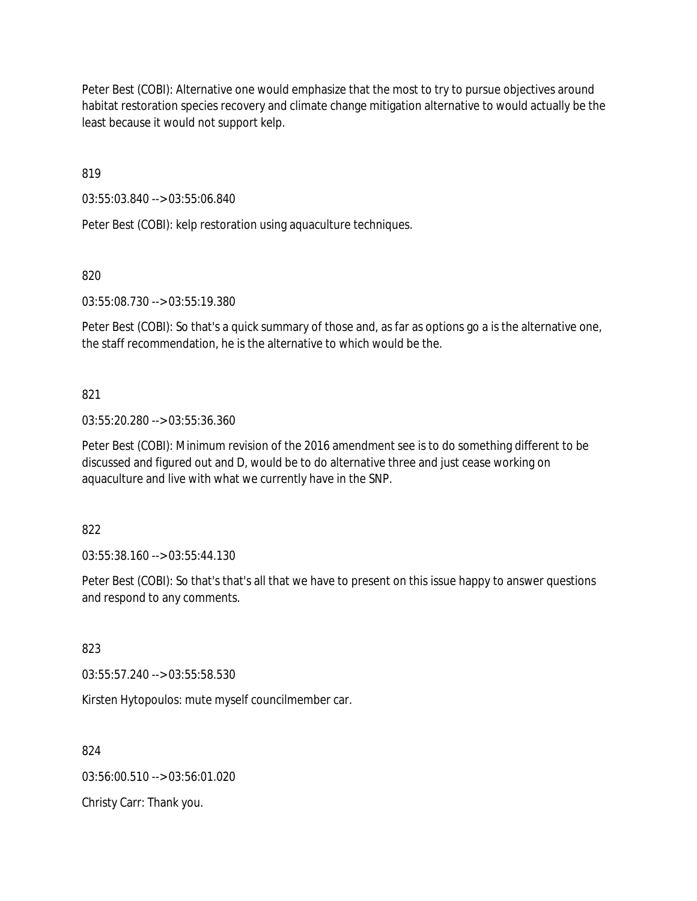Peter Best (COBI): Alternative one would emphasize that the most to try to pursue objectives around habitat restoration species recovery and climate change mitigation alternative to would actually be the least because it would not support kelp.

819

03:55:03.840 --> 03:55:06.840

Peter Best (COBI): kelp restoration using aquaculture techniques.

820

03:55:08.730 --> 03:55:19.380

Peter Best (COBI): So that's a quick summary of those and, as far as options go a is the alternative one, the staff recommendation, he is the alternative to which would be the.

821

03:55:20.280 --> 03:55:36.360

Peter Best (COBI): Minimum revision of the 2016 amendment see is to do something different to be discussed and figured out and D, would be to do alternative three and just cease working on aquaculture and live with what we currently have in the SNP.

822

03:55:38.160 --> 03:55:44.130

Peter Best (COBI): So that's that's all that we have to present on this issue happy to answer questions and respond to any comments.

823

03:55:57.240 --> 03:55:58.530

Kirsten Hytopoulos: mute myself councilmember car.

824

03:56:00.510 --> 03:56:01.020

Christy Carr: Thank you.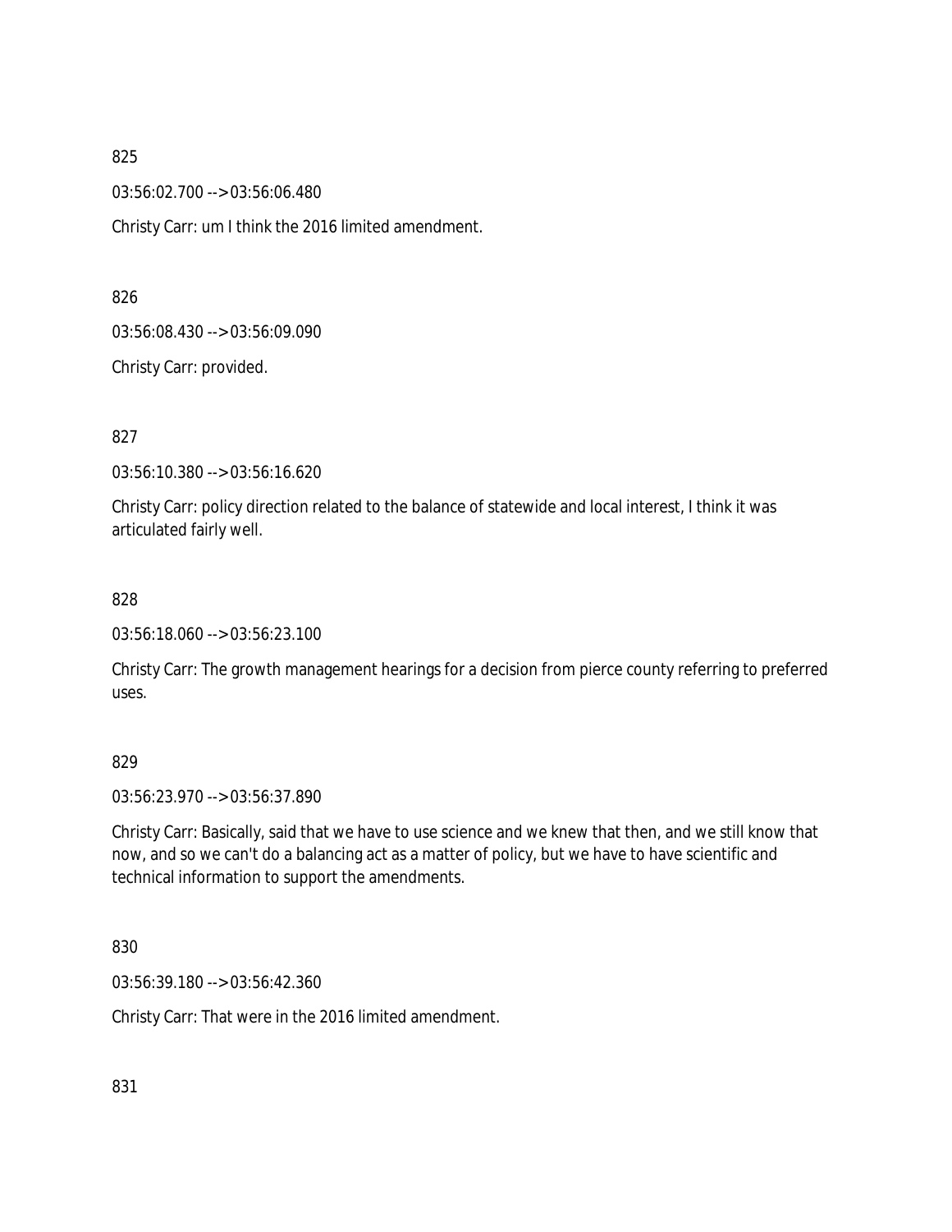825

03:56:02.700 --> 03:56:06.480

Christy Carr: um I think the 2016 limited amendment.

826

03:56:08.430 --> 03:56:09.090

Christy Carr: provided.

827

03:56:10.380 --> 03:56:16.620

Christy Carr: policy direction related to the balance of statewide and local interest, I think it was articulated fairly well.

828

03:56:18.060 --> 03:56:23.100

Christy Carr: The growth management hearings for a decision from pierce county referring to preferred uses.

829

03:56:23.970 --> 03:56:37.890

Christy Carr: Basically, said that we have to use science and we knew that then, and we still know that now, and so we can't do a balancing act as a matter of policy, but we have to have scientific and technical information to support the amendments.

830

03:56:39.180 --> 03:56:42.360

Christy Carr: That were in the 2016 limited amendment.

831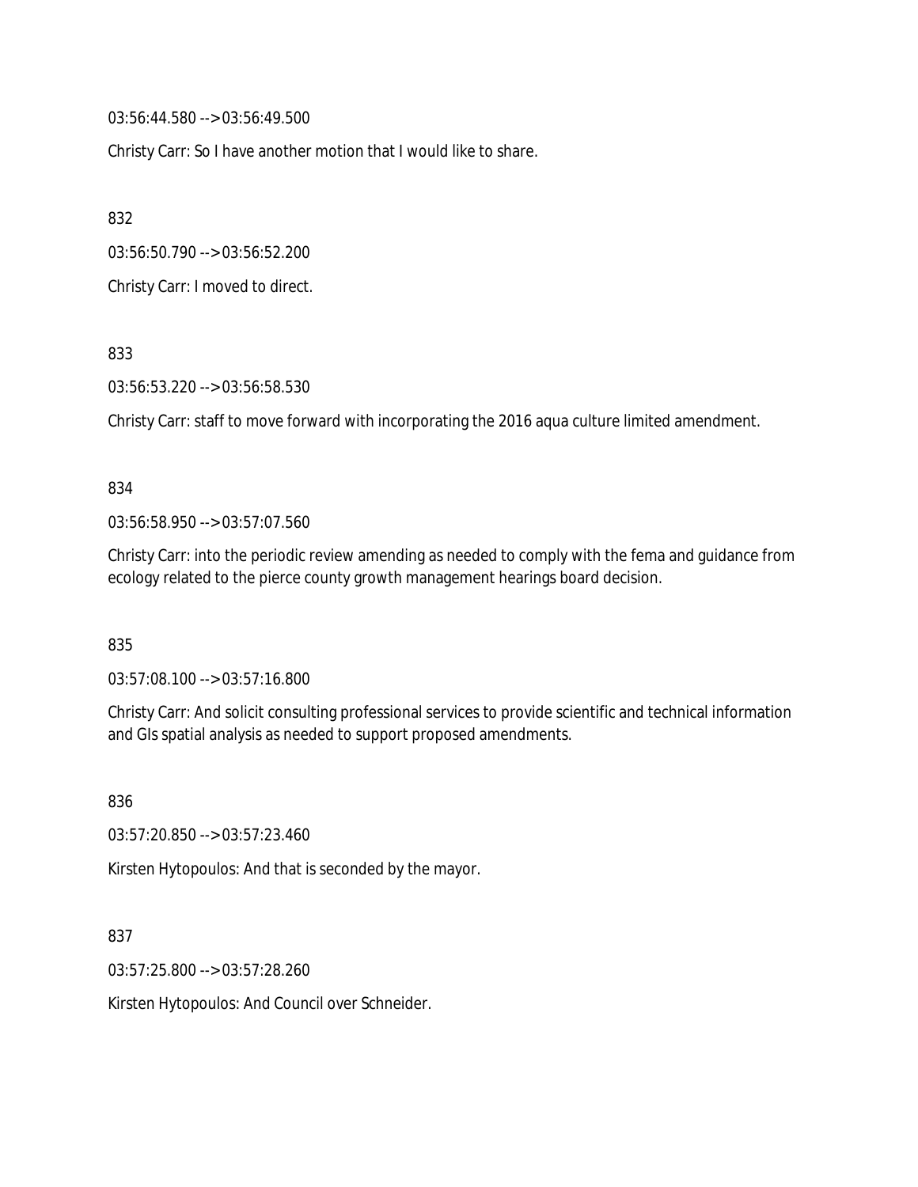03:56:44.580 --> 03:56:49.500

Christy Carr: So I have another motion that I would like to share.

832

03:56:50.790 --> 03:56:52.200

Christy Carr: I moved to direct.

833

03:56:53.220 --> 03:56:58.530

Christy Carr: staff to move forward with incorporating the 2016 aqua culture limited amendment.

834

03:56:58.950 --> 03:57:07.560

Christy Carr: into the periodic review amending as needed to comply with the fema and guidance from ecology related to the pierce county growth management hearings board decision.

835

03:57:08.100 --> 03:57:16.800

Christy Carr: And solicit consulting professional services to provide scientific and technical information and GIs spatial analysis as needed to support proposed amendments.

836

03:57:20.850 --> 03:57:23.460

Kirsten Hytopoulos: And that is seconded by the mayor.

837

03:57:25.800 --> 03:57:28.260

Kirsten Hytopoulos: And Council over Schneider.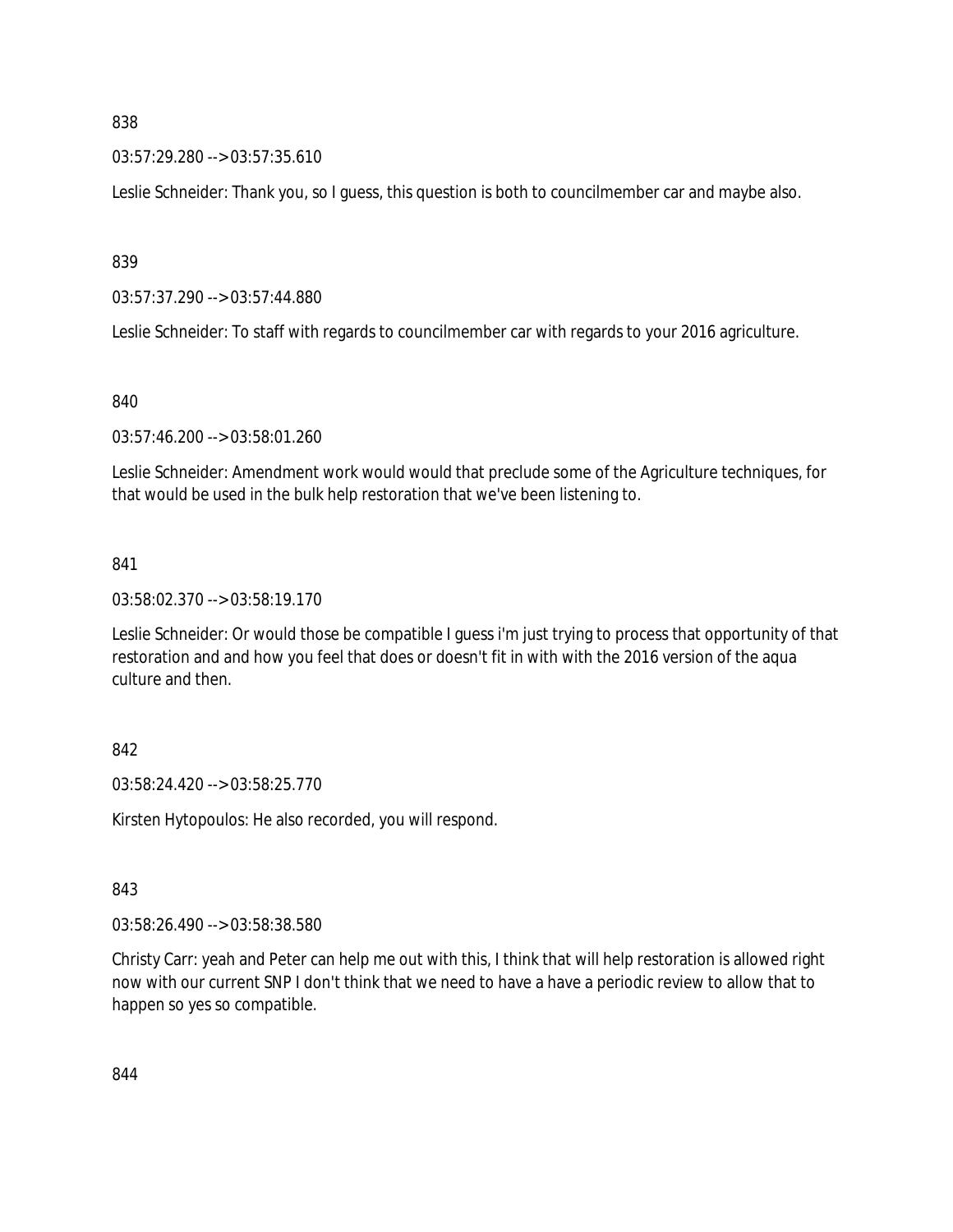838

03:57:29.280 --> 03:57:35.610

Leslie Schneider: Thank you, so I guess, this question is both to councilmember car and maybe also.

839

03:57:37.290 --> 03:57:44.880

Leslie Schneider: To staff with regards to councilmember car with regards to your 2016 agriculture.

840

03:57:46.200 --> 03:58:01.260

Leslie Schneider: Amendment work would would that preclude some of the Agriculture techniques, for that would be used in the bulk help restoration that we've been listening to.

841

03:58:02.370 --> 03:58:19.170

Leslie Schneider: Or would those be compatible I guess i'm just trying to process that opportunity of that restoration and and how you feel that does or doesn't fit in with with the 2016 version of the aqua culture and then.

842

03:58:24.420 --> 03:58:25.770

Kirsten Hytopoulos: He also recorded, you will respond.

843

03:58:26.490 --> 03:58:38.580

Christy Carr: yeah and Peter can help me out with this, I think that will help restoration is allowed right now with our current SNP I don't think that we need to have a have a periodic review to allow that to happen so yes so compatible.

844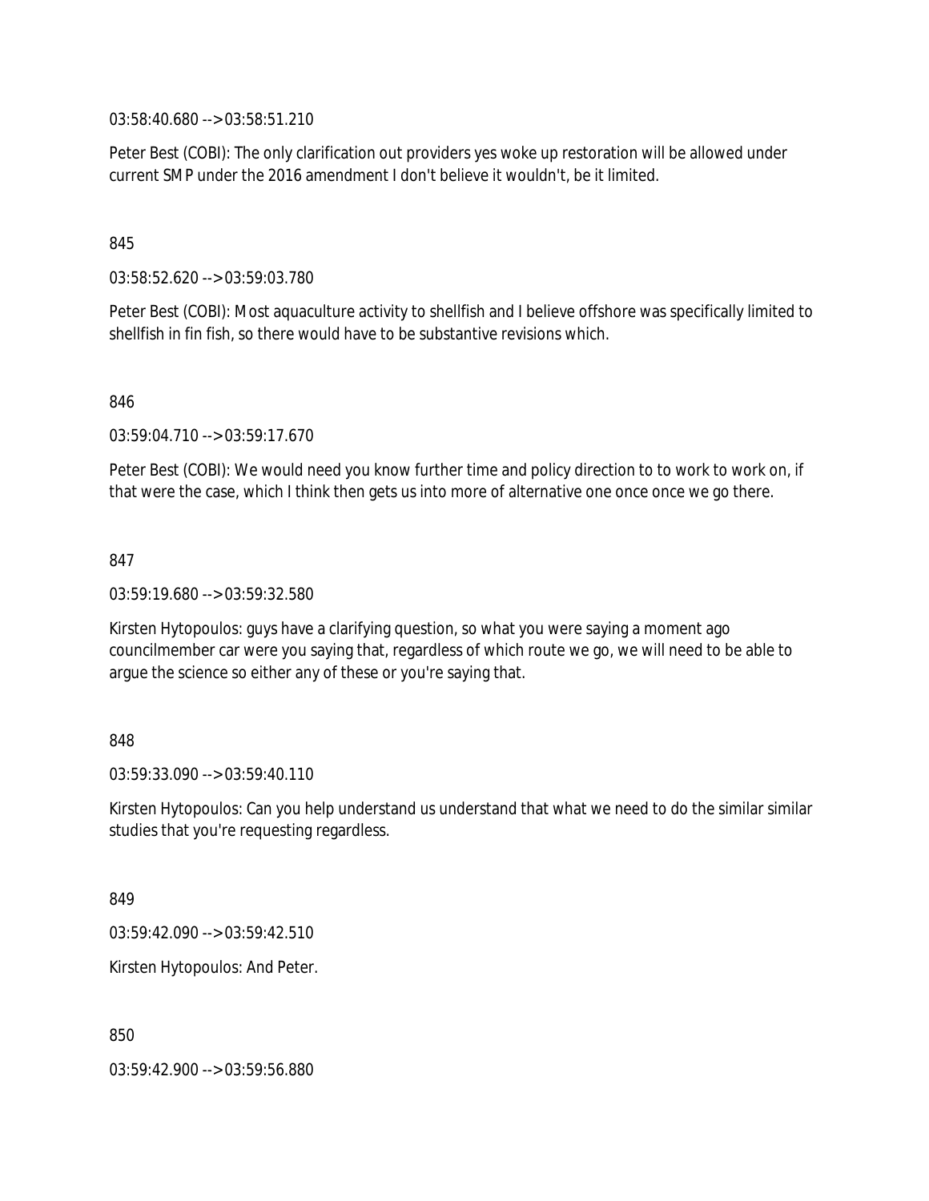03:58:40.680 --> 03:58:51.210

Peter Best (COBI): The only clarification out providers yes woke up restoration will be allowed under current SMP under the 2016 amendment I don't believe it wouldn't, be it limited.

845

03:58:52.620 --> 03:59:03.780

Peter Best (COBI): Most aquaculture activity to shellfish and I believe offshore was specifically limited to shellfish in fin fish, so there would have to be substantive revisions which.

846

03:59:04.710 --> 03:59:17.670

Peter Best (COBI): We would need you know further time and policy direction to to work to work on, if that were the case, which I think then gets us into more of alternative one once once we go there.

847

03:59:19.680 --> 03:59:32.580

Kirsten Hytopoulos: guys have a clarifying question, so what you were saying a moment ago councilmember car were you saying that, regardless of which route we go, we will need to be able to argue the science so either any of these or you're saying that.

848

03:59:33.090 --> 03:59:40.110

Kirsten Hytopoulos: Can you help understand us understand that what we need to do the similar similar studies that you're requesting regardless.

849

03:59:42.090 --> 03:59:42.510

Kirsten Hytopoulos: And Peter.

850

03:59:42.900 --> 03:59:56.880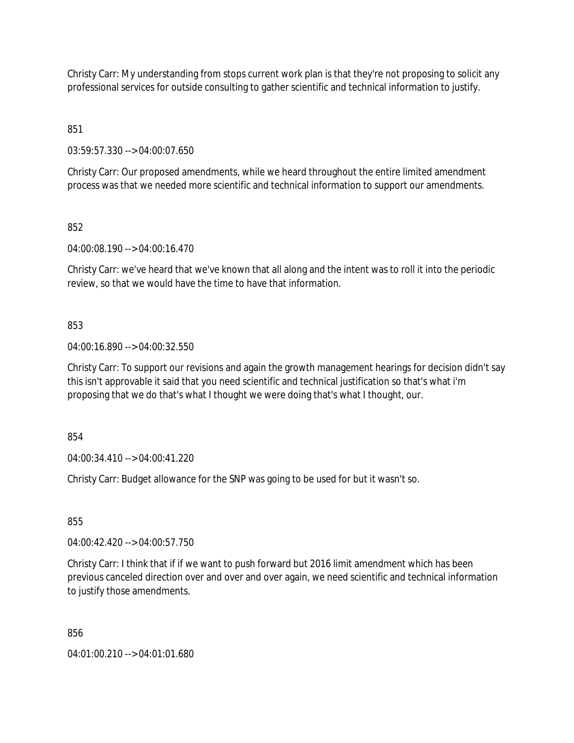Christy Carr: My understanding from stops current work plan is that they're not proposing to solicit any professional services for outside consulting to gather scientific and technical information to justify.

851

03:59:57.330 --> 04:00:07.650

Christy Carr: Our proposed amendments, while we heard throughout the entire limited amendment process was that we needed more scientific and technical information to support our amendments.

852

04:00:08.190 --> 04:00:16.470

Christy Carr: we've heard that we've known that all along and the intent was to roll it into the periodic review, so that we would have the time to have that information.

853

04:00:16.890 --> 04:00:32.550

Christy Carr: To support our revisions and again the growth management hearings for decision didn't say this isn't approvable it said that you need scientific and technical justification so that's what i'm proposing that we do that's what I thought we were doing that's what I thought, our.

854

04:00:34.410 --> 04:00:41.220

Christy Carr: Budget allowance for the SNP was going to be used for but it wasn't so.

855

04:00:42.420 --> 04:00:57.750

Christy Carr: I think that if if we want to push forward but 2016 limit amendment which has been previous canceled direction over and over and over again, we need scientific and technical information to justify those amendments.

856

04:01:00.210 --> 04:01:01.680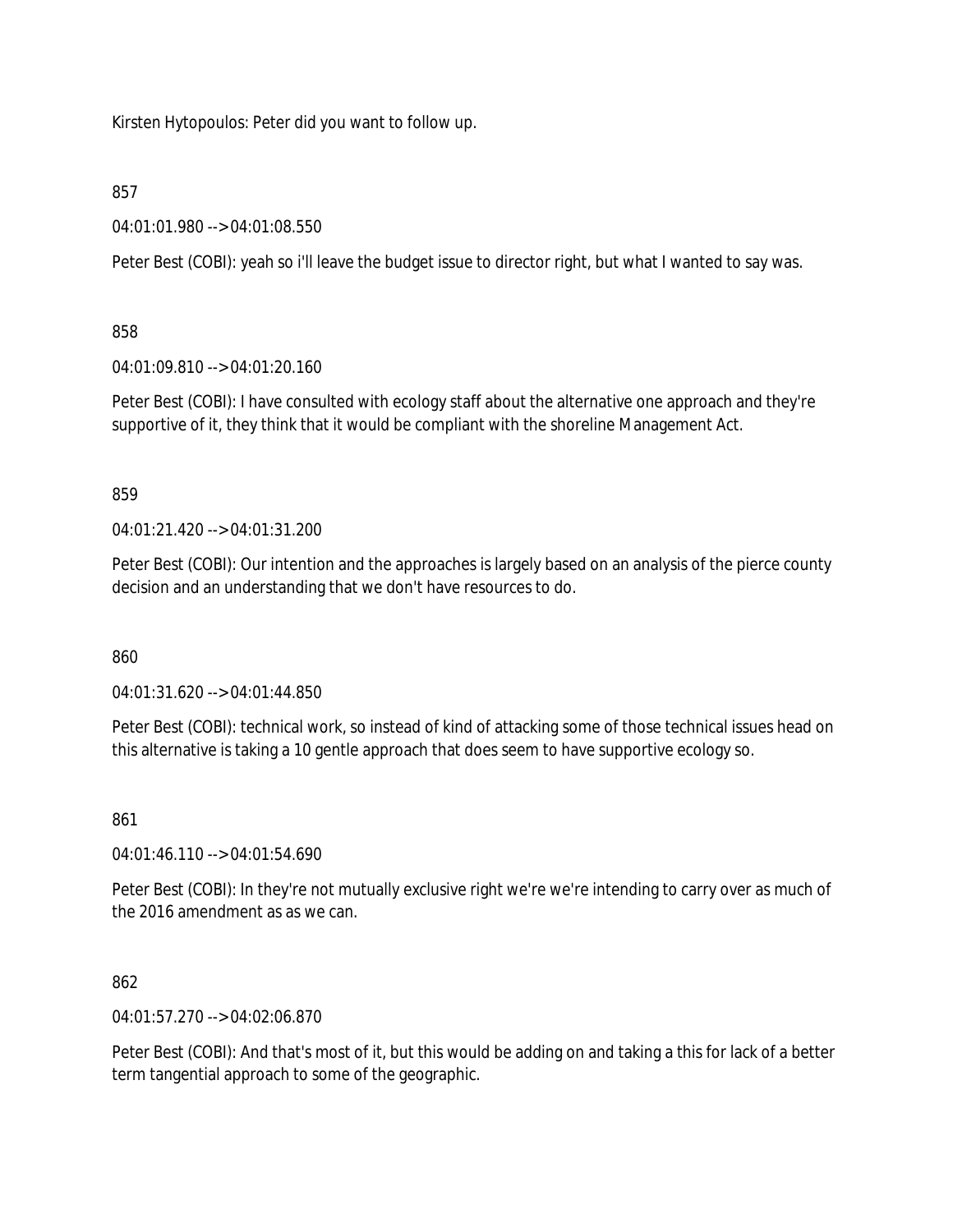Kirsten Hytopoulos: Peter did you want to follow up.

857

04:01:01.980 --> 04:01:08.550

Peter Best (COBI): yeah so i'll leave the budget issue to director right, but what I wanted to say was.

858

04:01:09.810 --> 04:01:20.160

Peter Best (COBI): I have consulted with ecology staff about the alternative one approach and they're supportive of it, they think that it would be compliant with the shoreline Management Act.

859

04:01:21.420 --> 04:01:31.200

Peter Best (COBI): Our intention and the approaches is largely based on an analysis of the pierce county decision and an understanding that we don't have resources to do.

860

04:01:31.620 --> 04:01:44.850

Peter Best (COBI): technical work, so instead of kind of attacking some of those technical issues head on this alternative is taking a 10 gentle approach that does seem to have supportive ecology so.

861

04:01:46.110 --> 04:01:54.690

Peter Best (COBI): In they're not mutually exclusive right we're we're intending to carry over as much of the 2016 amendment as as we can.

862

04:01:57.270 --> 04:02:06.870

Peter Best (COBI): And that's most of it, but this would be adding on and taking a this for lack of a better term tangential approach to some of the geographic.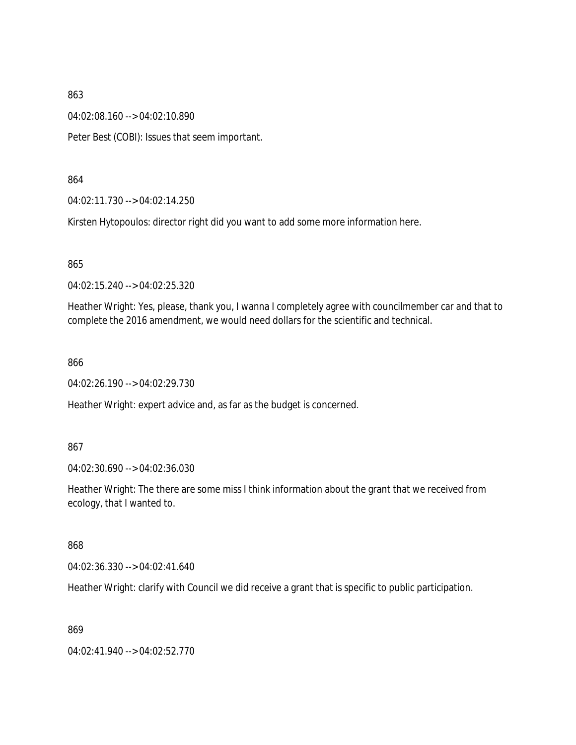863

04:02:08.160 --> 04:02:10.890

Peter Best (COBI): Issues that seem important.

864

04:02:11.730 --> 04:02:14.250

Kirsten Hytopoulos: director right did you want to add some more information here.

865

04:02:15.240 --> 04:02:25.320

Heather Wright: Yes, please, thank you, I wanna I completely agree with councilmember car and that to complete the 2016 amendment, we would need dollars for the scientific and technical.

866

04:02:26.190 --> 04:02:29.730

Heather Wright: expert advice and, as far as the budget is concerned.

867

04:02:30.690 --> 04:02:36.030

Heather Wright: The there are some miss I think information about the grant that we received from ecology, that I wanted to.

868

04:02:36.330 --> 04:02:41.640

Heather Wright: clarify with Council we did receive a grant that is specific to public participation.

869

04:02:41.940 --> 04:02:52.770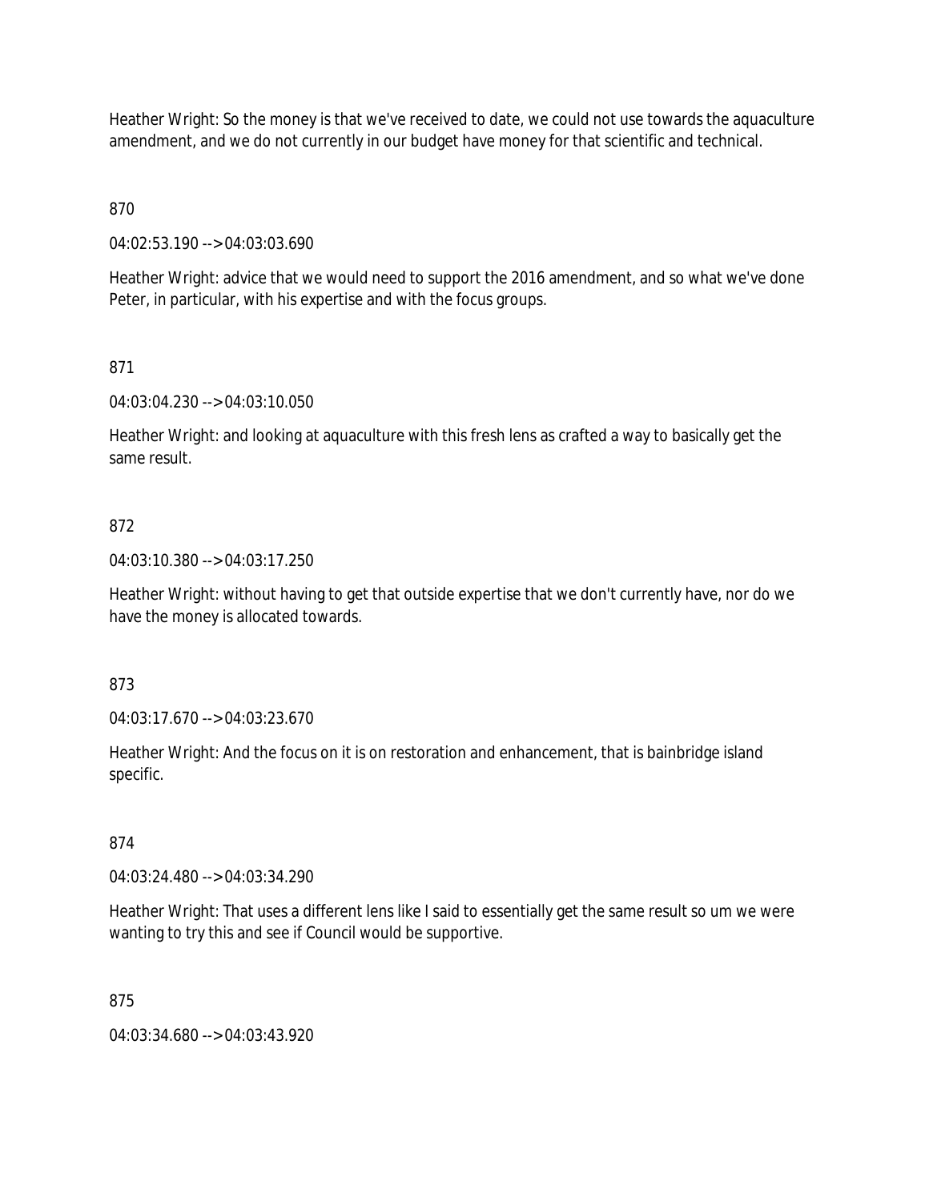Heather Wright: So the money is that we've received to date, we could not use towards the aquaculture amendment, and we do not currently in our budget have money for that scientific and technical.

870

04:02:53.190 --> 04:03:03.690

Heather Wright: advice that we would need to support the 2016 amendment, and so what we've done Peter, in particular, with his expertise and with the focus groups.

871

04:03:04.230 --> 04:03:10.050

Heather Wright: and looking at aquaculture with this fresh lens as crafted a way to basically get the same result.

872

04:03:10.380 --> 04:03:17.250

Heather Wright: without having to get that outside expertise that we don't currently have, nor do we have the money is allocated towards.

873

04:03:17.670 --> 04:03:23.670

Heather Wright: And the focus on it is on restoration and enhancement, that is bainbridge island specific.

874

04:03:24.480 --> 04:03:34.290

Heather Wright: That uses a different lens like I said to essentially get the same result so um we were wanting to try this and see if Council would be supportive.

875

04:03:34.680 --> 04:03:43.920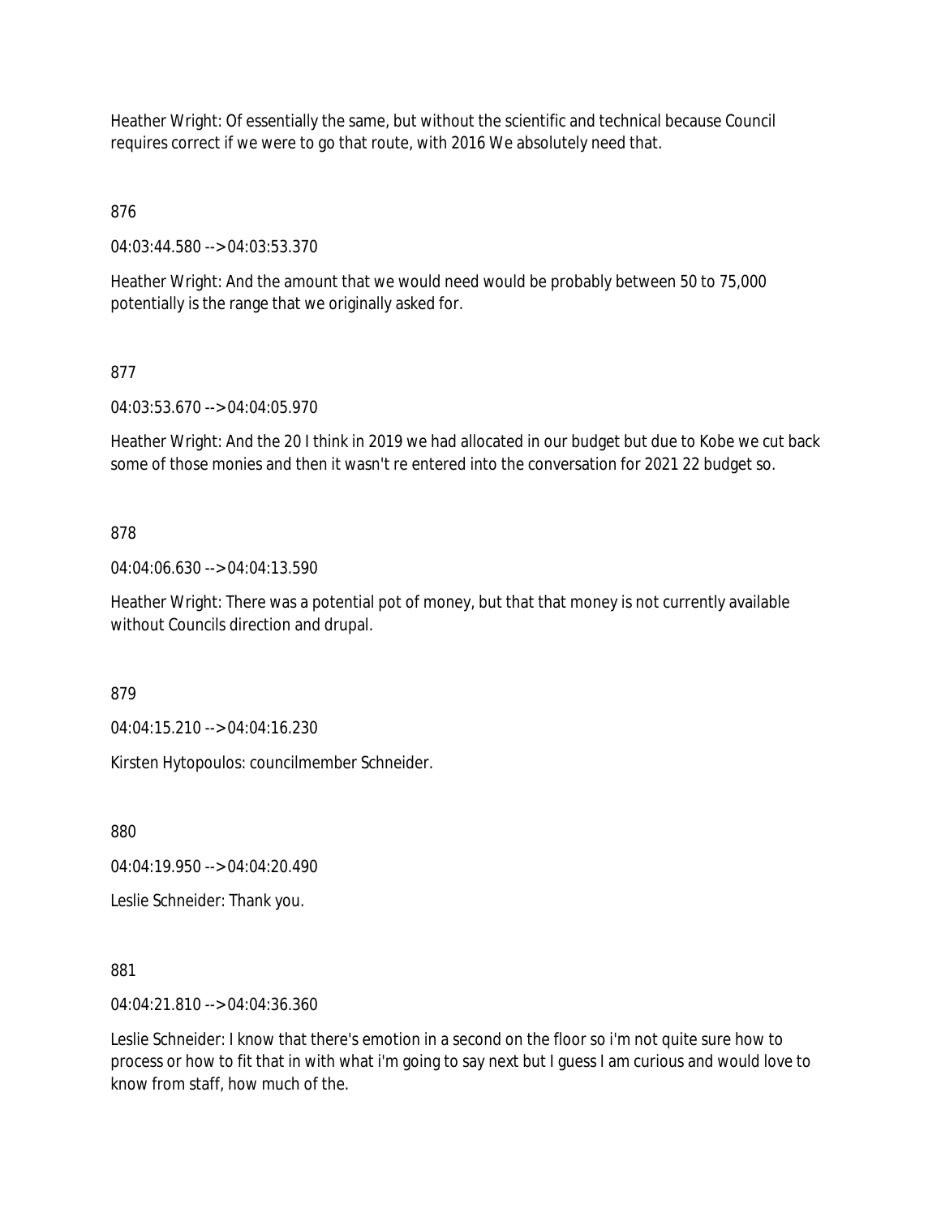Heather Wright: Of essentially the same, but without the scientific and technical because Council requires correct if we were to go that route, with 2016 We absolutely need that.

876

04:03:44.580 --> 04:03:53.370

Heather Wright: And the amount that we would need would be probably between 50 to 75,000 potentially is the range that we originally asked for.

877

04:03:53.670 --> 04:04:05.970

Heather Wright: And the 20 I think in 2019 we had allocated in our budget but due to Kobe we cut back some of those monies and then it wasn't re entered into the conversation for 2021 22 budget so.

878

04:04:06.630 --> 04:04:13.590

Heather Wright: There was a potential pot of money, but that that money is not currently available without Councils direction and drupal.

879

04:04:15.210 --> 04:04:16.230

Kirsten Hytopoulos: councilmember Schneider.

880

04:04:19.950 --> 04:04:20.490

Leslie Schneider: Thank you.

881

04:04:21.810 --> 04:04:36.360

Leslie Schneider: I know that there's emotion in a second on the floor so i'm not quite sure how to process or how to fit that in with what i'm going to say next but I guess I am curious and would love to know from staff, how much of the.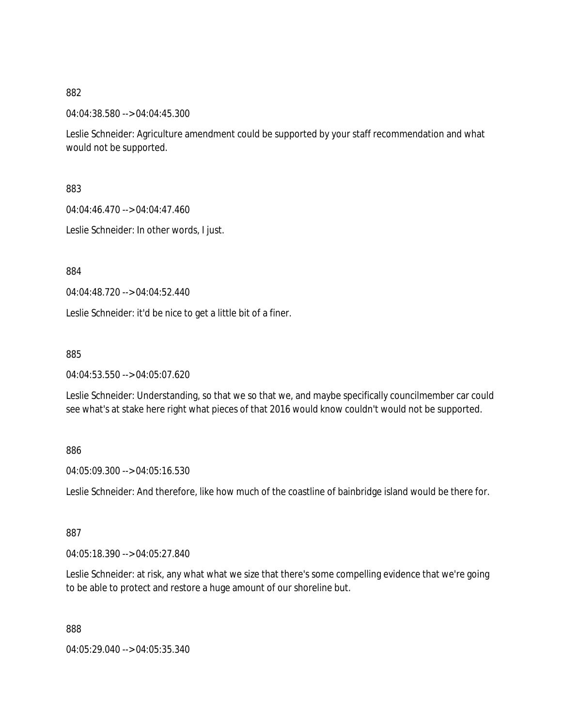882

04:04:38.580 --> 04:04:45.300

Leslie Schneider: Agriculture amendment could be supported by your staff recommendation and what would not be supported.

883

04:04:46.470 --> 04:04:47.460

Leslie Schneider: In other words, I just.

884

04:04:48.720 --> 04:04:52.440

Leslie Schneider: it'd be nice to get a little bit of a finer.

885

04:04:53.550 --> 04:05:07.620

Leslie Schneider: Understanding, so that we so that we, and maybe specifically councilmember car could see what's at stake here right what pieces of that 2016 would know couldn't would not be supported.

886

04:05:09.300 --> 04:05:16.530

Leslie Schneider: And therefore, like how much of the coastline of bainbridge island would be there for.

887

04:05:18.390 --> 04:05:27.840

Leslie Schneider: at risk, any what what we size that there's some compelling evidence that we're going to be able to protect and restore a huge amount of our shoreline but.

888

04:05:29.040 --> 04:05:35.340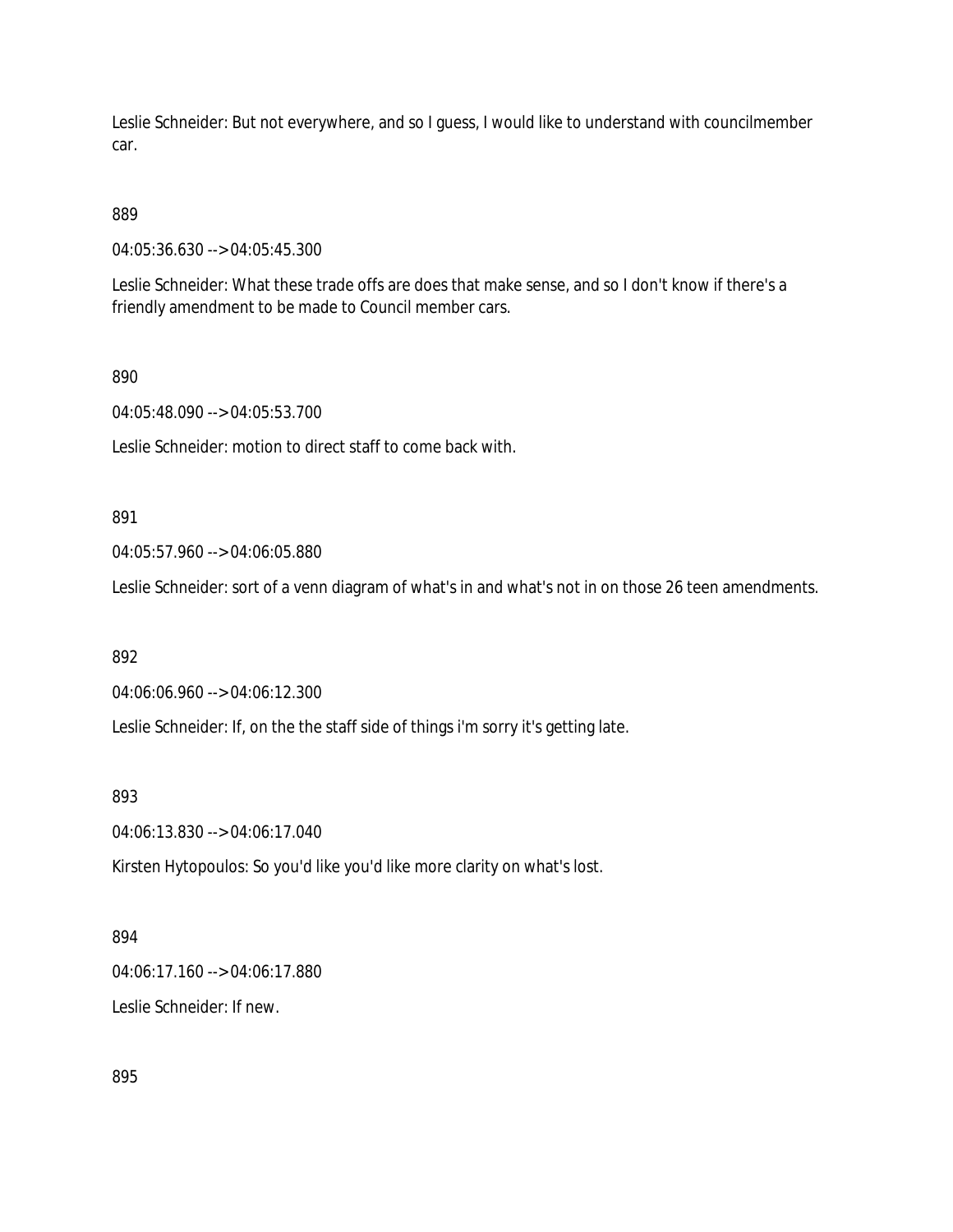Leslie Schneider: But not everywhere, and so I guess, I would like to understand with councilmember car.

889

04:05:36.630 --> 04:05:45.300

Leslie Schneider: What these trade offs are does that make sense, and so I don't know if there's a friendly amendment to be made to Council member cars.

890

04:05:48.090 --> 04:05:53.700

Leslie Schneider: motion to direct staff to come back with.

891

04:05:57.960 --> 04:06:05.880

Leslie Schneider: sort of a venn diagram of what's in and what's not in on those 26 teen amendments.

892

04:06:06.960 --> 04:06:12.300

Leslie Schneider: If, on the the staff side of things i'm sorry it's getting late.

893

04:06:13.830 --> 04:06:17.040

Kirsten Hytopoulos: So you'd like you'd like more clarity on what's lost.

894

04:06:17.160 --> 04:06:17.880

Leslie Schneider: If new.

895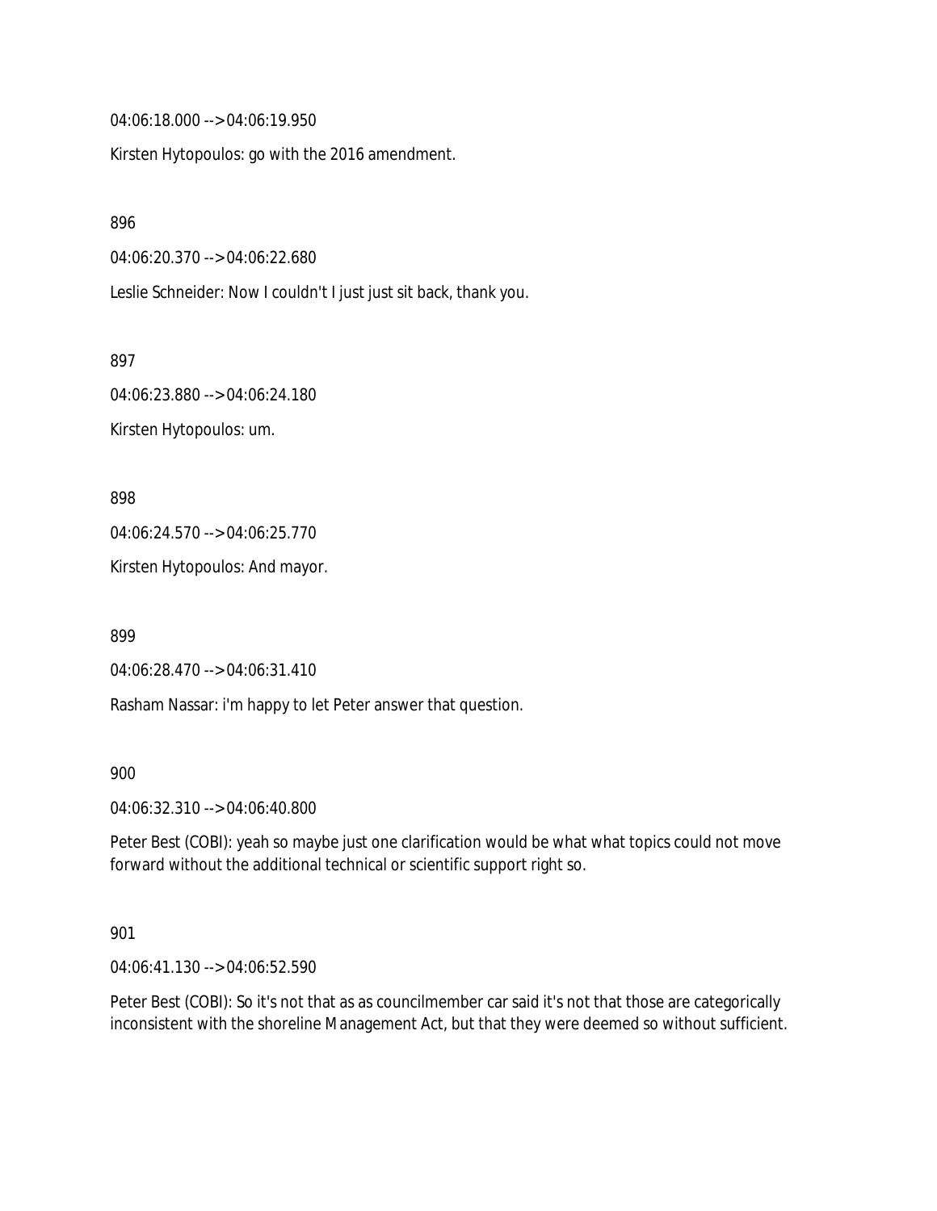04:06:18.000 --> 04:06:19.950

Kirsten Hytopoulos: go with the 2016 amendment.

896

04:06:20.370 --> 04:06:22.680

Leslie Schneider: Now I couldn't I just just sit back, thank you.

897

04:06:23.880 --> 04:06:24.180

Kirsten Hytopoulos: um.

898

04:06:24.570 --> 04:06:25.770

Kirsten Hytopoulos: And mayor.

899

04:06:28.470 --> 04:06:31.410

Rasham Nassar: i'm happy to let Peter answer that question.

900

04:06:32.310 --> 04:06:40.800

Peter Best (COBI): yeah so maybe just one clarification would be what what topics could not move forward without the additional technical or scientific support right so.

901

04:06:41.130 --> 04:06:52.590

Peter Best (COBI): So it's not that as as councilmember car said it's not that those are categorically inconsistent with the shoreline Management Act, but that they were deemed so without sufficient.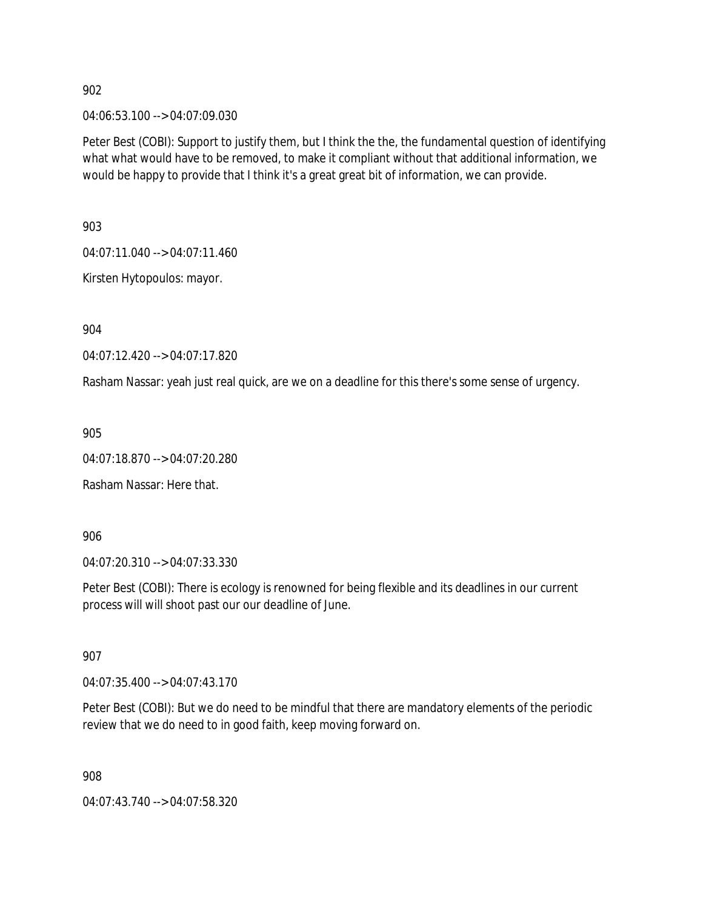902

04:06:53.100 --> 04:07:09.030

Peter Best (COBI): Support to justify them, but I think the the, the fundamental question of identifying what what would have to be removed, to make it compliant without that additional information, we would be happy to provide that I think it's a great great bit of information, we can provide.

903

04:07:11.040 --> 04:07:11.460

Kirsten Hytopoulos: mayor.

904

04:07:12.420 --> 04:07:17.820

Rasham Nassar: yeah just real quick, are we on a deadline for this there's some sense of urgency.

905

04:07:18.870 --> 04:07:20.280

Rasham Nassar: Here that.

906

04:07:20.310 --> 04:07:33.330

Peter Best (COBI): There is ecology is renowned for being flexible and its deadlines in our current process will will shoot past our our deadline of June.

907

04:07:35.400 --> 04:07:43.170

Peter Best (COBI): But we do need to be mindful that there are mandatory elements of the periodic review that we do need to in good faith, keep moving forward on.

908

04:07:43.740 --> 04:07:58.320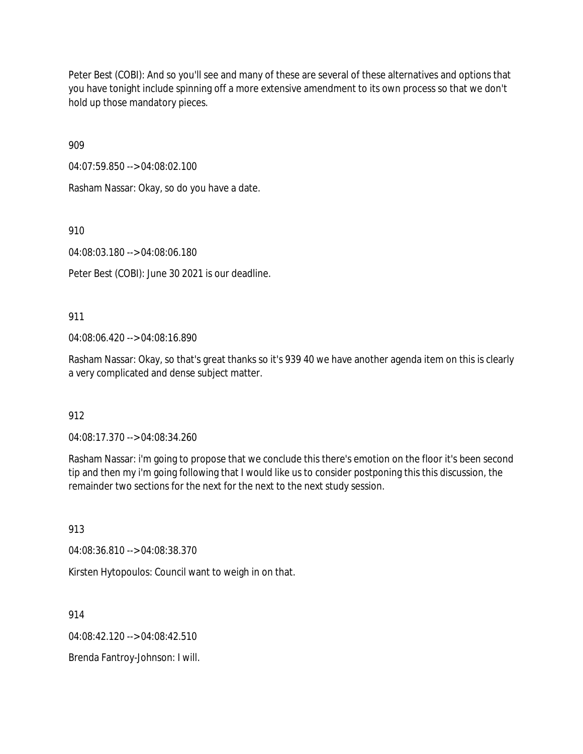Peter Best (COBI): And so you'll see and many of these are several of these alternatives and options that you have tonight include spinning off a more extensive amendment to its own process so that we don't hold up those mandatory pieces.

909

04:07:59.850 --> 04:08:02.100

Rasham Nassar: Okay, so do you have a date.

910

04:08:03.180 --> 04:08:06.180

Peter Best (COBI): June 30 2021 is our deadline.

911

04:08:06.420 --> 04:08:16.890

Rasham Nassar: Okay, so that's great thanks so it's 939 40 we have another agenda item on this is clearly a very complicated and dense subject matter.

912

04:08:17.370 --> 04:08:34.260

Rasham Nassar: i'm going to propose that we conclude this there's emotion on the floor it's been second tip and then my i'm going following that I would like us to consider postponing this this discussion, the remainder two sections for the next for the next to the next study session.

913

04:08:36.810 --> 04:08:38.370

Kirsten Hytopoulos: Council want to weigh in on that.

914

04:08:42.120 --> 04:08:42.510

Brenda Fantroy-Johnson: I will.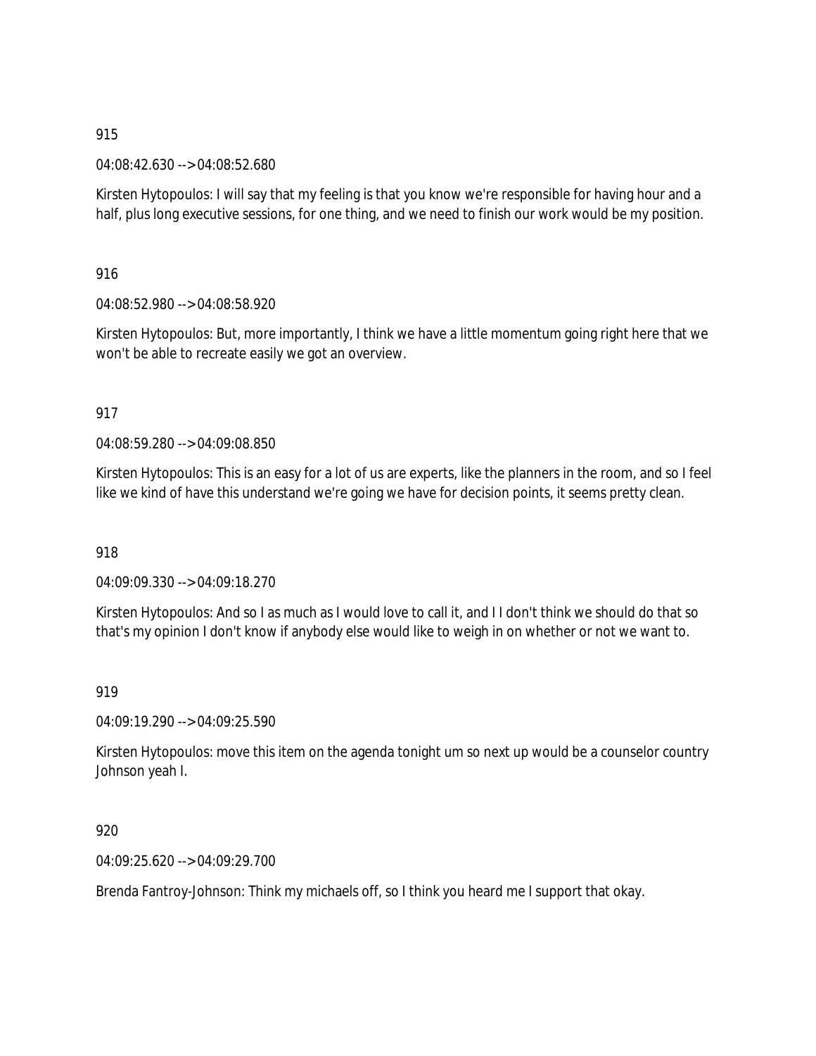915

04:08:42.630 --> 04:08:52.680

Kirsten Hytopoulos: I will say that my feeling is that you know we're responsible for having hour and a half, plus long executive sessions, for one thing, and we need to finish our work would be my position.

916

04:08:52.980 --> 04:08:58.920

Kirsten Hytopoulos: But, more importantly, I think we have a little momentum going right here that we won't be able to recreate easily we got an overview.

917

04:08:59.280 --> 04:09:08.850

Kirsten Hytopoulos: This is an easy for a lot of us are experts, like the planners in the room, and so I feel like we kind of have this understand we're going we have for decision points, it seems pretty clean.

918

04:09:09.330 --> 04:09:18.270

Kirsten Hytopoulos: And so I as much as I would love to call it, and I I don't think we should do that so that's my opinion I don't know if anybody else would like to weigh in on whether or not we want to.

919

04:09:19.290 --> 04:09:25.590

Kirsten Hytopoulos: move this item on the agenda tonight um so next up would be a counselor country Johnson yeah I.

920

04:09:25.620 --> 04:09:29.700

Brenda Fantroy-Johnson: Think my michaels off, so I think you heard me I support that okay.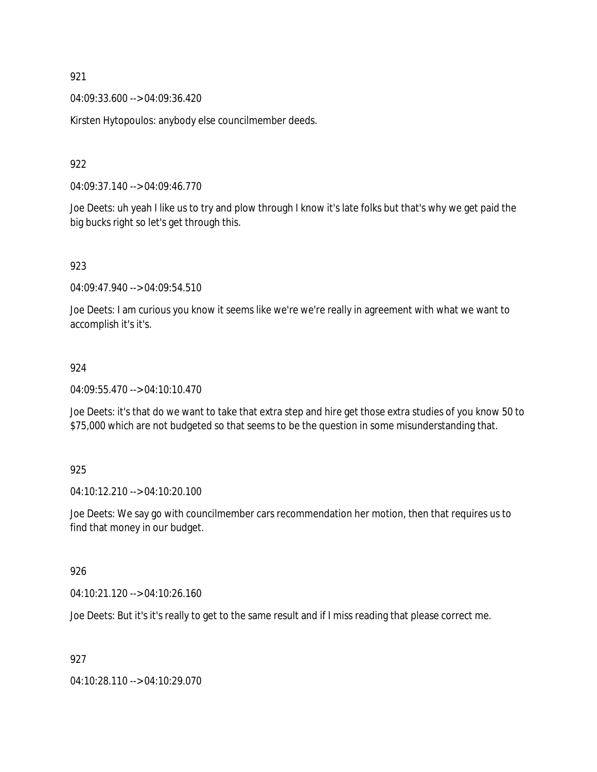921

04:09:33.600 --> 04:09:36.420

Kirsten Hytopoulos: anybody else councilmember deeds.

922

04:09:37.140 --> 04:09:46.770

Joe Deets: uh yeah I like us to try and plow through I know it's late folks but that's why we get paid the big bucks right so let's get through this.

923

04:09:47.940 --> 04:09:54.510

Joe Deets: I am curious you know it seems like we're we're really in agreement with what we want to accomplish it's it's.

924

04:09:55.470 --> 04:10:10.470

Joe Deets: it's that do we want to take that extra step and hire get those extra studies of you know 50 to $75,000 which are not budgeted so that seems to be the question in some misunderstanding that.

925

04:10:12.210 --> 04:10:20.100

Joe Deets: We say go with councilmember cars recommendation her motion, then that requires us to find that money in our budget.

926

04:10:21.120 --> 04:10:26.160

Joe Deets: But it's it's really to get to the same result and if I miss reading that please correct me.

927

04:10:28.110 --> 04:10:29.070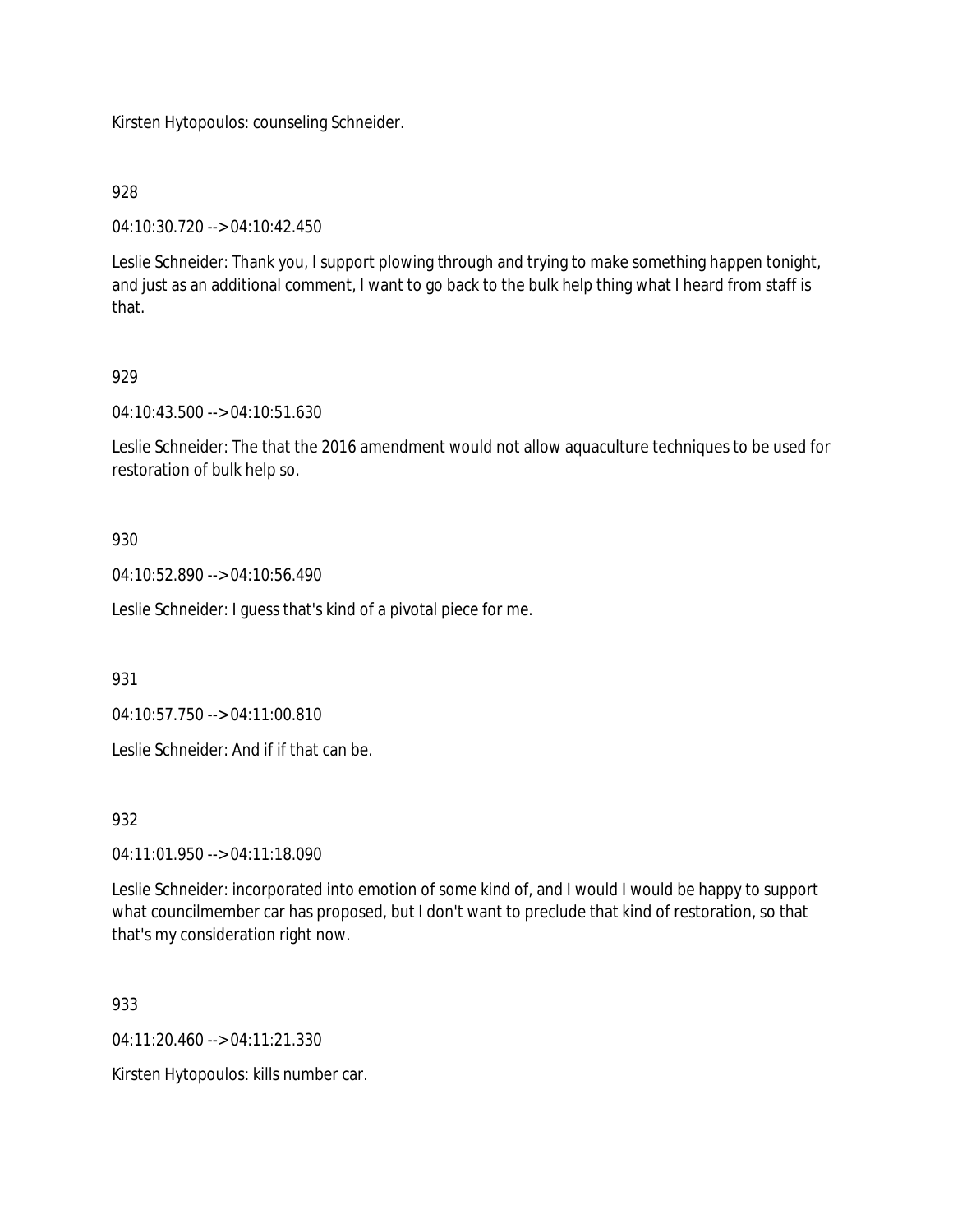Kirsten Hytopoulos: counseling Schneider.

928

04:10:30.720 --> 04:10:42.450

Leslie Schneider: Thank you, I support plowing through and trying to make something happen tonight, and just as an additional comment, I want to go back to the bulk help thing what I heard from staff is that.

929

04:10:43.500 --> 04:10:51.630

Leslie Schneider: The that the 2016 amendment would not allow aquaculture techniques to be used for restoration of bulk help so.

930

04:10:52.890 --> 04:10:56.490

Leslie Schneider: I guess that's kind of a pivotal piece for me.

931

04:10:57.750 --> 04:11:00.810

Leslie Schneider: And if if that can be.

932

04:11:01.950 --> 04:11:18.090

Leslie Schneider: incorporated into emotion of some kind of, and I would I would be happy to support what councilmember car has proposed, but I don't want to preclude that kind of restoration, so that that's my consideration right now.

933

04:11:20.460 --> 04:11:21.330

Kirsten Hytopoulos: kills number car.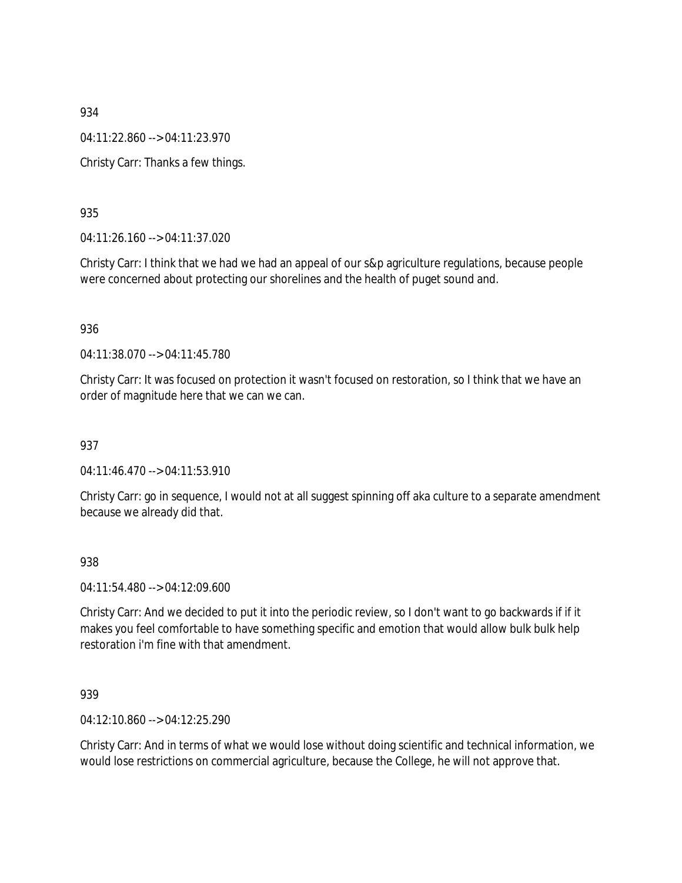934

04:11:22.860 --> 04:11:23.970

Christy Carr: Thanks a few things.

935

04:11:26.160 --> 04:11:37.020

Christy Carr: I think that we had we had an appeal of our s&p agriculture regulations, because people were concerned about protecting our shorelines and the health of puget sound and.

936

04:11:38.070 --> 04:11:45.780

Christy Carr: It was focused on protection it wasn't focused on restoration, so I think that we have an order of magnitude here that we can we can.

937

04:11:46.470 --> 04:11:53.910

Christy Carr: go in sequence, I would not at all suggest spinning off aka culture to a separate amendment because we already did that.

938

04:11:54.480 --> 04:12:09.600

Christy Carr: And we decided to put it into the periodic review, so I don't want to go backwards if if it makes you feel comfortable to have something specific and emotion that would allow bulk bulk help restoration i'm fine with that amendment.

939

04:12:10.860 --> 04:12:25.290

Christy Carr: And in terms of what we would lose without doing scientific and technical information, we would lose restrictions on commercial agriculture, because the College, he will not approve that.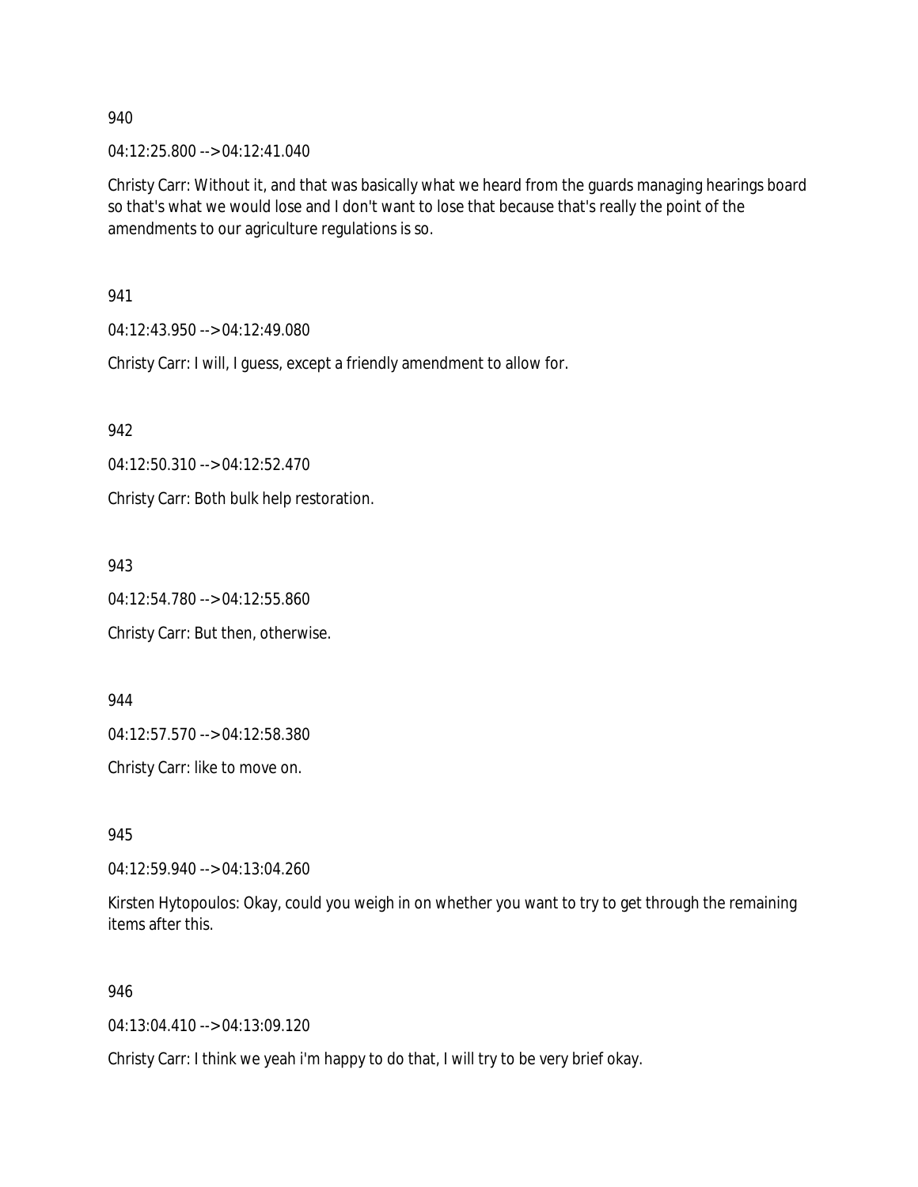940

04:12:25.800 --> 04:12:41.040

Christy Carr: Without it, and that was basically what we heard from the guards managing hearings board so that's what we would lose and I don't want to lose that because that's really the point of the amendments to our agriculture regulations is so.

941

04:12:43.950 --> 04:12:49.080

Christy Carr: I will, I guess, except a friendly amendment to allow for.

942

04:12:50.310 --> 04:12:52.470

Christy Carr: Both bulk help restoration.

943

04:12:54.780 --> 04:12:55.860

Christy Carr: But then, otherwise.

944

04:12:57.570 --> 04:12:58.380

Christy Carr: like to move on.

945

04:12:59.940 --> 04:13:04.260

Kirsten Hytopoulos: Okay, could you weigh in on whether you want to try to get through the remaining items after this.

946

04:13:04.410 --> 04:13:09.120

Christy Carr: I think we yeah i'm happy to do that, I will try to be very brief okay.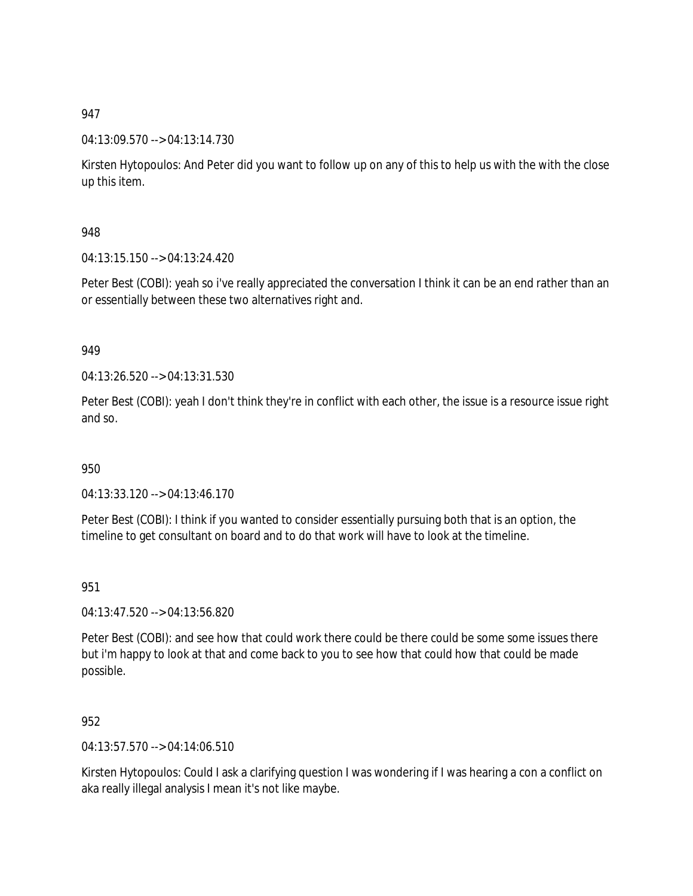947

04:13:09.570 --> 04:13:14.730

Kirsten Hytopoulos: And Peter did you want to follow up on any of this to help us with the with the close up this item.

948

04:13:15.150 --> 04:13:24.420

Peter Best (COBI): yeah so i've really appreciated the conversation I think it can be an end rather than an or essentially between these two alternatives right and.

949

04:13:26.520 --> 04:13:31.530

Peter Best (COBI): yeah I don't think they're in conflict with each other, the issue is a resource issue right and so.

950

04:13:33.120 --> 04:13:46.170

Peter Best (COBI): I think if you wanted to consider essentially pursuing both that is an option, the timeline to get consultant on board and to do that work will have to look at the timeline.

951

04:13:47.520 --> 04:13:56.820

Peter Best (COBI): and see how that could work there could be there could be some some issues there but i'm happy to look at that and come back to you to see how that could how that could be made possible.

952

04:13:57.570 --> 04:14:06.510

Kirsten Hytopoulos: Could I ask a clarifying question I was wondering if I was hearing a con a conflict on aka really illegal analysis I mean it's not like maybe.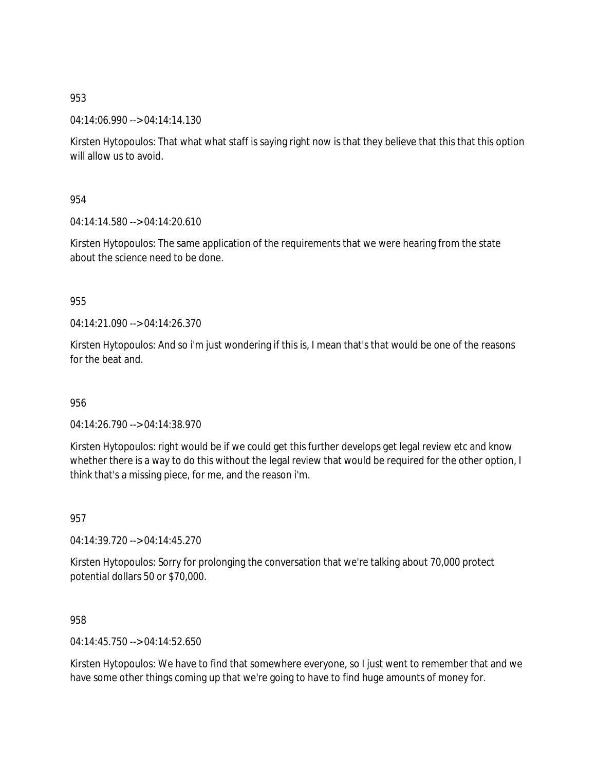953

04:14:06.990 --> 04:14:14.130

Kirsten Hytopoulos: That what what staff is saying right now is that they believe that this that this option will allow us to avoid.

954

04:14:14.580 --> 04:14:20.610

Kirsten Hytopoulos: The same application of the requirements that we were hearing from the state about the science need to be done.

955

04:14:21.090 --> 04:14:26.370

Kirsten Hytopoulos: And so i'm just wondering if this is, I mean that's that would be one of the reasons for the beat and.

956

04:14:26.790 --> 04:14:38.970

Kirsten Hytopoulos: right would be if we could get this further develops get legal review etc and know whether there is a way to do this without the legal review that would be required for the other option, I think that's a missing piece, for me, and the reason i'm.

957

04:14:39.720 --> 04:14:45.270

Kirsten Hytopoulos: Sorry for prolonging the conversation that we're talking about 70,000 protect potential dollars 50 or $70,000.

958

04:14:45.750 --> 04:14:52.650

Kirsten Hytopoulos: We have to find that somewhere everyone, so I just went to remember that and we have some other things coming up that we're going to have to find huge amounts of money for.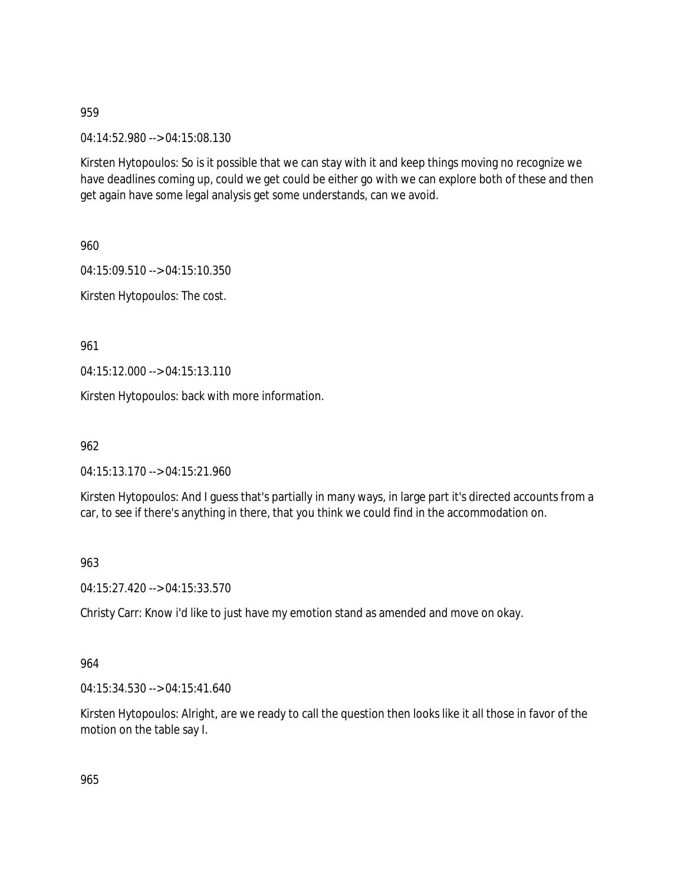959

04:14:52.980 --> 04:15:08.130

Kirsten Hytopoulos: So is it possible that we can stay with it and keep things moving no recognize we have deadlines coming up, could we get could be either go with we can explore both of these and then get again have some legal analysis get some understands, can we avoid.

960

04:15:09.510 --> 04:15:10.350

Kirsten Hytopoulos: The cost.

961

04:15:12.000 --> 04:15:13.110

Kirsten Hytopoulos: back with more information.

962

04:15:13.170 --> 04:15:21.960

Kirsten Hytopoulos: And I guess that's partially in many ways, in large part it's directed accounts from a car, to see if there's anything in there, that you think we could find in the accommodation on.

963

04:15:27.420 --> 04:15:33.570

Christy Carr: Know i'd like to just have my emotion stand as amended and move on okay.

964

04:15:34.530 --> 04:15:41.640

Kirsten Hytopoulos: Alright, are we ready to call the question then looks like it all those in favor of the motion on the table say I.

965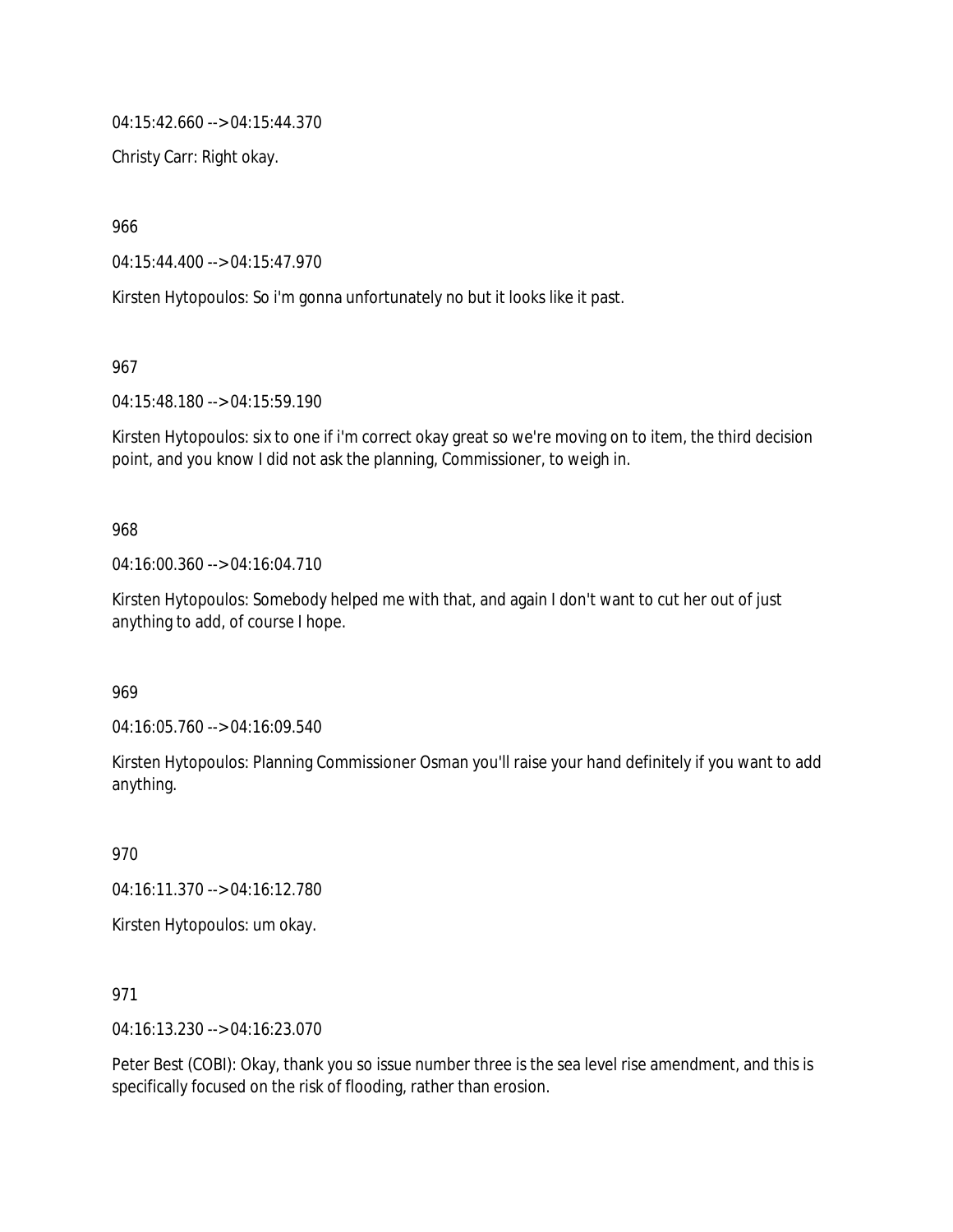04:15:42.660 --> 04:15:44.370

Christy Carr: Right okay.

966

04:15:44.400 --> 04:15:47.970

Kirsten Hytopoulos: So i'm gonna unfortunately no but it looks like it past.

967

04:15:48.180 --> 04:15:59.190

Kirsten Hytopoulos: six to one if i'm correct okay great so we're moving on to item, the third decision point, and you know I did not ask the planning, Commissioner, to weigh in.

968

04:16:00.360 --> 04:16:04.710

Kirsten Hytopoulos: Somebody helped me with that, and again I don't want to cut her out of just anything to add, of course I hope.

969

04:16:05.760 --> 04:16:09.540

Kirsten Hytopoulos: Planning Commissioner Osman you'll raise your hand definitely if you want to add anything.

970

04:16:11.370 --> 04:16:12.780

Kirsten Hytopoulos: um okay.

971

04:16:13.230 --> 04:16:23.070

Peter Best (COBI): Okay, thank you so issue number three is the sea level rise amendment, and this is specifically focused on the risk of flooding, rather than erosion.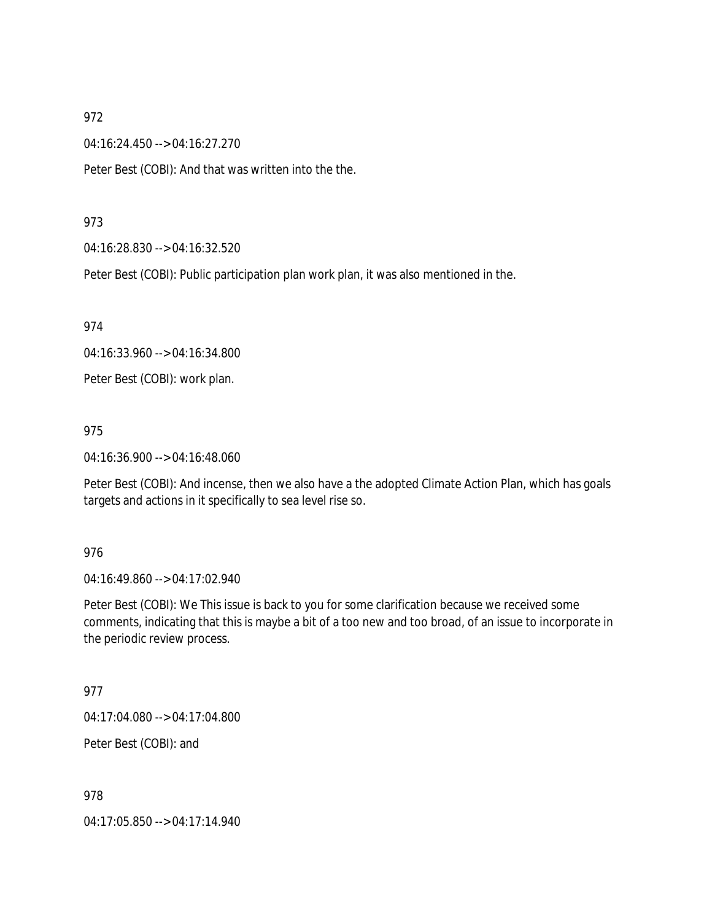972

04:16:24.450 --> 04:16:27.270

Peter Best (COBI): And that was written into the the.

973

04:16:28.830 --> 04:16:32.520

Peter Best (COBI): Public participation plan work plan, it was also mentioned in the.

974

04:16:33.960 --> 04:16:34.800

Peter Best (COBI): work plan.

975

04:16:36.900 --> 04:16:48.060

Peter Best (COBI): And incense, then we also have a the adopted Climate Action Plan, which has goals targets and actions in it specifically to sea level rise so.

976

04:16:49.860 --> 04:17:02.940

Peter Best (COBI): We This issue is back to you for some clarification because we received some comments, indicating that this is maybe a bit of a too new and too broad, of an issue to incorporate in the periodic review process.

977

04:17:04.080 --> 04:17:04.800

Peter Best (COBI): and

978

04:17:05.850 --> 04:17:14.940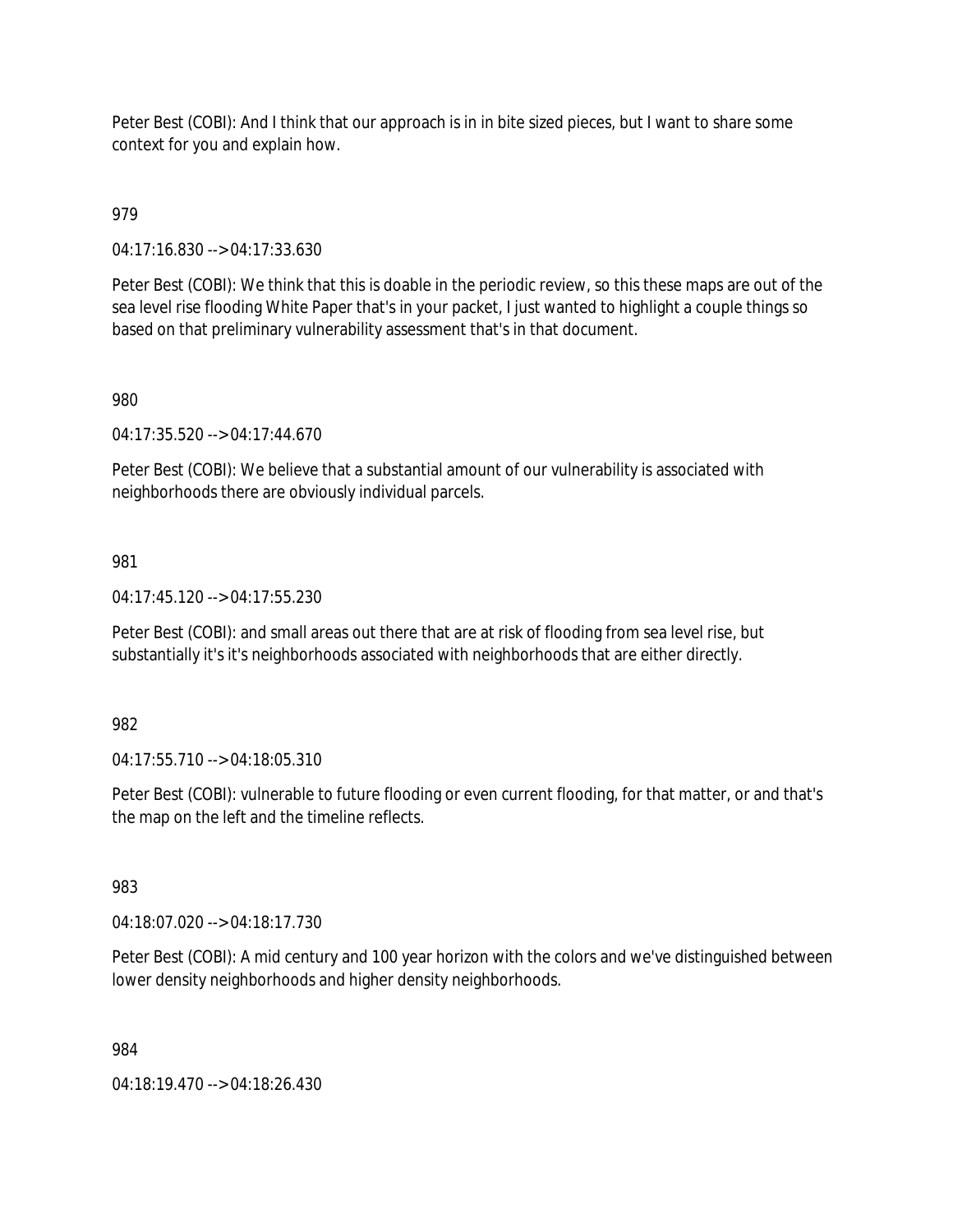Peter Best (COBI): And I think that our approach is in in bite sized pieces, but I want to share some context for you and explain how.

979

04:17:16.830 --> 04:17:33.630

Peter Best (COBI): We think that this is doable in the periodic review, so this these maps are out of the sea level rise flooding White Paper that's in your packet, I just wanted to highlight a couple things so based on that preliminary vulnerability assessment that's in that document.

980

04:17:35.520 --> 04:17:44.670

Peter Best (COBI): We believe that a substantial amount of our vulnerability is associated with neighborhoods there are obviously individual parcels.

981

04:17:45.120 --> 04:17:55.230

Peter Best (COBI): and small areas out there that are at risk of flooding from sea level rise, but substantially it's it's neighborhoods associated with neighborhoods that are either directly.

982

04:17:55.710 --> 04:18:05.310

Peter Best (COBI): vulnerable to future flooding or even current flooding, for that matter, or and that's the map on the left and the timeline reflects.

983

04:18:07.020 --> 04:18:17.730

Peter Best (COBI): A mid century and 100 year horizon with the colors and we've distinguished between lower density neighborhoods and higher density neighborhoods.

984

04:18:19.470 --> 04:18:26.430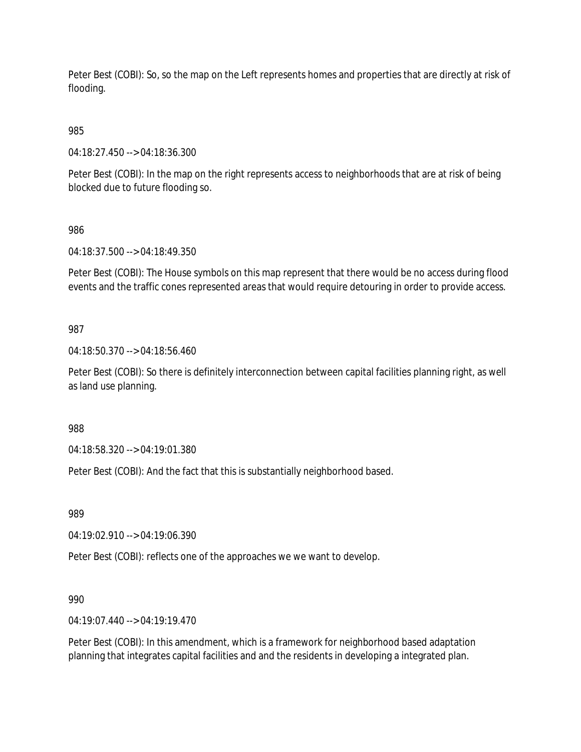Peter Best (COBI): So, so the map on the Left represents homes and properties that are directly at risk of flooding.

985

04:18:27.450 --> 04:18:36.300

Peter Best (COBI): In the map on the right represents access to neighborhoods that are at risk of being blocked due to future flooding so.

986

04:18:37.500 --> 04:18:49.350

Peter Best (COBI): The House symbols on this map represent that there would be no access during flood events and the traffic cones represented areas that would require detouring in order to provide access.

987

04:18:50.370 --> 04:18:56.460

Peter Best (COBI): So there is definitely interconnection between capital facilities planning right, as well as land use planning.

988

04:18:58.320 --> 04:19:01.380

Peter Best (COBI): And the fact that this is substantially neighborhood based.

989

04:19:02.910 --> 04:19:06.390

Peter Best (COBI): reflects one of the approaches we we want to develop.

990

04:19:07.440 --> 04:19:19.470

Peter Best (COBI): In this amendment, which is a framework for neighborhood based adaptation planning that integrates capital facilities and and the residents in developing a integrated plan.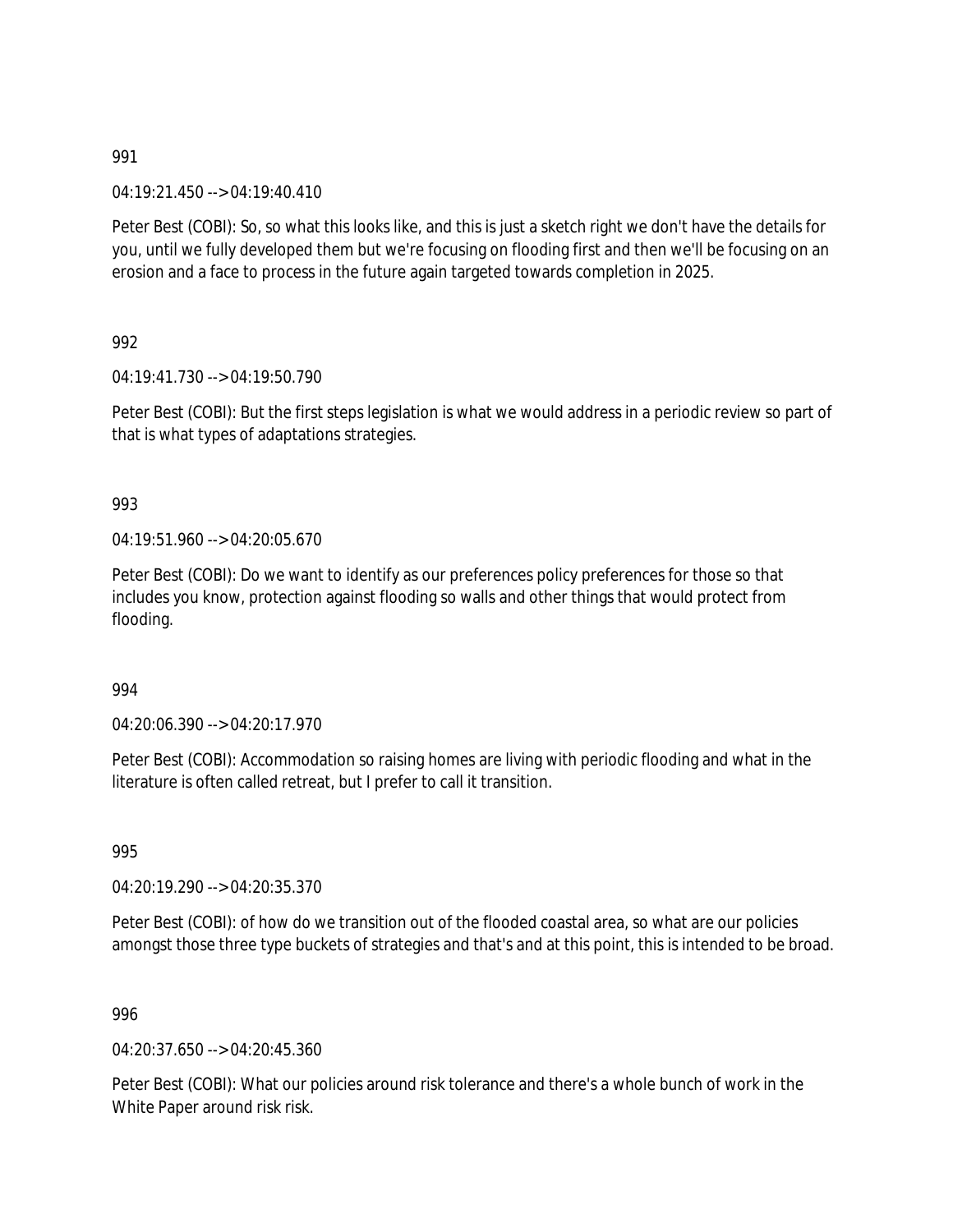991

04:19:21.450 --> 04:19:40.410

Peter Best (COBI): So, so what this looks like, and this is just a sketch right we don't have the details for you, until we fully developed them but we're focusing on flooding first and then we'll be focusing on an erosion and a face to process in the future again targeted towards completion in 2025.

992

04:19:41.730 --> 04:19:50.790

Peter Best (COBI): But the first steps legislation is what we would address in a periodic review so part of that is what types of adaptations strategies.

993

04:19:51.960 --> 04:20:05.670

Peter Best (COBI): Do we want to identify as our preferences policy preferences for those so that includes you know, protection against flooding so walls and other things that would protect from flooding.

994

04:20:06.390 --> 04:20:17.970

Peter Best (COBI): Accommodation so raising homes are living with periodic flooding and what in the literature is often called retreat, but I prefer to call it transition.

995

04:20:19.290 --> 04:20:35.370

Peter Best (COBI): of how do we transition out of the flooded coastal area, so what are our policies amongst those three type buckets of strategies and that's and at this point, this is intended to be broad.

996

04:20:37.650 --> 04:20:45.360

Peter Best (COBI): What our policies around risk tolerance and there's a whole bunch of work in the White Paper around risk risk.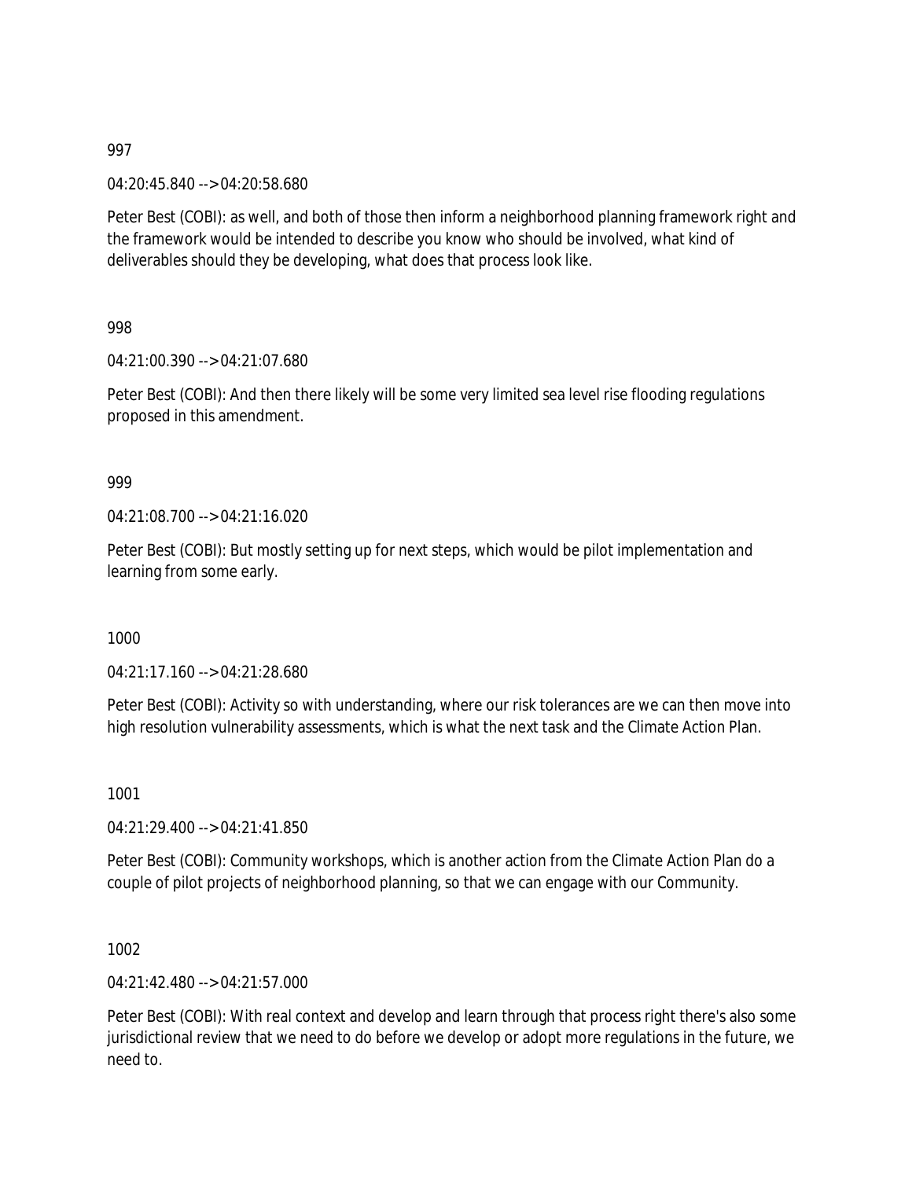997

04:20:45.840 --> 04:20:58.680

Peter Best (COBI): as well, and both of those then inform a neighborhood planning framework right and the framework would be intended to describe you know who should be involved, what kind of deliverables should they be developing, what does that process look like.

998

04:21:00.390 --> 04:21:07.680

Peter Best (COBI): And then there likely will be some very limited sea level rise flooding regulations proposed in this amendment.

999

04:21:08.700 --> 04:21:16.020

Peter Best (COBI): But mostly setting up for next steps, which would be pilot implementation and learning from some early.

1000

04:21:17.160 --> 04:21:28.680

Peter Best (COBI): Activity so with understanding, where our risk tolerances are we can then move into high resolution vulnerability assessments, which is what the next task and the Climate Action Plan.

1001

04:21:29.400 --> 04:21:41.850

Peter Best (COBI): Community workshops, which is another action from the Climate Action Plan do a couple of pilot projects of neighborhood planning, so that we can engage with our Community.

1002

04:21:42.480 --> 04:21:57.000

Peter Best (COBI): With real context and develop and learn through that process right there's also some jurisdictional review that we need to do before we develop or adopt more regulations in the future, we need to.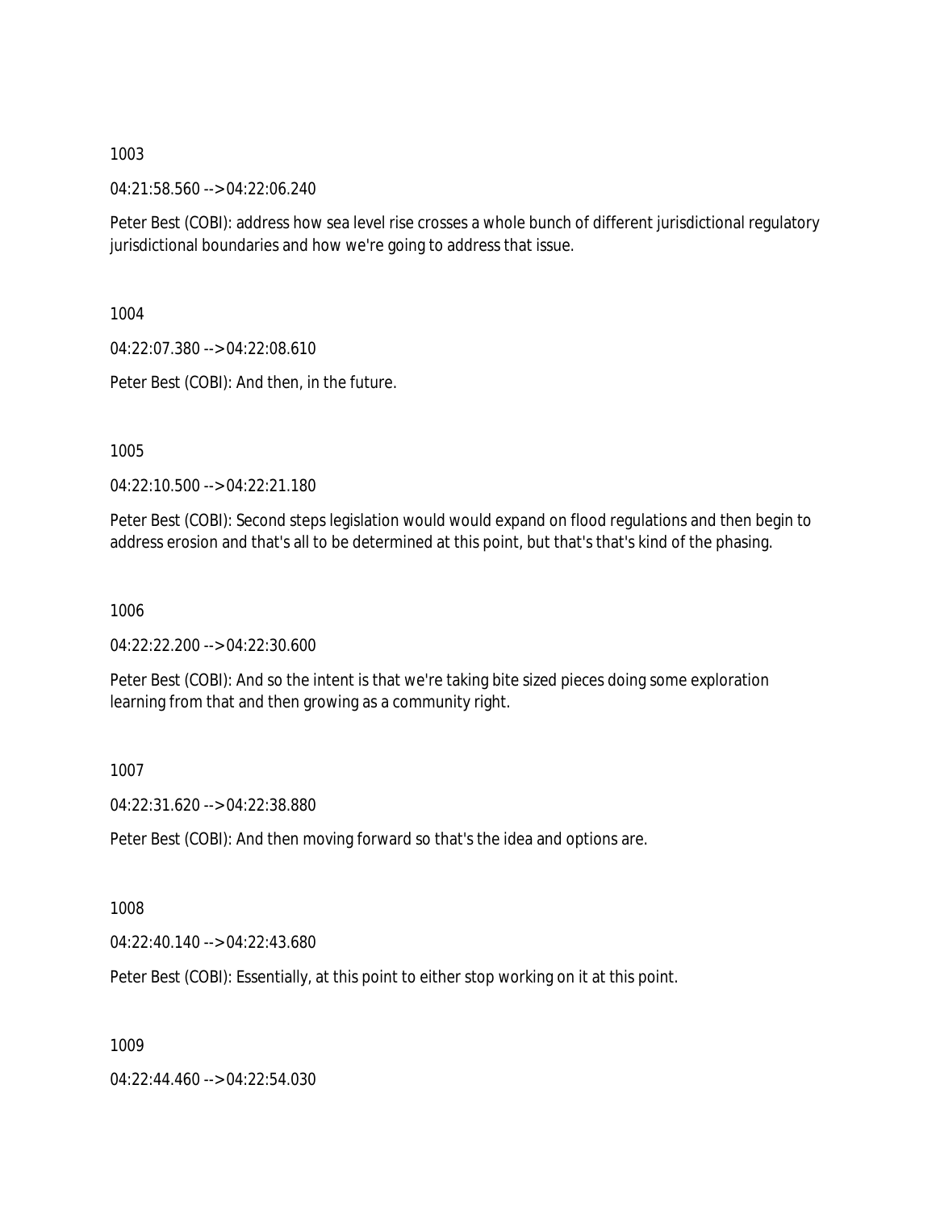1003

04:21:58.560 --> 04:22:06.240

Peter Best (COBI): address how sea level rise crosses a whole bunch of different jurisdictional regulatory jurisdictional boundaries and how we're going to address that issue.

1004

04:22:07.380 --> 04:22:08.610

Peter Best (COBI): And then, in the future.

1005

04:22:10.500 --> 04:22:21.180

Peter Best (COBI): Second steps legislation would would expand on flood regulations and then begin to address erosion and that's all to be determined at this point, but that's that's kind of the phasing.

1006

04:22:22.200 --> 04:22:30.600

Peter Best (COBI): And so the intent is that we're taking bite sized pieces doing some exploration learning from that and then growing as a community right.

1007

04:22:31.620 --> 04:22:38.880

Peter Best (COBI): And then moving forward so that's the idea and options are.

1008

04:22:40.140 --> 04:22:43.680

Peter Best (COBI): Essentially, at this point to either stop working on it at this point.

1009

04:22:44.460 --> 04:22:54.030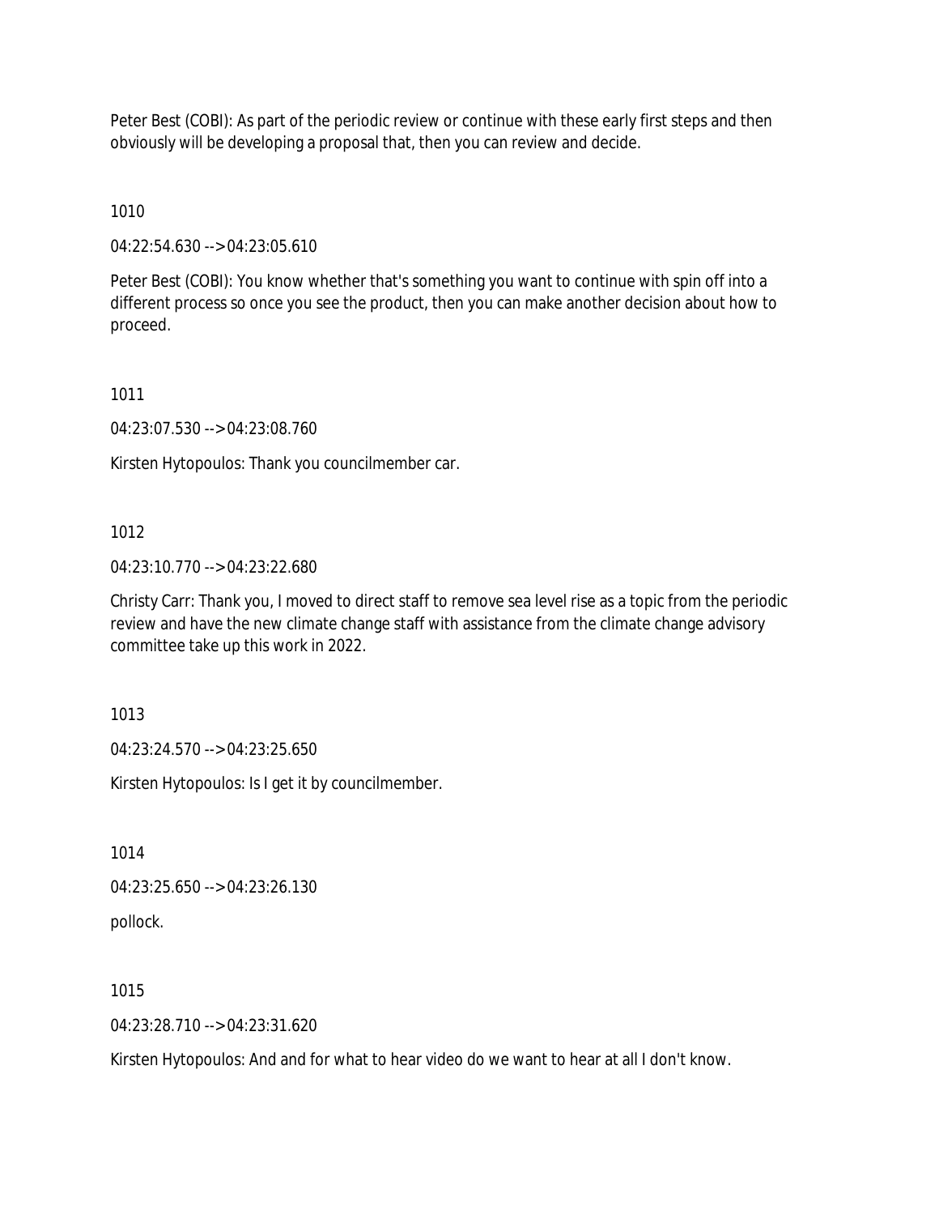Peter Best (COBI): As part of the periodic review or continue with these early first steps and then obviously will be developing a proposal that, then you can review and decide.

1010

04:22:54.630 --> 04:23:05.610

Peter Best (COBI): You know whether that's something you want to continue with spin off into a different process so once you see the product, then you can make another decision about how to proceed.

1011

04:23:07.530 --> 04:23:08.760

Kirsten Hytopoulos: Thank you councilmember car.

1012

04:23:10.770 --> 04:23:22.680

Christy Carr: Thank you, I moved to direct staff to remove sea level rise as a topic from the periodic review and have the new climate change staff with assistance from the climate change advisory committee take up this work in 2022.

1013

04:23:24.570 --> 04:23:25.650

Kirsten Hytopoulos: Is I get it by councilmember.

1014

04:23:25.650 --> 04:23:26.130

pollock.

1015

04:23:28.710 --> 04:23:31.620

Kirsten Hytopoulos: And and for what to hear video do we want to hear at all I don't know.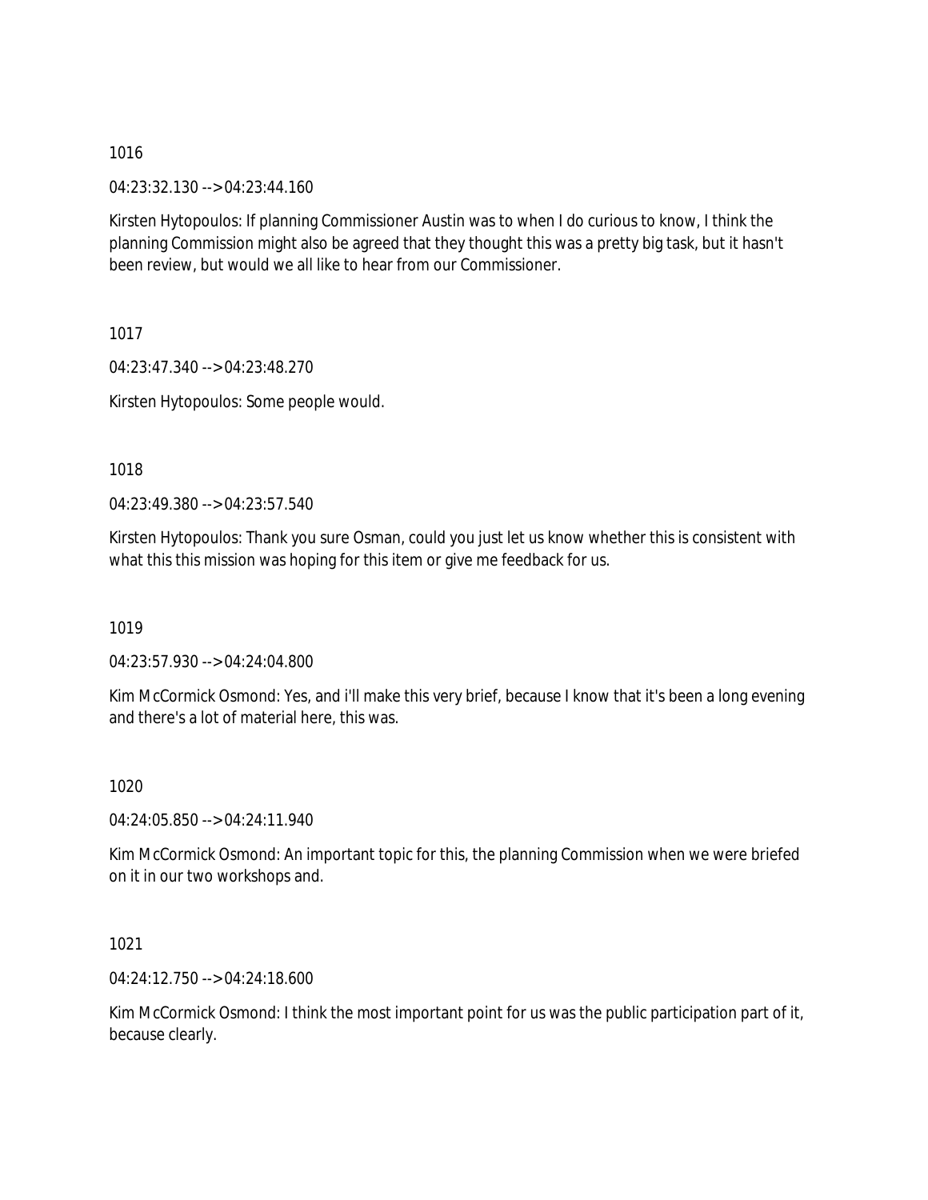1016

04:23:32.130 --> 04:23:44.160

Kirsten Hytopoulos: If planning Commissioner Austin was to when I do curious to know, I think the planning Commission might also be agreed that they thought this was a pretty big task, but it hasn't been review, but would we all like to hear from our Commissioner.

1017

04:23:47.340 --> 04:23:48.270

Kirsten Hytopoulos: Some people would.

1018

04:23:49.380 --> 04:23:57.540

Kirsten Hytopoulos: Thank you sure Osman, could you just let us know whether this is consistent with what this this mission was hoping for this item or give me feedback for us.

1019

04:23:57.930 --> 04:24:04.800

Kim McCormick Osmond: Yes, and i'll make this very brief, because I know that it's been a long evening and there's a lot of material here, this was.

1020

04:24:05.850 --> 04:24:11.940

Kim McCormick Osmond: An important topic for this, the planning Commission when we were briefed on it in our two workshops and.

1021

04:24:12.750 --> 04:24:18.600

Kim McCormick Osmond: I think the most important point for us was the public participation part of it, because clearly.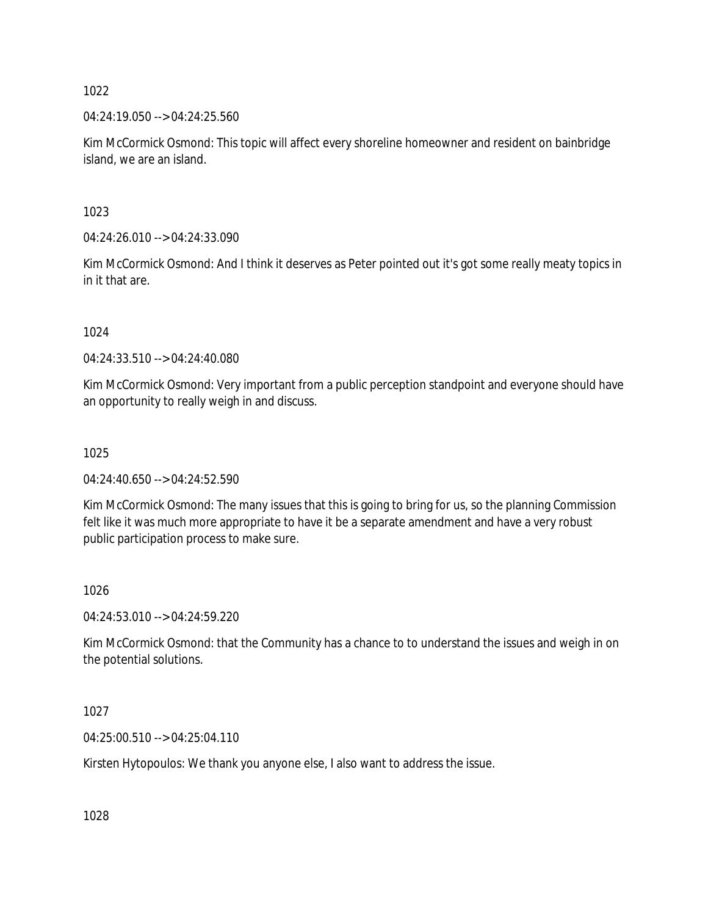1022

04:24:19.050 --> 04:24:25.560

Kim McCormick Osmond: This topic will affect every shoreline homeowner and resident on bainbridge island, we are an island.

1023

04:24:26.010 --> 04:24:33.090

Kim McCormick Osmond: And I think it deserves as Peter pointed out it's got some really meaty topics in in it that are.

1024

04:24:33.510 --> 04:24:40.080

Kim McCormick Osmond: Very important from a public perception standpoint and everyone should have an opportunity to really weigh in and discuss.

1025

04:24:40.650 --> 04:24:52.590

Kim McCormick Osmond: The many issues that this is going to bring for us, so the planning Commission felt like it was much more appropriate to have it be a separate amendment and have a very robust public participation process to make sure.

1026

04:24:53.010 --> 04:24:59.220

Kim McCormick Osmond: that the Community has a chance to to understand the issues and weigh in on the potential solutions.

1027

04:25:00.510 --> 04:25:04.110

Kirsten Hytopoulos: We thank you anyone else, I also want to address the issue.

1028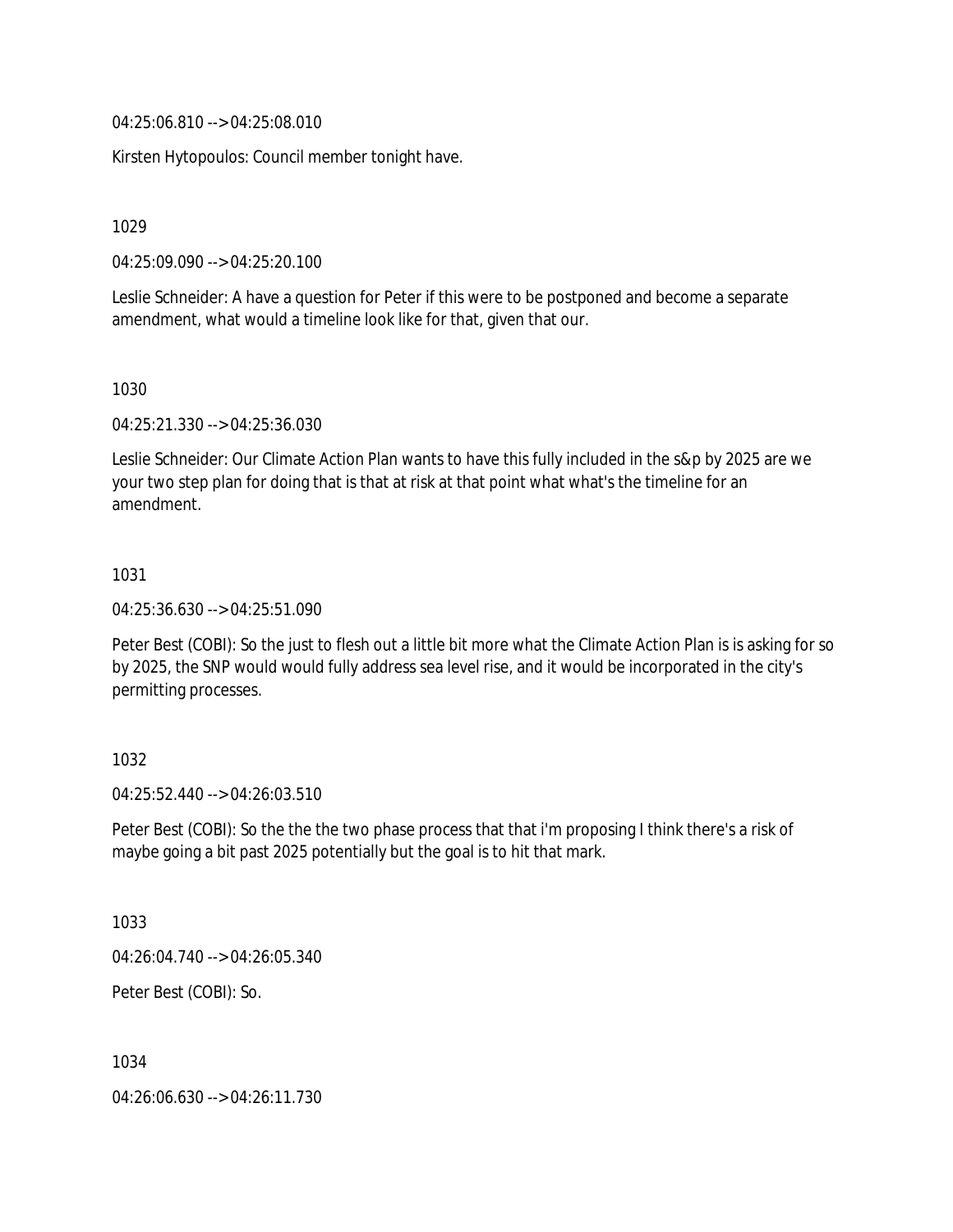04:25:06.810 --> 04:25:08.010

Kirsten Hytopoulos: Council member tonight have.

1029

04:25:09.090 --> 04:25:20.100

Leslie Schneider: A have a question for Peter if this were to be postponed and become a separate amendment, what would a timeline look like for that, given that our.

1030

04:25:21.330 --> 04:25:36.030

Leslie Schneider: Our Climate Action Plan wants to have this fully included in the s&p by 2025 are we your two step plan for doing that is that at risk at that point what what's the timeline for an amendment.

1031

04:25:36.630 --> 04:25:51.090

Peter Best (COBI): So the just to flesh out a little bit more what the Climate Action Plan is is asking for so by 2025, the SNP would would fully address sea level rise, and it would be incorporated in the city's permitting processes.

1032

04:25:52.440 --> 04:26:03.510

Peter Best (COBI): So the the the two phase process that that i'm proposing I think there's a risk of maybe going a bit past 2025 potentially but the goal is to hit that mark.

1033

04:26:04.740 --> 04:26:05.340

Peter Best (COBI): So.

1034

04:26:06.630 --> 04:26:11.730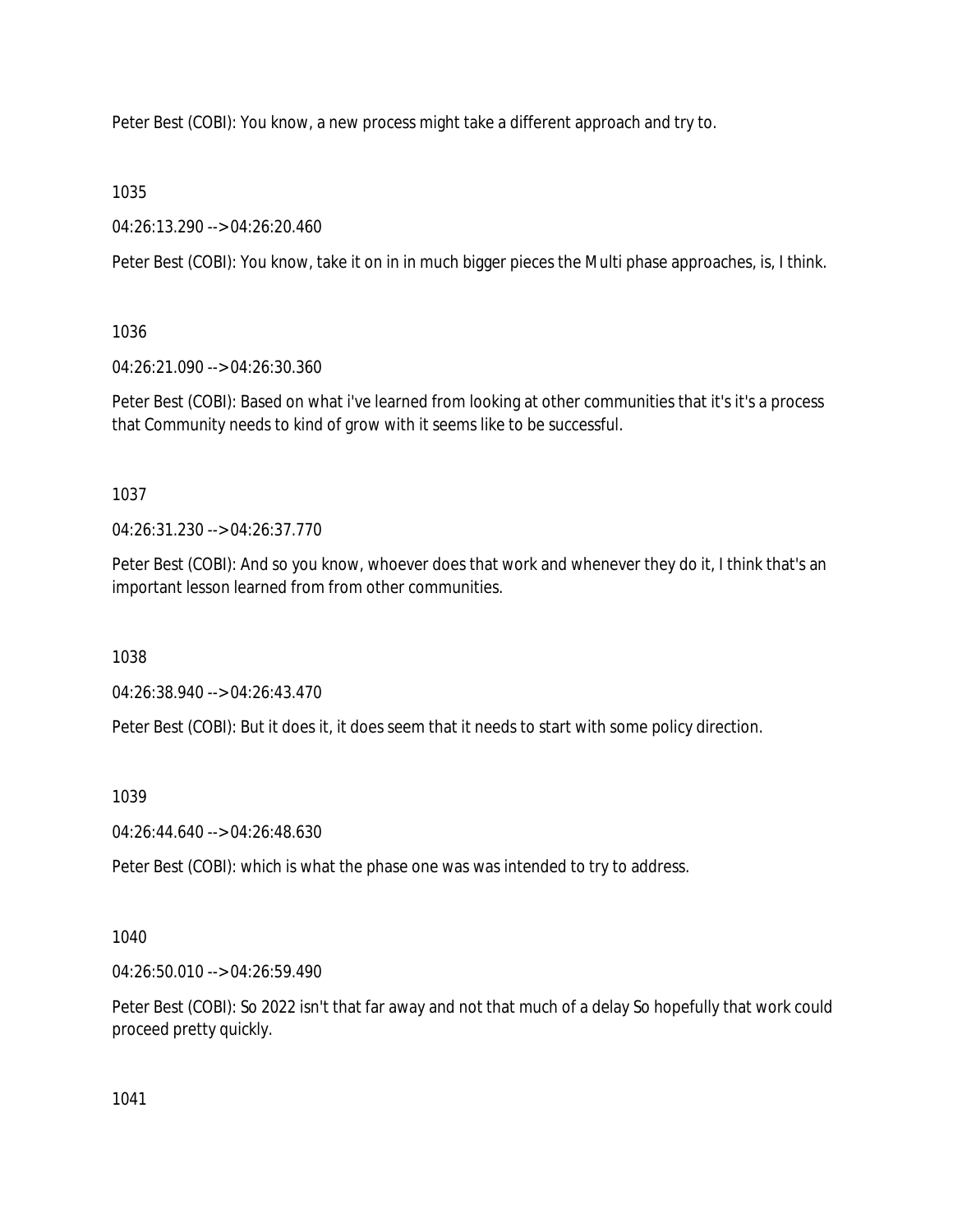Peter Best (COBI): You know, a new process might take a different approach and try to.

1035

04:26:13.290 --> 04:26:20.460

Peter Best (COBI): You know, take it on in in much bigger pieces the Multi phase approaches, is, I think.

1036

04:26:21.090 --> 04:26:30.360

Peter Best (COBI): Based on what i've learned from looking at other communities that it's it's a process that Community needs to kind of grow with it seems like to be successful.

1037

04:26:31.230 --> 04:26:37.770

Peter Best (COBI): And so you know, whoever does that work and whenever they do it, I think that's an important lesson learned from from other communities.

1038

04:26:38.940 --> 04:26:43.470

Peter Best (COBI): But it does it, it does seem that it needs to start with some policy direction.

1039

04:26:44.640 --> 04:26:48.630

Peter Best (COBI): which is what the phase one was was intended to try to address.

1040

04:26:50.010 --> 04:26:59.490

Peter Best (COBI): So 2022 isn't that far away and not that much of a delay So hopefully that work could proceed pretty quickly.

1041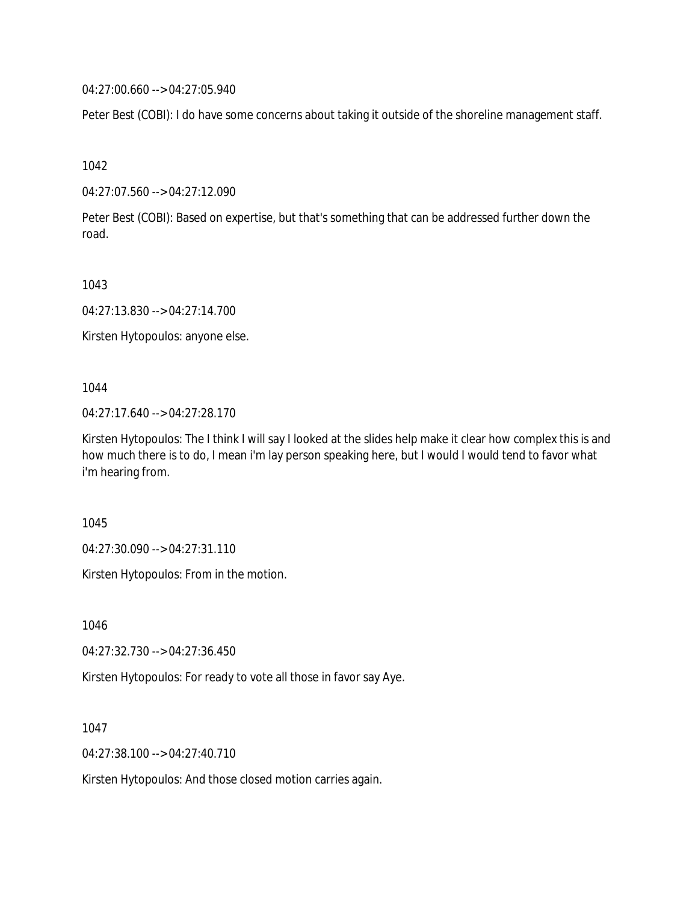04:27:00.660 --> 04:27:05.940

Peter Best (COBI): I do have some concerns about taking it outside of the shoreline management staff.

1042

04:27:07.560 --> 04:27:12.090

Peter Best (COBI): Based on expertise, but that's something that can be addressed further down the road.

1043

04:27:13.830 --> 04:27:14.700

Kirsten Hytopoulos: anyone else.

1044

04:27:17.640 --> 04:27:28.170

Kirsten Hytopoulos: The I think I will say I looked at the slides help make it clear how complex this is and how much there is to do, I mean i'm lay person speaking here, but I would I would tend to favor what i'm hearing from.

1045

04:27:30.090 --> 04:27:31.110

Kirsten Hytopoulos: From in the motion.

1046

04:27:32.730 --> 04:27:36.450

Kirsten Hytopoulos: For ready to vote all those in favor say Aye.

1047

04:27:38.100 --> 04:27:40.710

Kirsten Hytopoulos: And those closed motion carries again.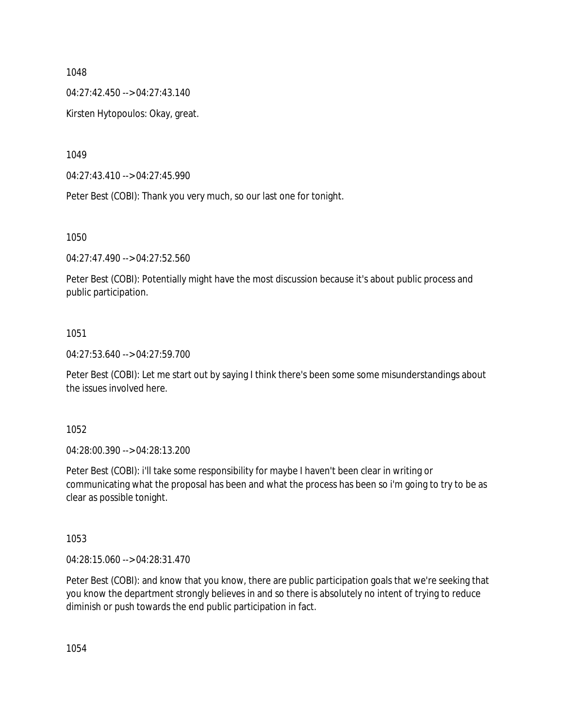1048

04:27:42.450 --> 04:27:43.140

Kirsten Hytopoulos: Okay, great.

1049

04:27:43.410 --> 04:27:45.990

Peter Best (COBI): Thank you very much, so our last one for tonight.

1050

04:27:47.490 --> 04:27:52.560

Peter Best (COBI): Potentially might have the most discussion because it's about public process and public participation.

1051

04:27:53.640 --> 04:27:59.700

Peter Best (COBI): Let me start out by saying I think there's been some some misunderstandings about the issues involved here.

1052

04:28:00.390 --> 04:28:13.200

Peter Best (COBI): i'll take some responsibility for maybe I haven't been clear in writing or communicating what the proposal has been and what the process has been so i'm going to try to be as clear as possible tonight.

1053

04:28:15.060 --> 04:28:31.470

Peter Best (COBI): and know that you know, there are public participation goals that we're seeking that you know the department strongly believes in and so there is absolutely no intent of trying to reduce diminish or push towards the end public participation in fact.

1054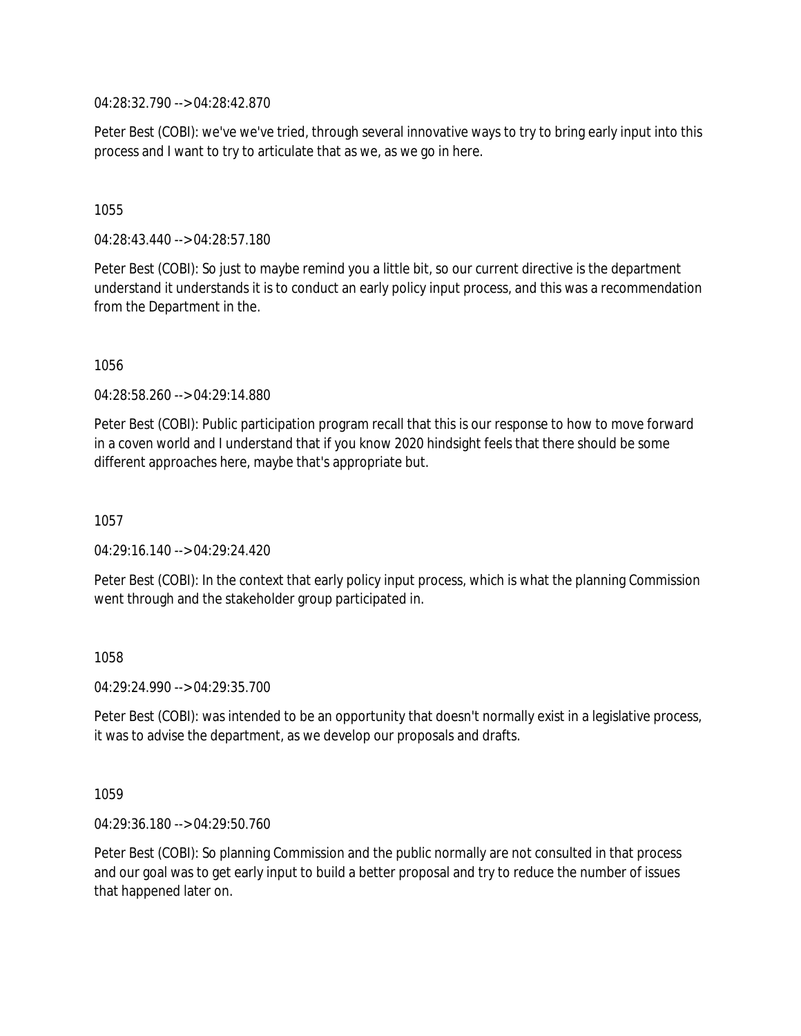04:28:32.790 --> 04:28:42.870

Peter Best (COBI): we've we've tried, through several innovative ways to try to bring early input into this process and I want to try to articulate that as we, as we go in here.

1055

04:28:43.440 --> 04:28:57.180

Peter Best (COBI): So just to maybe remind you a little bit, so our current directive is the department understand it understands it is to conduct an early policy input process, and this was a recommendation from the Department in the.

1056

04:28:58.260 --> 04:29:14.880

Peter Best (COBI): Public participation program recall that this is our response to how to move forward in a coven world and I understand that if you know 2020 hindsight feels that there should be some different approaches here, maybe that's appropriate but.

1057

04:29:16.140 --> 04:29:24.420

Peter Best (COBI): In the context that early policy input process, which is what the planning Commission went through and the stakeholder group participated in.

1058

04:29:24.990 --> 04:29:35.700

Peter Best (COBI): was intended to be an opportunity that doesn't normally exist in a legislative process, it was to advise the department, as we develop our proposals and drafts.

1059

04:29:36.180 --> 04:29:50.760

Peter Best (COBI): So planning Commission and the public normally are not consulted in that process and our goal was to get early input to build a better proposal and try to reduce the number of issues that happened later on.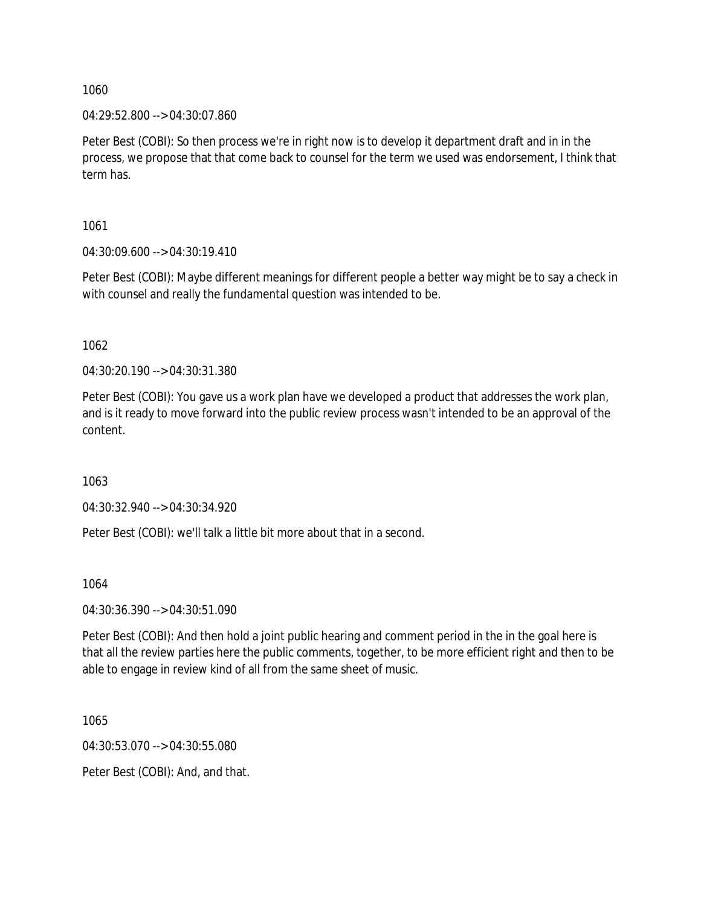1060

04:29:52.800 --> 04:30:07.860

Peter Best (COBI): So then process we're in right now is to develop it department draft and in in the process, we propose that that come back to counsel for the term we used was endorsement, I think that term has.

1061

04:30:09.600 --> 04:30:19.410

Peter Best (COBI): Maybe different meanings for different people a better way might be to say a check in with counsel and really the fundamental question was intended to be.

1062

04:30:20.190 --> 04:30:31.380

Peter Best (COBI): You gave us a work plan have we developed a product that addresses the work plan, and is it ready to move forward into the public review process wasn't intended to be an approval of the content.

1063

04:30:32.940 --> 04:30:34.920

Peter Best (COBI): we'll talk a little bit more about that in a second.

1064

04:30:36.390 --> 04:30:51.090

Peter Best (COBI): And then hold a joint public hearing and comment period in the in the goal here is that all the review parties here the public comments, together, to be more efficient right and then to be able to engage in review kind of all from the same sheet of music.

1065

04:30:53.070 --> 04:30:55.080

Peter Best (COBI): And, and that.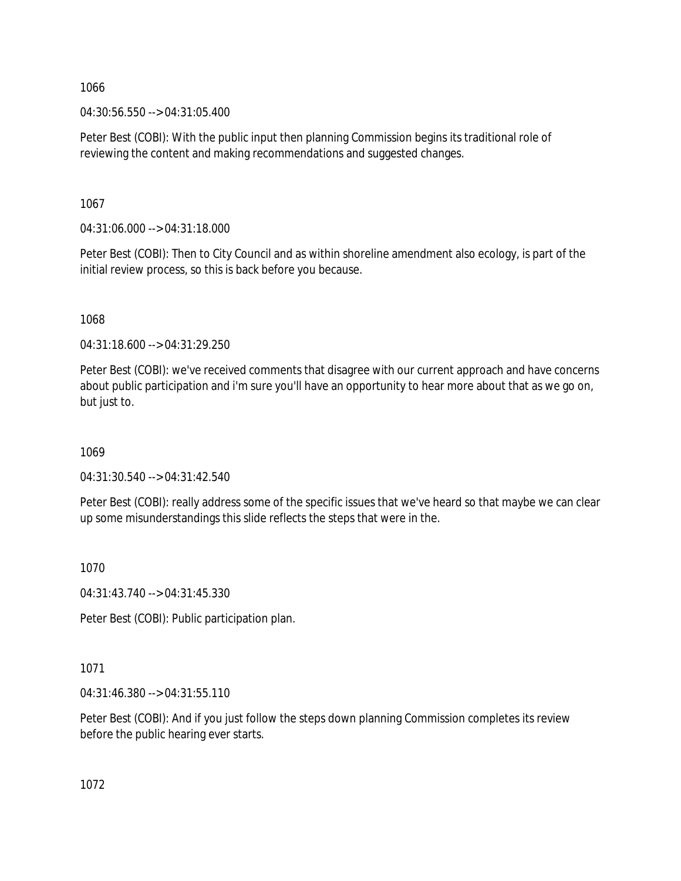1066

04:30:56.550 --> 04:31:05.400

Peter Best (COBI): With the public input then planning Commission begins its traditional role of reviewing the content and making recommendations and suggested changes.

1067

04:31:06.000 --> 04:31:18.000

Peter Best (COBI): Then to City Council and as within shoreline amendment also ecology, is part of the initial review process, so this is back before you because.

1068

04:31:18.600 --> 04:31:29.250

Peter Best (COBI): we've received comments that disagree with our current approach and have concerns about public participation and i'm sure you'll have an opportunity to hear more about that as we go on, but just to.

1069

04:31:30.540 --> 04:31:42.540

Peter Best (COBI): really address some of the specific issues that we've heard so that maybe we can clear up some misunderstandings this slide reflects the steps that were in the.

1070

04:31:43.740 --> 04:31:45.330

Peter Best (COBI): Public participation plan.

1071

04:31:46.380 --> 04:31:55.110

Peter Best (COBI): And if you just follow the steps down planning Commission completes its review before the public hearing ever starts.

1072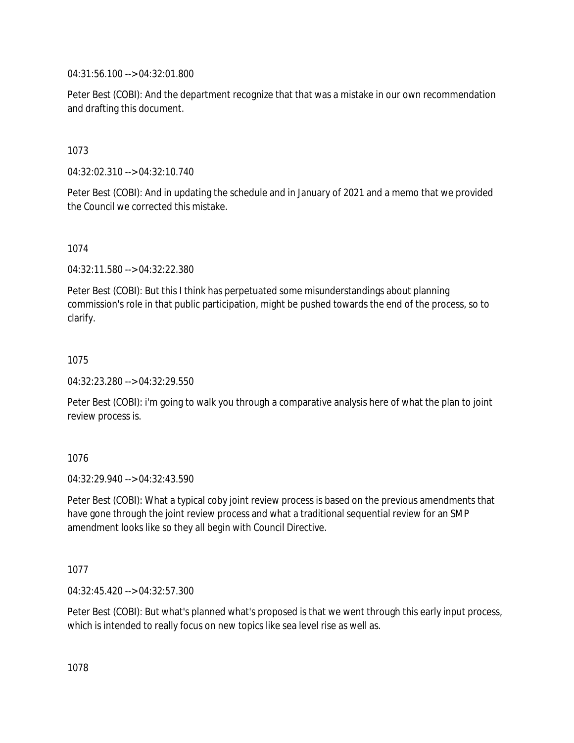04:31:56.100 --> 04:32:01.800

Peter Best (COBI): And the department recognize that that was a mistake in our own recommendation and drafting this document.

1073

04:32:02.310 --> 04:32:10.740

Peter Best (COBI): And in updating the schedule and in January of 2021 and a memo that we provided the Council we corrected this mistake.

1074

04:32:11.580 --> 04:32:22.380

Peter Best (COBI): But this I think has perpetuated some misunderstandings about planning commission's role in that public participation, might be pushed towards the end of the process, so to clarify.

1075

04:32:23.280 --> 04:32:29.550

Peter Best (COBI): i'm going to walk you through a comparative analysis here of what the plan to joint review process is.

1076

04:32:29.940 --> 04:32:43.590

Peter Best (COBI): What a typical coby joint review process is based on the previous amendments that have gone through the joint review process and what a traditional sequential review for an SMP amendment looks like so they all begin with Council Directive.

1077

04:32:45.420 --> 04:32:57.300

Peter Best (COBI): But what's planned what's proposed is that we went through this early input process, which is intended to really focus on new topics like sea level rise as well as.

1078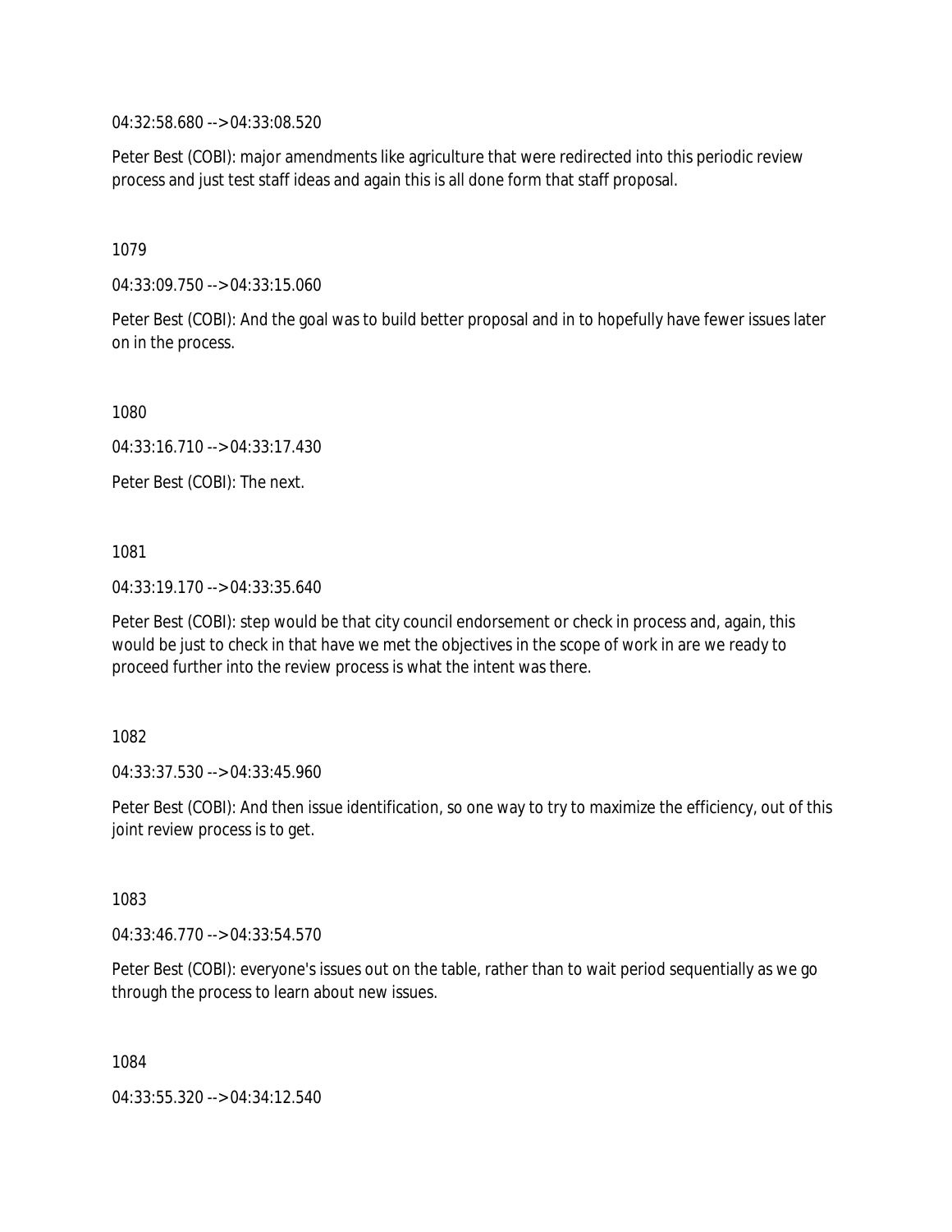04:32:58.680 --> 04:33:08.520

Peter Best (COBI): major amendments like agriculture that were redirected into this periodic review process and just test staff ideas and again this is all done form that staff proposal.

1079

04:33:09.750 --> 04:33:15.060

Peter Best (COBI): And the goal was to build better proposal and in to hopefully have fewer issues later on in the process.

1080

04:33:16.710 --> 04:33:17.430

Peter Best (COBI): The next.

1081

04:33:19.170 --> 04:33:35.640

Peter Best (COBI): step would be that city council endorsement or check in process and, again, this would be just to check in that have we met the objectives in the scope of work in are we ready to proceed further into the review process is what the intent was there.

1082

04:33:37.530 --> 04:33:45.960

Peter Best (COBI): And then issue identification, so one way to try to maximize the efficiency, out of this joint review process is to get.

1083

04:33:46.770 --> 04:33:54.570

Peter Best (COBI): everyone's issues out on the table, rather than to wait period sequentially as we go through the process to learn about new issues.

1084

04:33:55.320 --> 04:34:12.540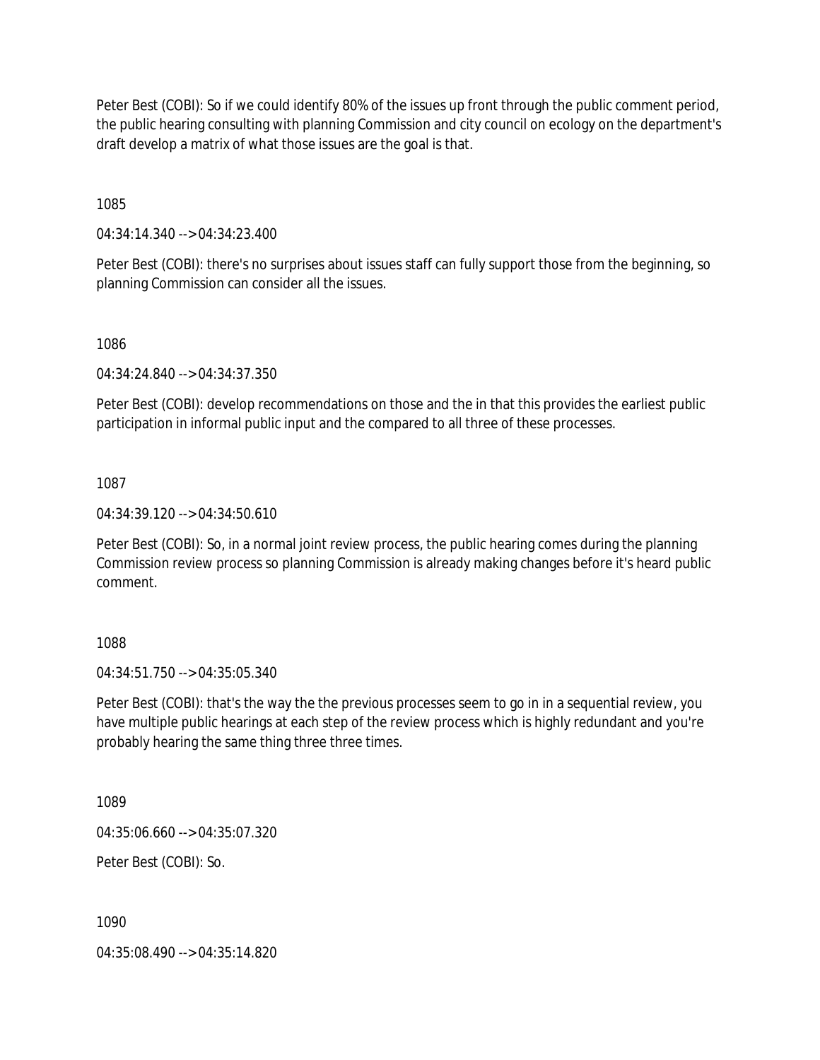Peter Best (COBI): So if we could identify 80% of the issues up front through the public comment period, the public hearing consulting with planning Commission and city council on ecology on the department's draft develop a matrix of what those issues are the goal is that.

1085

04:34:14.340 --> 04:34:23.400

Peter Best (COBI): there's no surprises about issues staff can fully support those from the beginning, so planning Commission can consider all the issues.

1086

04:34:24.840 --> 04:34:37.350

Peter Best (COBI): develop recommendations on those and the in that this provides the earliest public participation in informal public input and the compared to all three of these processes.

1087

04:34:39.120 --> 04:34:50.610

Peter Best (COBI): So, in a normal joint review process, the public hearing comes during the planning Commission review process so planning Commission is already making changes before it's heard public comment.

1088

04:34:51.750 --> 04:35:05.340

Peter Best (COBI): that's the way the the previous processes seem to go in in a sequential review, you have multiple public hearings at each step of the review process which is highly redundant and you're probably hearing the same thing three three times.

1089

04:35:06.660 --> 04:35:07.320

Peter Best (COBI): So.

1090

04:35:08.490 --> 04:35:14.820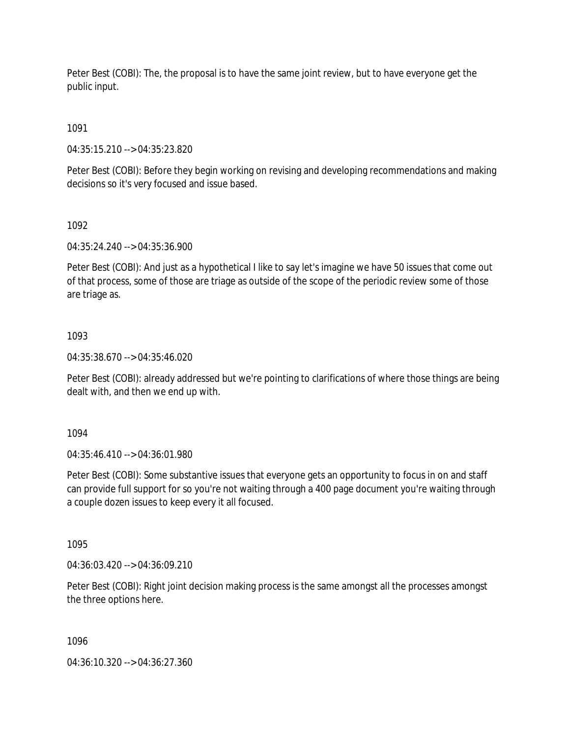Peter Best (COBI): The, the proposal is to have the same joint review, but to have everyone get the public input.

1091

04:35:15.210 --> 04:35:23.820

Peter Best (COBI): Before they begin working on revising and developing recommendations and making decisions so it's very focused and issue based.

1092

04:35:24.240 --> 04:35:36.900

Peter Best (COBI): And just as a hypothetical I like to say let's imagine we have 50 issues that come out of that process, some of those are triage as outside of the scope of the periodic review some of those are triage as.

1093

04:35:38.670 --> 04:35:46.020

Peter Best (COBI): already addressed but we're pointing to clarifications of where those things are being dealt with, and then we end up with.

1094

04:35:46.410 --> 04:36:01.980

Peter Best (COBI): Some substantive issues that everyone gets an opportunity to focus in on and staff can provide full support for so you're not waiting through a 400 page document you're waiting through a couple dozen issues to keep every it all focused.

1095

04:36:03.420 --> 04:36:09.210

Peter Best (COBI): Right joint decision making process is the same amongst all the processes amongst the three options here.

1096

04:36:10.320 --> 04:36:27.360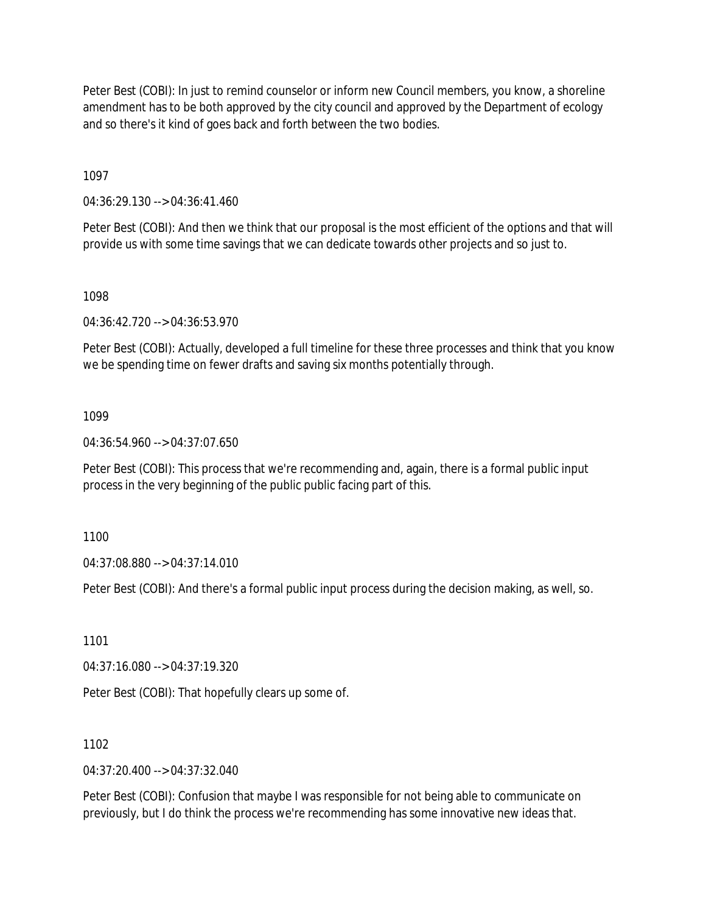Peter Best (COBI): In just to remind counselor or inform new Council members, you know, a shoreline amendment has to be both approved by the city council and approved by the Department of ecology and so there's it kind of goes back and forth between the two bodies.

1097

04:36:29.130 --> 04:36:41.460

Peter Best (COBI): And then we think that our proposal is the most efficient of the options and that will provide us with some time savings that we can dedicate towards other projects and so just to.

1098

04:36:42.720 --> 04:36:53.970

Peter Best (COBI): Actually, developed a full timeline for these three processes and think that you know we be spending time on fewer drafts and saving six months potentially through.

1099

04:36:54.960 --> 04:37:07.650

Peter Best (COBI): This process that we're recommending and, again, there is a formal public input process in the very beginning of the public public facing part of this.

1100

04:37:08.880 --> 04:37:14.010

Peter Best (COBI): And there's a formal public input process during the decision making, as well, so.

1101

04:37:16.080 --> 04:37:19.320

Peter Best (COBI): That hopefully clears up some of.

1102

04:37:20.400 --> 04:37:32.040

Peter Best (COBI): Confusion that maybe I was responsible for not being able to communicate on previously, but I do think the process we're recommending has some innovative new ideas that.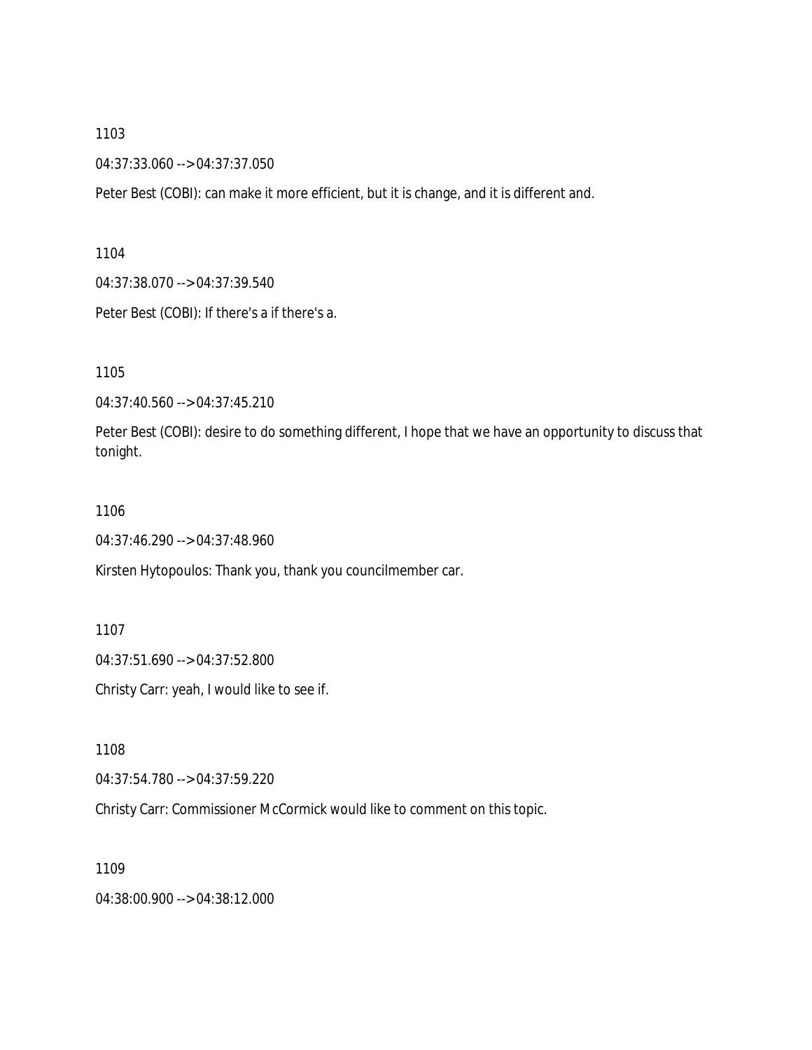1103

04:37:33.060 --> 04:37:37.050

Peter Best (COBI): can make it more efficient, but it is change, and it is different and.

1104

04:37:38.070 --> 04:37:39.540

Peter Best (COBI): If there's a if there's a.

1105

04:37:40.560 --> 04:37:45.210

Peter Best (COBI): desire to do something different, I hope that we have an opportunity to discuss that tonight.

1106

04:37:46.290 --> 04:37:48.960

Kirsten Hytopoulos: Thank you, thank you councilmember car.

1107

04:37:51.690 --> 04:37:52.800

Christy Carr: yeah, I would like to see if.

1108

04:37:54.780 --> 04:37:59.220

Christy Carr: Commissioner McCormick would like to comment on this topic.

1109

04:38:00.900 --> 04:38:12.000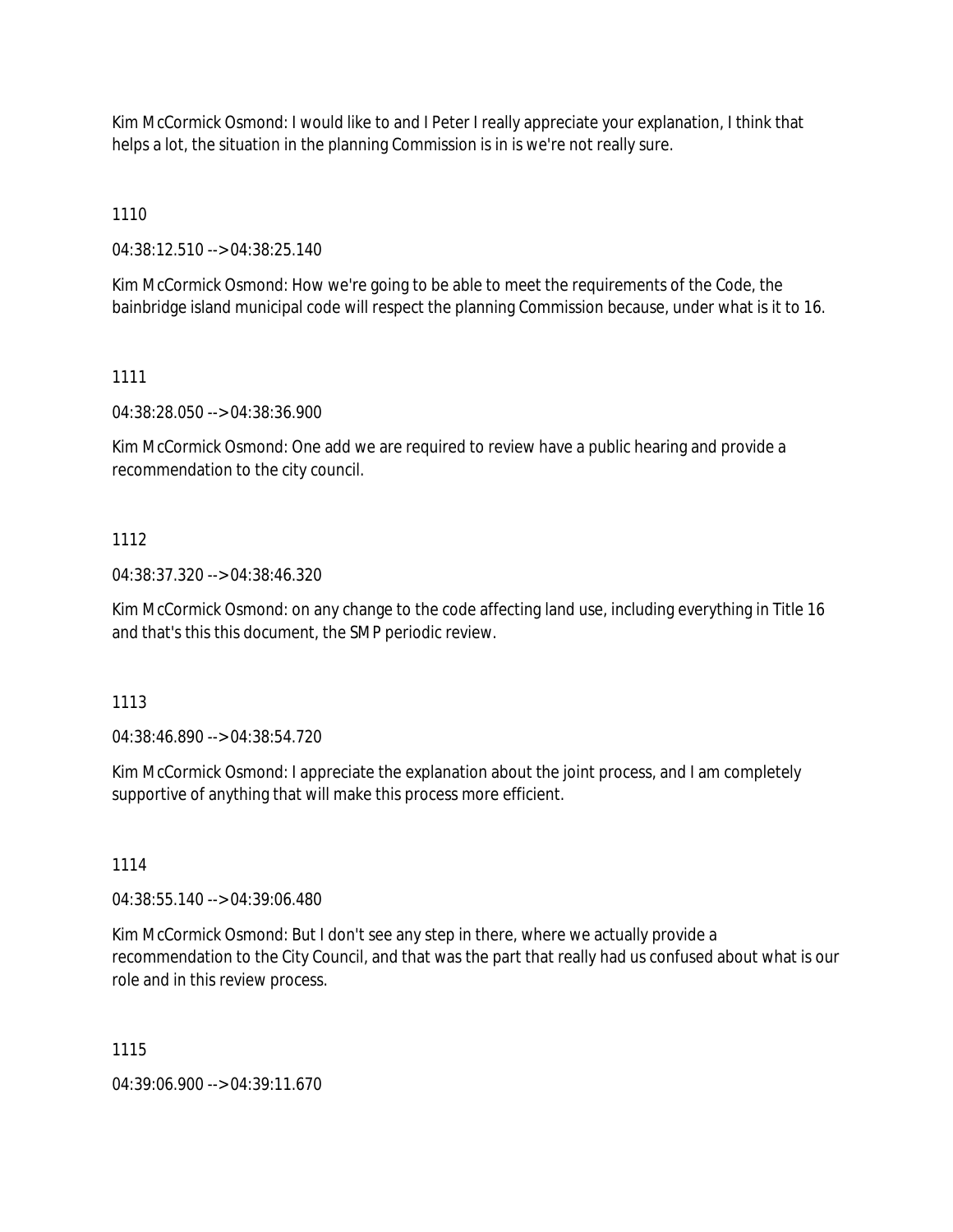Kim McCormick Osmond: I would like to and I Peter I really appreciate your explanation, I think that helps a lot, the situation in the planning Commission is in is we're not really sure.

1110

04:38:12.510 --> 04:38:25.140

Kim McCormick Osmond: How we're going to be able to meet the requirements of the Code, the bainbridge island municipal code will respect the planning Commission because, under what is it to 16.

1111

04:38:28.050 --> 04:38:36.900

Kim McCormick Osmond: One add we are required to review have a public hearing and provide a recommendation to the city council.

1112

04:38:37.320 --> 04:38:46.320

Kim McCormick Osmond: on any change to the code affecting land use, including everything in Title 16 and that's this this document, the SMP periodic review.

1113

04:38:46.890 --> 04:38:54.720

Kim McCormick Osmond: I appreciate the explanation about the joint process, and I am completely supportive of anything that will make this process more efficient.

1114

04:38:55.140 --> 04:39:06.480

Kim McCormick Osmond: But I don't see any step in there, where we actually provide a recommendation to the City Council, and that was the part that really had us confused about what is our role and in this review process.

1115

04:39:06.900 --> 04:39:11.670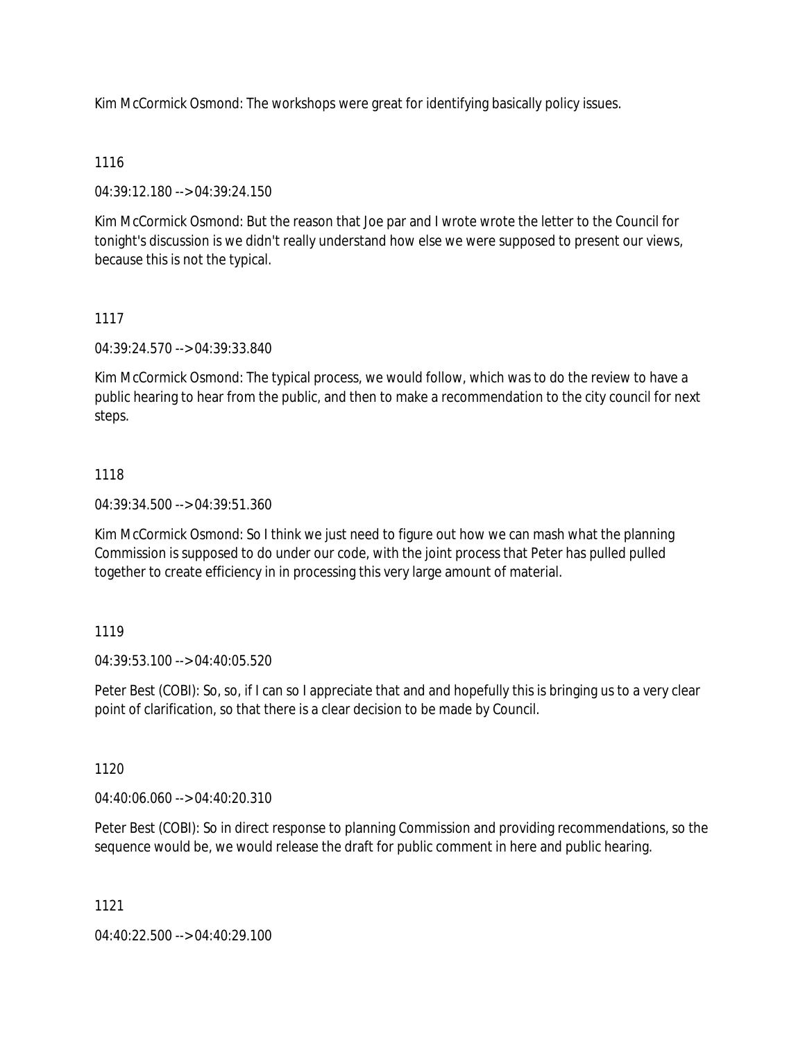Kim McCormick Osmond: The workshops were great for identifying basically policy issues.

1116

04:39:12.180 --> 04:39:24.150

Kim McCormick Osmond: But the reason that Joe par and I wrote wrote the letter to the Council for tonight's discussion is we didn't really understand how else we were supposed to present our views, because this is not the typical.

1117

04:39:24.570 --> 04:39:33.840

Kim McCormick Osmond: The typical process, we would follow, which was to do the review to have a public hearing to hear from the public, and then to make a recommendation to the city council for next steps.

1118

04:39:34.500 --> 04:39:51.360

Kim McCormick Osmond: So I think we just need to figure out how we can mash what the planning Commission is supposed to do under our code, with the joint process that Peter has pulled pulled together to create efficiency in in processing this very large amount of material.

1119

04:39:53.100 --> 04:40:05.520

Peter Best (COBI): So, so, if I can so I appreciate that and and hopefully this is bringing us to a very clear point of clarification, so that there is a clear decision to be made by Council.

1120

04:40:06.060 --> 04:40:20.310

Peter Best (COBI): So in direct response to planning Commission and providing recommendations, so the sequence would be, we would release the draft for public comment in here and public hearing.

1121

04:40:22.500 --> 04:40:29.100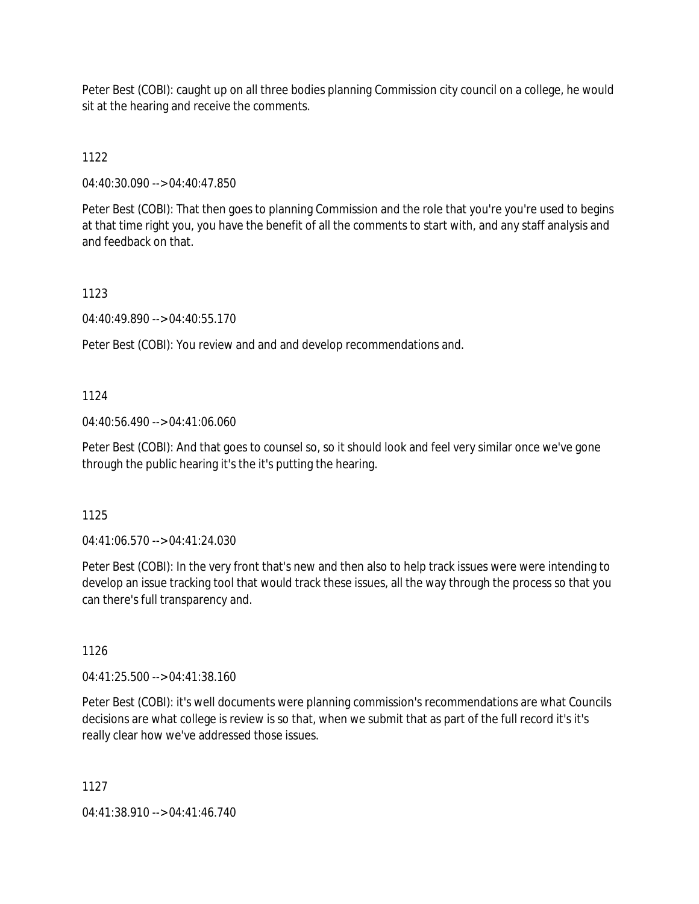Peter Best (COBI): caught up on all three bodies planning Commission city council on a college, he would sit at the hearing and receive the comments.

1122

04:40:30.090 --> 04:40:47.850

Peter Best (COBI): That then goes to planning Commission and the role that you're you're used to begins at that time right you, you have the benefit of all the comments to start with, and any staff analysis and and feedback on that.

1123

04:40:49.890 --> 04:40:55.170

Peter Best (COBI): You review and and and develop recommendations and.

1124

04:40:56.490 --> 04:41:06.060

Peter Best (COBI): And that goes to counsel so, so it should look and feel very similar once we've gone through the public hearing it's the it's putting the hearing.

1125

04:41:06.570 --> 04:41:24.030

Peter Best (COBI): In the very front that's new and then also to help track issues were were intending to develop an issue tracking tool that would track these issues, all the way through the process so that you can there's full transparency and.

1126

04:41:25.500 --> 04:41:38.160

Peter Best (COBI): it's well documents were planning commission's recommendations are what Councils decisions are what college is review is so that, when we submit that as part of the full record it's it's really clear how we've addressed those issues.

1127

04:41:38.910 --> 04:41:46.740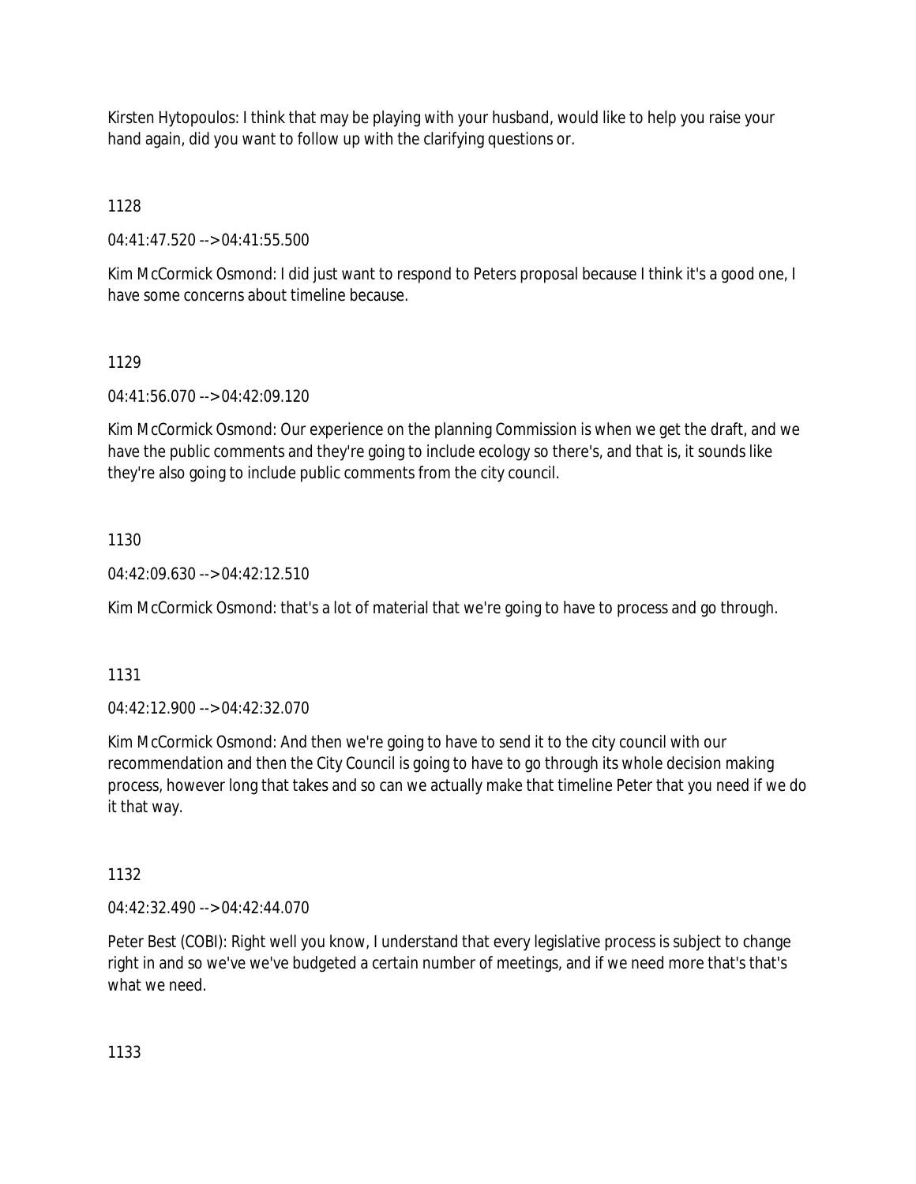Kirsten Hytopoulos: I think that may be playing with your husband, would like to help you raise your hand again, did you want to follow up with the clarifying questions or.

1128

04:41:47.520 --> 04:41:55.500

Kim McCormick Osmond: I did just want to respond to Peters proposal because I think it's a good one, I have some concerns about timeline because.

1129

04:41:56.070 --> 04:42:09.120

Kim McCormick Osmond: Our experience on the planning Commission is when we get the draft, and we have the public comments and they're going to include ecology so there's, and that is, it sounds like they're also going to include public comments from the city council.

1130

04:42:09.630 --> 04:42:12.510

Kim McCormick Osmond: that's a lot of material that we're going to have to process and go through.

1131

04:42:12.900 --> 04:42:32.070

Kim McCormick Osmond: And then we're going to have to send it to the city council with our recommendation and then the City Council is going to have to go through its whole decision making process, however long that takes and so can we actually make that timeline Peter that you need if we do it that way.

1132

04:42:32.490 --> 04:42:44.070

Peter Best (COBI): Right well you know, I understand that every legislative process is subject to change right in and so we've we've budgeted a certain number of meetings, and if we need more that's that's what we need.

1133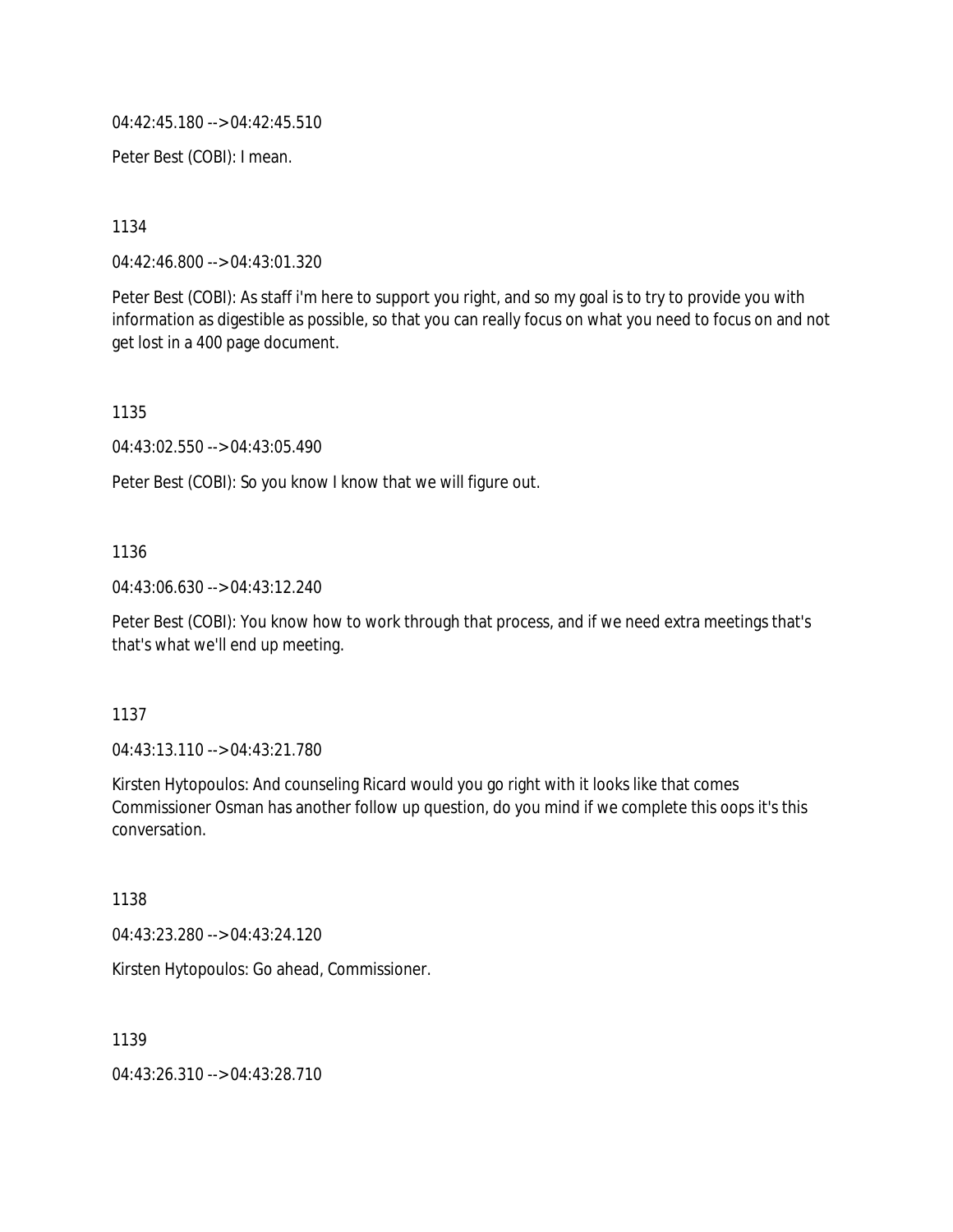04:42:45.180 --> 04:42:45.510

Peter Best (COBI): I mean.

1134

04:42:46.800 --> 04:43:01.320

Peter Best (COBI): As staff i'm here to support you right, and so my goal is to try to provide you with information as digestible as possible, so that you can really focus on what you need to focus on and not get lost in a 400 page document.

1135

04:43:02.550 --> 04:43:05.490

Peter Best (COBI): So you know I know that we will figure out.

1136

04:43:06.630 --> 04:43:12.240

Peter Best (COBI): You know how to work through that process, and if we need extra meetings that's that's what we'll end up meeting.

1137

04:43:13.110 --> 04:43:21.780

Kirsten Hytopoulos: And counseling Ricard would you go right with it looks like that comes Commissioner Osman has another follow up question, do you mind if we complete this oops it's this conversation.

1138

04:43:23.280 --> 04:43:24.120

Kirsten Hytopoulos: Go ahead, Commissioner.

1139

04:43:26.310 --> 04:43:28.710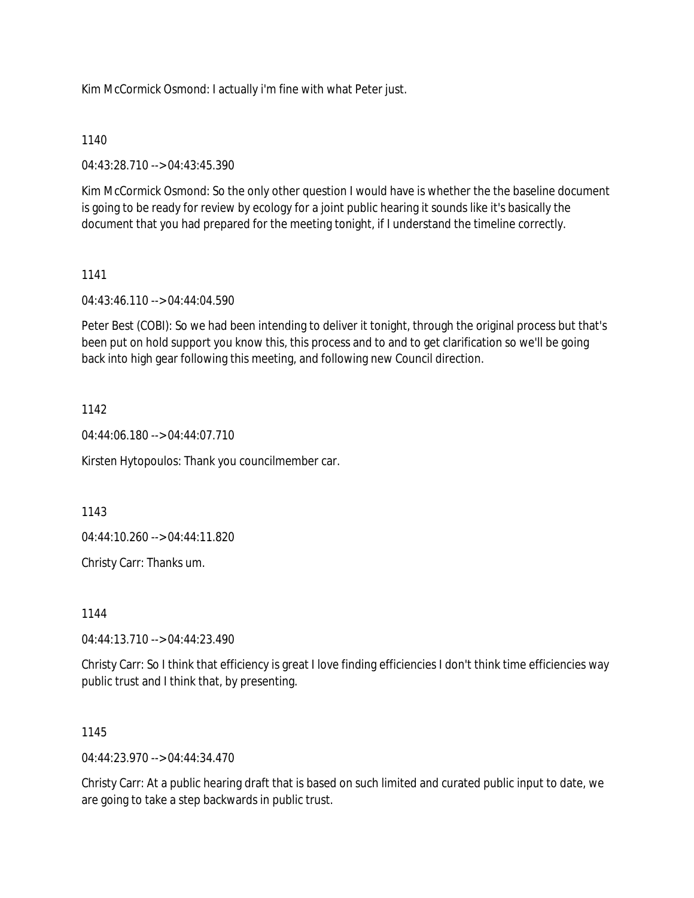Kim McCormick Osmond: I actually i'm fine with what Peter just.

1140

04:43:28.710 --> 04:43:45.390

Kim McCormick Osmond: So the only other question I would have is whether the the baseline document is going to be ready for review by ecology for a joint public hearing it sounds like it's basically the document that you had prepared for the meeting tonight, if I understand the timeline correctly.

1141

04:43:46.110 --> 04:44:04.590

Peter Best (COBI): So we had been intending to deliver it tonight, through the original process but that's been put on hold support you know this, this process and to and to get clarification so we'll be going back into high gear following this meeting, and following new Council direction.

1142

04:44:06.180 --> 04:44:07.710

Kirsten Hytopoulos: Thank you councilmember car.

1143

04:44:10.260 --> 04:44:11.820

Christy Carr: Thanks um.

1144

04:44:13.710 --> 04:44:23.490

Christy Carr: So I think that efficiency is great I love finding efficiencies I don't think time efficiencies way public trust and I think that, by presenting.

1145

04:44:23.970 --> 04:44:34.470

Christy Carr: At a public hearing draft that is based on such limited and curated public input to date, we are going to take a step backwards in public trust.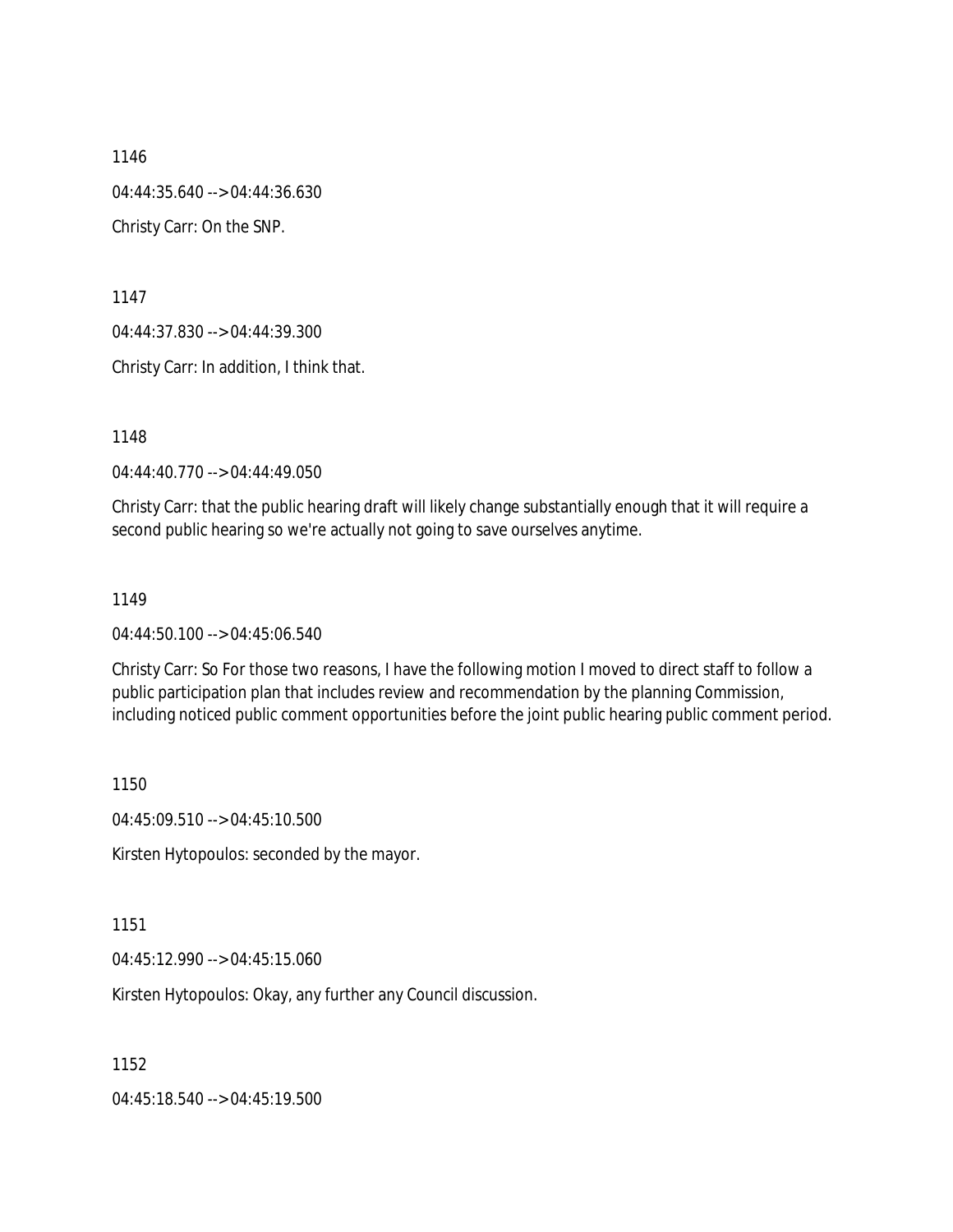1146

04:44:35.640 --> 04:44:36.630

Christy Carr: On the SNP.

1147

04:44:37.830 --> 04:44:39.300

Christy Carr: In addition, I think that.

1148

04:44:40.770 --> 04:44:49.050

Christy Carr: that the public hearing draft will likely change substantially enough that it will require a second public hearing so we're actually not going to save ourselves anytime.

1149

04:44:50.100 --> 04:45:06.540

Christy Carr: So For those two reasons, I have the following motion I moved to direct staff to follow a public participation plan that includes review and recommendation by the planning Commission, including noticed public comment opportunities before the joint public hearing public comment period.

1150

04:45:09.510 --> 04:45:10.500

Kirsten Hytopoulos: seconded by the mayor.

1151

04:45:12.990 --> 04:45:15.060

Kirsten Hytopoulos: Okay, any further any Council discussion.

1152

04:45:18.540 --> 04:45:19.500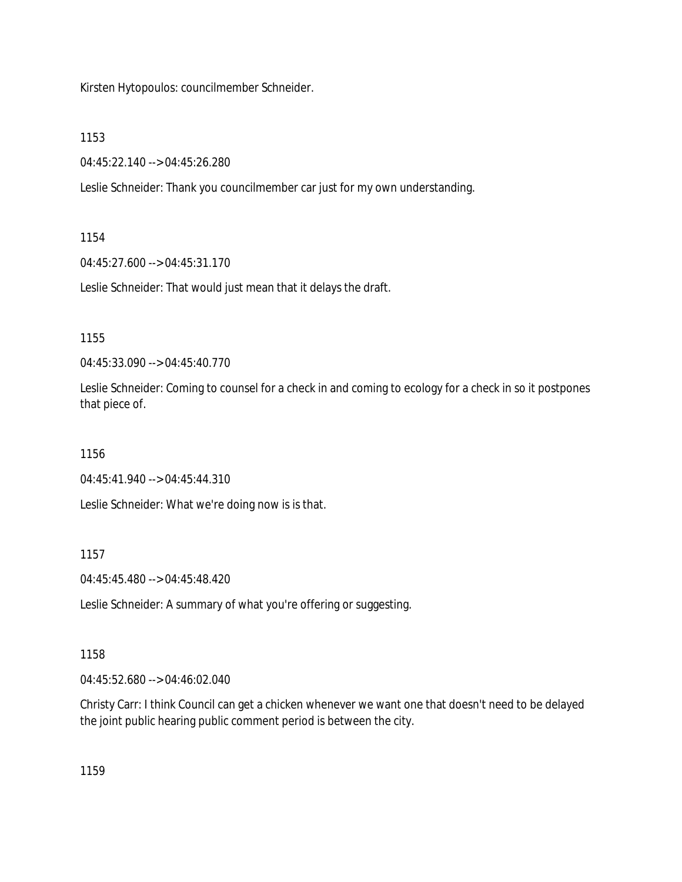Kirsten Hytopoulos: councilmember Schneider.

1153

04:45:22.140 --> 04:45:26.280

Leslie Schneider: Thank you councilmember car just for my own understanding.

1154

04:45:27.600 --> 04:45:31.170

Leslie Schneider: That would just mean that it delays the draft.

1155

04:45:33.090 --> 04:45:40.770

Leslie Schneider: Coming to counsel for a check in and coming to ecology for a check in so it postpones that piece of.

1156

04:45:41.940 --> 04:45:44.310

Leslie Schneider: What we're doing now is is that.

1157

04:45:45.480 --> 04:45:48.420

Leslie Schneider: A summary of what you're offering or suggesting.

1158

04:45:52.680 --> 04:46:02.040

Christy Carr: I think Council can get a chicken whenever we want one that doesn't need to be delayed the joint public hearing public comment period is between the city.

1159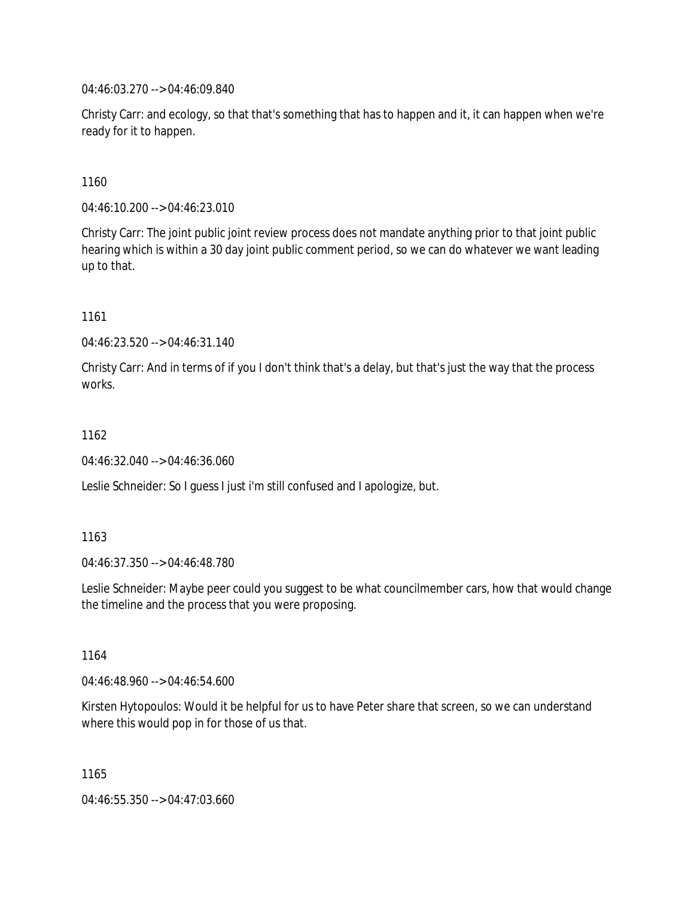04:46:03.270 --> 04:46:09.840

Christy Carr: and ecology, so that that's something that has to happen and it, it can happen when we're ready for it to happen.

1160

04:46:10.200 --> 04:46:23.010

Christy Carr: The joint public joint review process does not mandate anything prior to that joint public hearing which is within a 30 day joint public comment period, so we can do whatever we want leading up to that.

1161

04:46:23.520 --> 04:46:31.140

Christy Carr: And in terms of if you I don't think that's a delay, but that's just the way that the process works.

1162

04:46:32.040 --> 04:46:36.060

Leslie Schneider: So I guess I just i'm still confused and I apologize, but.

1163

04:46:37.350 --> 04:46:48.780

Leslie Schneider: Maybe peer could you suggest to be what councilmember cars, how that would change the timeline and the process that you were proposing.

1164

04:46:48.960 --> 04:46:54.600

Kirsten Hytopoulos: Would it be helpful for us to have Peter share that screen, so we can understand where this would pop in for those of us that.

1165

04:46:55.350 --> 04:47:03.660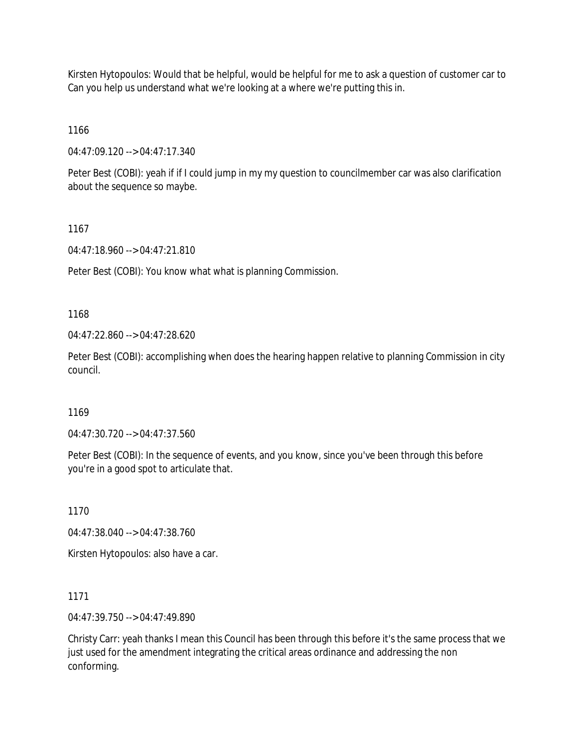Kirsten Hytopoulos: Would that be helpful, would be helpful for me to ask a question of customer car to Can you help us understand what we're looking at a where we're putting this in.

1166

04:47:09.120 --> 04:47:17.340

Peter Best (COBI): yeah if if I could jump in my my question to councilmember car was also clarification about the sequence so maybe.

1167

04:47:18.960 --> 04:47:21.810

Peter Best (COBI): You know what what is planning Commission.

1168

04:47:22.860 --> 04:47:28.620

Peter Best (COBI): accomplishing when does the hearing happen relative to planning Commission in city council.

1169

04:47:30.720 --> 04:47:37.560

Peter Best (COBI): In the sequence of events, and you know, since you've been through this before you're in a good spot to articulate that.

1170

04:47:38.040 --> 04:47:38.760

Kirsten Hytopoulos: also have a car.

1171

04:47:39.750 --> 04:47:49.890

Christy Carr: yeah thanks I mean this Council has been through this before it's the same process that we just used for the amendment integrating the critical areas ordinance and addressing the non conforming.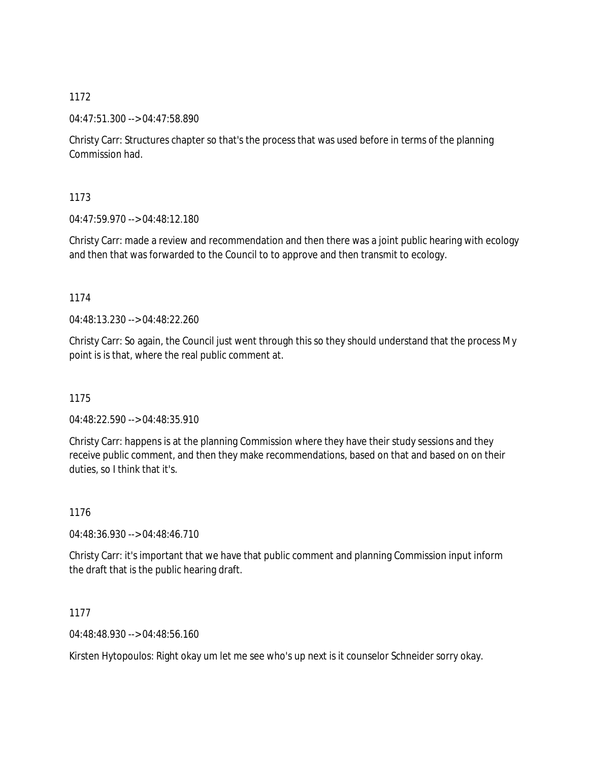1172

04:47:51.300 --> 04:47:58.890

Christy Carr: Structures chapter so that's the process that was used before in terms of the planning Commission had.

1173

04:47:59.970 --> 04:48:12.180

Christy Carr: made a review and recommendation and then there was a joint public hearing with ecology and then that was forwarded to the Council to to approve and then transmit to ecology.

1174

04:48:13.230 --> 04:48:22.260

Christy Carr: So again, the Council just went through this so they should understand that the process My point is is that, where the real public comment at.

1175

04:48:22.590 --> 04:48:35.910

Christy Carr: happens is at the planning Commission where they have their study sessions and they receive public comment, and then they make recommendations, based on that and based on on their duties, so I think that it's.

1176

04:48:36.930 --> 04:48:46.710

Christy Carr: it's important that we have that public comment and planning Commission input inform the draft that is the public hearing draft.

1177

04:48:48.930 --> 04:48:56.160

Kirsten Hytopoulos: Right okay um let me see who's up next is it counselor Schneider sorry okay.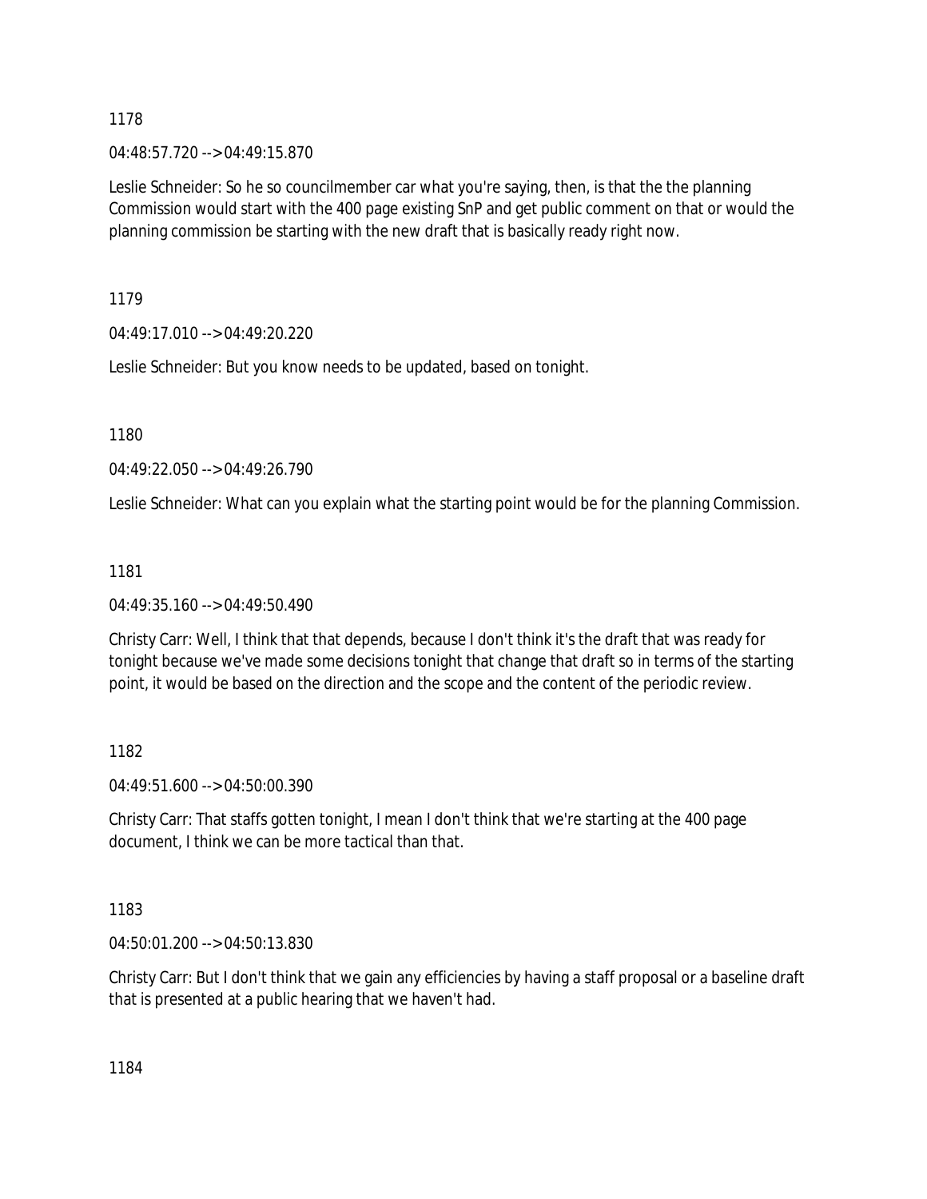1178

04:48:57.720 --> 04:49:15.870

Leslie Schneider: So he so councilmember car what you're saying, then, is that the the planning Commission would start with the 400 page existing SnP and get public comment on that or would the planning commission be starting with the new draft that is basically ready right now.

1179

04:49:17.010 --> 04:49:20.220

Leslie Schneider: But you know needs to be updated, based on tonight.

1180

04:49:22.050 --> 04:49:26.790

Leslie Schneider: What can you explain what the starting point would be for the planning Commission.

1181

04:49:35.160 --> 04:49:50.490

Christy Carr: Well, I think that that depends, because I don't think it's the draft that was ready for tonight because we've made some decisions tonight that change that draft so in terms of the starting point, it would be based on the direction and the scope and the content of the periodic review.

1182

04:49:51.600 --> 04:50:00.390

Christy Carr: That staffs gotten tonight, I mean I don't think that we're starting at the 400 page document, I think we can be more tactical than that.

1183

04:50:01.200 --> 04:50:13.830

Christy Carr: But I don't think that we gain any efficiencies by having a staff proposal or a baseline draft that is presented at a public hearing that we haven't had.

1184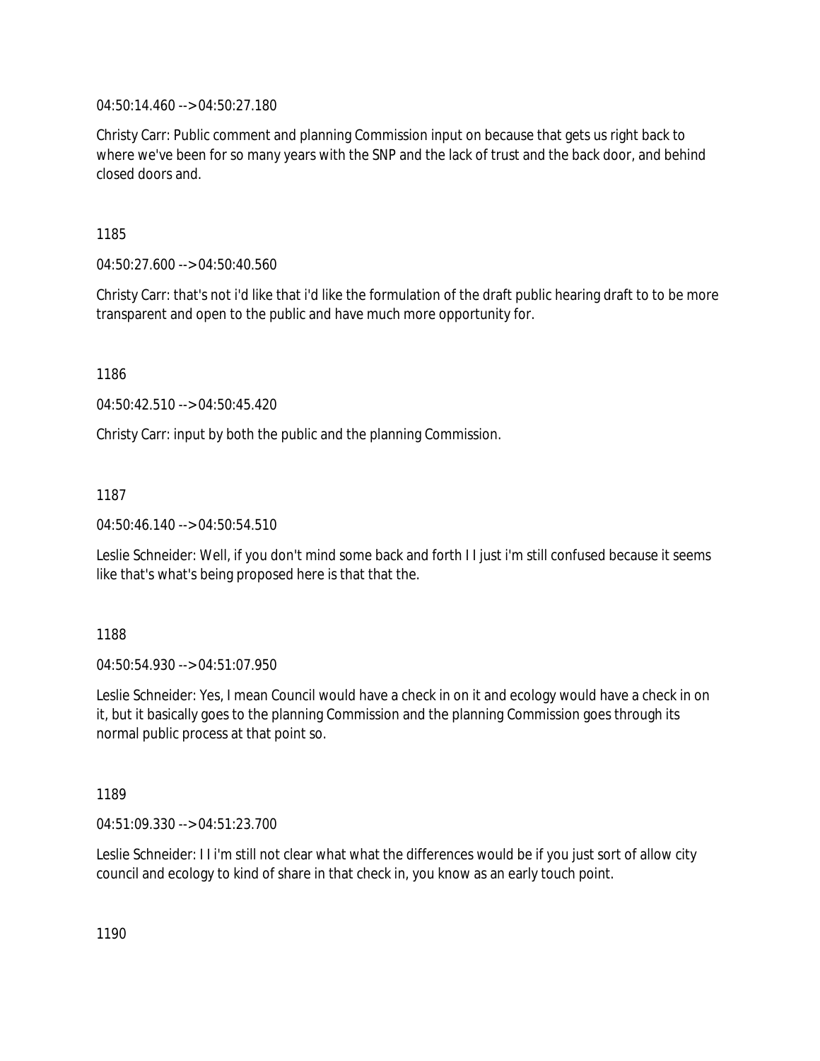04:50:14.460 --> 04:50:27.180

Christy Carr: Public comment and planning Commission input on because that gets us right back to where we've been for so many years with the SNP and the lack of trust and the back door, and behind closed doors and.

1185

04:50:27.600 --> 04:50:40.560

Christy Carr: that's not i'd like that i'd like the formulation of the draft public hearing draft to to be more transparent and open to the public and have much more opportunity for.

1186

04:50:42.510 --> 04:50:45.420

Christy Carr: input by both the public and the planning Commission.

1187

04:50:46.140 --> 04:50:54.510

Leslie Schneider: Well, if you don't mind some back and forth I I just i'm still confused because it seems like that's what's being proposed here is that that the.

1188

04:50:54.930 --> 04:51:07.950

Leslie Schneider: Yes, I mean Council would have a check in on it and ecology would have a check in on it, but it basically goes to the planning Commission and the planning Commission goes through its normal public process at that point so.

1189

04:51:09.330 --> 04:51:23.700

Leslie Schneider: I I i'm still not clear what what the differences would be if you just sort of allow city council and ecology to kind of share in that check in, you know as an early touch point.

1190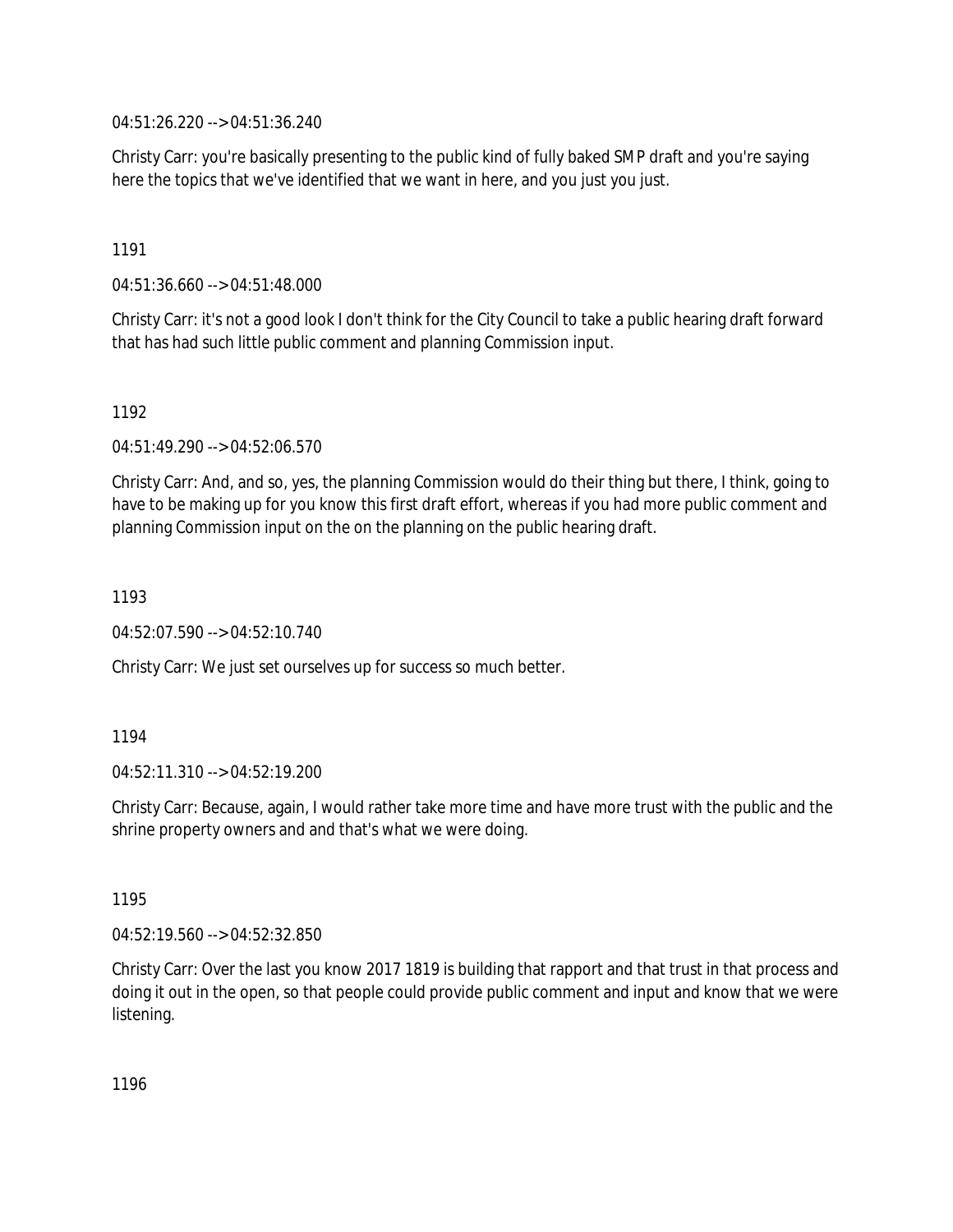04:51:26.220 --> 04:51:36.240

Christy Carr: you're basically presenting to the public kind of fully baked SMP draft and you're saying here the topics that we've identified that we want in here, and you just you just.

1191

04:51:36.660 --> 04:51:48.000

Christy Carr: it's not a good look I don't think for the City Council to take a public hearing draft forward that has had such little public comment and planning Commission input.

1192

04:51:49.290 --> 04:52:06.570

Christy Carr: And, and so, yes, the planning Commission would do their thing but there, I think, going to have to be making up for you know this first draft effort, whereas if you had more public comment and planning Commission input on the on the planning on the public hearing draft.

1193

04:52:07.590 --> 04:52:10.740

Christy Carr: We just set ourselves up for success so much better.

1194

04:52:11.310 --> 04:52:19.200

Christy Carr: Because, again, I would rather take more time and have more trust with the public and the shrine property owners and and that's what we were doing.

1195

04:52:19.560 --> 04:52:32.850

Christy Carr: Over the last you know 2017 1819 is building that rapport and that trust in that process and doing it out in the open, so that people could provide public comment and input and know that we were listening.

1196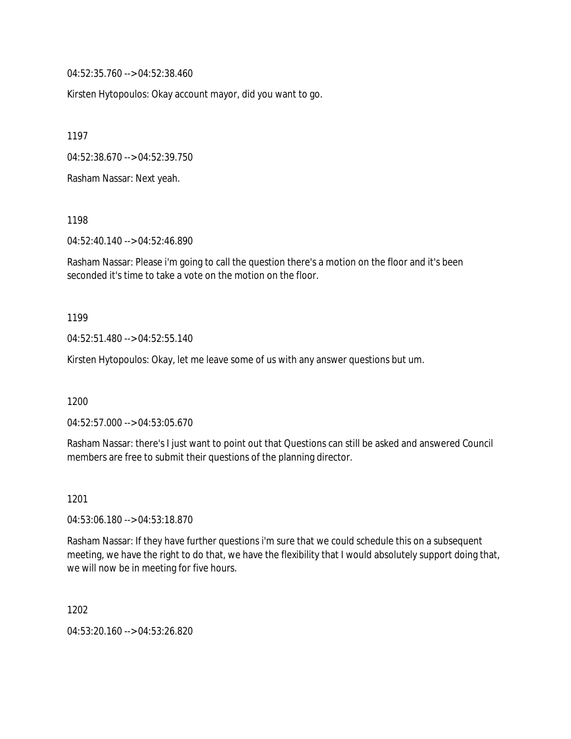04:52:35.760 --> 04:52:38.460

Kirsten Hytopoulos: Okay account mayor, did you want to go.

1197

04:52:38.670 --> 04:52:39.750

Rasham Nassar: Next yeah.

1198

04:52:40.140 --> 04:52:46.890

Rasham Nassar: Please i'm going to call the question there's a motion on the floor and it's been seconded it's time to take a vote on the motion on the floor.

1199

04:52:51.480 --> 04:52:55.140

Kirsten Hytopoulos: Okay, let me leave some of us with any answer questions but um.

1200

04:52:57.000 --> 04:53:05.670

Rasham Nassar: there's I just want to point out that Questions can still be asked and answered Council members are free to submit their questions of the planning director.

1201

04:53:06.180 --> 04:53:18.870

Rasham Nassar: If they have further questions i'm sure that we could schedule this on a subsequent meeting, we have the right to do that, we have the flexibility that I would absolutely support doing that, we will now be in meeting for five hours.

1202

04:53:20.160 --> 04:53:26.820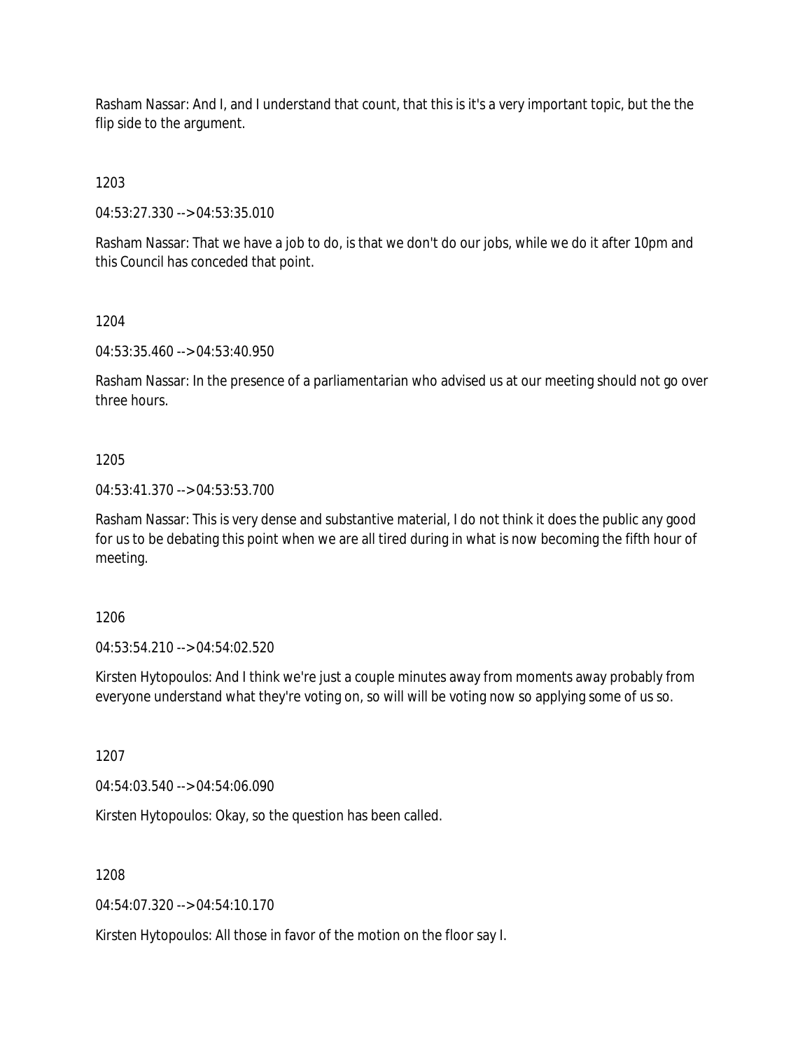Rasham Nassar: And I, and I understand that count, that this is it's a very important topic, but the the flip side to the argument.

1203

04:53:27.330 --> 04:53:35.010

Rasham Nassar: That we have a job to do, is that we don't do our jobs, while we do it after 10pm and this Council has conceded that point.

1204

04:53:35.460 --> 04:53:40.950

Rasham Nassar: In the presence of a parliamentarian who advised us at our meeting should not go over three hours.

1205

04:53:41.370 --> 04:53:53.700

Rasham Nassar: This is very dense and substantive material, I do not think it does the public any good for us to be debating this point when we are all tired during in what is now becoming the fifth hour of meeting.

1206

04:53:54.210 --> 04:54:02.520

Kirsten Hytopoulos: And I think we're just a couple minutes away from moments away probably from everyone understand what they're voting on, so will will be voting now so applying some of us so.

1207

04:54:03.540 --> 04:54:06.090

Kirsten Hytopoulos: Okay, so the question has been called.

1208

04:54:07.320 --> 04:54:10.170

Kirsten Hytopoulos: All those in favor of the motion on the floor say I.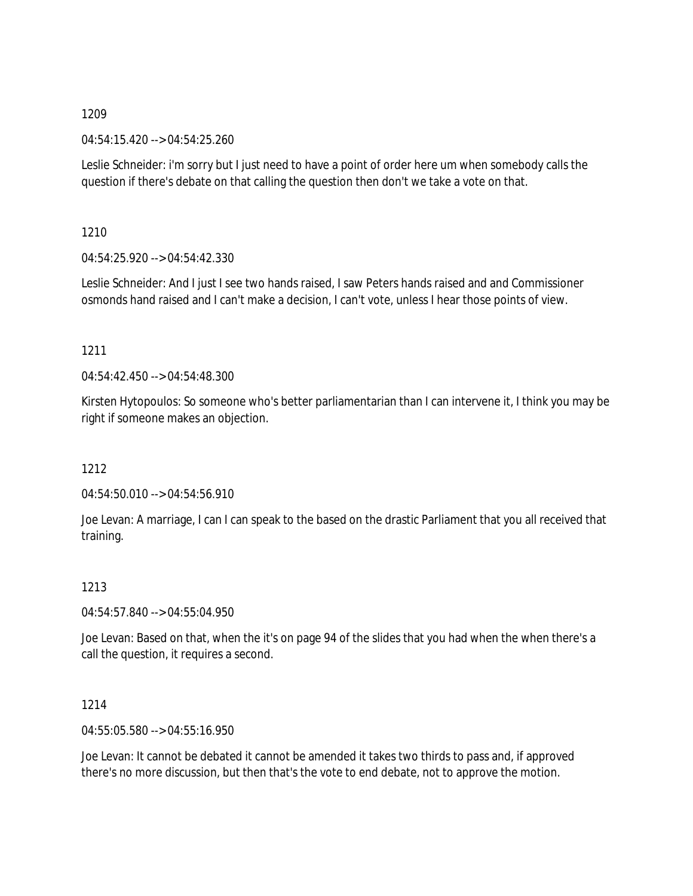1209

04:54:15.420 --> 04:54:25.260

Leslie Schneider: i'm sorry but I just need to have a point of order here um when somebody calls the question if there's debate on that calling the question then don't we take a vote on that.

1210

04:54:25.920 --> 04:54:42.330

Leslie Schneider: And I just I see two hands raised, I saw Peters hands raised and and Commissioner osmonds hand raised and I can't make a decision, I can't vote, unless I hear those points of view.

1211

04:54:42.450 --> 04:54:48.300

Kirsten Hytopoulos: So someone who's better parliamentarian than I can intervene it, I think you may be right if someone makes an objection.

1212

04:54:50.010 --> 04:54:56.910

Joe Levan: A marriage, I can I can speak to the based on the drastic Parliament that you all received that training.

1213

04:54:57.840 --> 04:55:04.950

Joe Levan: Based on that, when the it's on page 94 of the slides that you had when the when there's a call the question, it requires a second.

1214

04:55:05.580 --> 04:55:16.950

Joe Levan: It cannot be debated it cannot be amended it takes two thirds to pass and, if approved there's no more discussion, but then that's the vote to end debate, not to approve the motion.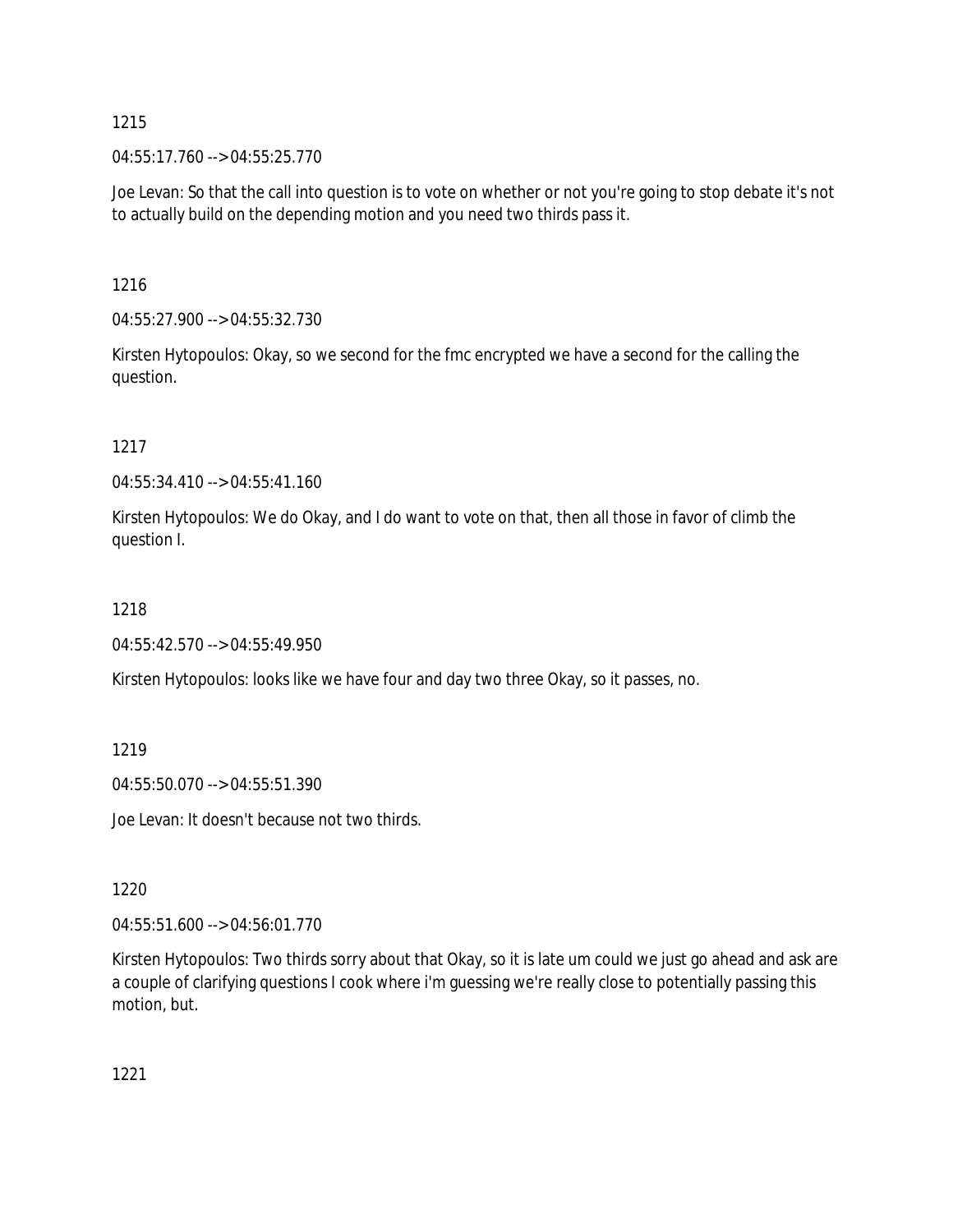1215

04:55:17.760 --> 04:55:25.770

Joe Levan: So that the call into question is to vote on whether or not you're going to stop debate it's not to actually build on the depending motion and you need two thirds pass it.

1216

04:55:27.900 --> 04:55:32.730

Kirsten Hytopoulos: Okay, so we second for the fmc encrypted we have a second for the calling the question.

1217

04:55:34.410 --> 04:55:41.160

Kirsten Hytopoulos: We do Okay, and I do want to vote on that, then all those in favor of climb the question I.

1218

04:55:42.570 --> 04:55:49.950

Kirsten Hytopoulos: looks like we have four and day two three Okay, so it passes, no.

1219

04:55:50.070 --> 04:55:51.390

Joe Levan: It doesn't because not two thirds.

1220

04:55:51.600 --> 04:56:01.770

Kirsten Hytopoulos: Two thirds sorry about that Okay, so it is late um could we just go ahead and ask are a couple of clarifying questions I cook where i'm guessing we're really close to potentially passing this motion, but.

1221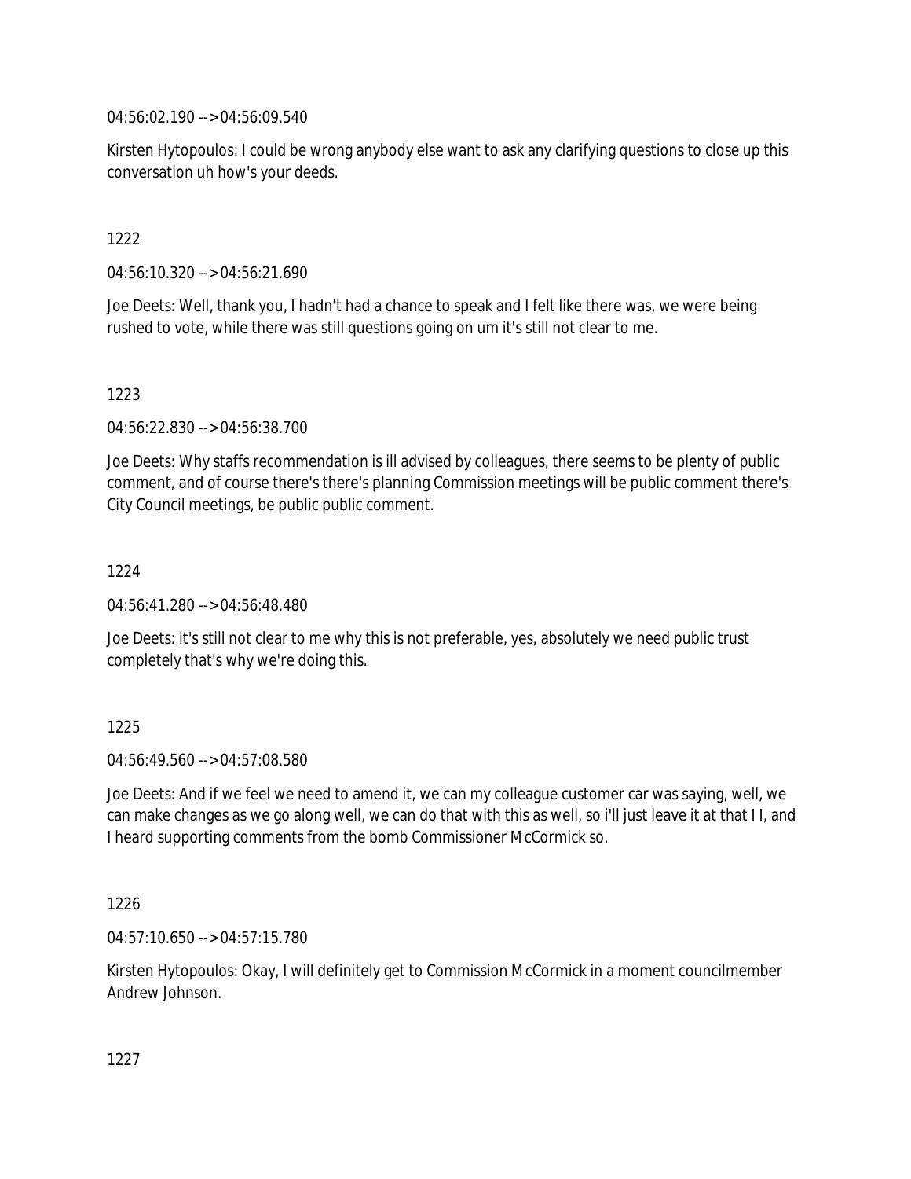04:56:02.190 --> 04:56:09.540

Kirsten Hytopoulos: I could be wrong anybody else want to ask any clarifying questions to close up this conversation uh how's your deeds.

1222

04:56:10.320 --> 04:56:21.690

Joe Deets: Well, thank you, I hadn't had a chance to speak and I felt like there was, we were being rushed to vote, while there was still questions going on um it's still not clear to me.

1223

04:56:22.830 --> 04:56:38.700

Joe Deets: Why staffs recommendation is ill advised by colleagues, there seems to be plenty of public comment, and of course there's there's planning Commission meetings will be public comment there's City Council meetings, be public public comment.

1224

04:56:41.280 --> 04:56:48.480

Joe Deets: it's still not clear to me why this is not preferable, yes, absolutely we need public trust completely that's why we're doing this.

1225

04:56:49.560 --> 04:57:08.580

Joe Deets: And if we feel we need to amend it, we can my colleague customer car was saying, well, we can make changes as we go along well, we can do that with this as well, so i'll just leave it at that I I, and I heard supporting comments from the bomb Commissioner McCormick so.

1226

04:57:10.650 --> 04:57:15.780

Kirsten Hytopoulos: Okay, I will definitely get to Commission McCormick in a moment councilmember Andrew Johnson.

1227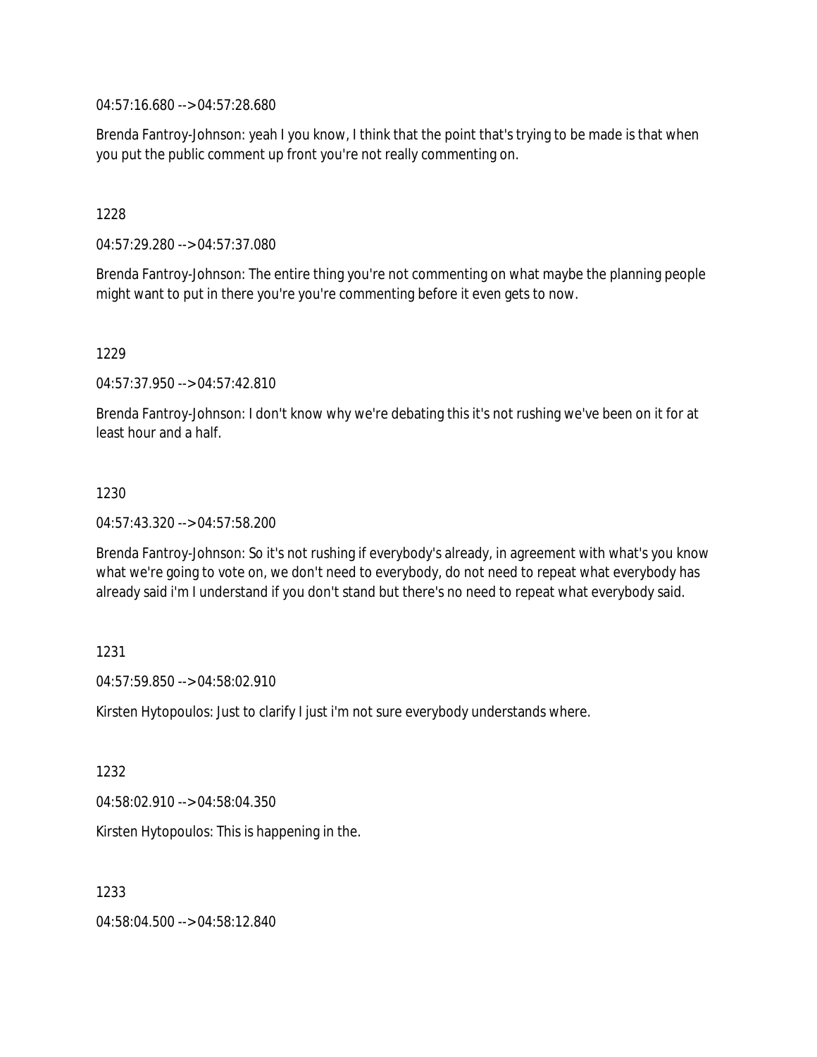04:57:16.680 --> 04:57:28.680

Brenda Fantroy-Johnson: yeah I you know, I think that the point that's trying to be made is that when you put the public comment up front you're not really commenting on.

1228

04:57:29.280 --> 04:57:37.080

Brenda Fantroy-Johnson: The entire thing you're not commenting on what maybe the planning people might want to put in there you're you're commenting before it even gets to now.

1229

04:57:37.950 --> 04:57:42.810

Brenda Fantroy-Johnson: I don't know why we're debating this it's not rushing we've been on it for at least hour and a half.

1230

04:57:43.320 --> 04:57:58.200

Brenda Fantroy-Johnson: So it's not rushing if everybody's already, in agreement with what's you know what we're going to vote on, we don't need to everybody, do not need to repeat what everybody has already said i'm I understand if you don't stand but there's no need to repeat what everybody said.

1231

04:57:59.850 --> 04:58:02.910

Kirsten Hytopoulos: Just to clarify I just i'm not sure everybody understands where.

1232

04:58:02.910 --> 04:58:04.350

Kirsten Hytopoulos: This is happening in the.

1233

04:58:04.500 --> 04:58:12.840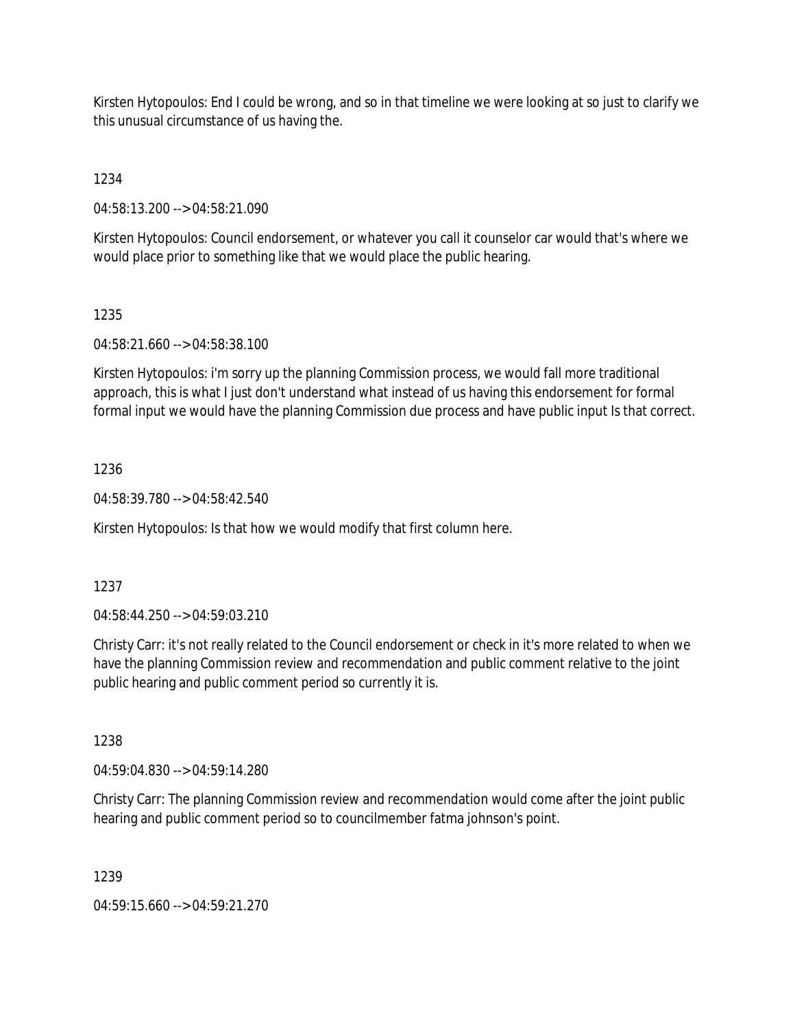Kirsten Hytopoulos: End I could be wrong, and so in that timeline we were looking at so just to clarify we this unusual circumstance of us having the.

1234

04:58:13.200 --> 04:58:21.090

Kirsten Hytopoulos: Council endorsement, or whatever you call it counselor car would that's where we would place prior to something like that we would place the public hearing.

1235

04:58:21.660 --> 04:58:38.100

Kirsten Hytopoulos: i'm sorry up the planning Commission process, we would fall more traditional approach, this is what I just don't understand what instead of us having this endorsement for formal formal input we would have the planning Commission due process and have public input Is that correct.

1236

04:58:39.780 --> 04:58:42.540

Kirsten Hytopoulos: Is that how we would modify that first column here.

1237

04:58:44.250 --> 04:59:03.210

Christy Carr: it's not really related to the Council endorsement or check in it's more related to when we have the planning Commission review and recommendation and public comment relative to the joint public hearing and public comment period so currently it is.

1238

04:59:04.830 --> 04:59:14.280

Christy Carr: The planning Commission review and recommendation would come after the joint public hearing and public comment period so to councilmember fatma johnson's point.

1239

04:59:15.660 --> 04:59:21.270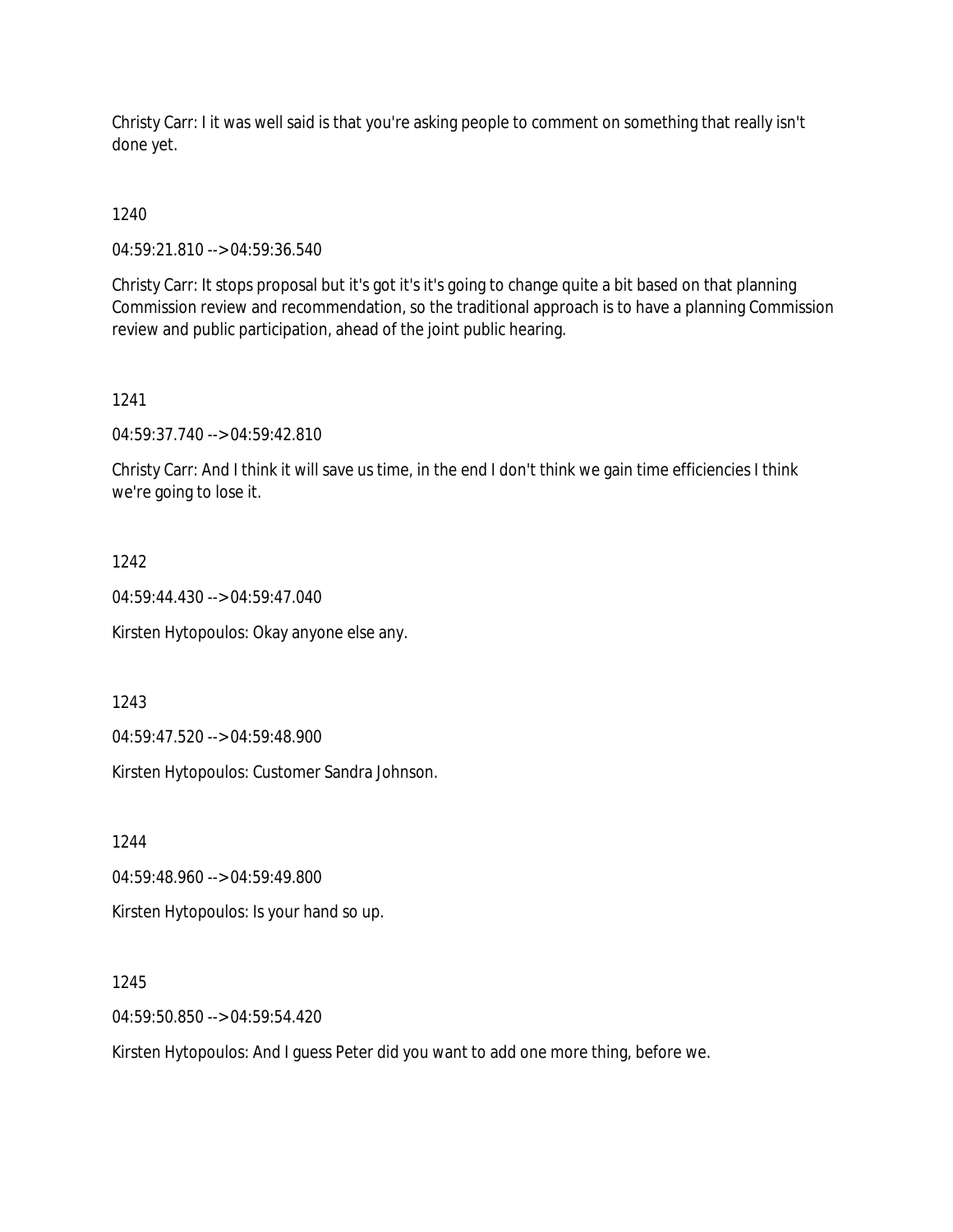Christy Carr: I it was well said is that you're asking people to comment on something that really isn't done yet.

1240

04:59:21.810 --> 04:59:36.540

Christy Carr: It stops proposal but it's got it's it's going to change quite a bit based on that planning Commission review and recommendation, so the traditional approach is to have a planning Commission review and public participation, ahead of the joint public hearing.

1241

04:59:37.740 --> 04:59:42.810

Christy Carr: And I think it will save us time, in the end I don't think we gain time efficiencies I think we're going to lose it.

1242

04:59:44.430 --> 04:59:47.040

Kirsten Hytopoulos: Okay anyone else any.

1243

04:59:47.520 --> 04:59:48.900

Kirsten Hytopoulos: Customer Sandra Johnson.

1244

04:59:48.960 --> 04:59:49.800

Kirsten Hytopoulos: Is your hand so up.

1245

04:59:50.850 --> 04:59:54.420

Kirsten Hytopoulos: And I guess Peter did you want to add one more thing, before we.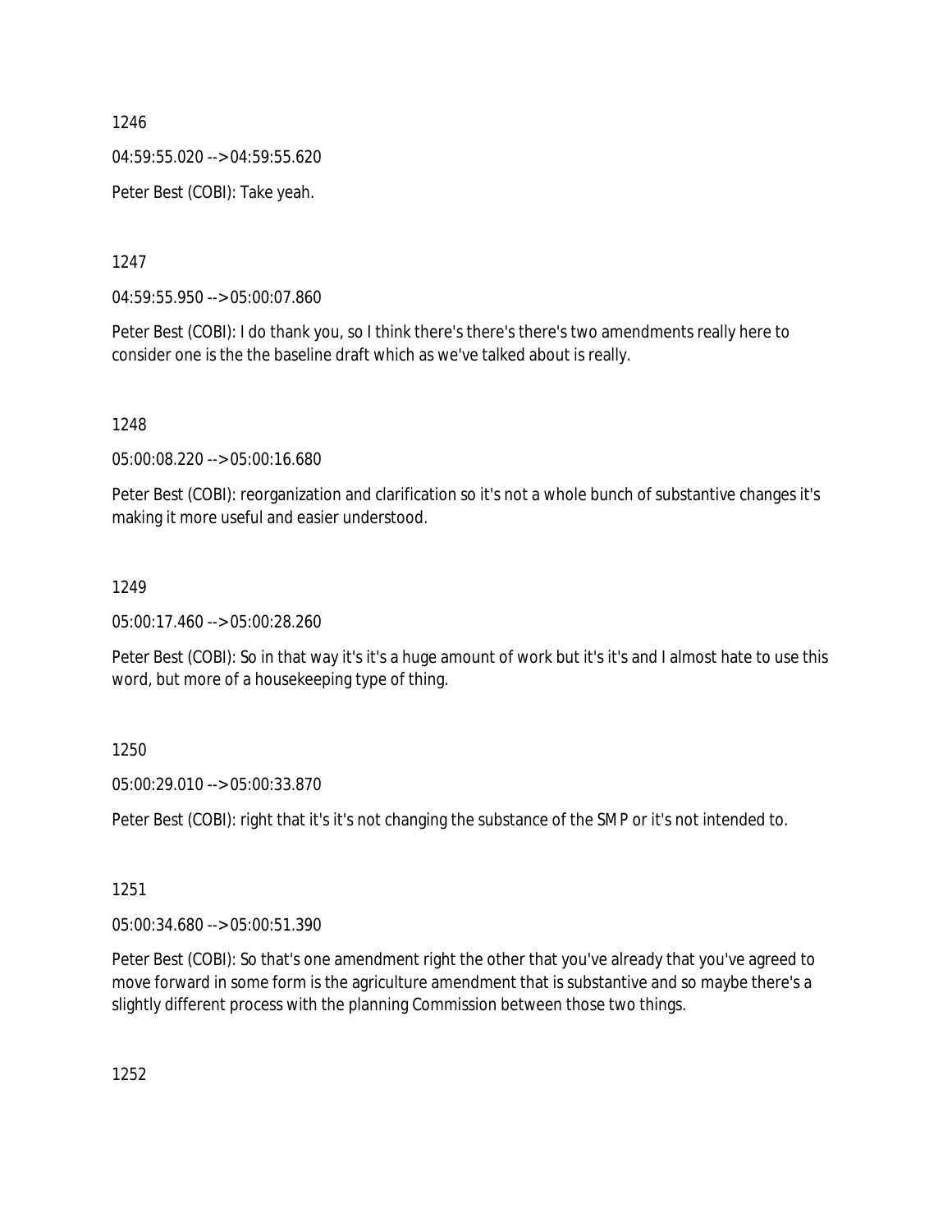1246

04:59:55.020 --> 04:59:55.620

Peter Best (COBI): Take yeah.

1247

04:59:55.950 --> 05:00:07.860

Peter Best (COBI): I do thank you, so I think there's there's there's two amendments really here to consider one is the the baseline draft which as we've talked about is really.

1248

05:00:08.220 --> 05:00:16.680

Peter Best (COBI): reorganization and clarification so it's not a whole bunch of substantive changes it's making it more useful and easier understood.

1249

05:00:17.460 --> 05:00:28.260

Peter Best (COBI): So in that way it's it's a huge amount of work but it's it's and I almost hate to use this word, but more of a housekeeping type of thing.

1250

05:00:29.010 --> 05:00:33.870

Peter Best (COBI): right that it's it's not changing the substance of the SMP or it's not intended to.

1251

05:00:34.680 --> 05:00:51.390

Peter Best (COBI): So that's one amendment right the other that you've already that you've agreed to move forward in some form is the agriculture amendment that is substantive and so maybe there's a slightly different process with the planning Commission between those two things.

1252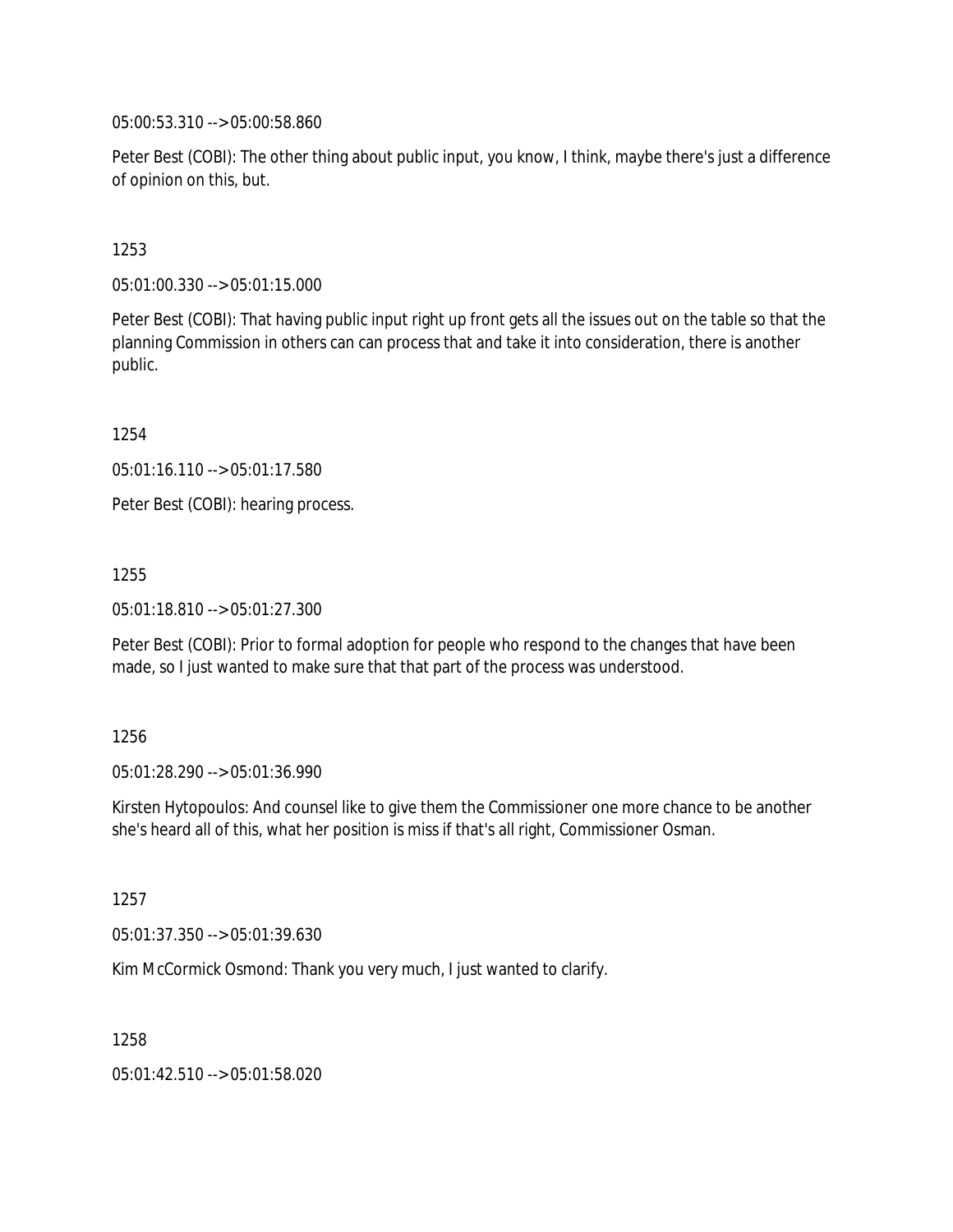05:00:53.310 --> 05:00:58.860

Peter Best (COBI): The other thing about public input, you know, I think, maybe there's just a difference of opinion on this, but.

1253

05:01:00.330 --> 05:01:15.000

Peter Best (COBI): That having public input right up front gets all the issues out on the table so that the planning Commission in others can can process that and take it into consideration, there is another public.

1254

05:01:16.110 --> 05:01:17.580

Peter Best (COBI): hearing process.

1255

05:01:18.810 --> 05:01:27.300

Peter Best (COBI): Prior to formal adoption for people who respond to the changes that have been made, so I just wanted to make sure that that part of the process was understood.

1256

05:01:28.290 --> 05:01:36.990

Kirsten Hytopoulos: And counsel like to give them the Commissioner one more chance to be another she's heard all of this, what her position is miss if that's all right, Commissioner Osman.

1257

05:01:37.350 --> 05:01:39.630

Kim McCormick Osmond: Thank you very much, I just wanted to clarify.

1258

05:01:42.510 --> 05:01:58.020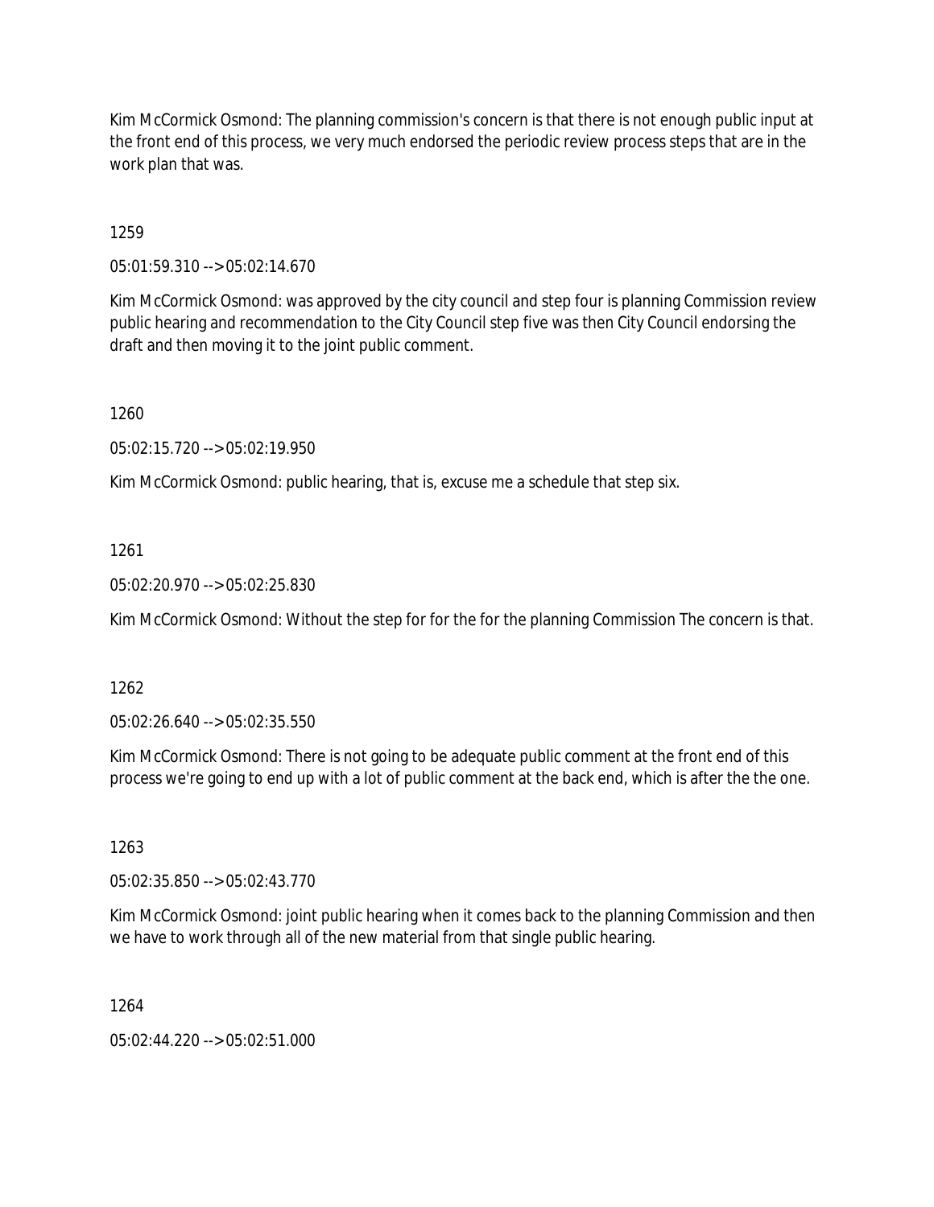Kim McCormick Osmond: The planning commission's concern is that there is not enough public input at the front end of this process, we very much endorsed the periodic review process steps that are in the work plan that was.

1259

05:01:59.310 --> 05:02:14.670

Kim McCormick Osmond: was approved by the city council and step four is planning Commission review public hearing and recommendation to the City Council step five was then City Council endorsing the draft and then moving it to the joint public comment.

1260

05:02:15.720 --> 05:02:19.950

Kim McCormick Osmond: public hearing, that is, excuse me a schedule that step six.

1261

05:02:20.970 --> 05:02:25.830

Kim McCormick Osmond: Without the step for for the for the planning Commission The concern is that.

1262

05:02:26.640 --> 05:02:35.550

Kim McCormick Osmond: There is not going to be adequate public comment at the front end of this process we're going to end up with a lot of public comment at the back end, which is after the the one.

1263

05:02:35.850 --> 05:02:43.770

Kim McCormick Osmond: joint public hearing when it comes back to the planning Commission and then we have to work through all of the new material from that single public hearing.

1264

05:02:44.220 --> 05:02:51.000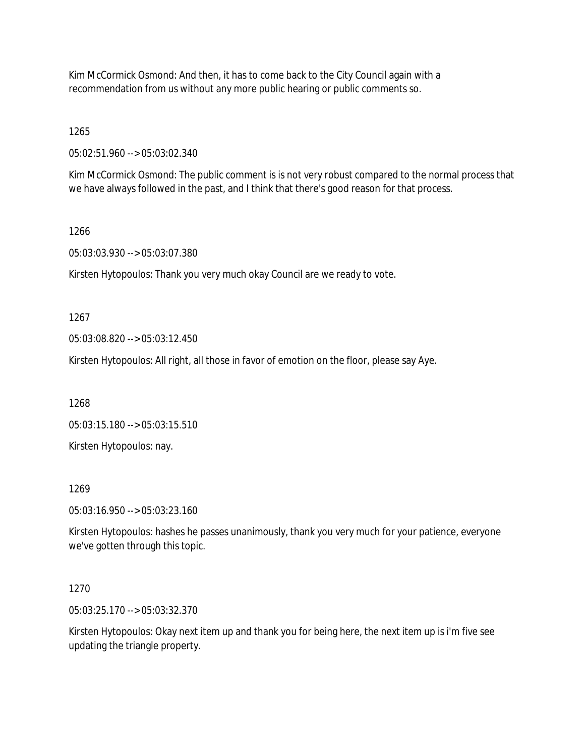Kim McCormick Osmond: And then, it has to come back to the City Council again with a recommendation from us without any more public hearing or public comments so.

1265

05:02:51.960 --> 05:03:02.340

Kim McCormick Osmond: The public comment is is not very robust compared to the normal process that we have always followed in the past, and I think that there's good reason for that process.

1266

05:03:03.930 --> 05:03:07.380

Kirsten Hytopoulos: Thank you very much okay Council are we ready to vote.

1267

05:03:08.820 --> 05:03:12.450

Kirsten Hytopoulos: All right, all those in favor of emotion on the floor, please say Aye.

1268

05:03:15.180 --> 05:03:15.510

Kirsten Hytopoulos: nay.

1269

05:03:16.950 --> 05:03:23.160

Kirsten Hytopoulos: hashes he passes unanimously, thank you very much for your patience, everyone we've gotten through this topic.

1270

05:03:25.170 --> 05:03:32.370

Kirsten Hytopoulos: Okay next item up and thank you for being here, the next item up is i'm five see updating the triangle property.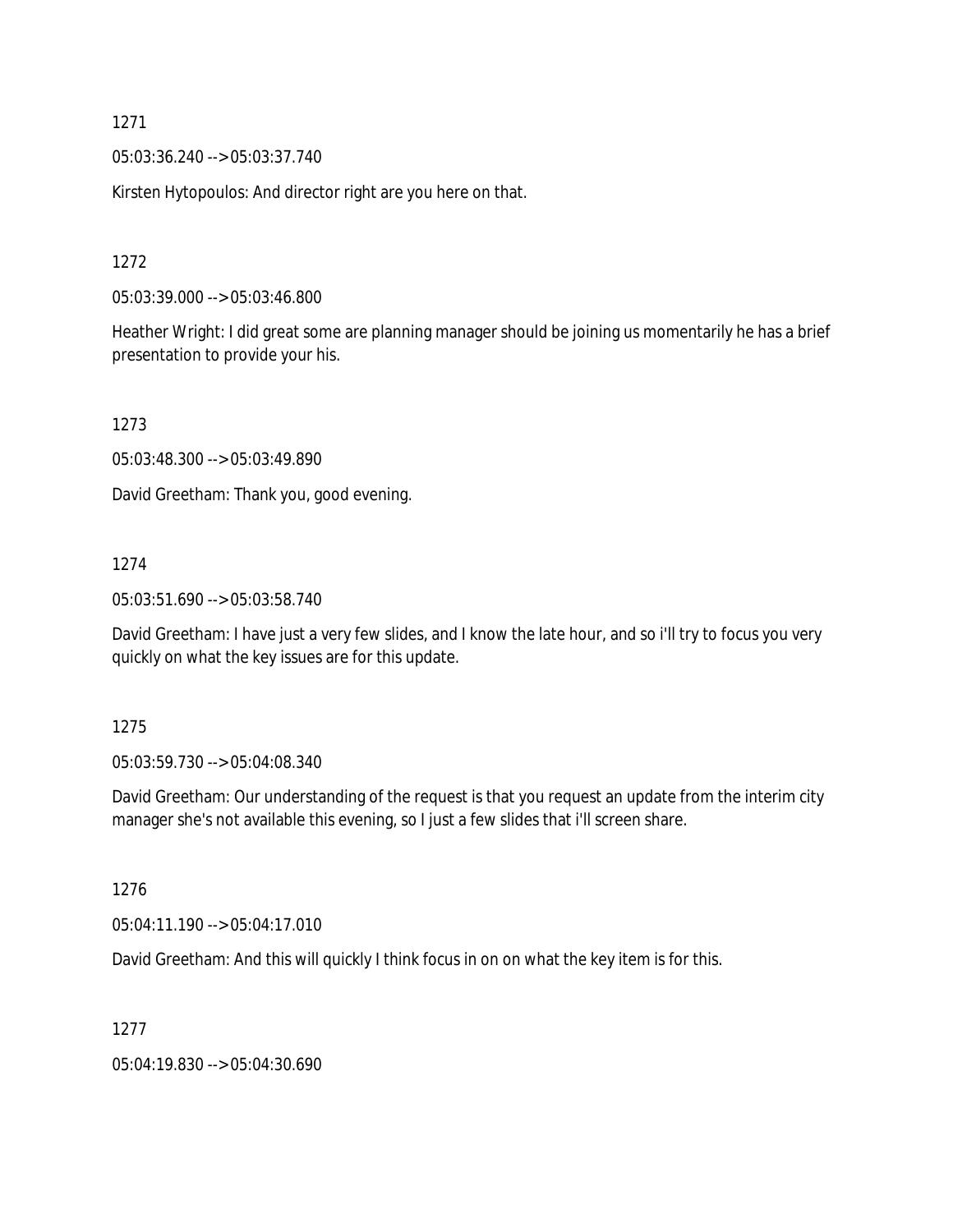1271

05:03:36.240 --> 05:03:37.740

Kirsten Hytopoulos: And director right are you here on that.

1272

05:03:39.000 --> 05:03:46.800

Heather Wright: I did great some are planning manager should be joining us momentarily he has a brief presentation to provide your his.

1273

05:03:48.300 --> 05:03:49.890

David Greetham: Thank you, good evening.

1274

05:03:51.690 --> 05:03:58.740

David Greetham: I have just a very few slides, and I know the late hour, and so i'll try to focus you very quickly on what the key issues are for this update.

1275

05:03:59.730 --> 05:04:08.340

David Greetham: Our understanding of the request is that you request an update from the interim city manager she's not available this evening, so I just a few slides that i'll screen share.

1276

05:04:11.190 --> 05:04:17.010

David Greetham: And this will quickly I think focus in on on what the key item is for this.

1277

05:04:19.830 --> 05:04:30.690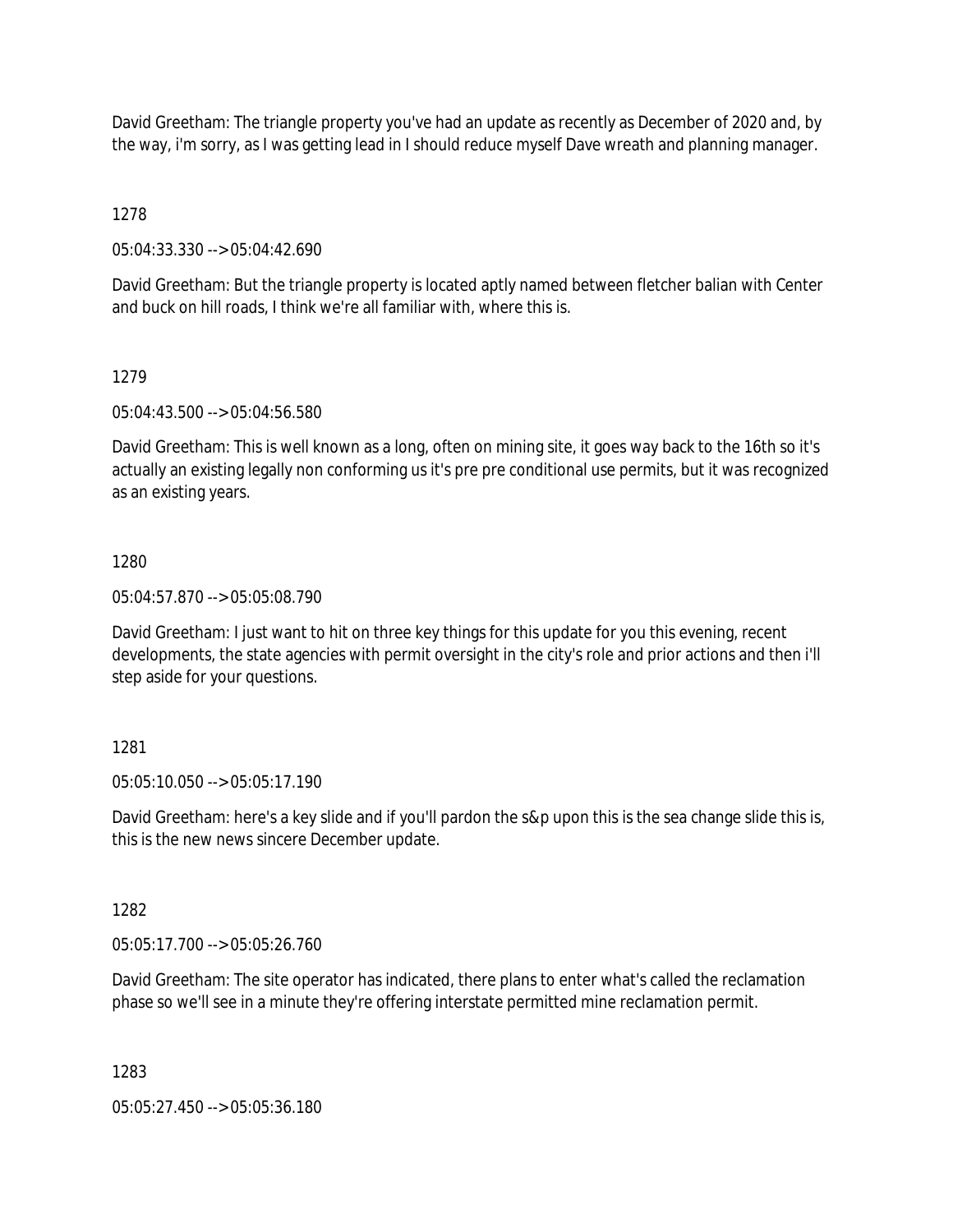David Greetham: The triangle property you've had an update as recently as December of 2020 and, by the way, i'm sorry, as I was getting lead in I should reduce myself Dave wreath and planning manager.

1278

05:04:33.330 --> 05:04:42.690

David Greetham: But the triangle property is located aptly named between fletcher balian with Center and buck on hill roads, I think we're all familiar with, where this is.

1279

05:04:43.500 --> 05:04:56.580

David Greetham: This is well known as a long, often on mining site, it goes way back to the 16th so it's actually an existing legally non conforming us it's pre pre conditional use permits, but it was recognized as an existing years.

1280

05:04:57.870 --> 05:05:08.790

David Greetham: I just want to hit on three key things for this update for you this evening, recent developments, the state agencies with permit oversight in the city's role and prior actions and then i'll step aside for your questions.

1281

05:05:10.050 --> 05:05:17.190

David Greetham: here's a key slide and if you'll pardon the s&p upon this is the sea change slide this is, this is the new news sincere December update.

1282

05:05:17.700 --> 05:05:26.760

David Greetham: The site operator has indicated, there plans to enter what's called the reclamation phase so we'll see in a minute they're offering interstate permitted mine reclamation permit.

1283

05:05:27.450 --> 05:05:36.180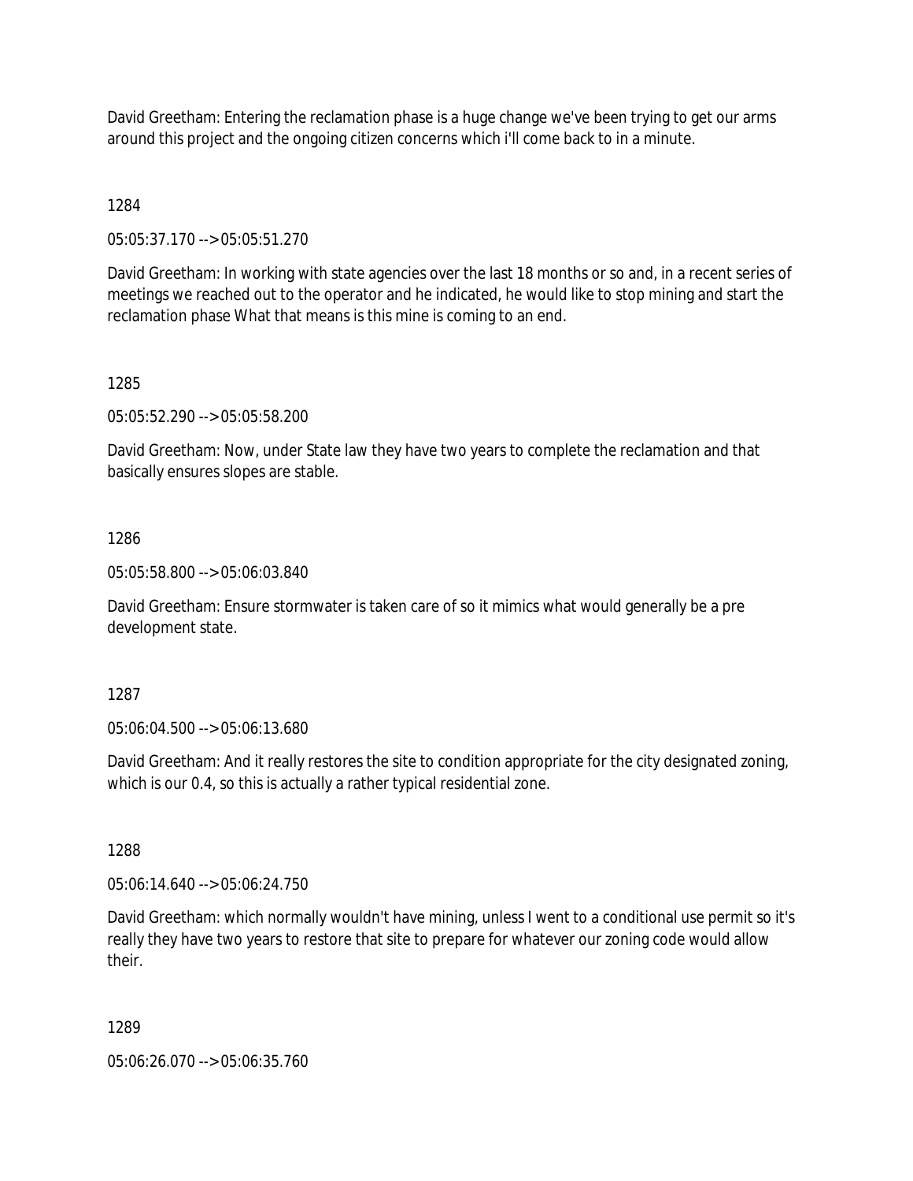David Greetham: Entering the reclamation phase is a huge change we've been trying to get our arms around this project and the ongoing citizen concerns which i'll come back to in a minute.

1284

05:05:37.170 --> 05:05:51.270

David Greetham: In working with state agencies over the last 18 months or so and, in a recent series of meetings we reached out to the operator and he indicated, he would like to stop mining and start the reclamation phase What that means is this mine is coming to an end.

1285

05:05:52.290 --> 05:05:58.200

David Greetham: Now, under State law they have two years to complete the reclamation and that basically ensures slopes are stable.

1286

05:05:58.800 --> 05:06:03.840

David Greetham: Ensure stormwater is taken care of so it mimics what would generally be a pre development state.

1287

05:06:04.500 --> 05:06:13.680

David Greetham: And it really restores the site to condition appropriate for the city designated zoning, which is our 0.4, so this is actually a rather typical residential zone.

1288

05:06:14.640 --> 05:06:24.750

David Greetham: which normally wouldn't have mining, unless I went to a conditional use permit so it's really they have two years to restore that site to prepare for whatever our zoning code would allow their.

1289

05:06:26.070 --> 05:06:35.760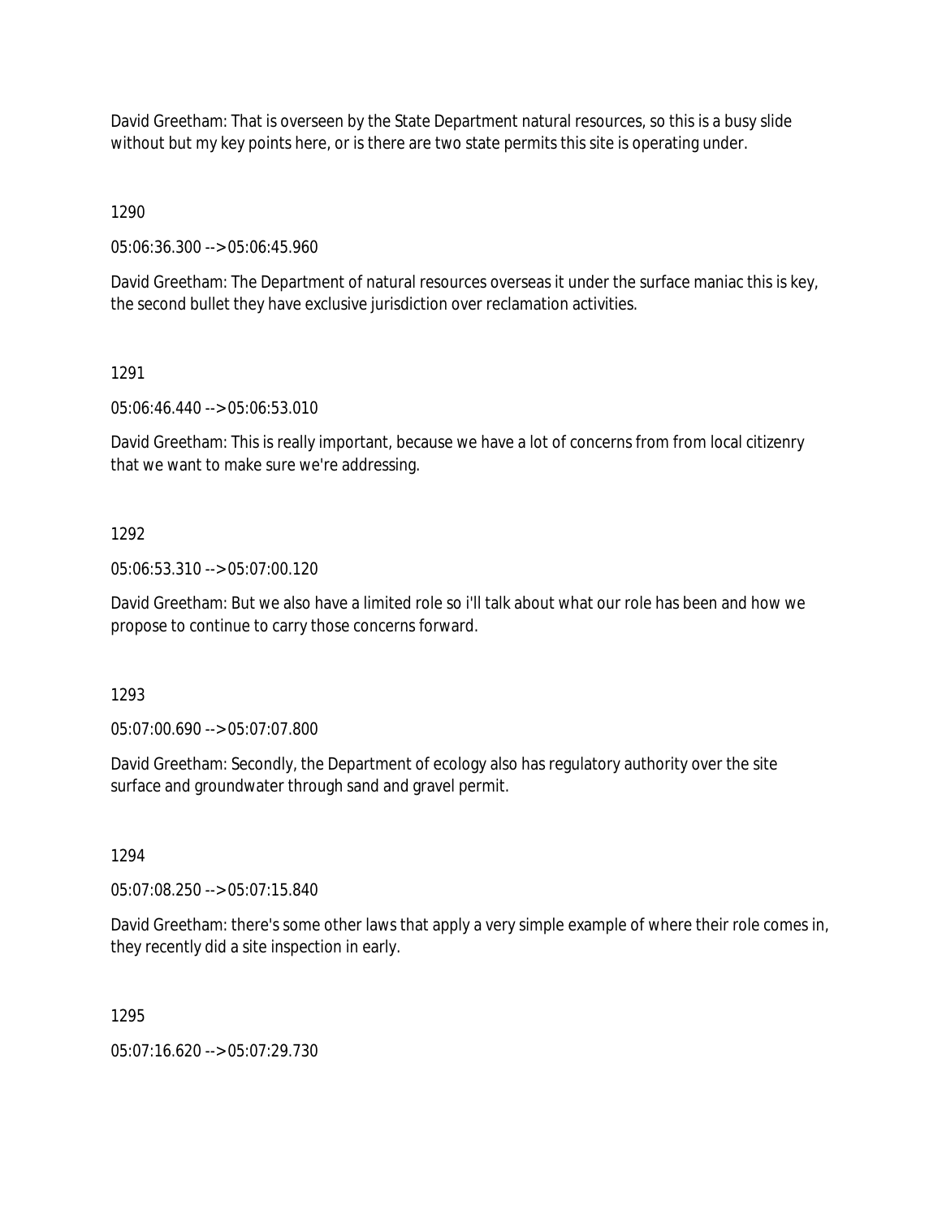David Greetham: That is overseen by the State Department natural resources, so this is a busy slide without but my key points here, or is there are two state permits this site is operating under.

1290

05:06:36.300 --> 05:06:45.960

David Greetham: The Department of natural resources overseas it under the surface maniac this is key, the second bullet they have exclusive jurisdiction over reclamation activities.

1291

05:06:46.440 --> 05:06:53.010

David Greetham: This is really important, because we have a lot of concerns from from local citizenry that we want to make sure we're addressing.

1292

05:06:53.310 --> 05:07:00.120

David Greetham: But we also have a limited role so i'll talk about what our role has been and how we propose to continue to carry those concerns forward.

1293

05:07:00.690 --> 05:07:07.800

David Greetham: Secondly, the Department of ecology also has regulatory authority over the site surface and groundwater through sand and gravel permit.

1294

05:07:08.250 --> 05:07:15.840

David Greetham: there's some other laws that apply a very simple example of where their role comes in, they recently did a site inspection in early.

1295

05:07:16.620 --> 05:07:29.730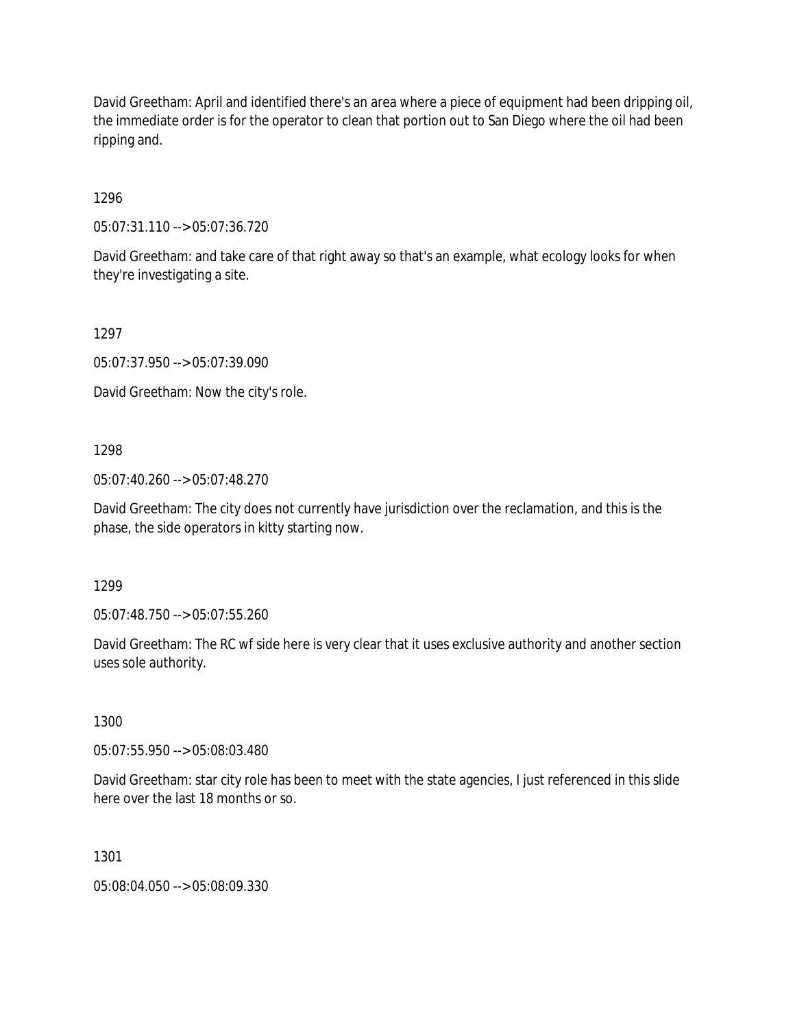David Greetham: April and identified there's an area where a piece of equipment had been dripping oil, the immediate order is for the operator to clean that portion out to San Diego where the oil had been ripping and.

1296

05:07:31.110 --> 05:07:36.720

David Greetham: and take care of that right away so that's an example, what ecology looks for when they're investigating a site.

1297

05:07:37.950 --> 05:07:39.090

David Greetham: Now the city's role.

1298

05:07:40.260 --> 05:07:48.270

David Greetham: The city does not currently have jurisdiction over the reclamation, and this is the phase, the side operators in kitty starting now.

1299

05:07:48.750 --> 05:07:55.260

David Greetham: The RC wf side here is very clear that it uses exclusive authority and another section uses sole authority.

1300

05:07:55.950 --> 05:08:03.480

David Greetham: star city role has been to meet with the state agencies, I just referenced in this slide here over the last 18 months or so.

1301

05:08:04.050 --> 05:08:09.330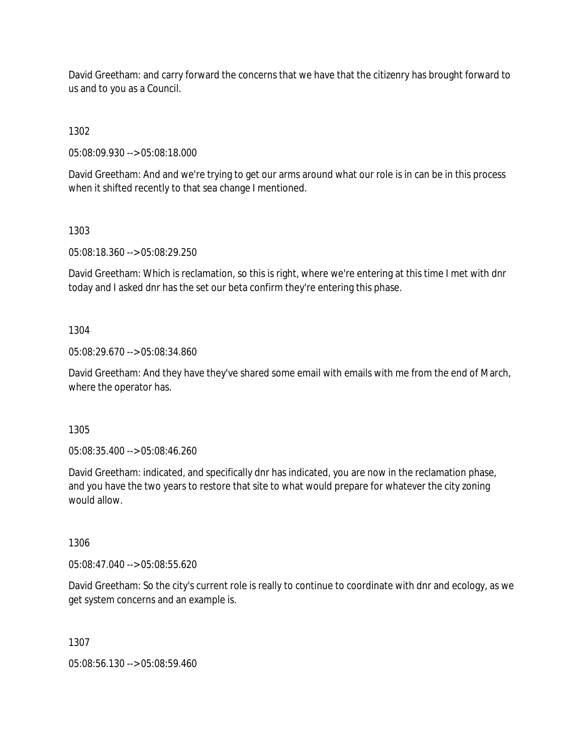David Greetham: and carry forward the concerns that we have that the citizenry has brought forward to us and to you as a Council.

1302

05:08:09.930 --> 05:08:18.000

David Greetham: And and we're trying to get our arms around what our role is in can be in this process when it shifted recently to that sea change I mentioned.

1303

05:08:18.360 --> 05:08:29.250

David Greetham: Which is reclamation, so this is right, where we're entering at this time I met with dnr today and I asked dnr has the set our beta confirm they're entering this phase.

1304

05:08:29.670 --> 05:08:34.860

David Greetham: And they have they've shared some email with emails with me from the end of March, where the operator has.

1305

05:08:35.400 --> 05:08:46.260

David Greetham: indicated, and specifically dnr has indicated, you are now in the reclamation phase, and you have the two years to restore that site to what would prepare for whatever the city zoning would allow.

1306

05:08:47.040 --> 05:08:55.620

David Greetham: So the city's current role is really to continue to coordinate with dnr and ecology, as we get system concerns and an example is.

1307

05:08:56.130 --> 05:08:59.460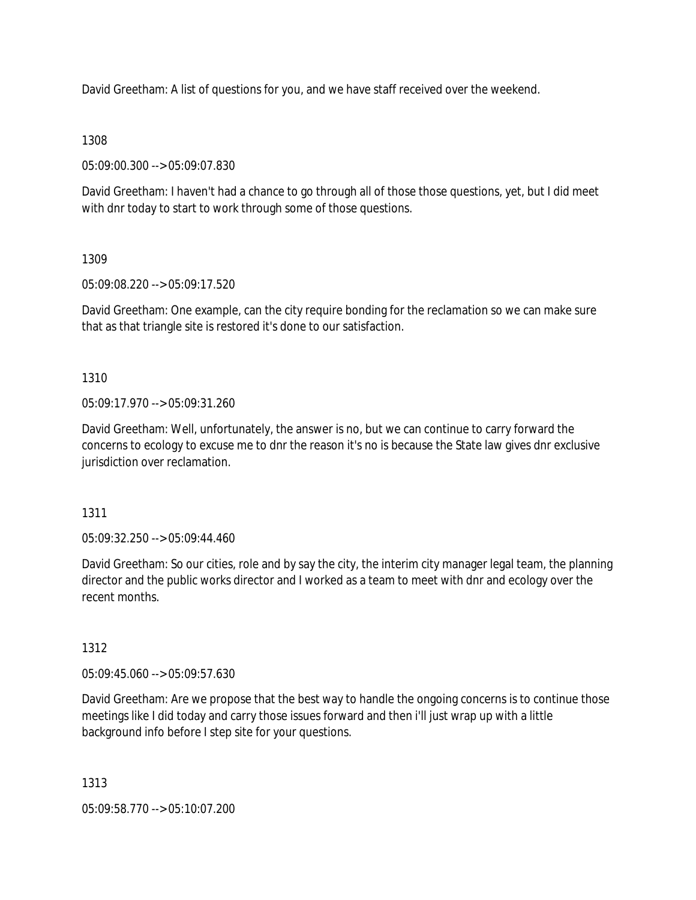David Greetham: A list of questions for you, and we have staff received over the weekend.

1308

05:09:00.300 --> 05:09:07.830

David Greetham: I haven't had a chance to go through all of those those questions, yet, but I did meet with dnr today to start to work through some of those questions.

1309

05:09:08.220 --> 05:09:17.520

David Greetham: One example, can the city require bonding for the reclamation so we can make sure that as that triangle site is restored it's done to our satisfaction.

1310

05:09:17.970 --> 05:09:31.260

David Greetham: Well, unfortunately, the answer is no, but we can continue to carry forward the concerns to ecology to excuse me to dnr the reason it's no is because the State law gives dnr exclusive jurisdiction over reclamation.

1311

05:09:32.250 --> 05:09:44.460

David Greetham: So our cities, role and by say the city, the interim city manager legal team, the planning director and the public works director and I worked as a team to meet with dnr and ecology over the recent months.

1312

05:09:45.060 --> 05:09:57.630

David Greetham: Are we propose that the best way to handle the ongoing concerns is to continue those meetings like I did today and carry those issues forward and then i'll just wrap up with a little background info before I step site for your questions.

1313

05:09:58.770 --> 05:10:07.200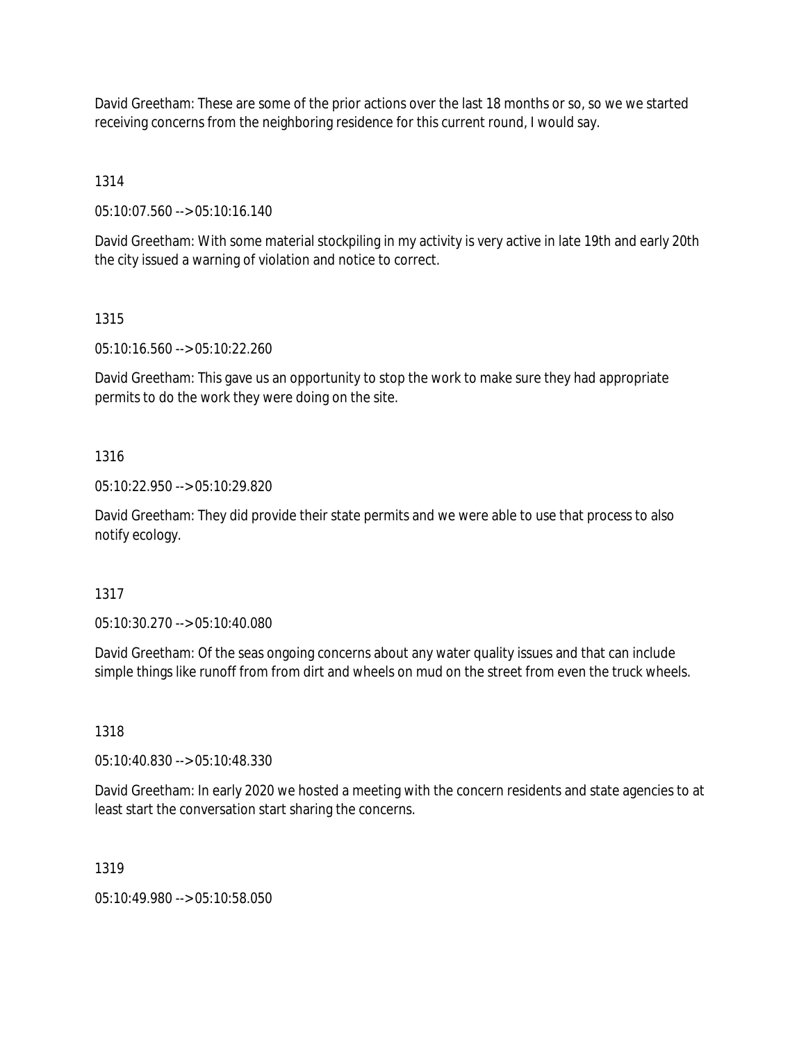David Greetham: These are some of the prior actions over the last 18 months or so, so we we started receiving concerns from the neighboring residence for this current round, I would say.

1314

05:10:07.560 --> 05:10:16.140

David Greetham: With some material stockpiling in my activity is very active in late 19th and early 20th the city issued a warning of violation and notice to correct.

1315

05:10:16.560 --> 05:10:22.260

David Greetham: This gave us an opportunity to stop the work to make sure they had appropriate permits to do the work they were doing on the site.

1316

05:10:22.950 --> 05:10:29.820

David Greetham: They did provide their state permits and we were able to use that process to also notify ecology.

1317

05:10:30.270 --> 05:10:40.080

David Greetham: Of the seas ongoing concerns about any water quality issues and that can include simple things like runoff from from dirt and wheels on mud on the street from even the truck wheels.

1318

05:10:40.830 --> 05:10:48.330

David Greetham: In early 2020 we hosted a meeting with the concern residents and state agencies to at least start the conversation start sharing the concerns.

1319

05:10:49.980 --> 05:10:58.050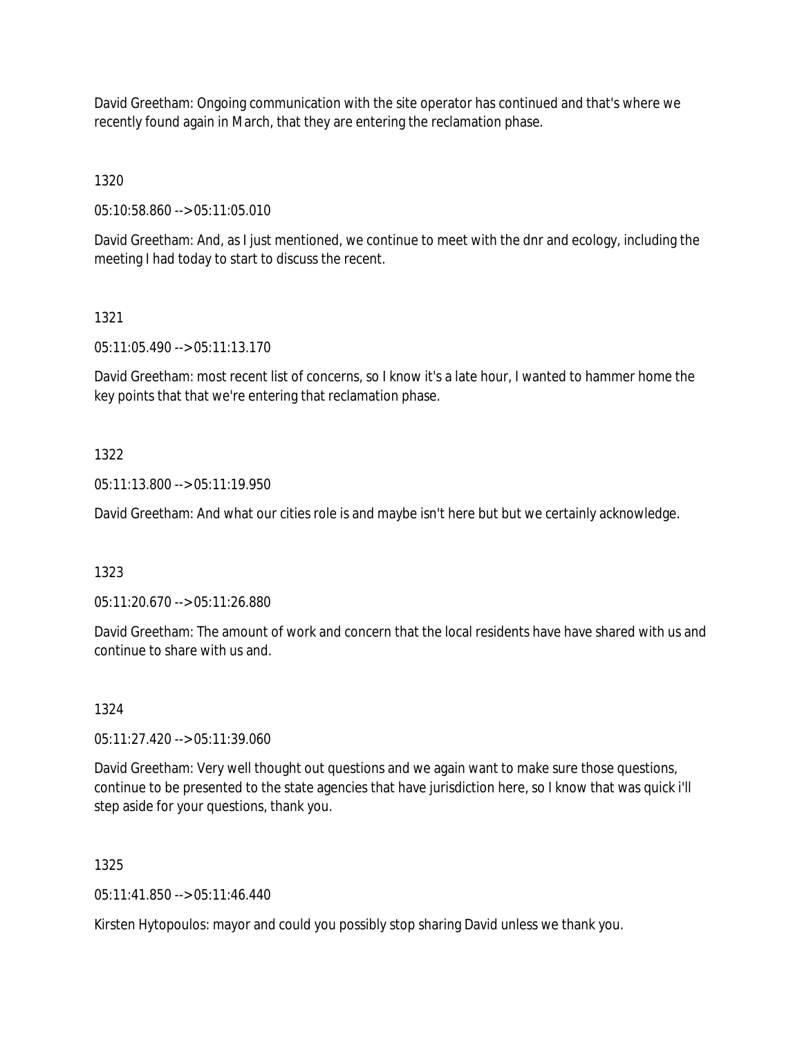David Greetham: Ongoing communication with the site operator has continued and that's where we recently found again in March, that they are entering the reclamation phase.

1320

05:10:58.860 --> 05:11:05.010

David Greetham: And, as I just mentioned, we continue to meet with the dnr and ecology, including the meeting I had today to start to discuss the recent.

1321

05:11:05.490 --> 05:11:13.170

David Greetham: most recent list of concerns, so I know it's a late hour, I wanted to hammer home the key points that that we're entering that reclamation phase.

1322

05:11:13.800 --> 05:11:19.950

David Greetham: And what our cities role is and maybe isn't here but but we certainly acknowledge.

1323

05:11:20.670 --> 05:11:26.880

David Greetham: The amount of work and concern that the local residents have have shared with us and continue to share with us and.

1324

05:11:27.420 --> 05:11:39.060

David Greetham: Very well thought out questions and we again want to make sure those questions, continue to be presented to the state agencies that have jurisdiction here, so I know that was quick i'll step aside for your questions, thank you.

1325

05:11:41.850 --> 05:11:46.440

Kirsten Hytopoulos: mayor and could you possibly stop sharing David unless we thank you.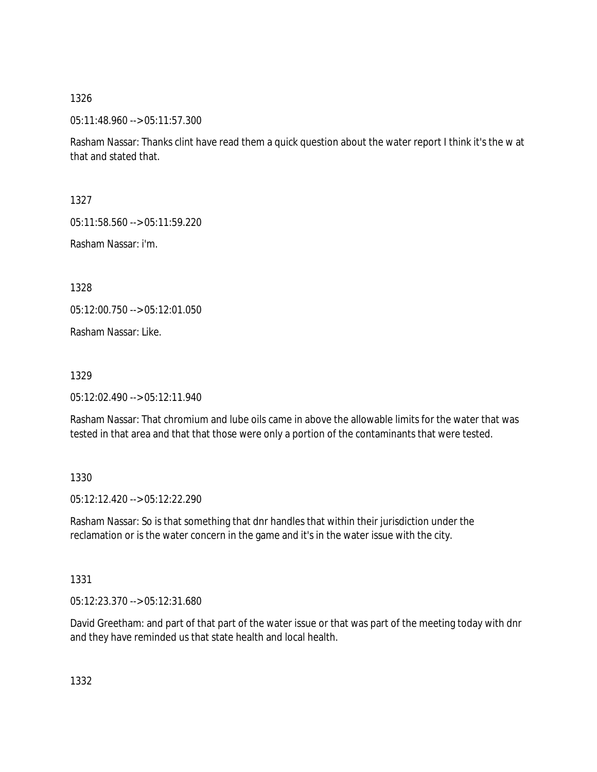1326

05:11:48.960 --> 05:11:57.300

Rasham Nassar: Thanks clint have read them a quick question about the water report I think it's the w at that and stated that.

1327

05:11:58.560 --> 05:11:59.220

Rasham Nassar: i'm.

1328

05:12:00.750 --> 05:12:01.050

Rasham Nassar: Like.

1329

05:12:02.490 --> 05:12:11.940

Rasham Nassar: That chromium and lube oils came in above the allowable limits for the water that was tested in that area and that that those were only a portion of the contaminants that were tested.

1330

05:12:12.420 --> 05:12:22.290

Rasham Nassar: So is that something that dnr handles that within their jurisdiction under the reclamation or is the water concern in the game and it's in the water issue with the city.

1331

05:12:23.370 --> 05:12:31.680

David Greetham: and part of that part of the water issue or that was part of the meeting today with dnr and they have reminded us that state health and local health.

1332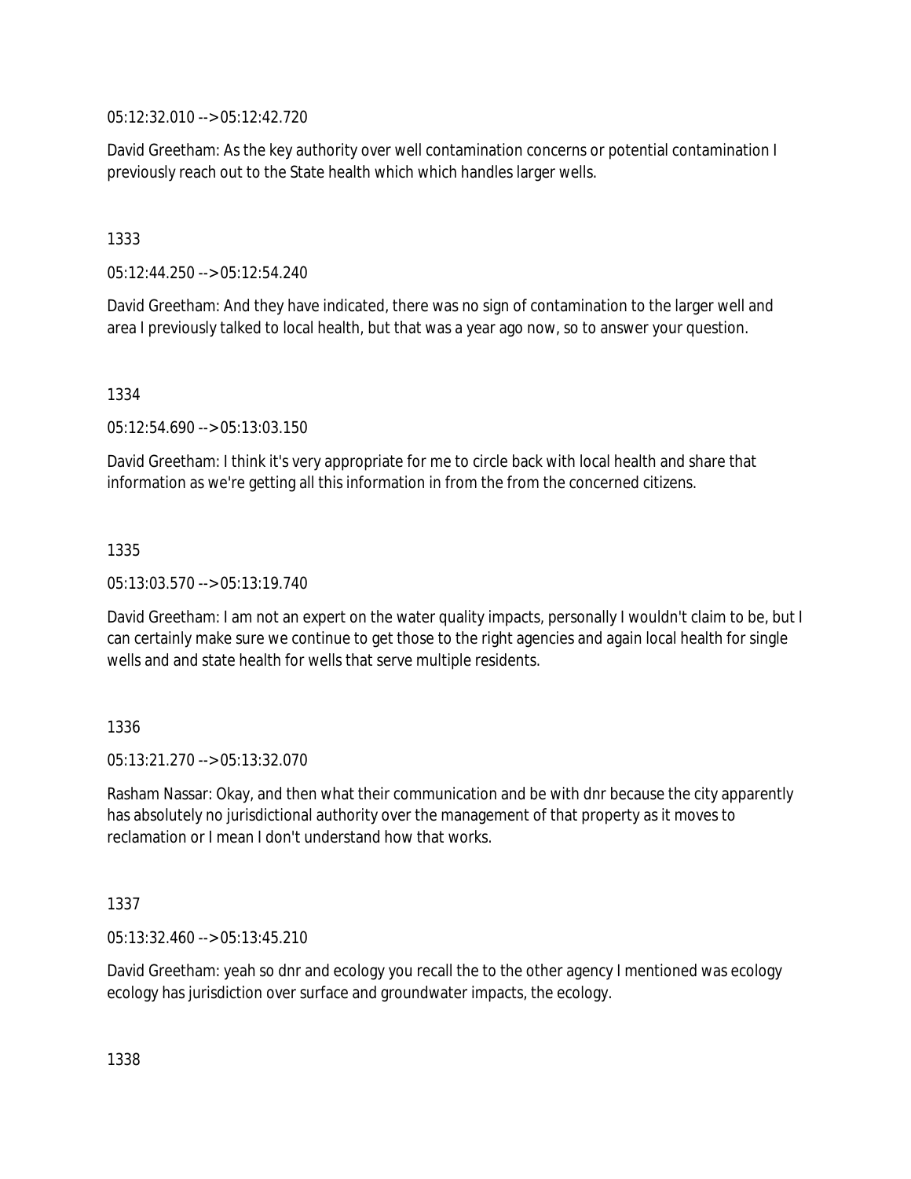05:12:32.010 --> 05:12:42.720

David Greetham: As the key authority over well contamination concerns or potential contamination I previously reach out to the State health which which handles larger wells.

1333

05:12:44.250 --> 05:12:54.240

David Greetham: And they have indicated, there was no sign of contamination to the larger well and area I previously talked to local health, but that was a year ago now, so to answer your question.

1334

05:12:54.690 --> 05:13:03.150

David Greetham: I think it's very appropriate for me to circle back with local health and share that information as we're getting all this information in from the from the concerned citizens.

1335

05:13:03.570 --> 05:13:19.740

David Greetham: I am not an expert on the water quality impacts, personally I wouldn't claim to be, but I can certainly make sure we continue to get those to the right agencies and again local health for single wells and and state health for wells that serve multiple residents.

1336

05:13:21.270 --> 05:13:32.070

Rasham Nassar: Okay, and then what their communication and be with dnr because the city apparently has absolutely no jurisdictional authority over the management of that property as it moves to reclamation or I mean I don't understand how that works.

1337

05:13:32.460 --> 05:13:45.210

David Greetham: yeah so dnr and ecology you recall the to the other agency I mentioned was ecology ecology has jurisdiction over surface and groundwater impacts, the ecology.

1338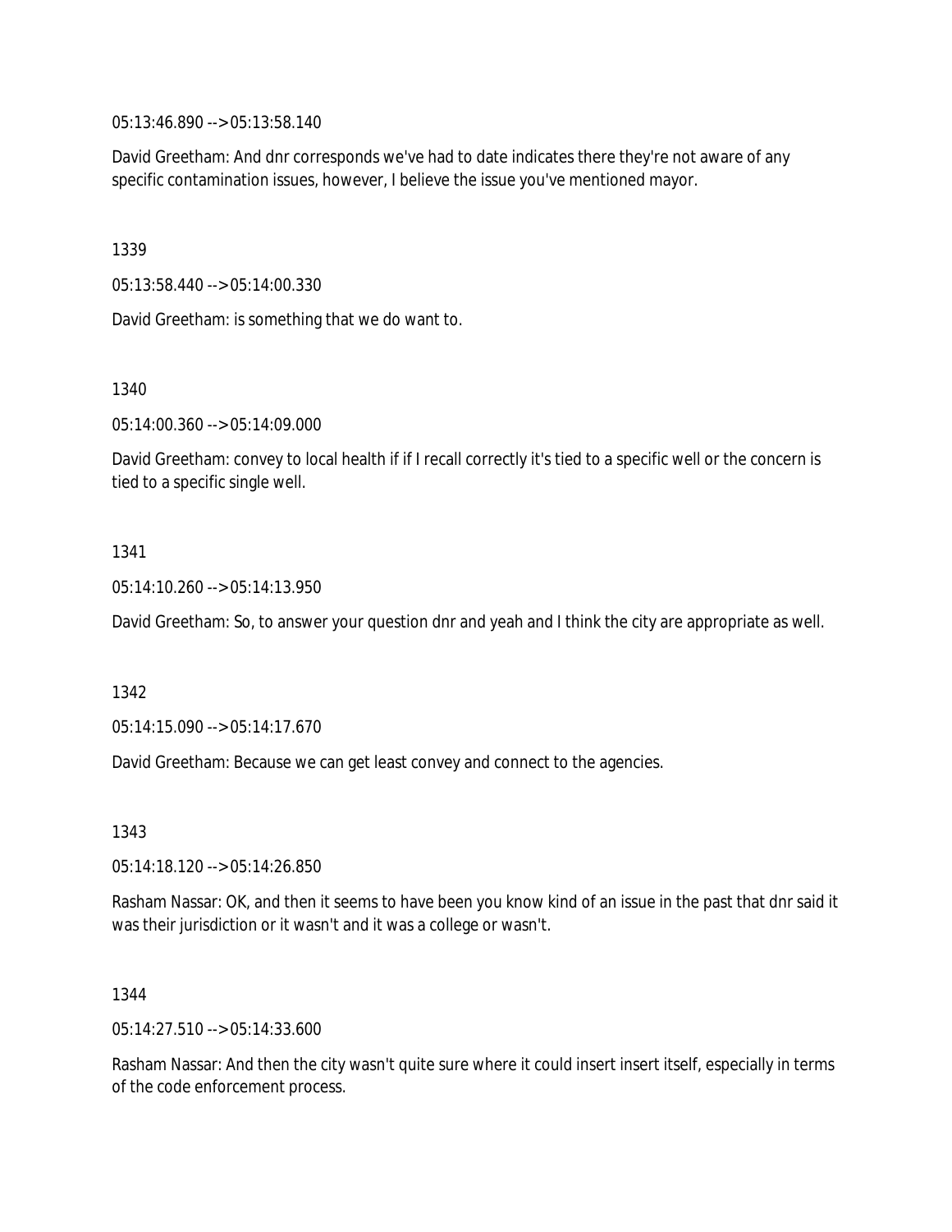05:13:46.890 --> 05:13:58.140

David Greetham: And dnr corresponds we've had to date indicates there they're not aware of any specific contamination issues, however, I believe the issue you've mentioned mayor.

1339

05:13:58.440 --> 05:14:00.330

David Greetham: is something that we do want to.

1340

05:14:00.360 --> 05:14:09.000

David Greetham: convey to local health if if I recall correctly it's tied to a specific well or the concern is tied to a specific single well.

1341

05:14:10.260 --> 05:14:13.950

David Greetham: So, to answer your question dnr and yeah and I think the city are appropriate as well.

1342

05:14:15.090 --> 05:14:17.670

David Greetham: Because we can get least convey and connect to the agencies.

1343

05:14:18.120 --> 05:14:26.850

Rasham Nassar: OK, and then it seems to have been you know kind of an issue in the past that dnr said it was their jurisdiction or it wasn't and it was a college or wasn't.

1344

05:14:27.510 --> 05:14:33.600

Rasham Nassar: And then the city wasn't quite sure where it could insert insert itself, especially in terms of the code enforcement process.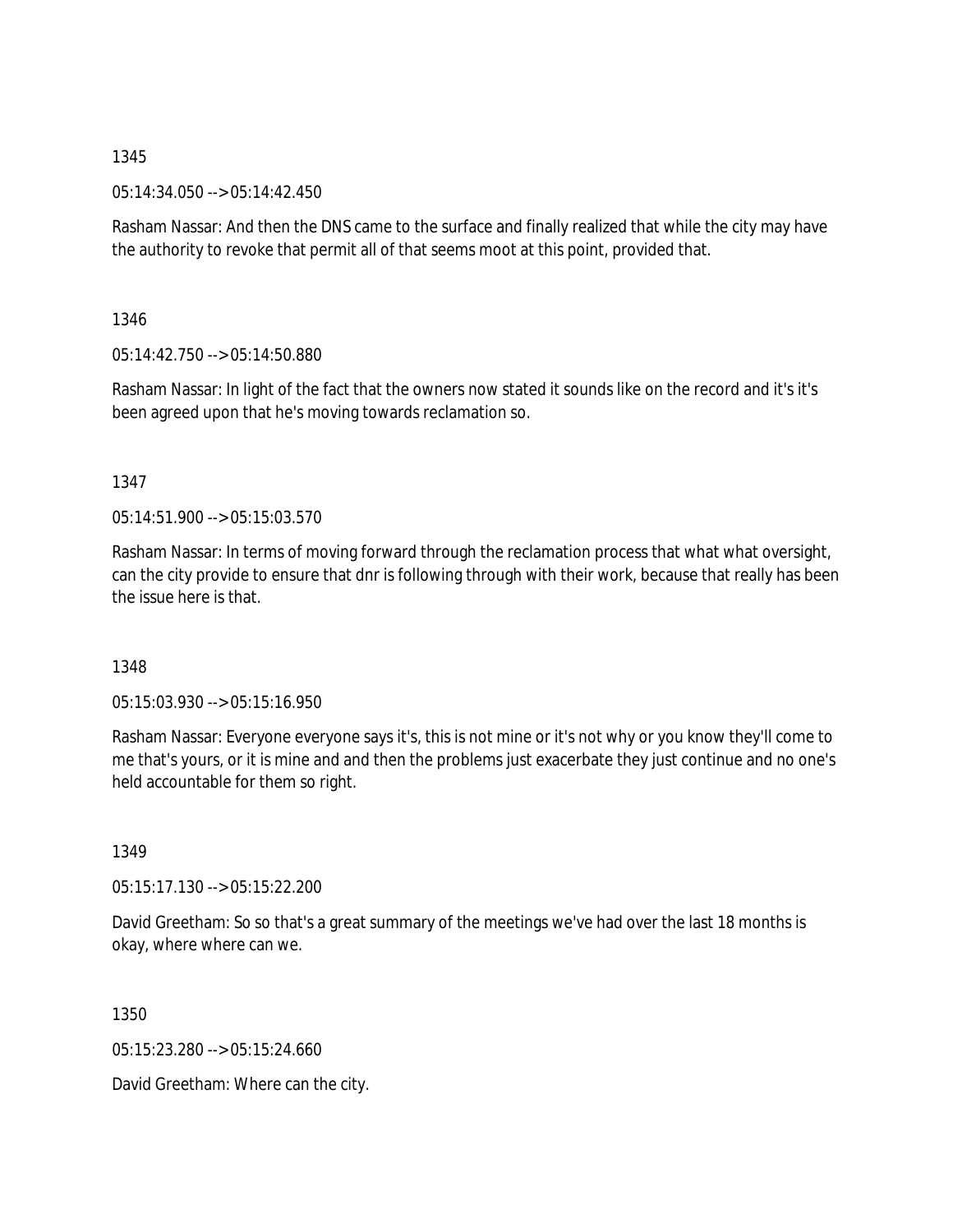1345

05:14:34.050 --> 05:14:42.450

Rasham Nassar: And then the DNS came to the surface and finally realized that while the city may have the authority to revoke that permit all of that seems moot at this point, provided that.

1346

05:14:42.750 --> 05:14:50.880

Rasham Nassar: In light of the fact that the owners now stated it sounds like on the record and it's it's been agreed upon that he's moving towards reclamation so.

1347

05:14:51.900 --> 05:15:03.570

Rasham Nassar: In terms of moving forward through the reclamation process that what what oversight, can the city provide to ensure that dnr is following through with their work, because that really has been the issue here is that.

1348

05:15:03.930 --> 05:15:16.950

Rasham Nassar: Everyone everyone says it's, this is not mine or it's not why or you know they'll come to me that's yours, or it is mine and and then the problems just exacerbate they just continue and no one's held accountable for them so right.

1349

05:15:17.130 --> 05:15:22.200

David Greetham: So so that's a great summary of the meetings we've had over the last 18 months is okay, where where can we.

1350

05:15:23.280 --> 05:15:24.660

David Greetham: Where can the city.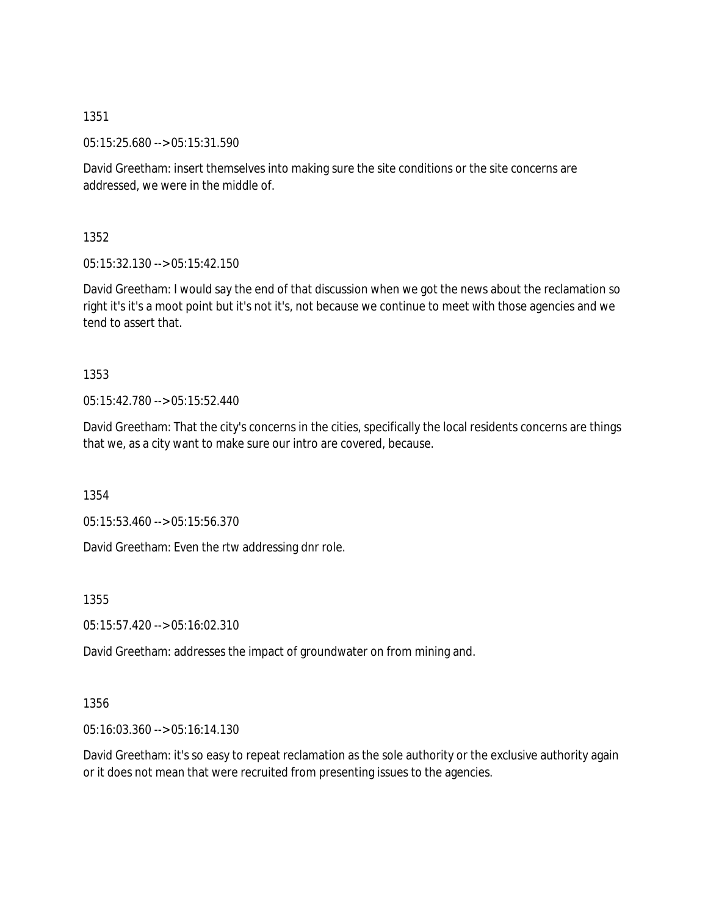1351

05:15:25.680 --> 05:15:31.590

David Greetham: insert themselves into making sure the site conditions or the site concerns are addressed, we were in the middle of.

1352

05:15:32.130 --> 05:15:42.150

David Greetham: I would say the end of that discussion when we got the news about the reclamation so right it's it's a moot point but it's not it's, not because we continue to meet with those agencies and we tend to assert that.

1353

05:15:42.780 --> 05:15:52.440

David Greetham: That the city's concerns in the cities, specifically the local residents concerns are things that we, as a city want to make sure our intro are covered, because.

1354

05:15:53.460 --> 05:15:56.370

David Greetham: Even the rtw addressing dnr role.

1355

05:15:57.420 --> 05:16:02.310

David Greetham: addresses the impact of groundwater on from mining and.

1356

05:16:03.360 --> 05:16:14.130

David Greetham: it's so easy to repeat reclamation as the sole authority or the exclusive authority again or it does not mean that were recruited from presenting issues to the agencies.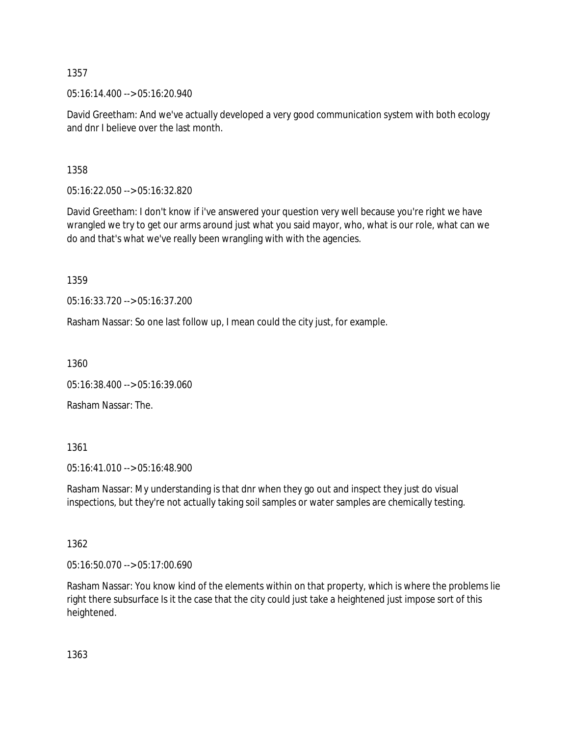1357

05:16:14.400 --> 05:16:20.940

David Greetham: And we've actually developed a very good communication system with both ecology and dnr I believe over the last month.

1358

05:16:22.050 --> 05:16:32.820

David Greetham: I don't know if i've answered your question very well because you're right we have wrangled we try to get our arms around just what you said mayor, who, what is our role, what can we do and that's what we've really been wrangling with with the agencies.

1359

05:16:33.720 --> 05:16:37.200

Rasham Nassar: So one last follow up, I mean could the city just, for example.

1360

05:16:38.400 --> 05:16:39.060

Rasham Nassar: The.

1361

05:16:41.010 --> 05:16:48.900

Rasham Nassar: My understanding is that dnr when they go out and inspect they just do visual inspections, but they're not actually taking soil samples or water samples are chemically testing.

1362

05:16:50.070 --> 05:17:00.690

Rasham Nassar: You know kind of the elements within on that property, which is where the problems lie right there subsurface Is it the case that the city could just take a heightened just impose sort of this heightened.

1363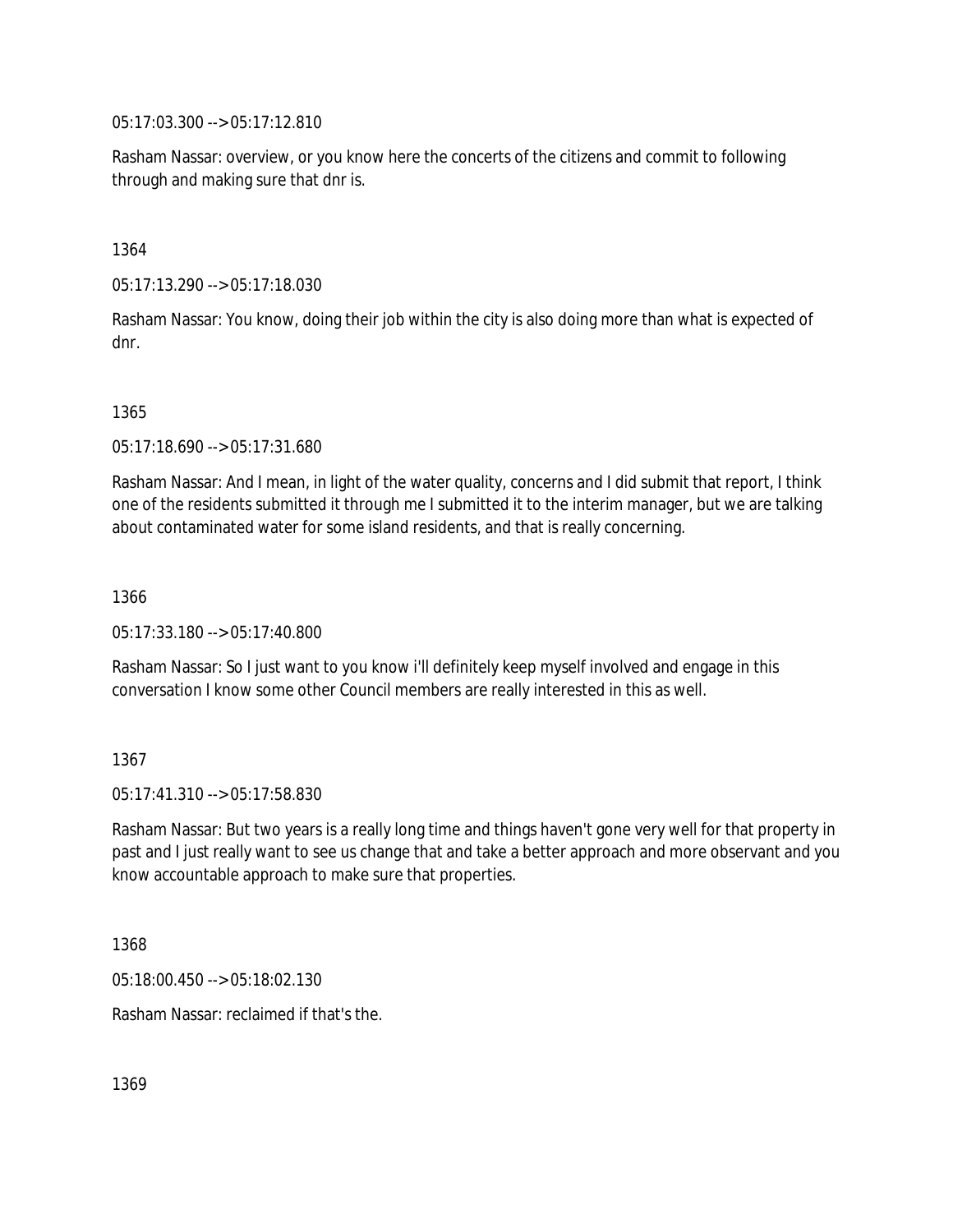05:17:03.300 --> 05:17:12.810

Rasham Nassar: overview, or you know here the concerts of the citizens and commit to following through and making sure that dnr is.

1364

05:17:13.290 --> 05:17:18.030

Rasham Nassar: You know, doing their job within the city is also doing more than what is expected of dnr.

1365

05:17:18.690 --> 05:17:31.680

Rasham Nassar: And I mean, in light of the water quality, concerns and I did submit that report, I think one of the residents submitted it through me I submitted it to the interim manager, but we are talking about contaminated water for some island residents, and that is really concerning.

1366

05:17:33.180 --> 05:17:40.800

Rasham Nassar: So I just want to you know i'll definitely keep myself involved and engage in this conversation I know some other Council members are really interested in this as well.

1367

05:17:41.310 --> 05:17:58.830

Rasham Nassar: But two years is a really long time and things haven't gone very well for that property in past and I just really want to see us change that and take a better approach and more observant and you know accountable approach to make sure that properties.

1368

05:18:00.450 --> 05:18:02.130

Rasham Nassar: reclaimed if that's the.

1369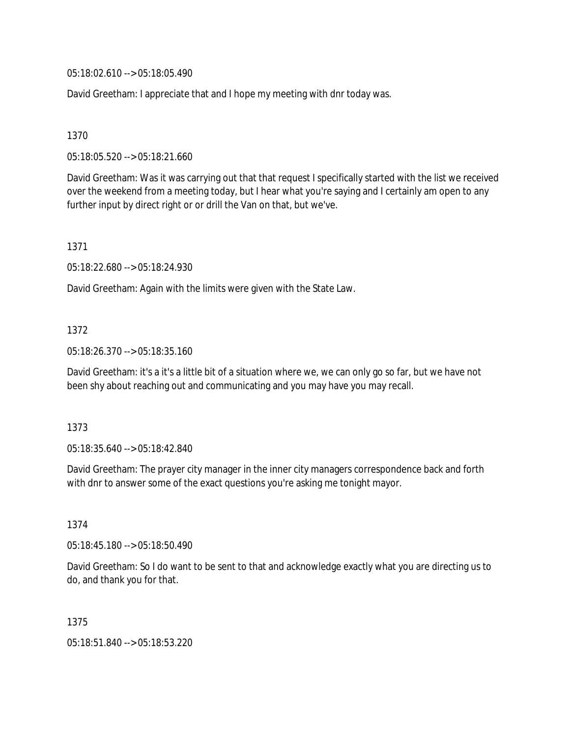05:18:02.610 --> 05:18:05.490

David Greetham: I appreciate that and I hope my meeting with dnr today was.

1370

05:18:05.520 --> 05:18:21.660

David Greetham: Was it was carrying out that that request I specifically started with the list we received over the weekend from a meeting today, but I hear what you're saying and I certainly am open to any further input by direct right or or drill the Van on that, but we've.

1371

05:18:22.680 --> 05:18:24.930

David Greetham: Again with the limits were given with the State Law.

1372

05:18:26.370 --> 05:18:35.160

David Greetham: it's a it's a little bit of a situation where we, we can only go so far, but we have not been shy about reaching out and communicating and you may have you may recall.

1373

05:18:35.640 --> 05:18:42.840

David Greetham: The prayer city manager in the inner city managers correspondence back and forth with dnr to answer some of the exact questions you're asking me tonight mayor.

1374

05:18:45.180 --> 05:18:50.490

David Greetham: So I do want to be sent to that and acknowledge exactly what you are directing us to do, and thank you for that.

1375

05:18:51.840 --> 05:18:53.220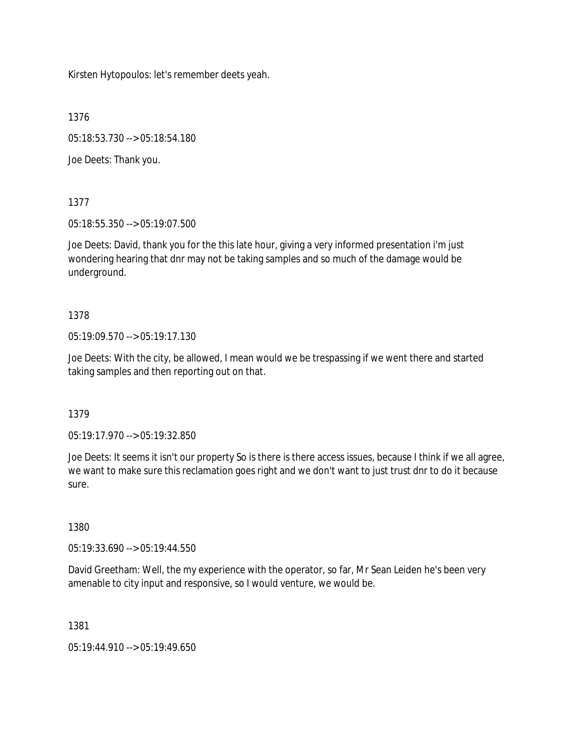Kirsten Hytopoulos: let's remember deets yeah.

1376

05:18:53.730 --> 05:18:54.180

Joe Deets: Thank you.

1377

05:18:55.350 --> 05:19:07.500

Joe Deets: David, thank you for the this late hour, giving a very informed presentation i'm just wondering hearing that dnr may not be taking samples and so much of the damage would be underground.

1378

05:19:09.570 --> 05:19:17.130

Joe Deets: With the city, be allowed, I mean would we be trespassing if we went there and started taking samples and then reporting out on that.

1379

05:19:17.970 --> 05:19:32.850

Joe Deets: It seems it isn't our property So is there is there access issues, because I think if we all agree, we want to make sure this reclamation goes right and we don't want to just trust dnr to do it because sure.

1380

05:19:33.690 --> 05:19:44.550

David Greetham: Well, the my experience with the operator, so far, Mr Sean Leiden he's been very amenable to city input and responsive, so I would venture, we would be.

1381

05:19:44.910 --> 05:19:49.650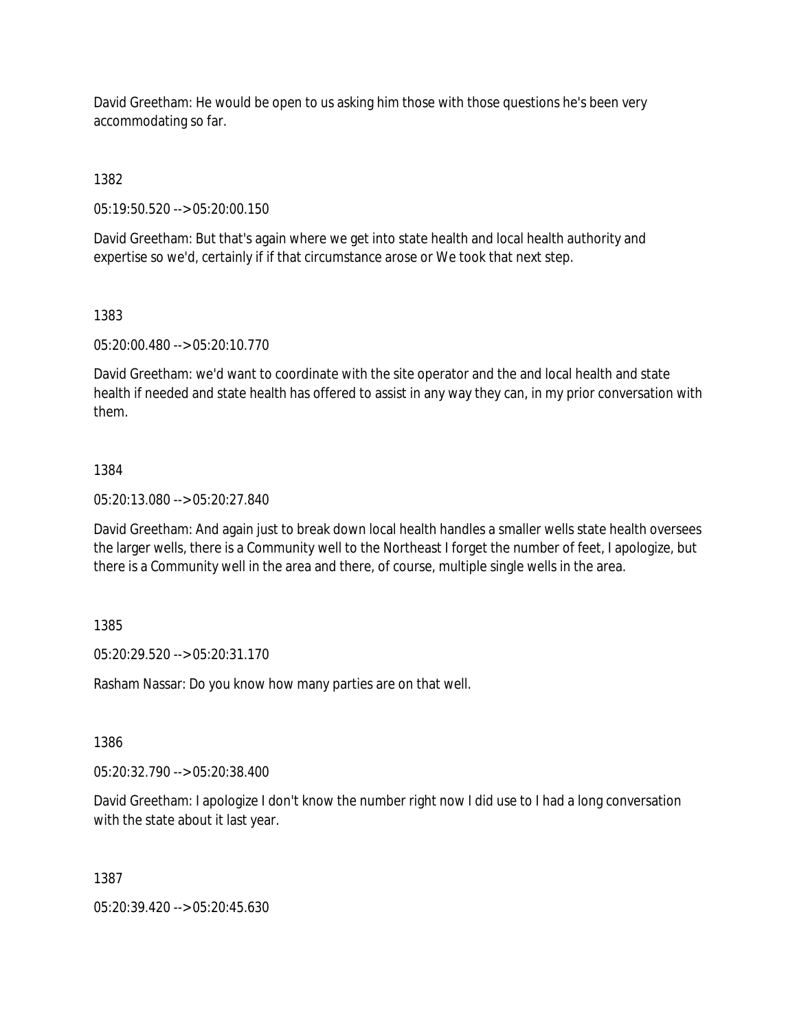David Greetham: He would be open to us asking him those with those questions he's been very accommodating so far.

1382

05:19:50.520 --> 05:20:00.150

David Greetham: But that's again where we get into state health and local health authority and expertise so we'd, certainly if if that circumstance arose or We took that next step.

1383

05:20:00.480 --> 05:20:10.770

David Greetham: we'd want to coordinate with the site operator and the and local health and state health if needed and state health has offered to assist in any way they can, in my prior conversation with them.

1384

05:20:13.080 --> 05:20:27.840

David Greetham: And again just to break down local health handles a smaller wells state health oversees the larger wells, there is a Community well to the Northeast I forget the number of feet, I apologize, but there is a Community well in the area and there, of course, multiple single wells in the area.

1385

05:20:29.520 --> 05:20:31.170

Rasham Nassar: Do you know how many parties are on that well.

1386

05:20:32.790 --> 05:20:38.400

David Greetham: I apologize I don't know the number right now I did use to I had a long conversation with the state about it last year.

1387

05:20:39.420 --> 05:20:45.630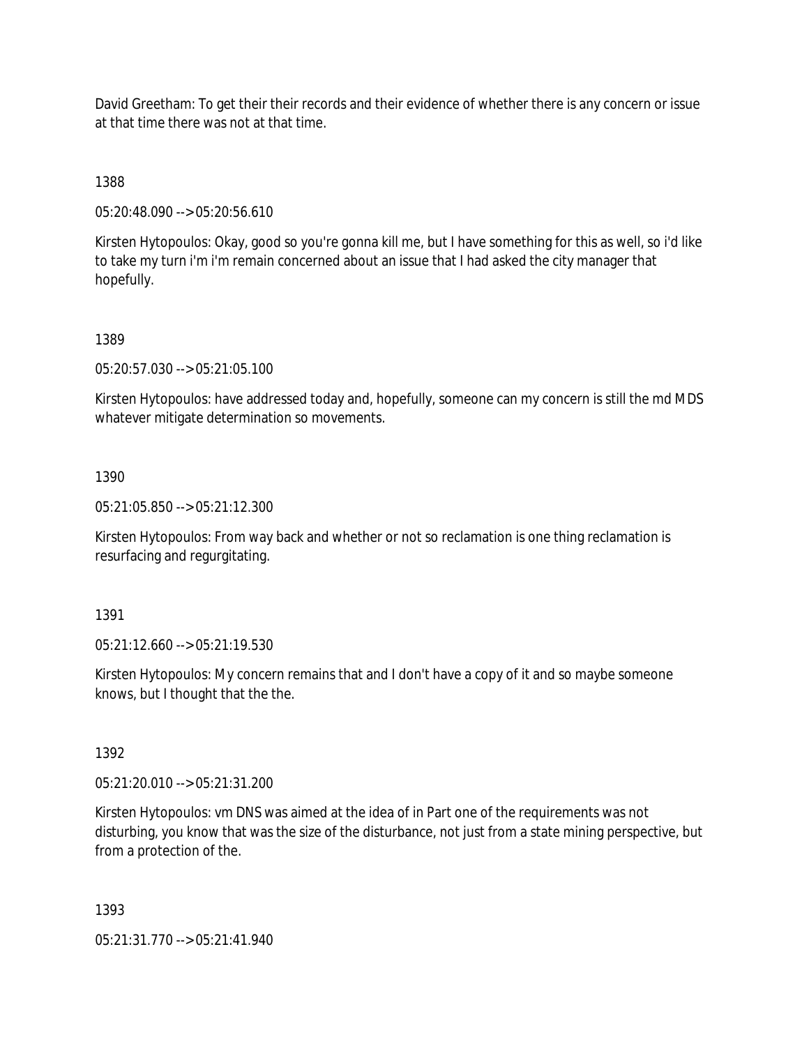David Greetham: To get their their records and their evidence of whether there is any concern or issue at that time there was not at that time.

1388

05:20:48.090 --> 05:20:56.610

Kirsten Hytopoulos: Okay, good so you're gonna kill me, but I have something for this as well, so i'd like to take my turn i'm i'm remain concerned about an issue that I had asked the city manager that hopefully.

1389

05:20:57.030 --> 05:21:05.100

Kirsten Hytopoulos: have addressed today and, hopefully, someone can my concern is still the md MDS whatever mitigate determination so movements.

1390

05:21:05.850 --> 05:21:12.300

Kirsten Hytopoulos: From way back and whether or not so reclamation is one thing reclamation is resurfacing and regurgitating.

1391

05:21:12.660 --> 05:21:19.530

Kirsten Hytopoulos: My concern remains that and I don't have a copy of it and so maybe someone knows, but I thought that the the.

1392

05:21:20.010 --> 05:21:31.200

Kirsten Hytopoulos: vm DNS was aimed at the idea of in Part one of the requirements was not disturbing, you know that was the size of the disturbance, not just from a state mining perspective, but from a protection of the.

1393

05:21:31.770 --> 05:21:41.940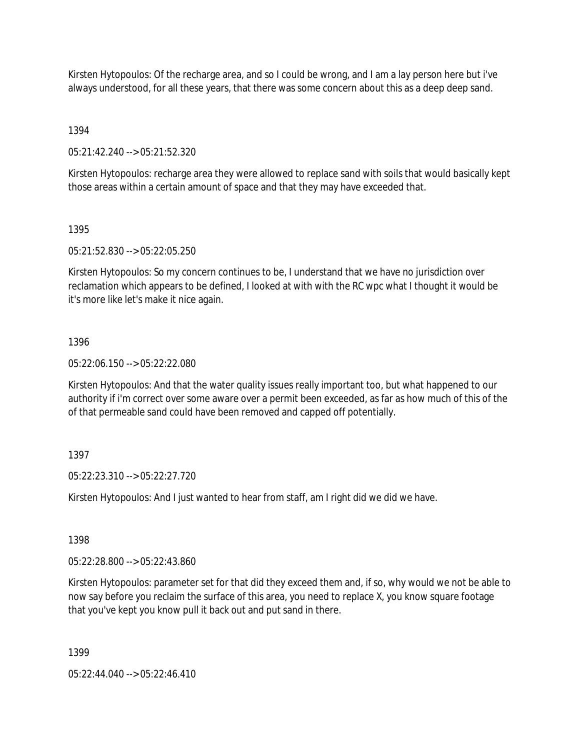Kirsten Hytopoulos: Of the recharge area, and so I could be wrong, and I am a lay person here but i've always understood, for all these years, that there was some concern about this as a deep deep sand.

1394

05:21:42.240 --> 05:21:52.320

Kirsten Hytopoulos: recharge area they were allowed to replace sand with soils that would basically kept those areas within a certain amount of space and that they may have exceeded that.

1395

05:21:52.830 --> 05:22:05.250

Kirsten Hytopoulos: So my concern continues to be, I understand that we have no jurisdiction over reclamation which appears to be defined, I looked at with with the RC wpc what I thought it would be it's more like let's make it nice again.

1396

05:22:06.150 --> 05:22:22.080

Kirsten Hytopoulos: And that the water quality issues really important too, but what happened to our authority if i'm correct over some aware over a permit been exceeded, as far as how much of this of the of that permeable sand could have been removed and capped off potentially.

1397

05:22:23.310 --> 05:22:27.720

Kirsten Hytopoulos: And I just wanted to hear from staff, am I right did we did we have.

1398

05:22:28.800 --> 05:22:43.860

Kirsten Hytopoulos: parameter set for that did they exceed them and, if so, why would we not be able to now say before you reclaim the surface of this area, you need to replace X, you know square footage that you've kept you know pull it back out and put sand in there.

1399

05:22:44.040 --> 05:22:46.410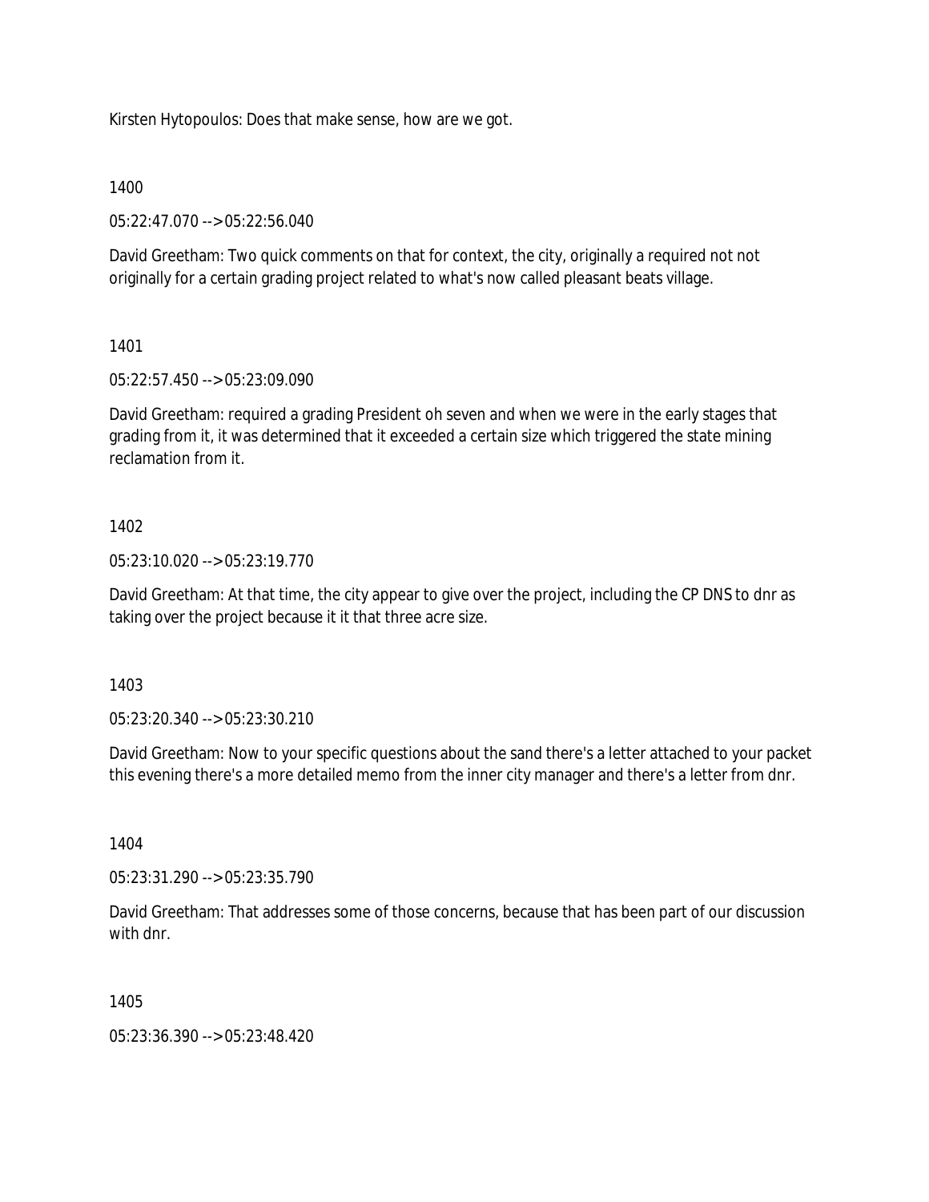Kirsten Hytopoulos: Does that make sense, how are we got.

1400

05:22:47.070 --> 05:22:56.040

David Greetham: Two quick comments on that for context, the city, originally a required not not originally for a certain grading project related to what's now called pleasant beats village.

1401

05:22:57.450 --> 05:23:09.090

David Greetham: required a grading President oh seven and when we were in the early stages that grading from it, it was determined that it exceeded a certain size which triggered the state mining reclamation from it.

1402

05:23:10.020 --> 05:23:19.770

David Greetham: At that time, the city appear to give over the project, including the CP DNS to dnr as taking over the project because it it that three acre size.

1403

05:23:20.340 --> 05:23:30.210

David Greetham: Now to your specific questions about the sand there's a letter attached to your packet this evening there's a more detailed memo from the inner city manager and there's a letter from dnr.

1404

05:23:31.290 --> 05:23:35.790

David Greetham: That addresses some of those concerns, because that has been part of our discussion with dnr.

1405

05:23:36.390 --> 05:23:48.420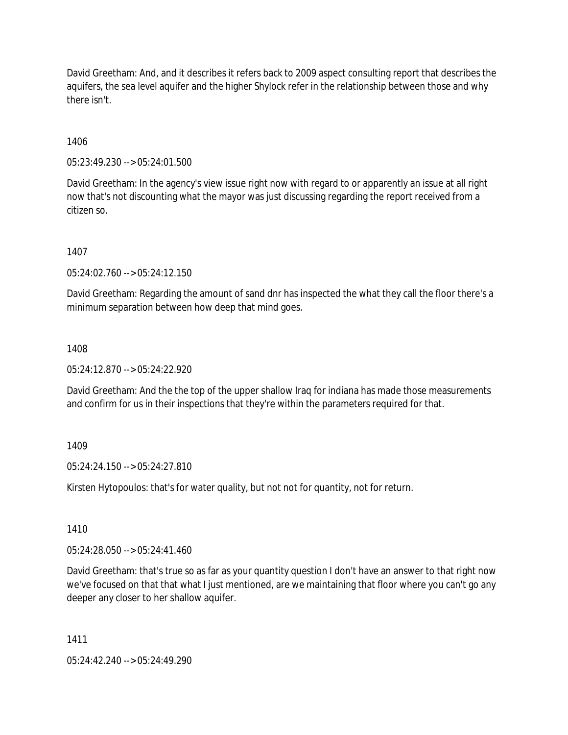David Greetham: And, and it describes it refers back to 2009 aspect consulting report that describes the aquifers, the sea level aquifer and the higher Shylock refer in the relationship between those and why there isn't.

1406

05:23:49.230 --> 05:24:01.500

David Greetham: In the agency's view issue right now with regard to or apparently an issue at all right now that's not discounting what the mayor was just discussing regarding the report received from a citizen so.

1407

05:24:02.760 --> 05:24:12.150

David Greetham: Regarding the amount of sand dnr has inspected the what they call the floor there's a minimum separation between how deep that mind goes.

1408

05:24:12.870 --> 05:24:22.920

David Greetham: And the the top of the upper shallow Iraq for indiana has made those measurements and confirm for us in their inspections that they're within the parameters required for that.

1409

05:24:24.150 --> 05:24:27.810

Kirsten Hytopoulos: that's for water quality, but not not for quantity, not for return.

1410

05:24:28.050 --> 05:24:41.460

David Greetham: that's true so as far as your quantity question I don't have an answer to that right now we've focused on that that what I just mentioned, are we maintaining that floor where you can't go any deeper any closer to her shallow aquifer.

1411

05:24:42.240 --> 05:24:49.290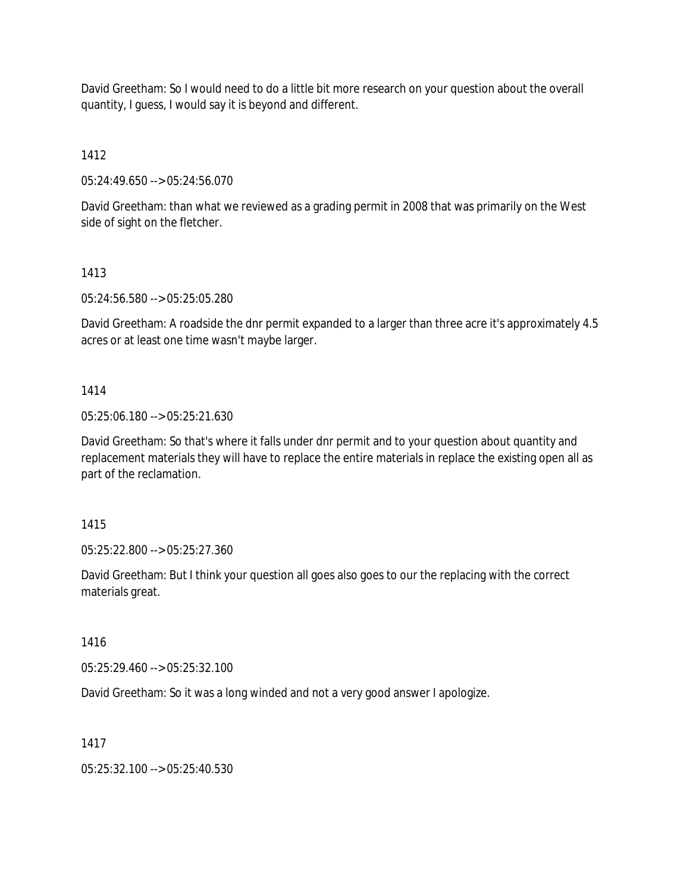David Greetham: So I would need to do a little bit more research on your question about the overall quantity, I guess, I would say it is beyond and different.

1412

05:24:49.650 --> 05:24:56.070

David Greetham: than what we reviewed as a grading permit in 2008 that was primarily on the West side of sight on the fletcher.

1413

05:24:56.580 --> 05:25:05.280

David Greetham: A roadside the dnr permit expanded to a larger than three acre it's approximately 4.5 acres or at least one time wasn't maybe larger.

1414

05:25:06.180 --> 05:25:21.630

David Greetham: So that's where it falls under dnr permit and to your question about quantity and replacement materials they will have to replace the entire materials in replace the existing open all as part of the reclamation.

1415

05:25:22.800 --> 05:25:27.360

David Greetham: But I think your question all goes also goes to our the replacing with the correct materials great.

1416

05:25:29.460 --> 05:25:32.100

David Greetham: So it was a long winded and not a very good answer I apologize.

1417

05:25:32.100 --> 05:25:40.530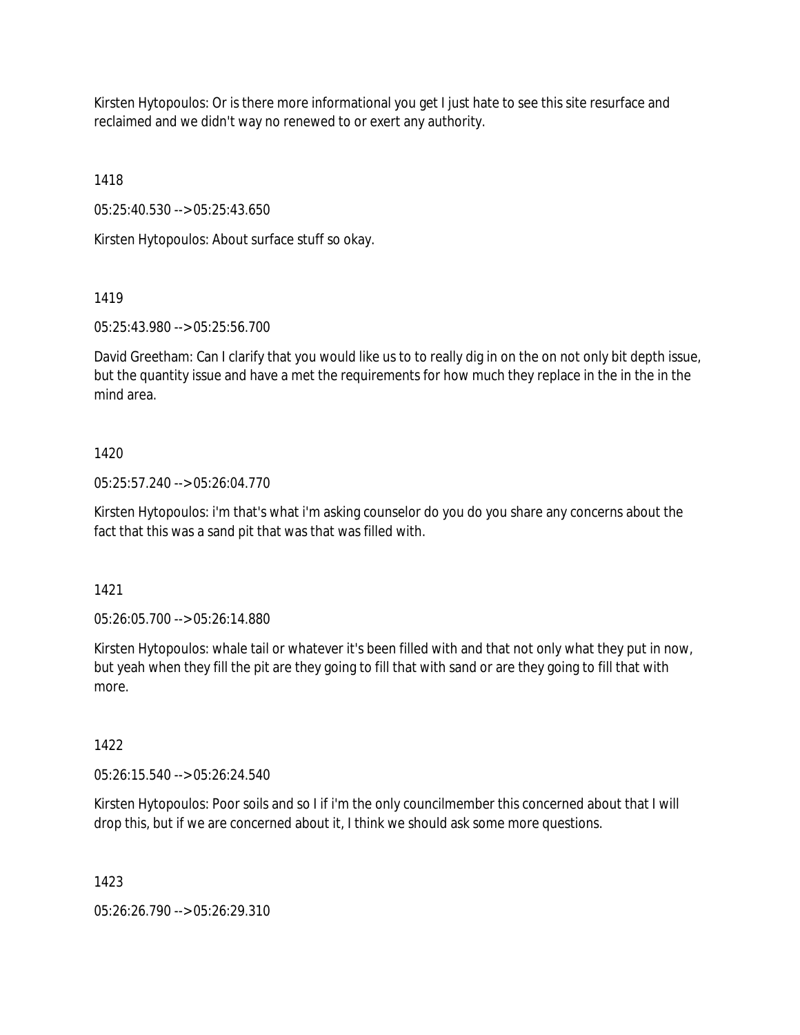Kirsten Hytopoulos: Or is there more informational you get I just hate to see this site resurface and reclaimed and we didn't way no renewed to or exert any authority.

1418

05:25:40.530 --> 05:25:43.650

Kirsten Hytopoulos: About surface stuff so okay.

1419

05:25:43.980 --> 05:25:56.700

David Greetham: Can I clarify that you would like us to to really dig in on the on not only bit depth issue, but the quantity issue and have a met the requirements for how much they replace in the in the in the mind area.

1420

05:25:57.240 --> 05:26:04.770

Kirsten Hytopoulos: i'm that's what i'm asking counselor do you do you share any concerns about the fact that this was a sand pit that was that was filled with.

1421

05:26:05.700 --> 05:26:14.880

Kirsten Hytopoulos: whale tail or whatever it's been filled with and that not only what they put in now, but yeah when they fill the pit are they going to fill that with sand or are they going to fill that with more.

1422

05:26:15.540 --> 05:26:24.540

Kirsten Hytopoulos: Poor soils and so I if i'm the only councilmember this concerned about that I will drop this, but if we are concerned about it, I think we should ask some more questions.

1423

05:26:26.790 --> 05:26:29.310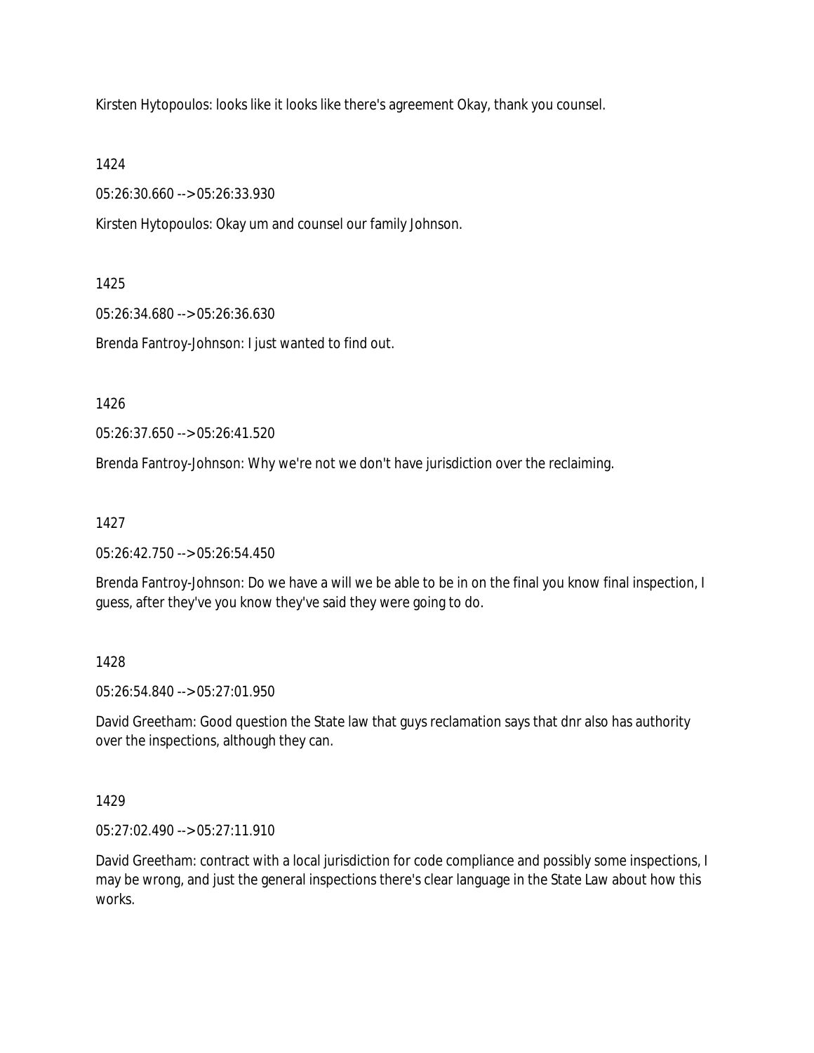Kirsten Hytopoulos: looks like it looks like there's agreement Okay, thank you counsel.

1424

05:26:30.660 --> 05:26:33.930

Kirsten Hytopoulos: Okay um and counsel our family Johnson.

1425

05:26:34.680 --> 05:26:36.630

Brenda Fantroy-Johnson: I just wanted to find out.

1426

05:26:37.650 --> 05:26:41.520

Brenda Fantroy-Johnson: Why we're not we don't have jurisdiction over the reclaiming.

1427

05:26:42.750 --> 05:26:54.450

Brenda Fantroy-Johnson: Do we have a will we be able to be in on the final you know final inspection, I guess, after they've you know they've said they were going to do.

1428

05:26:54.840 --> 05:27:01.950

David Greetham: Good question the State law that guys reclamation says that dnr also has authority over the inspections, although they can.

1429

05:27:02.490 --> 05:27:11.910

David Greetham: contract with a local jurisdiction for code compliance and possibly some inspections, I may be wrong, and just the general inspections there's clear language in the State Law about how this works.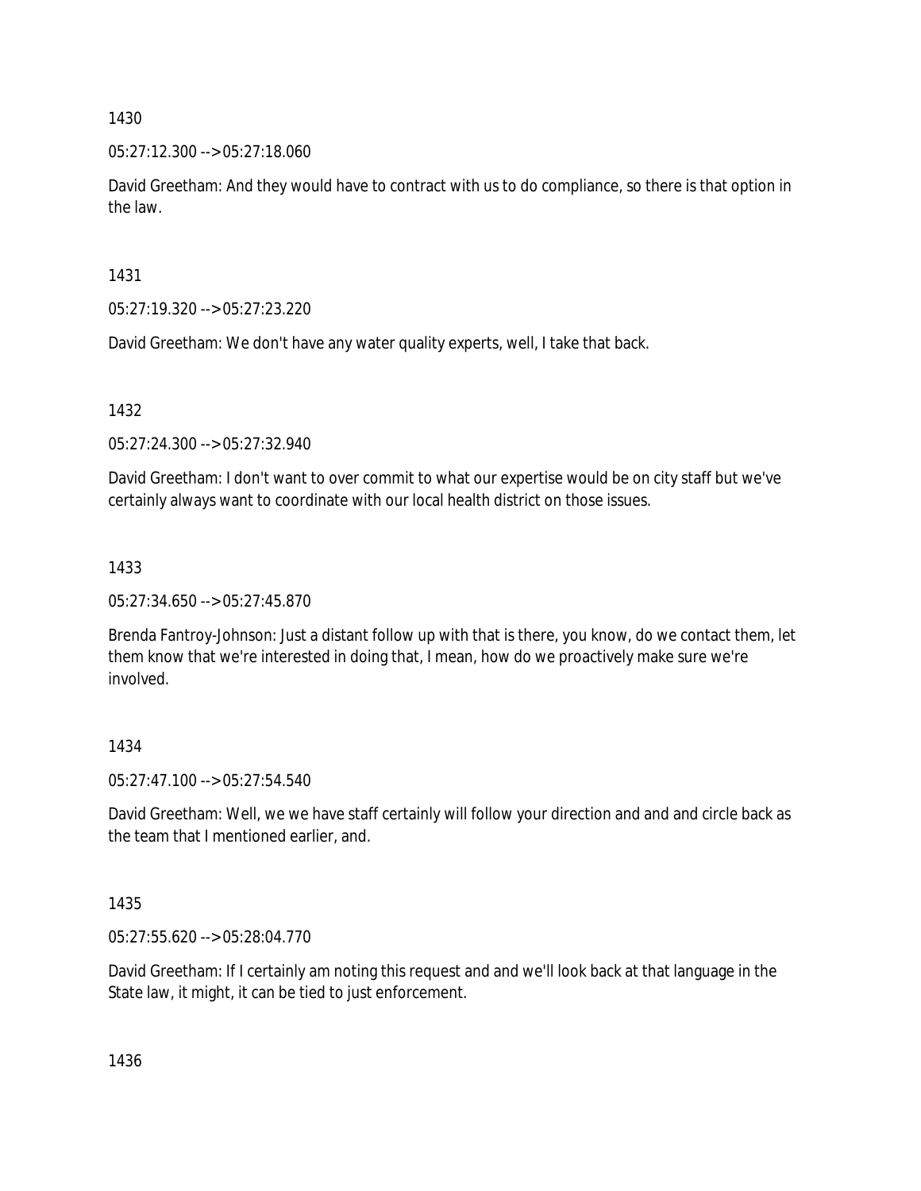1430

05:27:12.300 --> 05:27:18.060

David Greetham: And they would have to contract with us to do compliance, so there is that option in the law.

1431

05:27:19.320 --> 05:27:23.220

David Greetham: We don't have any water quality experts, well, I take that back.

1432

05:27:24.300 --> 05:27:32.940

David Greetham: I don't want to over commit to what our expertise would be on city staff but we've certainly always want to coordinate with our local health district on those issues.

1433

05:27:34.650 --> 05:27:45.870

Brenda Fantroy-Johnson: Just a distant follow up with that is there, you know, do we contact them, let them know that we're interested in doing that, I mean, how do we proactively make sure we're involved.

1434

05:27:47.100 --> 05:27:54.540

David Greetham: Well, we we have staff certainly will follow your direction and and and circle back as the team that I mentioned earlier, and.

1435

05:27:55.620 --> 05:28:04.770

David Greetham: If I certainly am noting this request and and we'll look back at that language in the State law, it might, it can be tied to just enforcement.

1436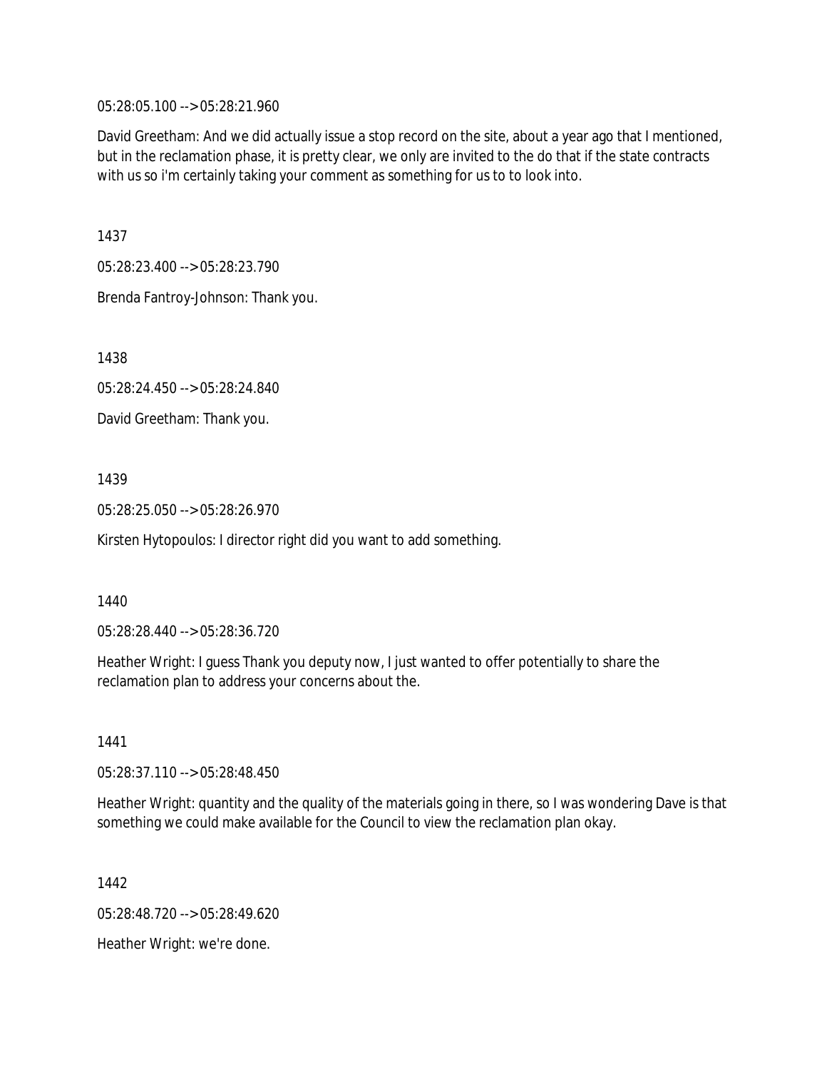05:28:05.100 --> 05:28:21.960

David Greetham: And we did actually issue a stop record on the site, about a year ago that I mentioned, but in the reclamation phase, it is pretty clear, we only are invited to the do that if the state contracts with us so i'm certainly taking your comment as something for us to to look into.

1437

05:28:23.400 --> 05:28:23.790

Brenda Fantroy-Johnson: Thank you.

1438

05:28:24.450 --> 05:28:24.840

David Greetham: Thank you.

1439

05:28:25.050 --> 05:28:26.970

Kirsten Hytopoulos: I director right did you want to add something.

1440

05:28:28.440 --> 05:28:36.720

Heather Wright: I guess Thank you deputy now, I just wanted to offer potentially to share the reclamation plan to address your concerns about the.

1441

05:28:37.110 --> 05:28:48.450

Heather Wright: quantity and the quality of the materials going in there, so I was wondering Dave is that something we could make available for the Council to view the reclamation plan okay.

1442

05:28:48.720 --> 05:28:49.620

Heather Wright: we're done.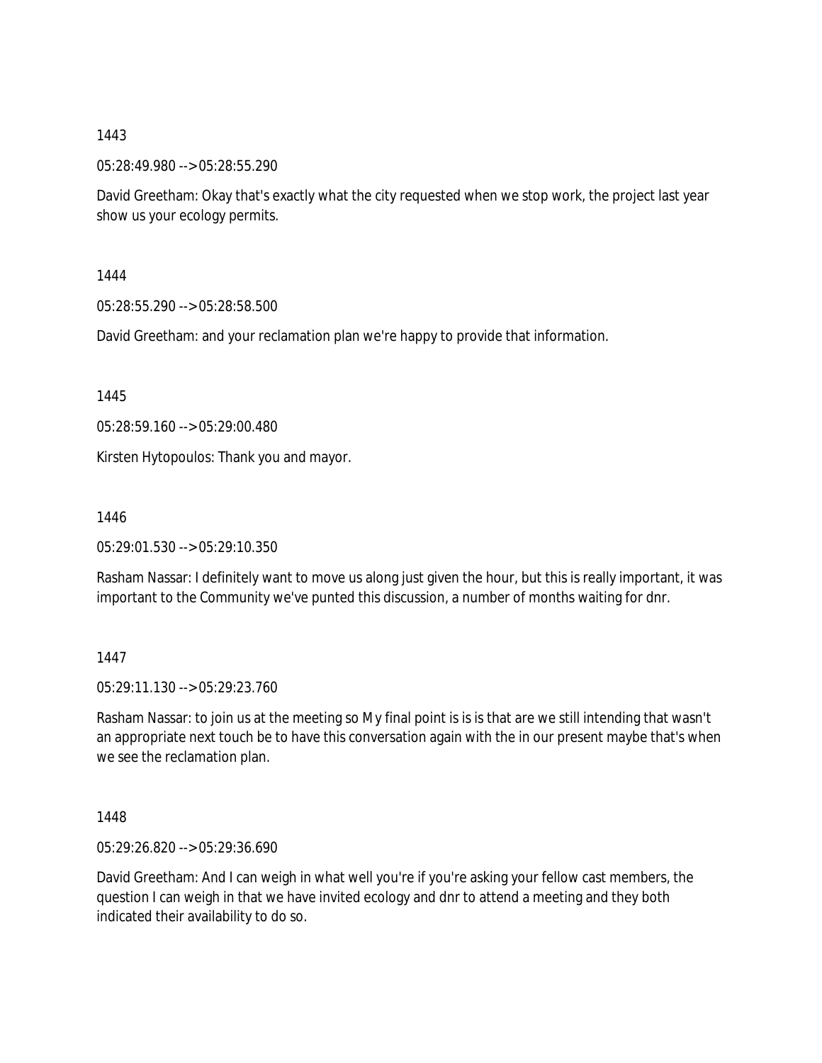1443

05:28:49.980 --> 05:28:55.290

David Greetham: Okay that's exactly what the city requested when we stop work, the project last year show us your ecology permits.

1444

05:28:55.290 --> 05:28:58.500

David Greetham: and your reclamation plan we're happy to provide that information.

1445

05:28:59.160 --> 05:29:00.480

Kirsten Hytopoulos: Thank you and mayor.

1446

05:29:01.530 --> 05:29:10.350

Rasham Nassar: I definitely want to move us along just given the hour, but this is really important, it was important to the Community we've punted this discussion, a number of months waiting for dnr.

1447

05:29:11.130 --> 05:29:23.760

Rasham Nassar: to join us at the meeting so My final point is is is that are we still intending that wasn't an appropriate next touch be to have this conversation again with the in our present maybe that's when we see the reclamation plan.

1448

05:29:26.820 --> 05:29:36.690

David Greetham: And I can weigh in what well you're if you're asking your fellow cast members, the question I can weigh in that we have invited ecology and dnr to attend a meeting and they both indicated their availability to do so.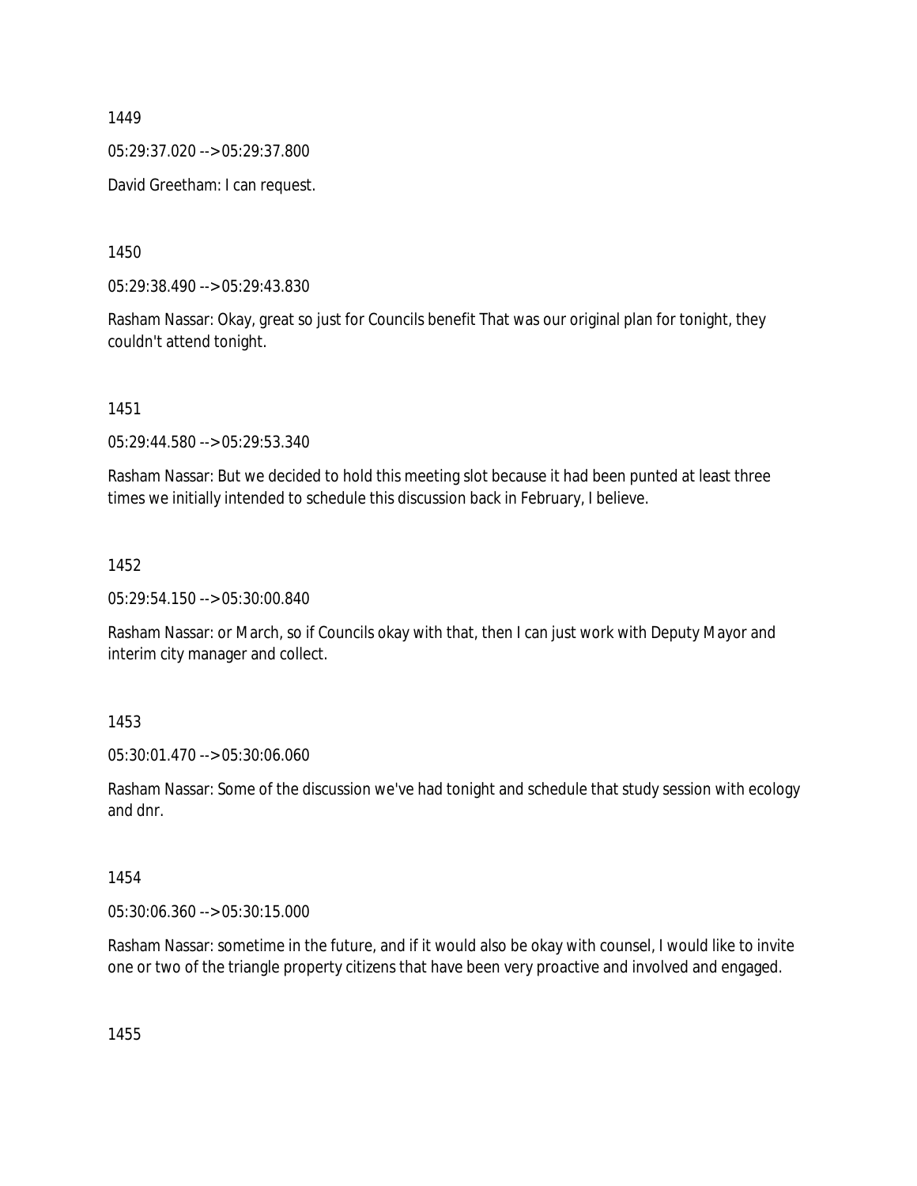1449

05:29:37.020 --> 05:29:37.800

David Greetham: I can request.

1450

05:29:38.490 --> 05:29:43.830

Rasham Nassar: Okay, great so just for Councils benefit That was our original plan for tonight, they couldn't attend tonight.

1451

05:29:44.580 --> 05:29:53.340

Rasham Nassar: But we decided to hold this meeting slot because it had been punted at least three times we initially intended to schedule this discussion back in February, I believe.

1452

05:29:54.150 --> 05:30:00.840

Rasham Nassar: or March, so if Councils okay with that, then I can just work with Deputy Mayor and interim city manager and collect.

1453

05:30:01.470 --> 05:30:06.060

Rasham Nassar: Some of the discussion we've had tonight and schedule that study session with ecology and dnr.

1454

05:30:06.360 --> 05:30:15.000

Rasham Nassar: sometime in the future, and if it would also be okay with counsel, I would like to invite one or two of the triangle property citizens that have been very proactive and involved and engaged.

1455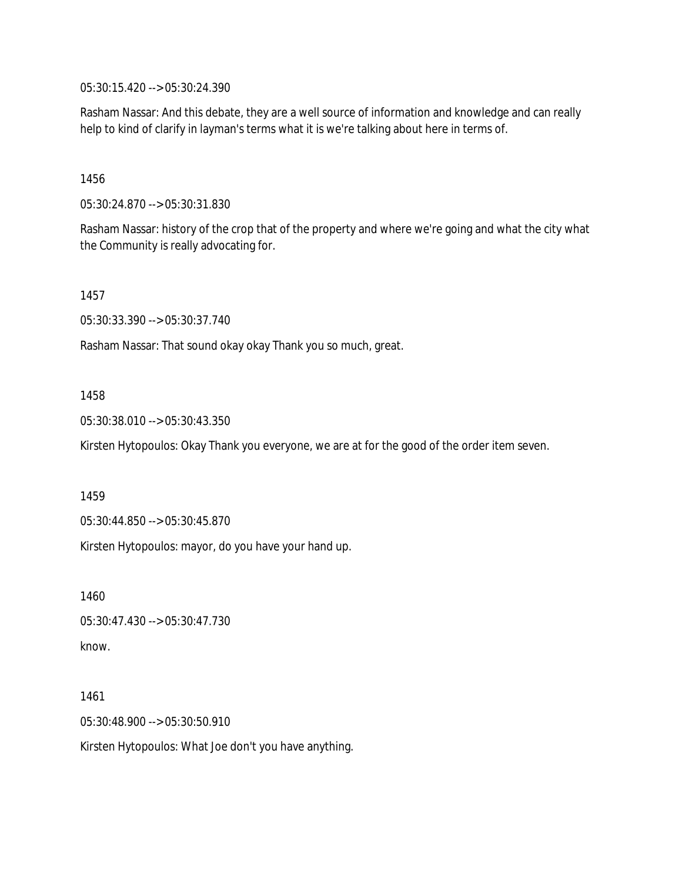05:30:15.420 --> 05:30:24.390

Rasham Nassar: And this debate, they are a well source of information and knowledge and can really help to kind of clarify in layman's terms what it is we're talking about here in terms of.

1456

05:30:24.870 --> 05:30:31.830

Rasham Nassar: history of the crop that of the property and where we're going and what the city what the Community is really advocating for.

1457

05:30:33.390 --> 05:30:37.740

Rasham Nassar: That sound okay okay Thank you so much, great.

1458

05:30:38.010 --> 05:30:43.350

Kirsten Hytopoulos: Okay Thank you everyone, we are at for the good of the order item seven.

1459

05:30:44.850 --> 05:30:45.870

Kirsten Hytopoulos: mayor, do you have your hand up.

1460

05:30:47.430 --> 05:30:47.730

know.

1461

05:30:48.900 --> 05:30:50.910

Kirsten Hytopoulos: What Joe don't you have anything.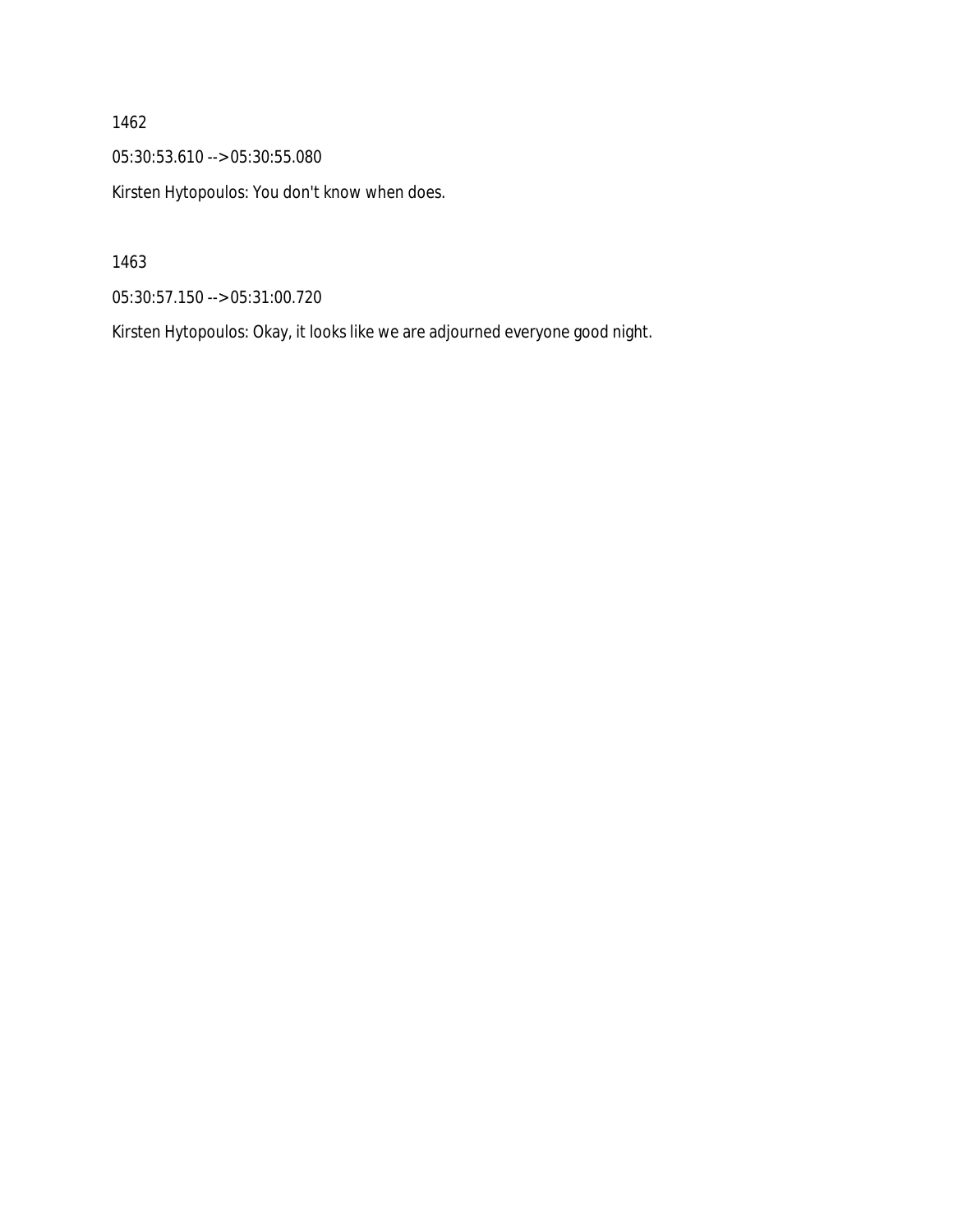1462

05:30:53.610 --> 05:30:55.080

Kirsten Hytopoulos: You don't know when does.

1463

05:30:57.150 --> 05:31:00.720

Kirsten Hytopoulos: Okay, it looks like we are adjourned everyone good night.